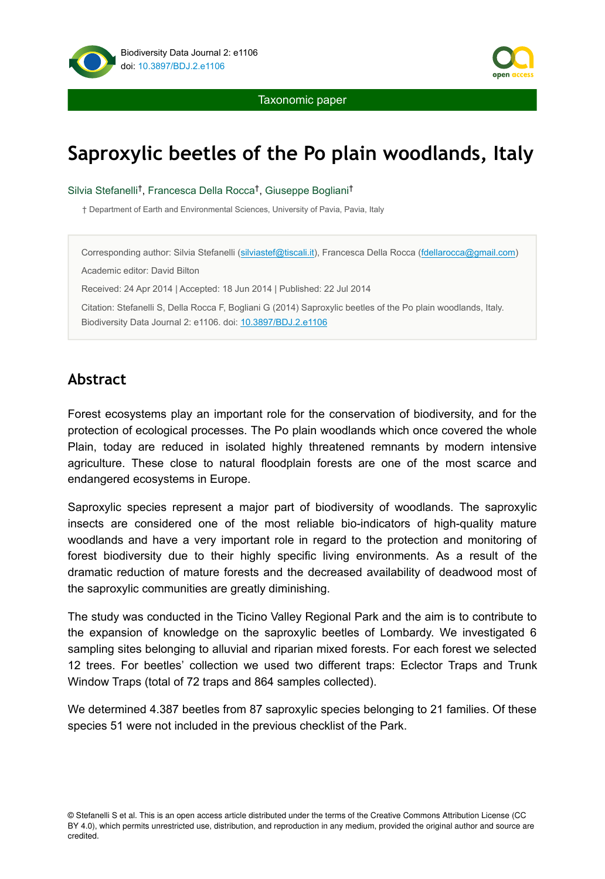Biodiversity Data Journal 2: e1106
doi: 10.3897/BDJ.2.e1106

Taxonomic paper

# Saproxylic beetles of the Po plain woodlands, Italy

Silvia Stefanelli[†], Francesca Della Rocca[†], Giuseppe Bogliani[†]

† Department of Earth and Environmental Sciences, University of Pavia, Pavia, Italy

Corresponding author: Silvia Stefanelli (silviastef@tiscali.it), Francesca Della Rocca (fdellarocca@gmail.com)

Academic editor: David Bilton

Received: 24 Apr 2014 | Accepted: 18 Jun 2014 | Published: 22 Jul 2014

Citation: Stefanelli S, Della Rocca F, Bogliani G (2014) Saproxylic beetles of the Po plain woodlands, Italy. Biodiversity Data Journal 2: e1106. doi: 10.3897/BDJ.2.e1106

## Abstract

Forest ecosystems play an important role for the conservation of biodiversity, and for the protection of ecological processes. The Po plain woodlands which once covered the whole Plain, today are reduced in isolated highly threatened remnants by modern intensive agriculture. These close to natural floodplain forests are one of the most scarce and endangered ecosystems in Europe.

Saproxylic species represent a major part of biodiversity of woodlands. The saproxylic insects are considered one of the most reliable bio-indicators of high-quality mature woodlands and have a very important role in regard to the protection and monitoring of forest biodiversity due to their highly specific living environments. As a result of the dramatic reduction of mature forests and the decreased availability of deadwood most of the saproxylic communities are greatly diminishing.

The study was conducted in the Ticino Valley Regional Park and the aim is to contribute to the expansion of knowledge on the saproxylic beetles of Lombardy. We investigated 6 sampling sites belonging to alluvial and riparian mixed forests. For each forest we selected 12 trees. For beetles' collection we used two different traps: Eclector Traps and Trunk Window Traps (total of 72 traps and 864 samples collected).

We determined 4.387 beetles from 87 saproxylic species belonging to 21 families. Of these species 51 were not included in the previous checklist of the Park.

© Stefanelli S et al. This is an open access article distributed under the terms of the Creative Commons Attribution License (CC BY 4.0), which permits unrestricted use, distribution, and reproduction in any medium, provided the original author and source are credited.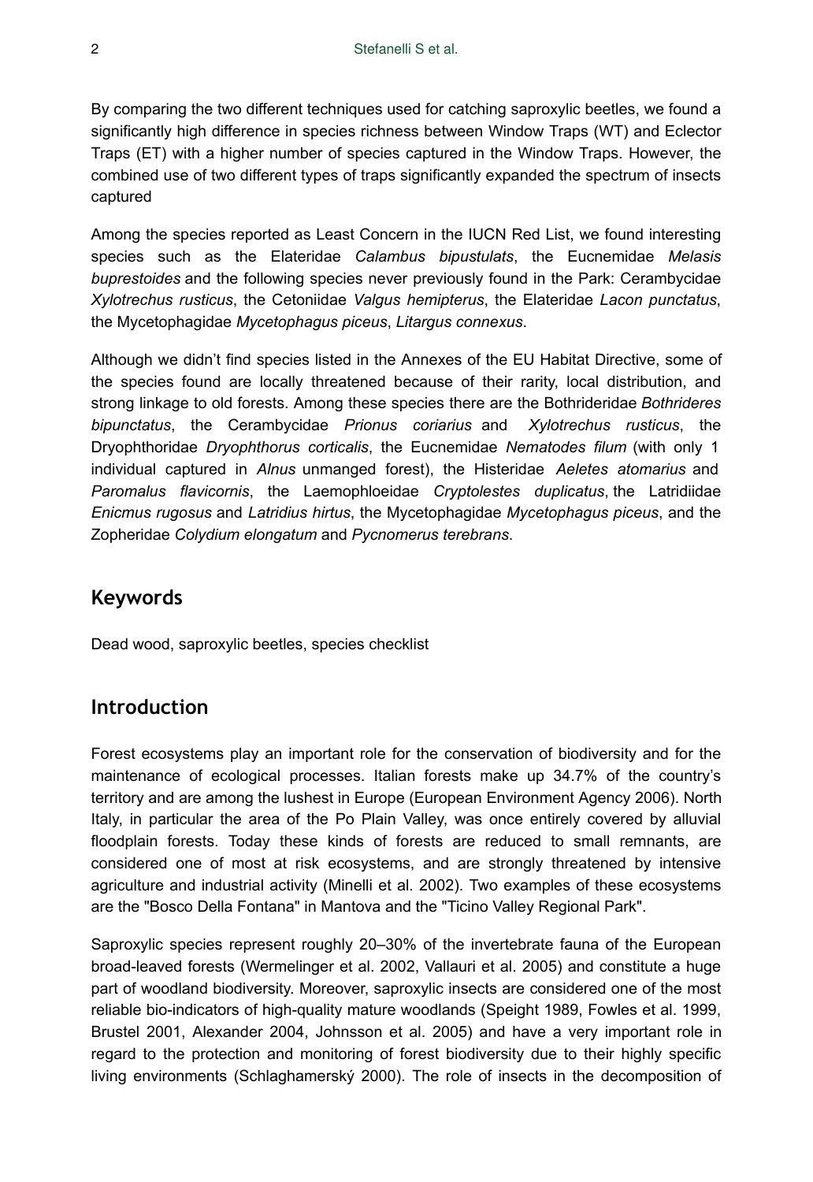By comparing the two different techniques used for catching saproxylic beetles, we found a significantly high difference in species richness between Window Traps (WT) and Eclector Traps (ET) with a higher number of species captured in the Window Traps. However, the combined use of two different types of traps significantly expanded the spectrum of insects captured

Among the species reported as Least Concern in the IUCN Red List, we found interesting species such as the Elateridae *Calambus bipustulats*, the Eucnemidae *Melasis buprestoides* and the following species never previously found in the Park: Cerambycidae *Xylotrechus rusticus*, the Cetoniidae *Valgus hemipterus*, the Elateridae *Lacon punctatus*, the Mycetophagidae *Mycetophagus piceus*, *Litargus connexus*.

Although we didn't find species listed in the Annexes of the EU Habitat Directive, some of the species found are locally threatened because of their rarity, local distribution, and strong linkage to old forests. Among these species there are the Bothrideridae *Bothrideres bipunctatus*, the Cerambycidae *Prionus coriarius* and *Xylotrechus rusticus*, the Dryophthoridae *Dryophthorus corticalis*, the Eucnemidae *Nematodes filum* (with only 1 individual captured in *Alnus* unmanged forest), the Histeridae *Aeletes atomarius* and *Paromalus flavicornis*, the Laemophloeidae *Cryptolestes duplicatus*, the Latridiidae *Enicmus rugosus* and *Latridius hirtus*, the Mycetophagidae *Mycetophagus piceus*, and the Zopheridae *Colydium elongatum* and *Pycnomerus terebrans*.

## Keywords

Dead wood, saproxylic beetles, species checklist

## Introduction

Forest ecosystems play an important role for the conservation of biodiversity and for the maintenance of ecological processes. Italian forests make up 34.7% of the country's territory and are among the lushest in Europe (European Environment Agency 2006). North Italy, in particular the area of the Po Plain Valley, was once entirely covered by alluvial floodplain forests. Today these kinds of forests are reduced to small remnants, are considered one of most at risk ecosystems, and are strongly threatened by intensive agriculture and industrial activity (Minelli et al. 2002). Two examples of these ecosystems are the "Bosco Della Fontana" in Mantova and the "Ticino Valley Regional Park".

Saproxylic species represent roughly 20–30% of the invertebrate fauna of the European broad-leaved forests (Wermelinger et al. 2002, Vallauri et al. 2005) and constitute a huge part of woodland biodiversity. Moreover, saproxylic insects are considered one of the most reliable bio-indicators of high-quality mature woodlands (Speight 1989, Fowles et al. 1999, Brustel 2001, Alexander 2004, Johnsson et al. 2005) and have a very important role in regard to the protection and monitoring of forest biodiversity due to their highly specific living environments (Schlaghamerský 2000). The role of insects in the decomposition of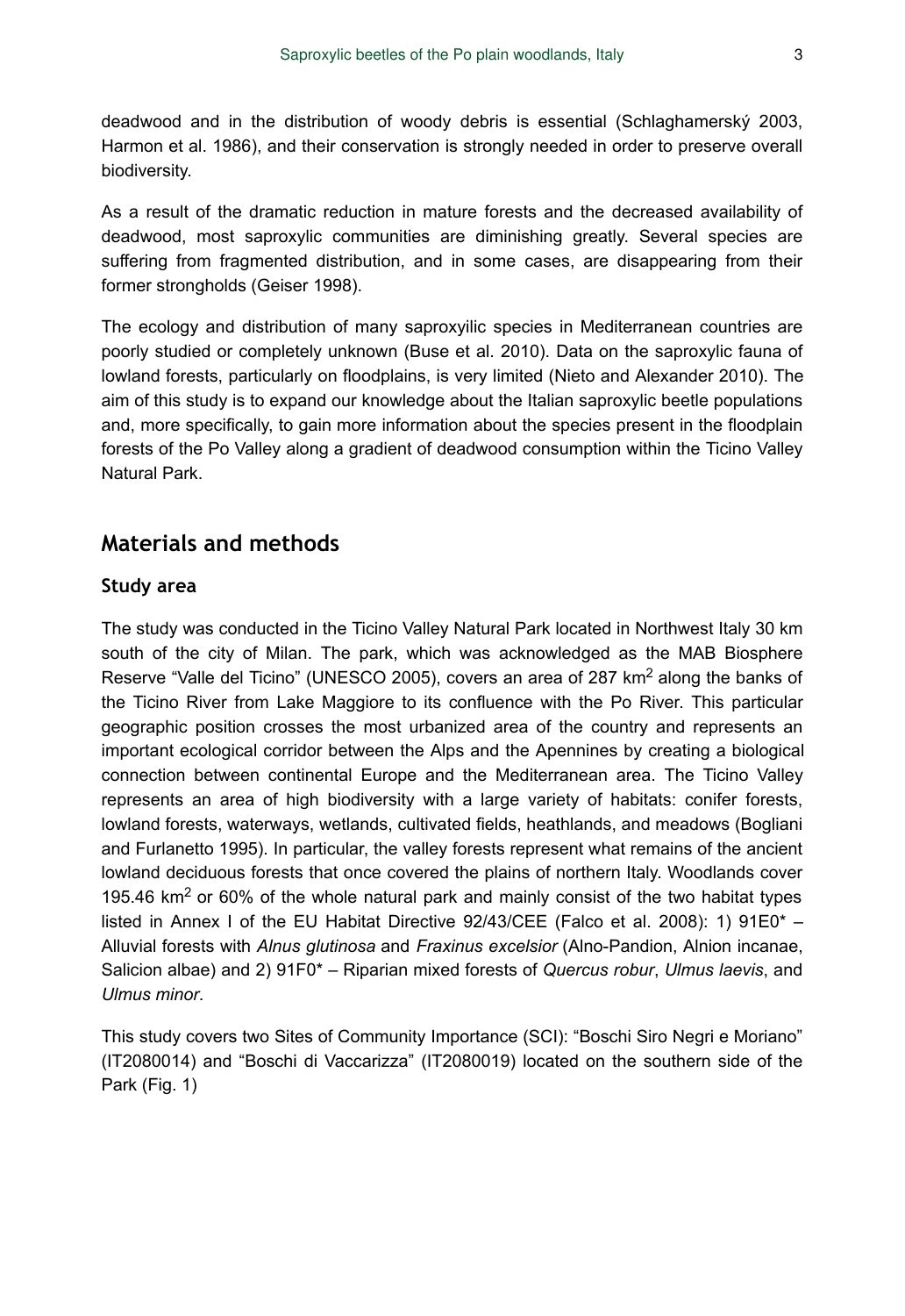deadwood and in the distribution of woody debris is essential (Schlaghamerský 2003, Harmon et al. 1986), and their conservation is strongly needed in order to preserve overall biodiversity.

As a result of the dramatic reduction in mature forests and the decreased availability of deadwood, most saproxylic communities are diminishing greatly. Several species are suffering from fragmented distribution, and in some cases, are disappearing from their former strongholds (Geiser 1998).

The ecology and distribution of many saproxyilic species in Mediterranean countries are poorly studied or completely unknown (Buse et al. 2010). Data on the saproxylic fauna of lowland forests, particularly on floodplains, is very limited (Nieto and Alexander 2010). The aim of this study is to expand our knowledge about the Italian saproxylic beetle populations and, more specifically, to gain more information about the species present in the floodplain forests of the Po Valley along a gradient of deadwood consumption within the Ticino Valley Natural Park.

## Materials and methods

### Study area

The study was conducted in the Ticino Valley Natural Park located in Northwest Italy 30 km south of the city of Milan. The park, which was acknowledged as the MAB Biosphere Reserve "Valle del Ticino" (UNESCO 2005), covers an area of 287 km$^2$ along the banks of the Ticino River from Lake Maggiore to its confluence with the Po River. This particular geographic position crosses the most urbanized area of the country and represents an important ecological corridor between the Alps and the Apennines by creating a biological connection between continental Europe and the Mediterranean area. The Ticino Valley represents an area of high biodiversity with a large variety of habitats: conifer forests, lowland forests, waterways, wetlands, cultivated fields, heathlands, and meadows (Bogliani and Furlanetto 1995). In particular, the valley forests represent what remains of the ancient lowland deciduous forests that once covered the plains of northern Italy. Woodlands cover 195.46 km$^2$ or 60% of the whole natural park and mainly consist of the two habitat types listed in Annex I of the EU Habitat Directive 92/43/CEE (Falco et al. 2008): 1) 91E0* – Alluvial forests with *Alnus glutinosa* and *Fraxinus excelsior* (Alno-Pandion, Alnion incanae, Salicion albae) and 2) 91F0* – Riparian mixed forests of *Quercus robur*, *Ulmus laevis*, and *Ulmus minor*.

This study covers two Sites of Community Importance (SCI): "Boschi Siro Negri e Moriano" (IT2080014) and "Boschi di Vaccarizza" (IT2080019) located on the southern side of the Park (Fig. 1)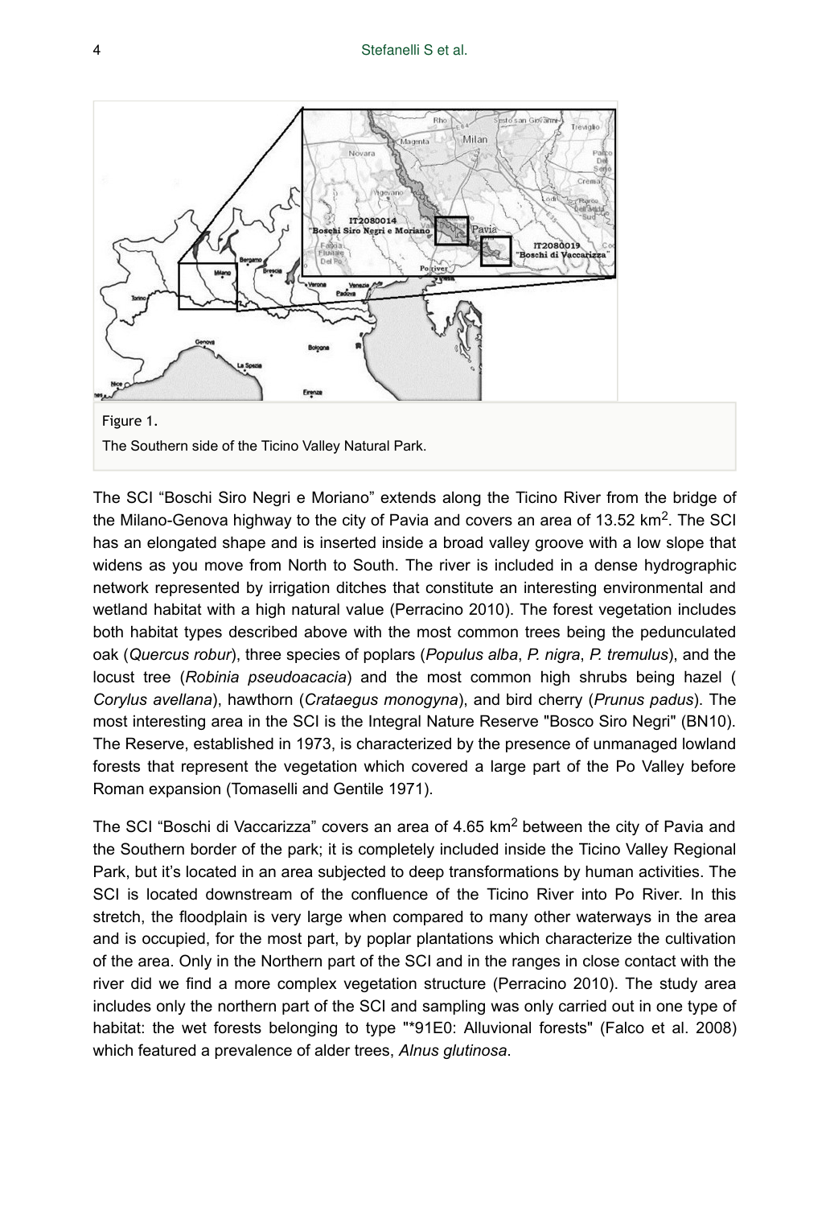Figure 1.

The Southern side of the Ticino Valley Natural Park.

The SCI “Boschi Siro Negri e Moriano” extends along the Ticino River from the bridge of the Milano-Genova highway to the city of Pavia and covers an area of 13.52 km$^2$. The SCI has an elongated shape and is inserted inside a broad valley groove with a low slope that widens as you move from North to South. The river is included in a dense hydrographic network represented by irrigation ditches that constitute an interesting environmental and wetland habitat with a high natural value (Perracino 2010). The forest vegetation includes both habitat types described above with the most common trees being the pedunculated oak (*Quercus robur*), three species of poplars (*Populus alba*, *P. nigra*, *P. tremulus*), and the locust tree (*Robinia pseudoacacia*) and the most common high shrubs being hazel (*Corylus avellana*), hawthorn (*Crataegus monogyna*), and bird cherry (*Prunus padus*). The most interesting area in the SCI is the Integral Nature Reserve "Bosco Siro Negri" (BN10). The Reserve, established in 1973, is characterized by the presence of unmanaged lowland forests that represent the vegetation which covered a large part of the Po Valley before Roman expansion (Tomaselli and Gentile 1971).

The SCI “Boschi di Vaccarizza” covers an area of 4.65 km$^2$ between the city of Pavia and the Southern border of the park; it is completely included inside the Ticino Valley Regional Park, but it’s located in an area subjected to deep transformations by human activities. The SCI is located downstream of the confluence of the Ticino River into Po River. In this stretch, the floodplain is very large when compared to many other waterways in the area and is occupied, for the most part, by poplar plantations which characterize the cultivation of the area. Only in the Northern part of the SCI and in the ranges in close contact with the river did we find a more complex vegetation structure (Perracino 2010). The study area includes only the northern part of the SCI and sampling was only carried out in one type of habitat: the wet forests belonging to type "*91E0: Alluvional forests" (Falco et al. 2008) which featured a prevalence of alder trees, *Alnus glutinosa*.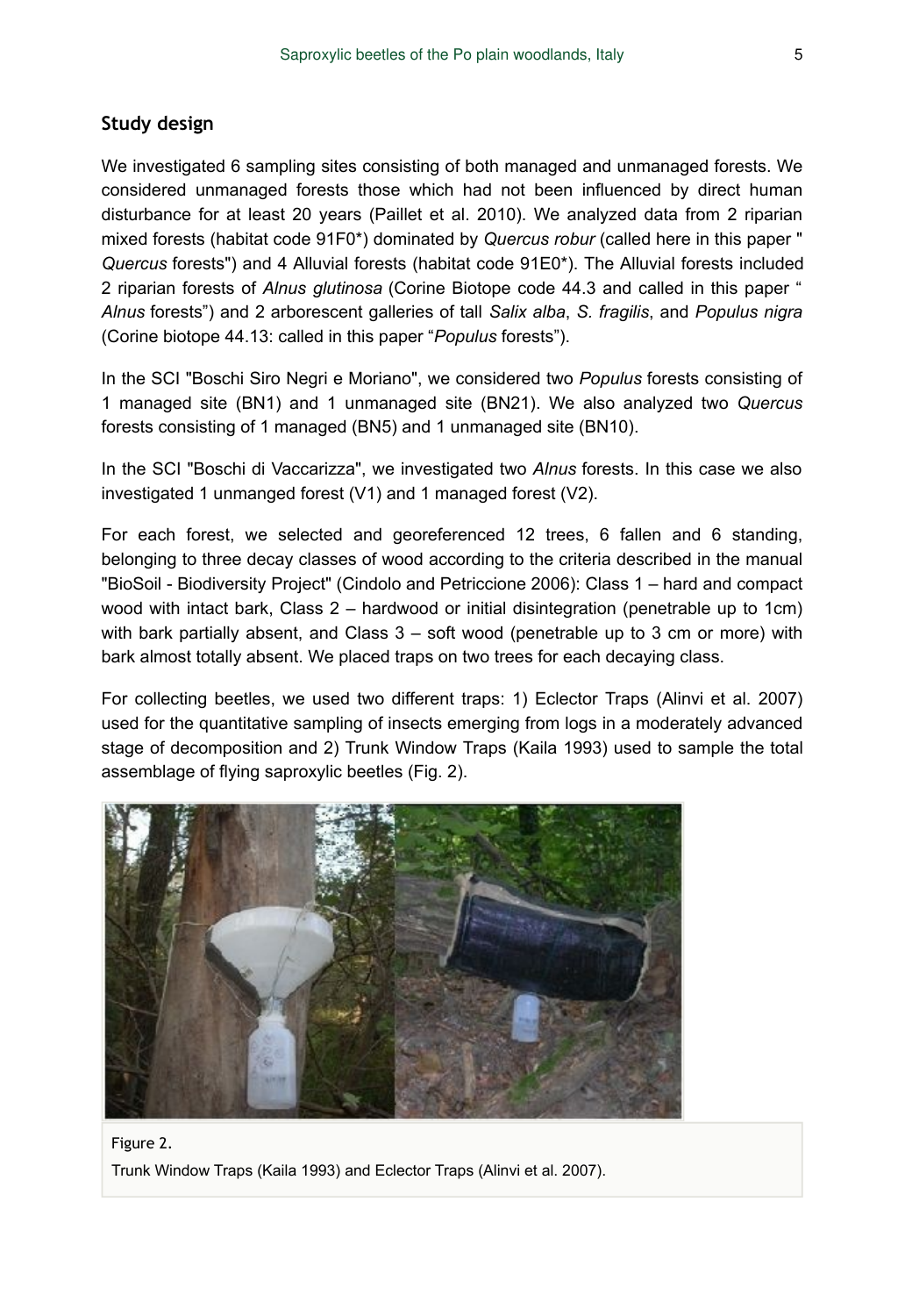## Study design

We investigated 6 sampling sites consisting of both managed and unmanaged forests. We considered unmanaged forests those which had not been influenced by direct human disturbance for at least 20 years (Paillet et al. 2010). We analyzed data from 2 riparian mixed forests (habitat code 91F0*) dominated by *Quercus robur* (called here in this paper " *Quercus* forests") and 4 Alluvial forests (habitat code 91E0*). The Alluvial forests included 2 riparian forests of *Alnus glutinosa* (Corine Biotope code 44.3 and called in this paper " *Alnus* forests") and 2 arborescent galleries of tall *Salix alba*, *S. fragilis*, and *Populus nigra* (Corine biotope 44.13: called in this paper "*Populus* forests").

In the SCI "Boschi Siro Negri e Moriano", we considered two *Populus* forests consisting of 1 managed site (BN1) and 1 unmanaged site (BN21). We also analyzed two *Quercus* forests consisting of 1 managed (BN5) and 1 unmanaged site (BN10).

In the SCI "Boschi di Vaccarizza", we investigated two *Alnus* forests. In this case we also investigated 1 unmanged forest (V1) and 1 managed forest (V2).

For each forest, we selected and georeferenced 12 trees, 6 fallen and 6 standing, belonging to three decay classes of wood according to the criteria described in the manual "BioSoil - Biodiversity Project" (Cindolo and Petriccione 2006): Class 1 – hard and compact wood with intact bark, Class 2 – hardwood or initial disintegration (penetrable up to 1cm) with bark partially absent, and Class 3 – soft wood (penetrable up to 3 cm or more) with bark almost totally absent. We placed traps on two trees for each decaying class.

For collecting beetles, we used two different traps: 1) Eclector Traps (Alinvi et al. 2007) used for the quantitative sampling of insects emerging from logs in a moderately advanced stage of decomposition and 2) Trunk Window Traps (Kaila 1993) used to sample the total assemblage of flying saproxylic beetles (Fig. 2).

Figure 2.

Trunk Window Traps (Kaila 1993) and Eclector Traps (Alinvi et al. 2007).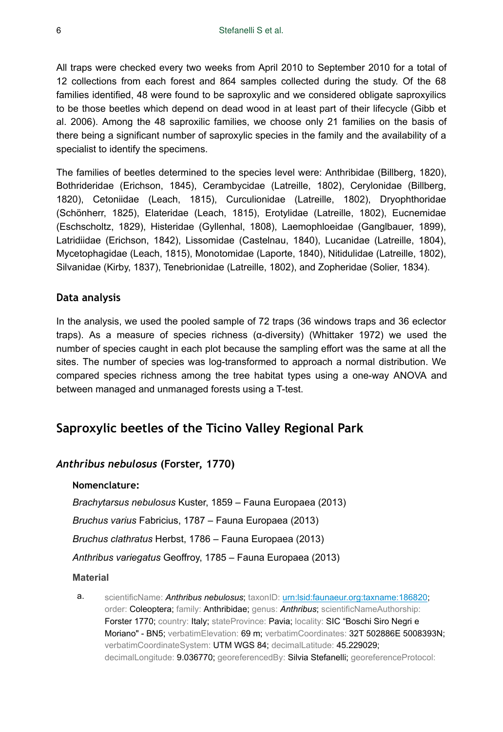All traps were checked every two weeks from April 2010 to September 2010 for a total of 12 collections from each forest and 864 samples collected during the study. Of the 68 families identified, 48 were found to be saproxylic and we considered obligate saproxyilics to be those beetles which depend on dead wood in at least part of their lifecycle (Gibb et al. 2006). Among the 48 saproxilic families, we choose only 21 families on the basis of there being a significant number of saproxylic species in the family and the availability of a specialist to identify the specimens.

The families of beetles determined to the species level were: Anthribidae (Billberg, 1820), Bothrideridae (Erichson, 1845), Cerambycidae (Latreille, 1802), Cerylonidae (Billberg, 1820), Cetoniidae (Leach, 1815), Curculionidae (Latreille, 1802), Dryophthoridae (Schönherr, 1825), Elateridae (Leach, 1815), Erotylidae (Latreille, 1802), Eucnemidae (Eschscholtz, 1829), Histeridae (Gyllenhal, 1808), Laemophloeidae (Ganglbauer, 1899), Latridiidae (Erichson, 1842), Lissomidae (Castelnau, 1840), Lucanidae (Latreille, 1804), Mycetophagidae (Leach, 1815), Monotomidae (Laporte, 1840), Nitidulidae (Latreille, 1802), Silvanidae (Kirby, 1837), Tenebrionidae (Latreille, 1802), and Zopheridae (Solier, 1834).

### Data analysis

In the analysis, we used the pooled sample of 72 traps (36 windows traps and 36 eclector traps). As a measure of species richness (α-diversity) (Whittaker 1972) we used the number of species caught in each plot because the sampling effort was the same at all the sites. The number of species was log-transformed to approach a normal distribution. We compared species richness among the tree habitat types using a one-way ANOVA and between managed and unmanaged forests using a T-test.

## Saproxylic beetles of the Ticino Valley Regional Park

### *Anthribus nebulosus* (Forster, 1770)

#### Nomenclature:

*Brachytarsus nebulosus* Kuster, 1859 – Fauna Europaea (2013)

*Bruchus varius* Fabricius, 1787 – Fauna Europaea (2013)

*Bruchus clathratus* Herbst, 1786 – Fauna Europaea (2013)

*Anthribus variegatus* Geoffroy, 1785 – Fauna Europaea (2013)

#### Material

a. scientificName: ***Anthribus nebulosus***; taxonID: urn:lsid:faunaeur.org:taxname:186820; order: Coleoptera; family: Anthribidae; genus: *Anthribus*; scientificNameAuthorship: Forster 1770; country: Italy; stateProvince: Pavia; locality: SIC "Boschi Siro Negri e Moriano" - BN5; verbatimElevation: 69 m; verbatimCoordinates: 32T 502886E 5008393N; verbatimCoordinateSystem: UTM WGS 84; decimalLatitude: 45.229029; decimalLongitude: 9.036770; georeferencedBy: Silvia Stefanelli; georeferenceProtocol: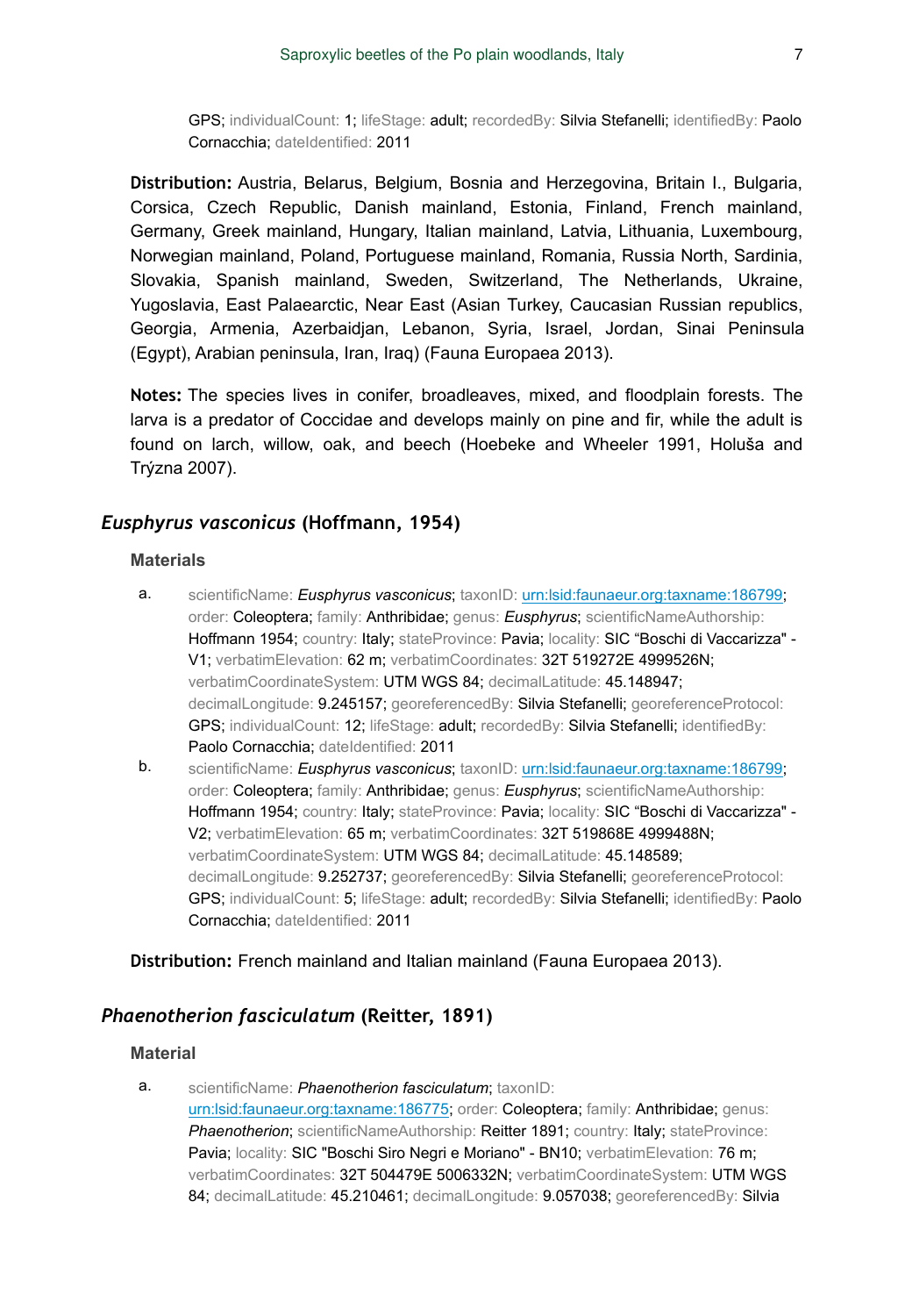GPS; individualCount: 1; lifeStage: adult; recordedBy: Silvia Stefanelli; identifiedBy: Paolo Cornacchia; dateIdentified: 2011

**Distribution:** Austria, Belarus, Belgium, Bosnia and Herzegovina, Britain I., Bulgaria, Corsica, Czech Republic, Danish mainland, Estonia, Finland, French mainland, Germany, Greek mainland, Hungary, Italian mainland, Latvia, Lithuania, Luxembourg, Norwegian mainland, Poland, Portuguese mainland, Romania, Russia North, Sardinia, Slovakia, Spanish mainland, Sweden, Switzerland, The Netherlands, Ukraine, Yugoslavia, East Palaearctic, Near East (Asian Turkey, Caucasian Russian republics, Georgia, Armenia, Azerbaidjan, Lebanon, Syria, Israel, Jordan, Sinai Peninsula (Egypt), Arabian peninsula, Iran, Iraq) (Fauna Europaea 2013).

**Notes:** The species lives in conifer, broadleaves, mixed, and floodplain forests. The larva is a predator of Coccidae and develops mainly on pine and fir, while the adult is found on larch, willow, oak, and beech (Hoebeke and Wheeler 1991, Holuša and Trýzna 2007).

## *Eusphyrus vasconicus* (Hoffmann, 1954)

### Materials

a. scientificName: *Eusphyrus vasconicus*; taxonID: urn:lsid:faunaeur.org:taxname:186799; order: Coleoptera; family: Anthribidae; genus: *Eusphyrus*; scientificNameAuthorship: Hoffmann 1954; country: Italy; stateProvince: Pavia; locality: SIC "Boschi di Vaccarizza" - V1; verbatimElevation: 62 m; verbatimCoordinates: 32T 519272E 4999526N; verbatimCoordinateSystem: UTM WGS 84; decimalLatitude: 45.148947; decimalLongitude: 9.245157; georeferencedBy: Silvia Stefanelli; georeferenceProtocol: GPS; individualCount: 12; lifeStage: adult; recordedBy: Silvia Stefanelli; identifiedBy: Paolo Cornacchia; dateIdentified: 2011

b. scientificName: *Eusphyrus vasconicus*; taxonID: urn:lsid:faunaeur.org:taxname:186799; order: Coleoptera; family: Anthribidae; genus: *Eusphyrus*; scientificNameAuthorship: Hoffmann 1954; country: Italy; stateProvince: Pavia; locality: SIC "Boschi di Vaccarizza" - V2; verbatimElevation: 65 m; verbatimCoordinates: 32T 519868E 4999488N; verbatimCoordinateSystem: UTM WGS 84; decimalLatitude: 45.148589; decimalLongitude: 9.252737; georeferencedBy: Silvia Stefanelli; georeferenceProtocol: GPS; individualCount: 5; lifeStage: adult; recordedBy: Silvia Stefanelli; identifiedBy: Paolo Cornacchia; dateIdentified: 2011

**Distribution:** French mainland and Italian mainland (Fauna Europaea 2013).

## *Phaenotherion fasciculatum* (Reitter, 1891)

### Material

a. scientificName: *Phaenotherion fasciculatum*; taxonID: urn:lsid:faunaeur.org:taxname:186775; order: Coleoptera; family: Anthribidae; genus: *Phaenotherion*; scientificNameAuthorship: Reitter 1891; country: Italy; stateProvince: Pavia; locality: SIC "Boschi Siro Negri e Moriano" - BN10; verbatimElevation: 76 m; verbatimCoordinates: 32T 504479E 5006332N; verbatimCoordinateSystem: UTM WGS 84; decimalLatitude: 45.210461; decimalLongitude: 9.057038; georeferencedBy: Silvia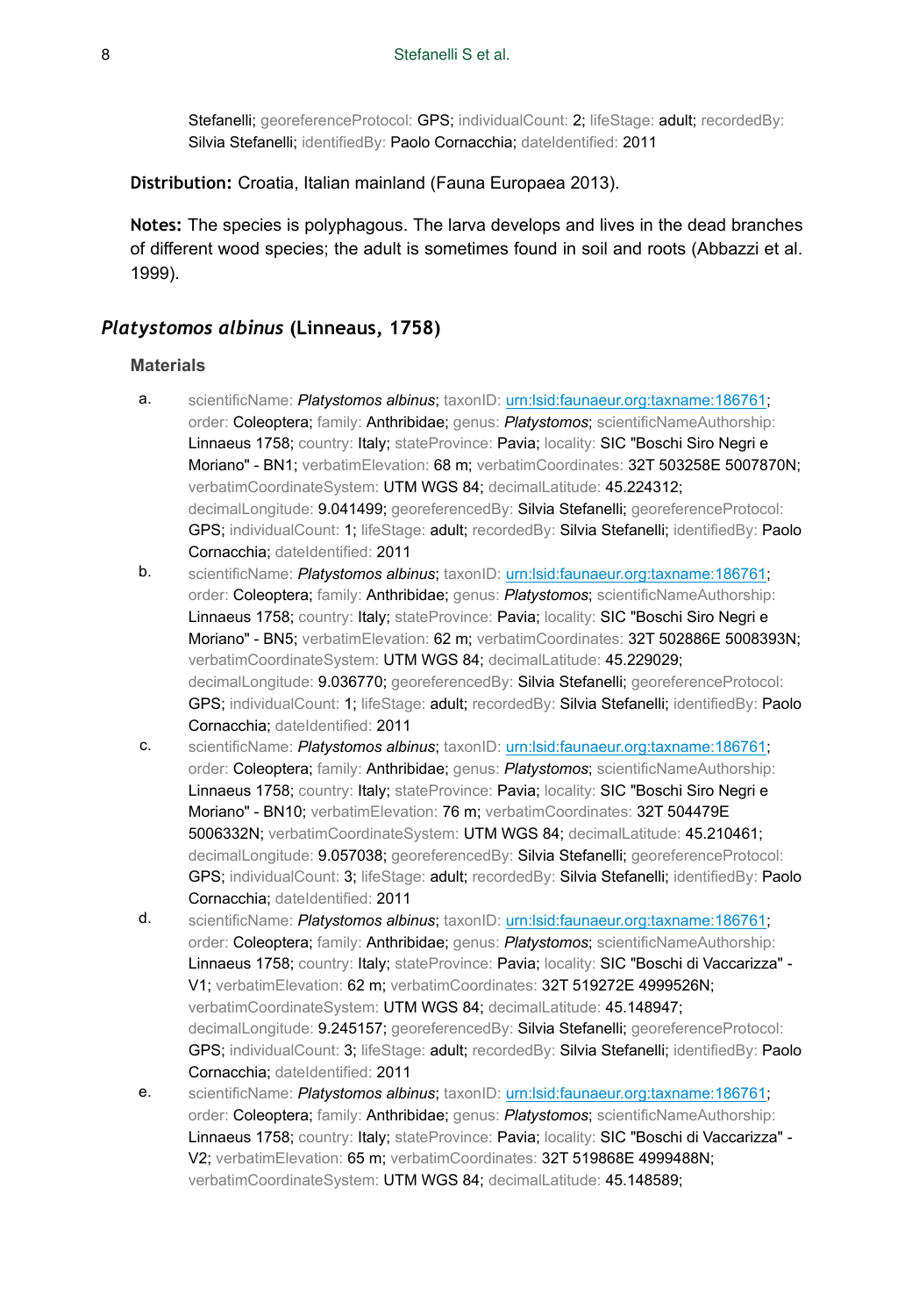Stefanelli; georeferenceProtocol: GPS; individualCount: 2; lifeStage: adult; recordedBy: Silvia Stefanelli; identifiedBy: Paolo Cornacchia; dateIdentified: 2011

**Distribution:** Croatia, Italian mainland (Fauna Europaea 2013).

**Notes:** The species is polyphagous. The larva develops and lives in the dead branches of different wood species; the adult is sometimes found in soil and roots (Abbazzi et al. 1999).

## *Platystomos albinus* (Linneaus, 1758)

### Materials

a. scientificName: *Platystomos albinus*; taxonID: [urn:lsid:faunaeur.org:taxname:186761](urn:lsid:faunaeur.org:taxname:186761); order: Coleoptera; family: Anthribidae; genus: *Platystomos*; scientificNameAuthorship: Linnaeus 1758; country: Italy; stateProvince: Pavia; locality: SIC "Boschi Siro Negri e Moriano" - BN1; verbatimElevation: 68 m; verbatimCoordinates: 32T 503258E 5007870N; verbatimCoordinateSystem: UTM WGS 84; decimalLatitude: 45.224312; decimalLongitude: 9.041499; georeferencedBy: Silvia Stefanelli; georeferenceProtocol: GPS; individualCount: 1; lifeStage: adult; recordedBy: Silvia Stefanelli; identifiedBy: Paolo Cornacchia; dateIdentified: 2011

b. scientificName: *Platystomos albinus*; taxonID: [urn:lsid:faunaeur.org:taxname:186761](urn:lsid:faunaeur.org:taxname:186761); order: Coleoptera; family: Anthribidae; genus: *Platystomos*; scientificNameAuthorship: Linnaeus 1758; country: Italy; stateProvince: Pavia; locality: SIC "Boschi Siro Negri e Moriano" - BN5; verbatimElevation: 62 m; verbatimCoordinates: 32T 502886E 5008393N; verbatimCoordinateSystem: UTM WGS 84; decimalLatitude: 45.229029; decimalLongitude: 9.036770; georeferencedBy: Silvia Stefanelli; georeferenceProtocol: GPS; individualCount: 1; lifeStage: adult; recordedBy: Silvia Stefanelli; identifiedBy: Paolo Cornacchia; dateIdentified: 2011

c. scientificName: *Platystomos albinus*; taxonID: [urn:lsid:faunaeur.org:taxname:186761](urn:lsid:faunaeur.org:taxname:186761); order: Coleoptera; family: Anthribidae; genus: *Platystomos*; scientificNameAuthorship: Linnaeus 1758; country: Italy; stateProvince: Pavia; locality: SIC "Boschi Siro Negri e Moriano" - BN10; verbatimElevation: 76 m; verbatimCoordinates: 32T 504479E 5006332N; verbatimCoordinateSystem: UTM WGS 84; decimalLatitude: 45.210461; decimalLongitude: 9.057038; georeferencedBy: Silvia Stefanelli; georeferenceProtocol: GPS; individualCount: 3; lifeStage: adult; recordedBy: Silvia Stefanelli; identifiedBy: Paolo Cornacchia; dateIdentified: 2011

d. scientificName: *Platystomos albinus*; taxonID: [urn:lsid:faunaeur.org:taxname:186761](urn:lsid:faunaeur.org:taxname:186761); order: Coleoptera; family: Anthribidae; genus: *Platystomos*; scientificNameAuthorship: Linnaeus 1758; country: Italy; stateProvince: Pavia; locality: SIC "Boschi di Vaccarizza" - V1; verbatimElevation: 62 m; verbatimCoordinates: 32T 519272E 4999526N; verbatimCoordinateSystem: UTM WGS 84; decimalLatitude: 45.148947; decimalLongitude: 9.245157; georeferencedBy: Silvia Stefanelli; georeferenceProtocol: GPS; individualCount: 3; lifeStage: adult; recordedBy: Silvia Stefanelli; identifiedBy: Paolo Cornacchia; dateIdentified: 2011

e. scientificName: *Platystomos albinus*; taxonID: [urn:lsid:faunaeur.org:taxname:186761](urn:lsid:faunaeur.org:taxname:186761); order: Coleoptera; family: Anthribidae; genus: *Platystomos*; scientificNameAuthorship: Linnaeus 1758; country: Italy; stateProvince: Pavia; locality: SIC "Boschi di Vaccarizza" - V2; verbatimElevation: 65 m; verbatimCoordinates: 32T 519868E 4999488N; verbatimCoordinateSystem: UTM WGS 84; decimalLatitude: 45.148589;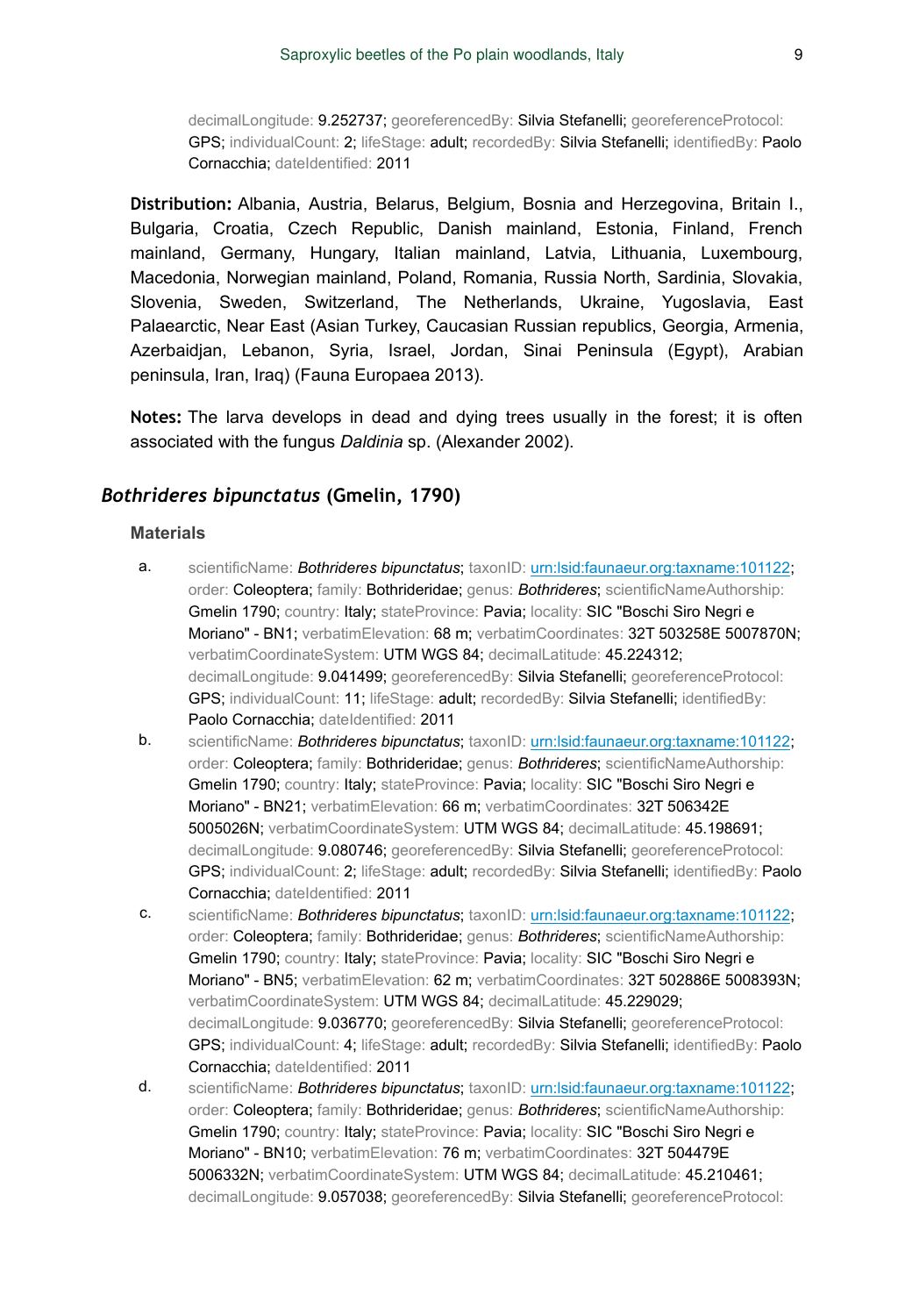decimalLongitude: 9.252737; georeferencedBy: Silvia Stefanelli; georeferenceProtocol: GPS; individualCount: 2; lifeStage: adult; recordedBy: Silvia Stefanelli; identifiedBy: Paolo Cornacchia; dateIdentified: 2011

**Distribution:** Albania, Austria, Belarus, Belgium, Bosnia and Herzegovina, Britain I., Bulgaria, Croatia, Czech Republic, Danish mainland, Estonia, Finland, French mainland, Germany, Hungary, Italian mainland, Latvia, Lithuania, Luxembourg, Macedonia, Norwegian mainland, Poland, Romania, Russia North, Sardinia, Slovakia, Slovenia, Sweden, Switzerland, The Netherlands, Ukraine, Yugoslavia, East Palaearctic, Near East (Asian Turkey, Caucasian Russian republics, Georgia, Armenia, Azerbaidjan, Lebanon, Syria, Israel, Jordan, Sinai Peninsula (Egypt), Arabian peninsula, Iran, Iraq) (Fauna Europaea 2013).

**Notes:** The larva develops in dead and dying trees usually in the forest; it is often associated with the fungus *Daldinia* sp. (Alexander 2002).

## *Bothrideres bipunctatus* (Gmelin, 1790)

### Materials

a. scientificName: *Bothrideres bipunctatus*; taxonID: urn:lsid:faunaeur.org:taxname:101122; order: Coleoptera; family: Bothrideridae; genus: *Bothrideres*; scientificNameAuthorship: Gmelin 1790; country: Italy; stateProvince: Pavia; locality: SIC "Boschi Siro Negri e Moriano" - BN1; verbatimElevation: 68 m; verbatimCoordinates: 32T 503258E 5007870N; verbatimCoordinateSystem: UTM WGS 84; decimalLatitude: 45.224312; decimalLongitude: 9.041499; georeferencedBy: Silvia Stefanelli; georeferenceProtocol: GPS; individualCount: 11; lifeStage: adult; recordedBy: Silvia Stefanelli; identifiedBy: Paolo Cornacchia; dateIdentified: 2011

b. scientificName: *Bothrideres bipunctatus*; taxonID: urn:lsid:faunaeur.org:taxname:101122; order: Coleoptera; family: Bothrideridae; genus: *Bothrideres*; scientificNameAuthorship: Gmelin 1790; country: Italy; stateProvince: Pavia; locality: SIC "Boschi Siro Negri e Moriano" - BN21; verbatimElevation: 66 m; verbatimCoordinates: 32T 506342E 5005026N; verbatimCoordinateSystem: UTM WGS 84; decimalLatitude: 45.198691; decimalLongitude: 9.080746; georeferencedBy: Silvia Stefanelli; georeferenceProtocol: GPS; individualCount: 2; lifeStage: adult; recordedBy: Silvia Stefanelli; identifiedBy: Paolo Cornacchia; dateIdentified: 2011

c. scientificName: *Bothrideres bipunctatus*; taxonID: urn:lsid:faunaeur.org:taxname:101122; order: Coleoptera; family: Bothrideridae; genus: *Bothrideres*; scientificNameAuthorship: Gmelin 1790; country: Italy; stateProvince: Pavia; locality: SIC "Boschi Siro Negri e Moriano" - BN5; verbatimElevation: 62 m; verbatimCoordinates: 32T 502886E 5008393N; verbatimCoordinateSystem: UTM WGS 84; decimalLatitude: 45.229029; decimalLongitude: 9.036770; georeferencedBy: Silvia Stefanelli; georeferenceProtocol: GPS; individualCount: 4; lifeStage: adult; recordedBy: Silvia Stefanelli; identifiedBy: Paolo Cornacchia; dateIdentified: 2011

d. scientificName: *Bothrideres bipunctatus*; taxonID: urn:lsid:faunaeur.org:taxname:101122; order: Coleoptera; family: Bothrideridae; genus: *Bothrideres*; scientificNameAuthorship: Gmelin 1790; country: Italy; stateProvince: Pavia; locality: SIC "Boschi Siro Negri e Moriano" - BN10; verbatimElevation: 76 m; verbatimCoordinates: 32T 504479E 5006332N; verbatimCoordinateSystem: UTM WGS 84; decimalLatitude: 45.210461; decimalLongitude: 9.057038; georeferencedBy: Silvia Stefanelli; georeferenceProtocol: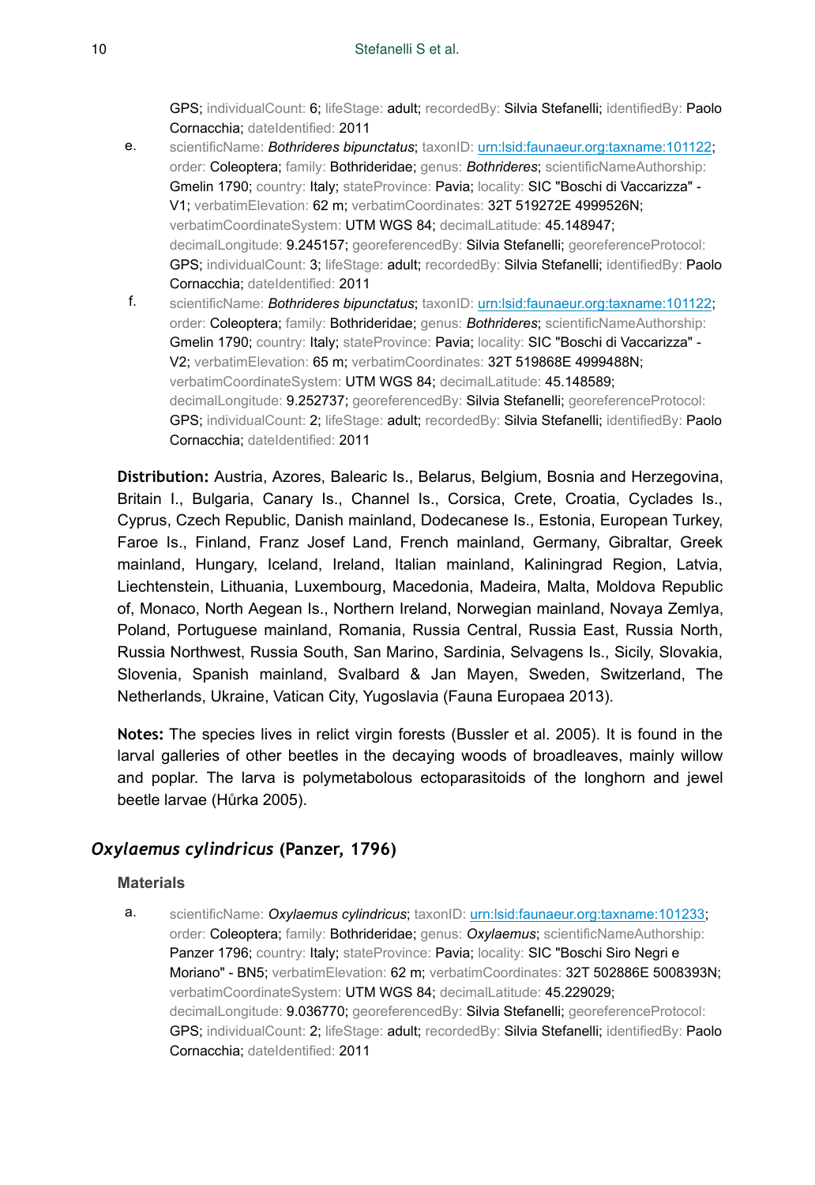GPS; individualCount: 6; lifeStage: adult; recordedBy: Silvia Stefanelli; identifiedBy: Paolo Cornacchia; dateIdentified: 2011

e. scientificName: *Bothrideres bipunctatus*; taxonID: urn:lsid:faunaeur.org:taxname:101122; order: Coleoptera; family: Bothrideridae; genus: *Bothrideres*; scientificNameAuthorship: Gmelin 1790; country: Italy; stateProvince: Pavia; locality: SIC "Boschi di Vaccarizza" - V1; verbatimElevation: 62 m; verbatimCoordinates: 32T 519272E 4999526N; verbatimCoordinateSystem: UTM WGS 84; decimalLatitude: 45.148947; decimalLongitude: 9.245157; georeferencedBy: Silvia Stefanelli; georeferenceProtocol: GPS; individualCount: 3; lifeStage: adult; recordedBy: Silvia Stefanelli; identifiedBy: Paolo Cornacchia; dateIdentified: 2011

f. scientificName: *Bothrideres bipunctatus*; taxonID: urn:lsid:faunaeur.org:taxname:101122; order: Coleoptera; family: Bothrideridae; genus: *Bothrideres*; scientificNameAuthorship: Gmelin 1790; country: Italy; stateProvince: Pavia; locality: SIC "Boschi di Vaccarizza" - V2; verbatimElevation: 65 m; verbatimCoordinates: 32T 519868E 4999488N; verbatimCoordinateSystem: UTM WGS 84; decimalLatitude: 45.148589; decimalLongitude: 9.252737; georeferencedBy: Silvia Stefanelli; georeferenceProtocol: GPS; individualCount: 2; lifeStage: adult; recordedBy: Silvia Stefanelli; identifiedBy: Paolo Cornacchia; dateIdentified: 2011

**Distribution:** Austria, Azores, Balearic Is., Belarus, Belgium, Bosnia and Herzegovina, Britain I., Bulgaria, Canary Is., Channel Is., Corsica, Crete, Croatia, Cyclades Is., Cyprus, Czech Republic, Danish mainland, Dodecanese Is., Estonia, European Turkey, Faroe Is., Finland, Franz Josef Land, French mainland, Germany, Gibraltar, Greek mainland, Hungary, Iceland, Ireland, Italian mainland, Kaliningrad Region, Latvia, Liechtenstein, Lithuania, Luxembourg, Macedonia, Madeira, Malta, Moldova Republic of, Monaco, North Aegean Is., Northern Ireland, Norwegian mainland, Novaya Zemlya, Poland, Portuguese mainland, Romania, Russia Central, Russia East, Russia North, Russia Northwest, Russia South, San Marino, Sardinia, Selvagens Is., Sicily, Slovakia, Slovenia, Spanish mainland, Svalbard & Jan Mayen, Sweden, Switzerland, The Netherlands, Ukraine, Vatican City, Yugoslavia (Fauna Europaea 2013).

**Notes:** The species lives in relict virgin forests (Bussler et al. 2005). It is found in the larval galleries of other beetles in the decaying woods of broadleaves, mainly willow and poplar. The larva is polymetabolous ectoparasitoids of the longhorn and jewel beetle larvae (Hůrka 2005).

## *Oxylaemus cylindricus* (Panzer, 1796)

### Materials

a. scientificName: *Oxylaemus cylindricus*; taxonID: urn:lsid:faunaeur.org:taxname:101233; order: Coleoptera; family: Bothrideridae; genus: *Oxylaemus*; scientificNameAuthorship: Panzer 1796; country: Italy; stateProvince: Pavia; locality: SIC "Boschi Siro Negri e Moriano" - BN5; verbatimElevation: 62 m; verbatimCoordinates: 32T 502886E 5008393N; verbatimCoordinateSystem: UTM WGS 84; decimalLatitude: 45.229029; decimalLongitude: 9.036770; georeferencedBy: Silvia Stefanelli; georeferenceProtocol: GPS; individualCount: 2; lifeStage: adult; recordedBy: Silvia Stefanelli; identifiedBy: Paolo Cornacchia; dateIdentified: 2011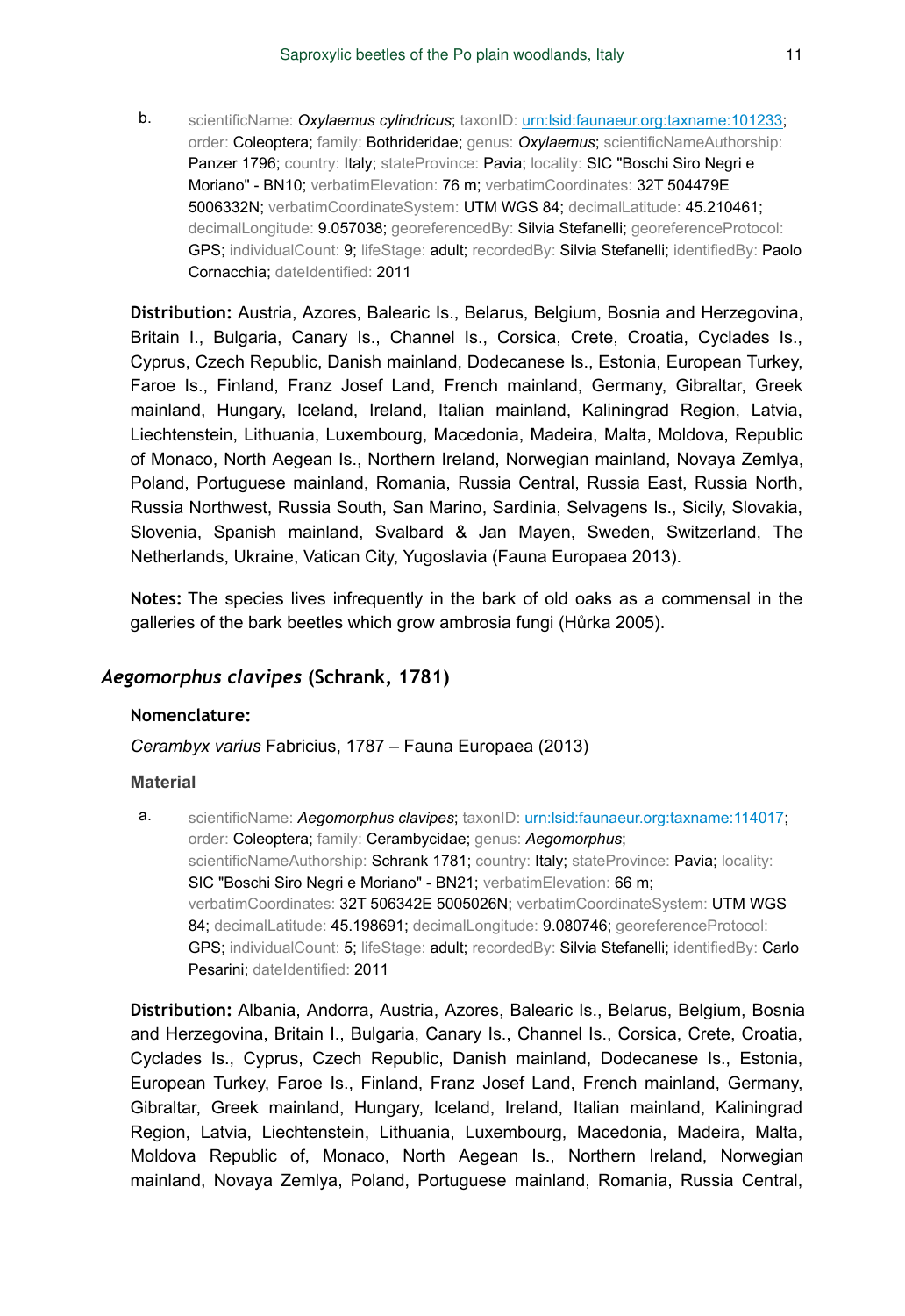b. scientificName: *Oxylaemus cylindricus*; taxonID: [urn:lsid:faunaeur.org:taxname:101233](urn:lsid:faunaeur.org:taxname:101233); order: Coleoptera; family: Bothrideridae; genus: *Oxylaemus*; scientificNameAuthorship: Panzer 1796; country: Italy; stateProvince: Pavia; locality: SIC "Boschi Siro Negri e Moriano" - BN10; verbatimElevation: 76 m; verbatimCoordinates: 32T 504479E 5006332N; verbatimCoordinateSystem: UTM WGS 84; decimalLatitude: 45.210461; decimalLongitude: 9.057038; georeferencedBy: Silvia Stefanelli; georeferenceProtocol: GPS; individualCount: 9; lifeStage: adult; recordedBy: Silvia Stefanelli; identifiedBy: Paolo Cornacchia; dateIdentified: 2011

**Distribution:** Austria, Azores, Balearic Is., Belarus, Belgium, Bosnia and Herzegovina, Britain I., Bulgaria, Canary Is., Channel Is., Corsica, Crete, Croatia, Cyclades Is., Cyprus, Czech Republic, Danish mainland, Dodecanese Is., Estonia, European Turkey, Faroe Is., Finland, Franz Josef Land, French mainland, Germany, Gibraltar, Greek mainland, Hungary, Iceland, Ireland, Italian mainland, Kaliningrad Region, Latvia, Liechtenstein, Lithuania, Luxembourg, Macedonia, Madeira, Malta, Moldova, Republic of Monaco, North Aegean Is., Northern Ireland, Norwegian mainland, Novaya Zemlya, Poland, Portuguese mainland, Romania, Russia Central, Russia East, Russia North, Russia Northwest, Russia South, San Marino, Sardinia, Selvagens Is., Sicily, Slovakia, Slovenia, Spanish mainland, Svalbard & Jan Mayen, Sweden, Switzerland, The Netherlands, Ukraine, Vatican City, Yugoslavia (Fauna Europaea 2013).

**Notes:** The species lives infrequently in the bark of old oaks as a commensal in the galleries of the bark beetles which grow ambrosia fungi (Hůrka 2005).

## *Aegomorphus clavipes* (Schrank, 1781)

**Nomenclature:**

*Cerambyx varius* Fabricius, 1787 – Fauna Europaea (2013)

**Material**

a. scientificName: *Aegomorphus clavipes*; taxonID: [urn:lsid:faunaeur.org:taxname:114017](urn:lsid:faunaeur.org:taxname:114017); order: Coleoptera; family: Cerambycidae; genus: *Aegomorphus*; scientificNameAuthorship: Schrank 1781; country: Italy; stateProvince: Pavia; locality: SIC "Boschi Siro Negri e Moriano" - BN21; verbatimElevation: 66 m; verbatimCoordinates: 32T 506342E 5005026N; verbatimCoordinateSystem: UTM WGS 84; decimalLatitude: 45.198691; decimalLongitude: 9.080746; georeferenceProtocol: GPS; individualCount: 5; lifeStage: adult; recordedBy: Silvia Stefanelli; identifiedBy: Carlo Pesarini; dateIdentified: 2011

**Distribution:** Albania, Andorra, Austria, Azores, Balearic Is., Belarus, Belgium, Bosnia and Herzegovina, Britain I., Bulgaria, Canary Is., Channel Is., Corsica, Crete, Croatia, Cyclades Is., Cyprus, Czech Republic, Danish mainland, Dodecanese Is., Estonia, European Turkey, Faroe Is., Finland, Franz Josef Land, French mainland, Germany, Gibraltar, Greek mainland, Hungary, Iceland, Ireland, Italian mainland, Kaliningrad Region, Latvia, Liechtenstein, Lithuania, Luxembourg, Macedonia, Madeira, Malta, Moldova Republic of, Monaco, North Aegean Is., Northern Ireland, Norwegian mainland, Novaya Zemlya, Poland, Portuguese mainland, Romania, Russia Central,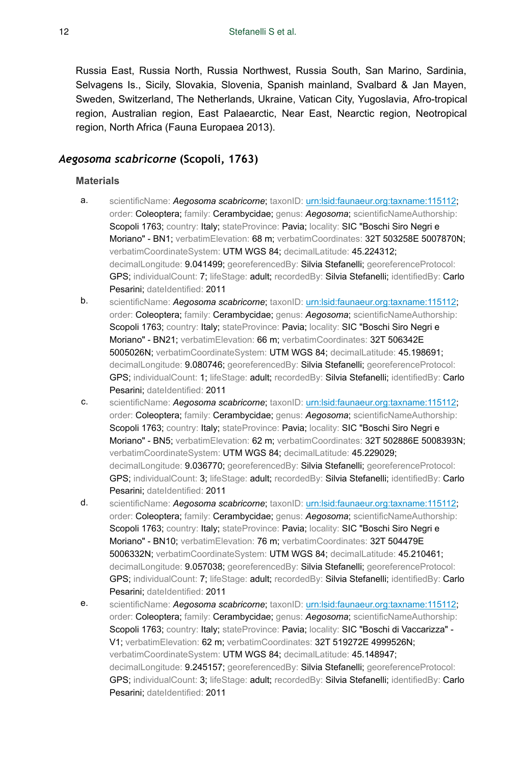Russia East, Russia North, Russia Northwest, Russia South, San Marino, Sardinia, Selvagens Is., Sicily, Slovakia, Slovenia, Spanish mainland, Svalbard & Jan Mayen, Sweden, Switzerland, The Netherlands, Ukraine, Vatican City, Yugoslavia, Afro-tropical region, Australian region, East Palaearctic, Near East, Nearctic region, Neotropical region, North Africa (Fauna Europaea 2013).

## *Aegosoma scabricorne* (Scopoli, 1763)

### Materials

a. scientificName: *Aegosoma scabricorne*; taxonID: urn:lsid:faunaeur.org:taxname:115112; order: Coleoptera; family: Cerambycidae; genus: *Aegosoma*; scientificNameAuthorship: Scopoli 1763; country: Italy; stateProvince: Pavia; locality: SIC "Boschi Siro Negri e Moriano" - BN1; verbatimElevation: 68 m; verbatimCoordinates: 32T 503258E 5007870N; verbatimCoordinateSystem: UTM WGS 84; decimalLatitude: 45.224312; decimalLongitude: 9.041499; georeferencedBy: Silvia Stefanelli; georeferenceProtocol: GPS; individualCount: 7; lifeStage: adult; recordedBy: Silvia Stefanelli; identifiedBy: Carlo Pesarini; dateIdentified: 2011

b. scientificName: *Aegosoma scabricorne*; taxonID: urn:lsid:faunaeur.org:taxname:115112; order: Coleoptera; family: Cerambycidae; genus: *Aegosoma*; scientificNameAuthorship: Scopoli 1763; country: Italy; stateProvince: Pavia; locality: SIC "Boschi Siro Negri e Moriano" - BN21; verbatimElevation: 66 m; verbatimCoordinates: 32T 506342E 5005026N; verbatimCoordinateSystem: UTM WGS 84; decimalLatitude: 45.198691; decimalLongitude: 9.080746; georeferencedBy: Silvia Stefanelli; georeferenceProtocol: GPS; individualCount: 1; lifeStage: adult; recordedBy: Silvia Stefanelli; identifiedBy: Carlo Pesarini; dateIdentified: 2011

c. scientificName: *Aegosoma scabricorne*; taxonID: urn:lsid:faunaeur.org:taxname:115112; order: Coleoptera; family: Cerambycidae; genus: *Aegosoma*; scientificNameAuthorship: Scopoli 1763; country: Italy; stateProvince: Pavia; locality: SIC "Boschi Siro Negri e Moriano" - BN5; verbatimElevation: 62 m; verbatimCoordinates: 32T 502886E 5008393N; verbatimCoordinateSystem: UTM WGS 84; decimalLatitude: 45.229029; decimalLongitude: 9.036770; georeferencedBy: Silvia Stefanelli; georeferenceProtocol: GPS; individualCount: 3; lifeStage: adult; recordedBy: Silvia Stefanelli; identifiedBy: Carlo Pesarini; dateIdentified: 2011

d. scientificName: *Aegosoma scabricorne*; taxonID: urn:lsid:faunaeur.org:taxname:115112; order: Coleoptera; family: Cerambycidae; genus: *Aegosoma*; scientificNameAuthorship: Scopoli 1763; country: Italy; stateProvince: Pavia; locality: SIC "Boschi Siro Negri e Moriano" - BN10; verbatimElevation: 76 m; verbatimCoordinates: 32T 504479E 5006332N; verbatimCoordinateSystem: UTM WGS 84; decimalLatitude: 45.210461; decimalLongitude: 9.057038; georeferencedBy: Silvia Stefanelli; georeferenceProtocol: GPS; individualCount: 7; lifeStage: adult; recordedBy: Silvia Stefanelli; identifiedBy: Carlo Pesarini; dateIdentified: 2011

e. scientificName: *Aegosoma scabricorne*; taxonID: urn:lsid:faunaeur.org:taxname:115112; order: Coleoptera; family: Cerambycidae; genus: *Aegosoma*; scientificNameAuthorship: Scopoli 1763; country: Italy; stateProvince: Pavia; locality: SIC "Boschi di Vaccarizza" - V1; verbatimElevation: 62 m; verbatimCoordinates: 32T 519272E 4999526N; verbatimCoordinateSystem: UTM WGS 84; decimalLatitude: 45.148947; decimalLongitude: 9.245157; georeferencedBy: Silvia Stefanelli; georeferenceProtocol: GPS; individualCount: 3; lifeStage: adult; recordedBy: Silvia Stefanelli; identifiedBy: Carlo Pesarini; dateIdentified: 2011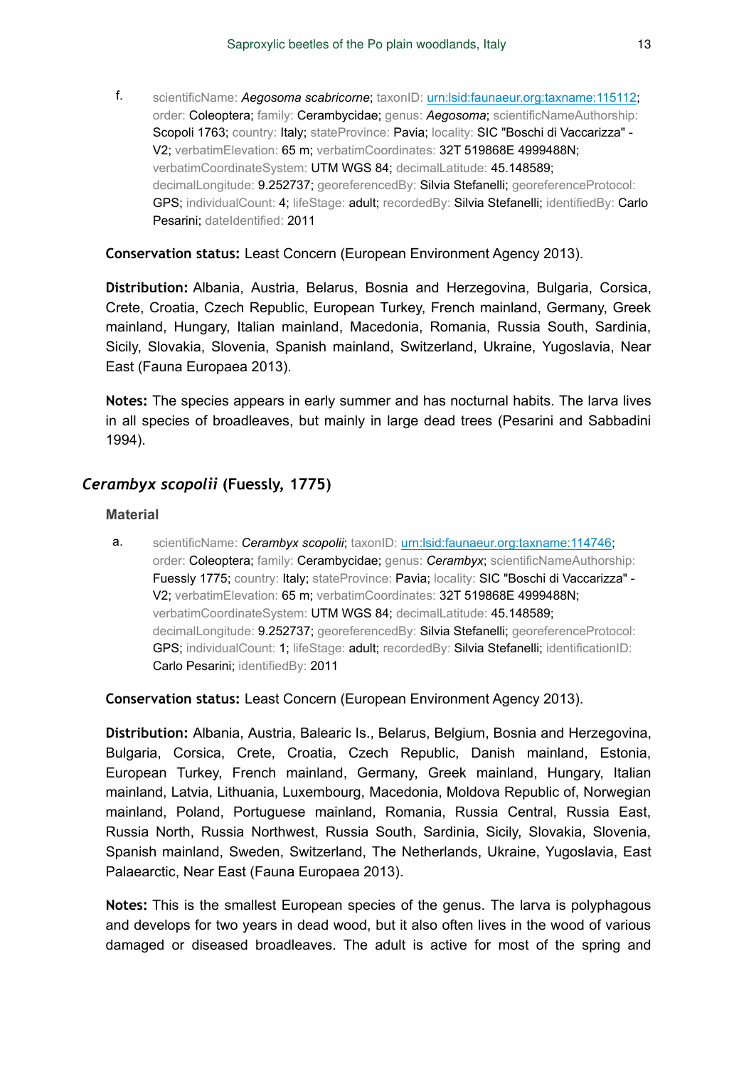f. scientificName: ***Aegosoma scabricorne***; taxonID: [urn:lsid:faunaeur.org:taxname:115112](urn:lsid:faunaeur.org:taxname:115112); order: Coleoptera; family: Cerambycidae; genus: *Aegosoma*; scientificNameAuthorship: Scopoli 1763; country: Italy; stateProvince: Pavia; locality: SIC "Boschi di Vaccarizza" - V2; verbatimElevation: 65 m; verbatimCoordinates: 32T 519868E 4999488N; verbatimCoordinateSystem: UTM WGS 84; decimalLatitude: 45.148589; decimalLongitude: 9.252737; georeferencedBy: Silvia Stefanelli; georeferenceProtocol: GPS; individualCount: 4; lifeStage: adult; recordedBy: Silvia Stefanelli; identifiedBy: Carlo Pesarini; dateIdentified: 2011

**Conservation status:** Least Concern (European Environment Agency 2013).

**Distribution:** Albania, Austria, Belarus, Bosnia and Herzegovina, Bulgaria, Corsica, Crete, Croatia, Czech Republic, European Turkey, French mainland, Germany, Greek mainland, Hungary, Italian mainland, Macedonia, Romania, Russia South, Sardinia, Sicily, Slovakia, Slovenia, Spanish mainland, Switzerland, Ukraine, Yugoslavia, Near East (Fauna Europaea 2013).

**Notes:** The species appears in early summer and has nocturnal habits. The larva lives in all species of broadleaves, but mainly in large dead trees (Pesarini and Sabbadini 1994).

## *Cerambyx scopolii* (Fuessly, 1775)

### Material

a. scientificName: ***Cerambyx scopolii***; taxonID: [urn:lsid:faunaeur.org:taxname:114746](urn:lsid:faunaeur.org:taxname:114746); order: Coleoptera; family: Cerambycidae; genus: *Cerambyx*; scientificNameAuthorship: Fuessly 1775; country: Italy; stateProvince: Pavia; locality: SIC "Boschi di Vaccarizza" - V2; verbatimElevation: 65 m; verbatimCoordinates: 32T 519868E 4999488N; verbatimCoordinateSystem: UTM WGS 84; decimalLatitude: 45.148589; decimalLongitude: 9.252737; georeferencedBy: Silvia Stefanelli; georeferenceProtocol: GPS; individualCount: 1; lifeStage: adult; recordedBy: Silvia Stefanelli; identificationID: Carlo Pesarini; identifiedBy: 2011

**Conservation status:** Least Concern (European Environment Agency 2013).

**Distribution:** Albania, Austria, Balearic Is., Belarus, Belgium, Bosnia and Herzegovina, Bulgaria, Corsica, Crete, Croatia, Czech Republic, Danish mainland, Estonia, European Turkey, French mainland, Germany, Greek mainland, Hungary, Italian mainland, Latvia, Lithuania, Luxembourg, Macedonia, Moldova Republic of, Norwegian mainland, Poland, Portuguese mainland, Romania, Russia Central, Russia East, Russia North, Russia Northwest, Russia South, Sardinia, Sicily, Slovakia, Slovenia, Spanish mainland, Sweden, Switzerland, The Netherlands, Ukraine, Yugoslavia, East Palaearctic, Near East (Fauna Europaea 2013).

**Notes:** This is the smallest European species of the genus. The larva is polyphagous and develops for two years in dead wood, but it also often lives in the wood of various damaged or diseased broadleaves. The adult is active for most of the spring and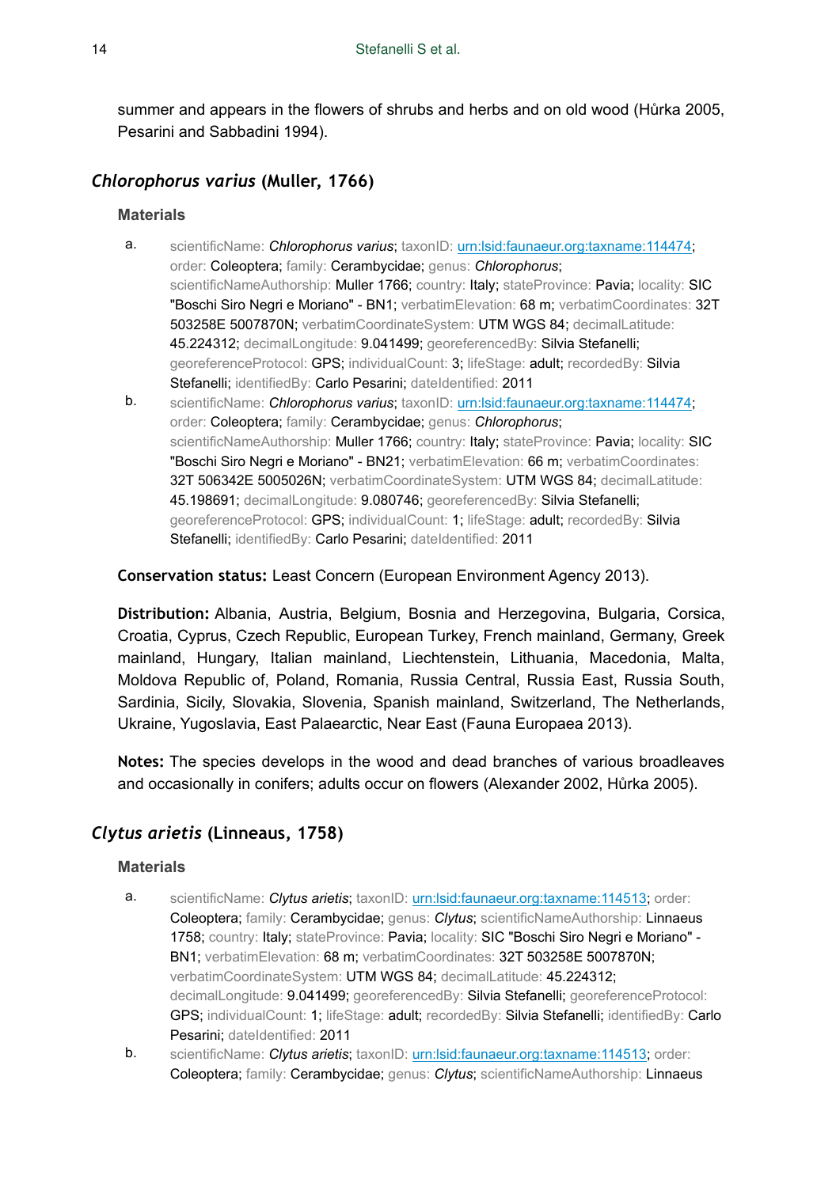summer and appears in the flowers of shrubs and herbs and on old wood (Hůrka 2005, Pesarini and Sabbadini 1994).

## *Chlorophorus varius* (Muller, 1766)

### Materials

a. scientificName: *Chlorophorus varius*; taxonID: urn:lsid:faunaeur.org:taxname:114474; order: Coleoptera; family: Cerambycidae; genus: *Chlorophorus*; scientificNameAuthorship: Muller 1766; country: Italy; stateProvince: Pavia; locality: SIC "Boschi Siro Negri e Moriano" - BN1; verbatimElevation: 68 m; verbatimCoordinates: 32T 503258E 5007870N; verbatimCoordinateSystem: UTM WGS 84; decimalLatitude: 45.224312; decimalLongitude: 9.041499; georeferencedBy: Silvia Stefanelli; georeferenceProtocol: GPS; individualCount: 3; lifeStage: adult; recordedBy: Silvia Stefanelli; identifiedBy: Carlo Pesarini; dateIdentified: 2011

b. scientificName: *Chlorophorus varius*; taxonID: urn:lsid:faunaeur.org:taxname:114474; order: Coleoptera; family: Cerambycidae; genus: *Chlorophorus*; scientificNameAuthorship: Muller 1766; country: Italy; stateProvince: Pavia; locality: SIC "Boschi Siro Negri e Moriano" - BN21; verbatimElevation: 66 m; verbatimCoordinates: 32T 506342E 5005026N; verbatimCoordinateSystem: UTM WGS 84; decimalLatitude: 45.198691; decimalLongitude: 9.080746; georeferencedBy: Silvia Stefanelli; georeferenceProtocol: GPS; individualCount: 1; lifeStage: adult; recordedBy: Silvia Stefanelli; identifiedBy: Carlo Pesarini; dateIdentified: 2011

**Conservation status:** Least Concern (European Environment Agency 2013).

**Distribution:** Albania, Austria, Belgium, Bosnia and Herzegovina, Bulgaria, Corsica, Croatia, Cyprus, Czech Republic, European Turkey, French mainland, Germany, Greek mainland, Hungary, Italian mainland, Liechtenstein, Lithuania, Macedonia, Malta, Moldova Republic of, Poland, Romania, Russia Central, Russia East, Russia South, Sardinia, Sicily, Slovakia, Slovenia, Spanish mainland, Switzerland, The Netherlands, Ukraine, Yugoslavia, East Palaearctic, Near East (Fauna Europaea 2013).

**Notes:** The species develops in the wood and dead branches of various broadleaves and occasionally in conifers; adults occur on flowers (Alexander 2002, Hůrka 2005).

## *Clytus arietis* (Linneaus, 1758)

### Materials

a. scientificName: *Clytus arietis*; taxonID: urn:lsid:faunaeur.org:taxname:114513; order: Coleoptera; family: Cerambycidae; genus: *Clytus*; scientificNameAuthorship: Linnaeus 1758; country: Italy; stateProvince: Pavia; locality: SIC "Boschi Siro Negri e Moriano" - BN1; verbatimElevation: 68 m; verbatimCoordinates: 32T 503258E 5007870N; verbatimCoordinateSystem: UTM WGS 84; decimalLatitude: 45.224312; decimalLongitude: 9.041499; georeferencedBy: Silvia Stefanelli; georeferenceProtocol: GPS; individualCount: 1; lifeStage: adult; recordedBy: Silvia Stefanelli; identifiedBy: Carlo Pesarini; dateIdentified: 2011

b. scientificName: *Clytus arietis*; taxonID: urn:lsid:faunaeur.org:taxname:114513; order: Coleoptera; family: Cerambycidae; genus: *Clytus*; scientificNameAuthorship: Linnaeus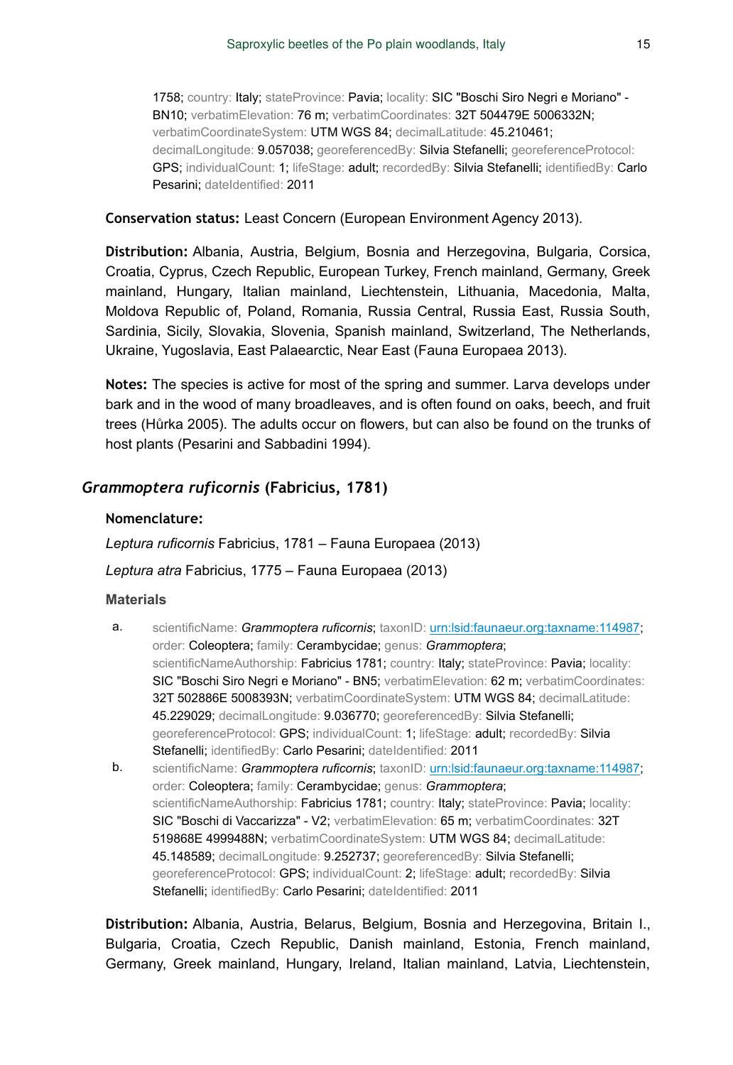1758; country: Italy; stateProvince: Pavia; locality: SIC "Boschi Siro Negri e Moriano" - BN10; verbatimElevation: 76 m; verbatimCoordinates: 32T 504479E 5006332N; verbatimCoordinateSystem: UTM WGS 84; decimalLatitude: 45.210461; decimalLongitude: 9.057038; georeferencedBy: Silvia Stefanelli; georeferenceProtocol: GPS; individualCount: 1; lifeStage: adult; recordedBy: Silvia Stefanelli; identifiedBy: Carlo Pesarini; dateIdentified: 2011

**Conservation status:** Least Concern (European Environment Agency 2013).

**Distribution:** Albania, Austria, Belgium, Bosnia and Herzegovina, Bulgaria, Corsica, Croatia, Cyprus, Czech Republic, European Turkey, French mainland, Germany, Greek mainland, Hungary, Italian mainland, Liechtenstein, Lithuania, Macedonia, Malta, Moldova Republic of, Poland, Romania, Russia Central, Russia East, Russia South, Sardinia, Sicily, Slovakia, Slovenia, Spanish mainland, Switzerland, The Netherlands, Ukraine, Yugoslavia, East Palaearctic, Near East (Fauna Europaea 2013).

**Notes:** The species is active for most of the spring and summer. Larva develops under bark and in the wood of many broadleaves, and is often found on oaks, beech, and fruit trees (Hůrka 2005). The adults occur on flowers, but can also be found on the trunks of host plants (Pesarini and Sabbadini 1994).

## *Grammoptera ruficornis* (Fabricius, 1781)

**Nomenclature:**

*Leptura ruficornis* Fabricius, 1781 – Fauna Europaea (2013)

*Leptura atra* Fabricius, 1775 – Fauna Europaea (2013)

**Materials**

a. scientificName: *Grammoptera ruficornis*; taxonID: urn:lsid:faunaeur.org:taxname:114987; order: Coleoptera; family: Cerambycidae; genus: *Grammoptera*; scientificNameAuthorship: Fabricius 1781; country: Italy; stateProvince: Pavia; locality: SIC "Boschi Siro Negri e Moriano" - BN5; verbatimElevation: 62 m; verbatimCoordinates: 32T 502886E 5008393N; verbatimCoordinateSystem: UTM WGS 84; decimalLatitude: 45.229029; decimalLongitude: 9.036770; georeferencedBy: Silvia Stefanelli; georeferenceProtocol: GPS; individualCount: 1; lifeStage: adult; recordedBy: Silvia Stefanelli; identifiedBy: Carlo Pesarini; dateIdentified: 2011

b. scientificName: *Grammoptera ruficornis*; taxonID: urn:lsid:faunaeur.org:taxname:114987; order: Coleoptera; family: Cerambycidae; genus: *Grammoptera*; scientificNameAuthorship: Fabricius 1781; country: Italy; stateProvince: Pavia; locality: SIC "Boschi di Vaccarizza" - V2; verbatimElevation: 65 m; verbatimCoordinates: 32T 519868E 4999488N; verbatimCoordinateSystem: UTM WGS 84; decimalLatitude: 45.148589; decimalLongitude: 9.252737; georeferencedBy: Silvia Stefanelli; georeferenceProtocol: GPS; individualCount: 2; lifeStage: adult; recordedBy: Silvia Stefanelli; identifiedBy: Carlo Pesarini; dateIdentified: 2011

**Distribution:** Albania, Austria, Belarus, Belgium, Bosnia and Herzegovina, Britain I., Bulgaria, Croatia, Czech Republic, Danish mainland, Estonia, French mainland, Germany, Greek mainland, Hungary, Ireland, Italian mainland, Latvia, Liechtenstein,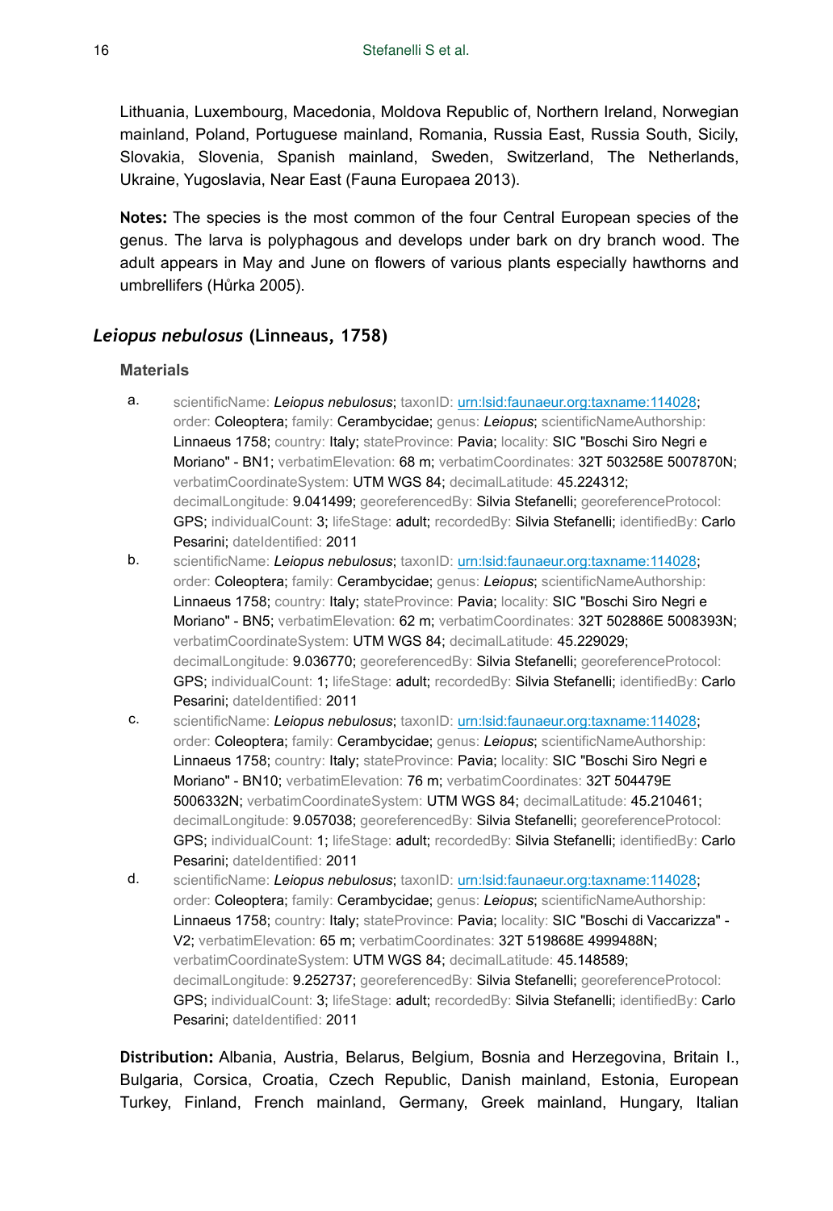Lithuania, Luxembourg, Macedonia, Moldova Republic of, Northern Ireland, Norwegian mainland, Poland, Portuguese mainland, Romania, Russia East, Russia South, Sicily, Slovakia, Slovenia, Spanish mainland, Sweden, Switzerland, The Netherlands, Ukraine, Yugoslavia, Near East (Fauna Europaea 2013).

**Notes:** The species is the most common of the four Central European species of the genus. The larva is polyphagous and develops under bark on dry branch wood. The adult appears in May and June on flowers of various plants especially hawthorns and umbrellifers (Hůrka 2005).

## *Leiopus nebulosus* (Linneaus, 1758)

### Materials

a. scientificName: *Leiopus nebulosus*; taxonID: urn:lsid:faunaeur.org:taxname:114028; order: Coleoptera; family: Cerambycidae; genus: *Leiopus*; scientificNameAuthorship: Linnaeus 1758; country: Italy; stateProvince: Pavia; locality: SIC "Boschi Siro Negri e Moriano" - BN1; verbatimElevation: 68 m; verbatimCoordinates: 32T 503258E 5007870N; verbatimCoordinateSystem: UTM WGS 84; decimalLatitude: 45.224312; decimalLongitude: 9.041499; georeferencedBy: Silvia Stefanelli; georeferenceProtocol: GPS; individualCount: 3; lifeStage: adult; recordedBy: Silvia Stefanelli; identifiedBy: Carlo Pesarini; dateIdentified: 2011

b. scientificName: *Leiopus nebulosus*; taxonID: urn:lsid:faunaeur.org:taxname:114028; order: Coleoptera; family: Cerambycidae; genus: *Leiopus*; scientificNameAuthorship: Linnaeus 1758; country: Italy; stateProvince: Pavia; locality: SIC "Boschi Siro Negri e Moriano" - BN5; verbatimElevation: 62 m; verbatimCoordinates: 32T 502886E 5008393N; verbatimCoordinateSystem: UTM WGS 84; decimalLatitude: 45.229029; decimalLongitude: 9.036770; georeferencedBy: Silvia Stefanelli; georeferenceProtocol: GPS; individualCount: 1; lifeStage: adult; recordedBy: Silvia Stefanelli; identifiedBy: Carlo Pesarini; dateIdentified: 2011

c. scientificName: *Leiopus nebulosus*; taxonID: urn:lsid:faunaeur.org:taxname:114028; order: Coleoptera; family: Cerambycidae; genus: *Leiopus*; scientificNameAuthorship: Linnaeus 1758; country: Italy; stateProvince: Pavia; locality: SIC "Boschi Siro Negri e Moriano" - BN10; verbatimElevation: 76 m; verbatimCoordinates: 32T 504479E 5006332N; verbatimCoordinateSystem: UTM WGS 84; decimalLatitude: 45.210461; decimalLongitude: 9.057038; georeferencedBy: Silvia Stefanelli; georeferenceProtocol: GPS; individualCount: 1; lifeStage: adult; recordedBy: Silvia Stefanelli; identifiedBy: Carlo Pesarini; dateIdentified: 2011

d. scientificName: *Leiopus nebulosus*; taxonID: urn:lsid:faunaeur.org:taxname:114028; order: Coleoptera; family: Cerambycidae; genus: *Leiopus*; scientificNameAuthorship: Linnaeus 1758; country: Italy; stateProvince: Pavia; locality: SIC "Boschi di Vaccarizza" - V2; verbatimElevation: 65 m; verbatimCoordinates: 32T 519868E 4999488N; verbatimCoordinateSystem: UTM WGS 84; decimalLatitude: 45.148589; decimalLongitude: 9.252737; georeferencedBy: Silvia Stefanelli; georeferenceProtocol: GPS; individualCount: 3; lifeStage: adult; recordedBy: Silvia Stefanelli; identifiedBy: Carlo Pesarini; dateIdentified: 2011

**Distribution:** Albania, Austria, Belarus, Belgium, Bosnia and Herzegovina, Britain I., Bulgaria, Corsica, Croatia, Czech Republic, Danish mainland, Estonia, European Turkey, Finland, French mainland, Germany, Greek mainland, Hungary, Italian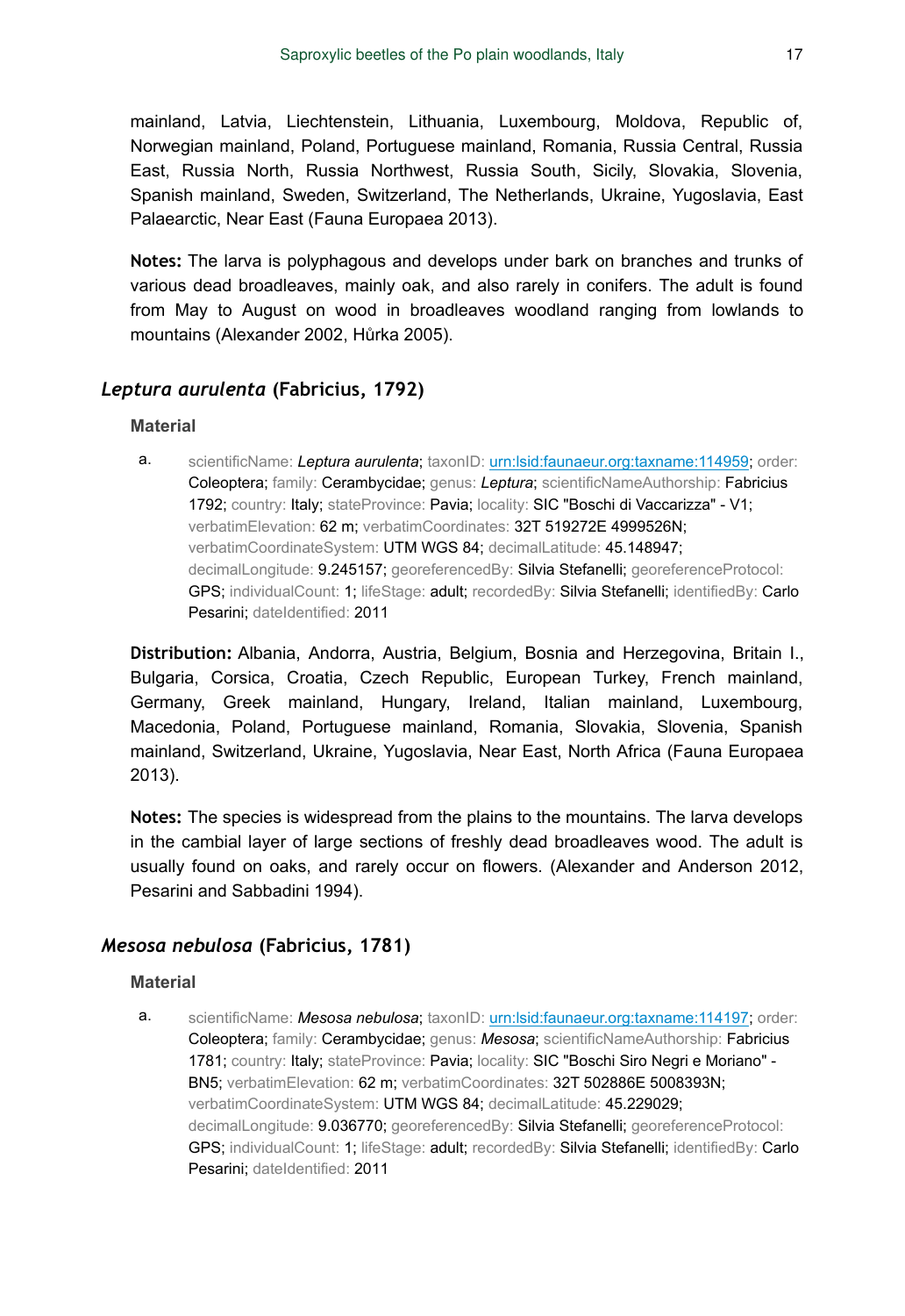mainland, Latvia, Liechtenstein, Lithuania, Luxembourg, Moldova, Republic of, Norwegian mainland, Poland, Portuguese mainland, Romania, Russia Central, Russia East, Russia North, Russia Northwest, Russia South, Sicily, Slovakia, Slovenia, Spanish mainland, Sweden, Switzerland, The Netherlands, Ukraine, Yugoslavia, East Palaearctic, Near East (Fauna Europaea 2013).

**Notes:** The larva is polyphagous and develops under bark on branches and trunks of various dead broadleaves, mainly oak, and also rarely in conifers. The adult is found from May to August on wood in broadleaves woodland ranging from lowlands to mountains (Alexander 2002, Hůrka 2005).

## *Leptura aurulenta* (Fabricius, 1792)

### Material

a. scientificName: *Leptura aurulenta*; taxonID: urn:lsid:faunaeur.org:taxname:114959; order: Coleoptera; family: Cerambycidae; genus: *Leptura*; scientificNameAuthorship: Fabricius 1792; country: Italy; stateProvince: Pavia; locality: SIC "Boschi di Vaccarizza" - V1; verbatimElevation: 62 m; verbatimCoordinates: 32T 519272E 4999526N; verbatimCoordinateSystem: UTM WGS 84; decimalLatitude: 45.148947; decimalLongitude: 9.245157; georeferencedBy: Silvia Stefanelli; georeferenceProtocol: GPS; individualCount: 1; lifeStage: adult; recordedBy: Silvia Stefanelli; identifiedBy: Carlo Pesarini; dateIdentified: 2011

**Distribution:** Albania, Andorra, Austria, Belgium, Bosnia and Herzegovina, Britain I., Bulgaria, Corsica, Croatia, Czech Republic, European Turkey, French mainland, Germany, Greek mainland, Hungary, Ireland, Italian mainland, Luxembourg, Macedonia, Poland, Portuguese mainland, Romania, Slovakia, Slovenia, Spanish mainland, Switzerland, Ukraine, Yugoslavia, Near East, North Africa (Fauna Europaea 2013).

**Notes:** The species is widespread from the plains to the mountains. The larva develops in the cambial layer of large sections of freshly dead broadleaves wood. The adult is usually found on oaks, and rarely occur on flowers. (Alexander and Anderson 2012, Pesarini and Sabbadini 1994).

## *Mesosa nebulosa* (Fabricius, 1781)

### Material

a. scientificName: *Mesosa nebulosa*; taxonID: urn:lsid:faunaeur.org:taxname:114197; order: Coleoptera; family: Cerambycidae; genus: *Mesosa*; scientificNameAuthorship: Fabricius 1781; country: Italy; stateProvince: Pavia; locality: SIC "Boschi Siro Negri e Moriano" - BN5; verbatimElevation: 62 m; verbatimCoordinates: 32T 502886E 5008393N; verbatimCoordinateSystem: UTM WGS 84; decimalLatitude: 45.229029; decimalLongitude: 9.036770; georeferencedBy: Silvia Stefanelli; georeferenceProtocol: GPS; individualCount: 1; lifeStage: adult; recordedBy: Silvia Stefanelli; identifiedBy: Carlo Pesarini; dateIdentified: 2011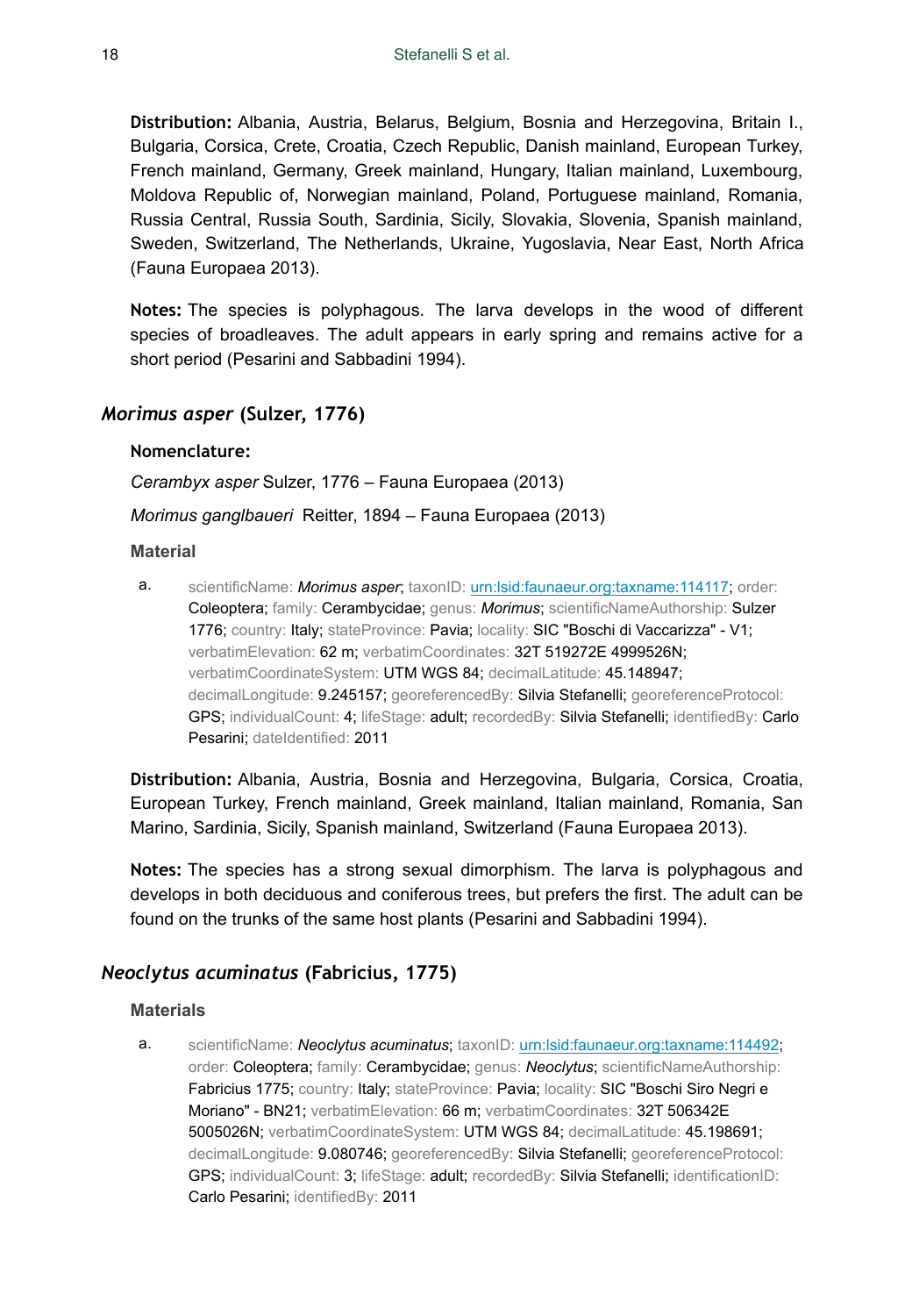**Distribution:** Albania, Austria, Belarus, Belgium, Bosnia and Herzegovina, Britain I., Bulgaria, Corsica, Crete, Croatia, Czech Republic, Danish mainland, European Turkey, French mainland, Germany, Greek mainland, Hungary, Italian mainland, Luxembourg, Moldova Republic of, Norwegian mainland, Poland, Portuguese mainland, Romania, Russia Central, Russia South, Sardinia, Sicily, Slovakia, Slovenia, Spanish mainland, Sweden, Switzerland, The Netherlands, Ukraine, Yugoslavia, Near East, North Africa (Fauna Europaea 2013).

**Notes:** The species is polyphagous. The larva develops in the wood of different species of broadleaves. The adult appears in early spring and remains active for a short period (Pesarini and Sabbadini 1994).

## *Morimus asper* (Sulzer, 1776)

**Nomenclature:**

*Cerambyx asper* Sulzer, 1776 – Fauna Europaea (2013)

*Morimus ganglbaueri* Reitter, 1894 – Fauna Europaea (2013)

### Material

a. scientificName: ***Morimus asper***; taxonID: urn:lsid:faunaeur.org:taxname:114117; order: Coleoptera; family: Cerambycidae; genus: *Morimus*; scientificNameAuthorship: Sulzer 1776; country: Italy; stateProvince: Pavia; locality: SIC "Boschi di Vaccarizza" - V1; verbatimElevation: 62 m; verbatimCoordinates: 32T 519272E 4999526N; verbatimCoordinateSystem: UTM WGS 84; decimalLatitude: 45.148947; decimalLongitude: 9.245157; georeferencedBy: Silvia Stefanelli; georeferenceProtocol: GPS; individualCount: 4; lifeStage: adult; recordedBy: Silvia Stefanelli; identifiedBy: Carlo Pesarini; dateIdentified: 2011

**Distribution:** Albania, Austria, Bosnia and Herzegovina, Bulgaria, Corsica, Croatia, European Turkey, French mainland, Greek mainland, Italian mainland, Romania, San Marino, Sardinia, Sicily, Spanish mainland, Switzerland (Fauna Europaea 2013).

**Notes:** The species has a strong sexual dimorphism. The larva is polyphagous and develops in both deciduous and coniferous trees, but prefers the first. The adult can be found on the trunks of the same host plants (Pesarini and Sabbadini 1994).

## *Neoclytus acuminatus* (Fabricius, 1775)

### Materials

a. scientificName: ***Neoclytus acuminatus***; taxonID: urn:lsid:faunaeur.org:taxname:114492; order: Coleoptera; family: Cerambycidae; genus: *Neoclytus*; scientificNameAuthorship: Fabricius 1775; country: Italy; stateProvince: Pavia; locality: SIC "Boschi Siro Negri e Moriano" - BN21; verbatimElevation: 66 m; verbatimCoordinates: 32T 506342E 5005026N; verbatimCoordinateSystem: UTM WGS 84; decimalLatitude: 45.198691; decimalLongitude: 9.080746; georeferencedBy: Silvia Stefanelli; georeferenceProtocol: GPS; individualCount: 3; lifeStage: adult; recordedBy: Silvia Stefanelli; identificationID: Carlo Pesarini; identifiedBy: 2011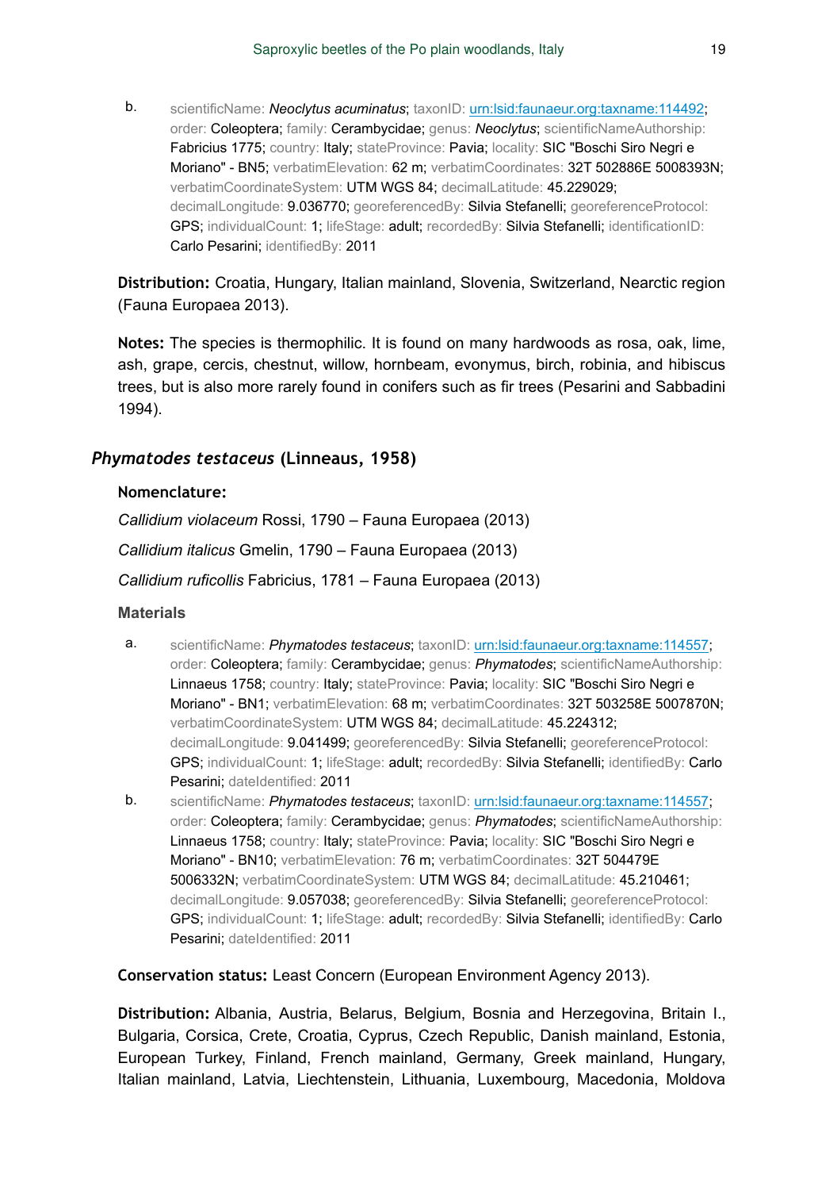b. scientificName: ***Neoclytus acuminatus***; taxonID: [urn:lsid:faunaeur.org:taxname:114492](urn:lsid:faunaeur.org:taxname:114492); order: Coleoptera; family: Cerambycidae; genus: *Neoclytus*; scientificNameAuthorship: Fabricius 1775; country: Italy; stateProvince: Pavia; locality: SIC "Boschi Siro Negri e Moriano" - BN5; verbatimElevation: 62 m; verbatimCoordinates: 32T 502886E 5008393N; verbatimCoordinateSystem: UTM WGS 84; decimalLatitude: 45.229029; decimalLongitude: 9.036770; georeferencedBy: Silvia Stefanelli; georeferenceProtocol: GPS; individualCount: 1; lifeStage: adult; recordedBy: Silvia Stefanelli; identificationID: Carlo Pesarini; identifiedBy: 2011

**Distribution:** Croatia, Hungary, Italian mainland, Slovenia, Switzerland, Nearctic region (Fauna Europaea 2013).

**Notes:** The species is thermophilic. It is found on many hardwoods as rosa, oak, lime, ash, grape, cercis, chestnut, willow, hornbeam, evonymus, birch, robinia, and hibiscus trees, but is also more rarely found in conifers such as fir trees (Pesarini and Sabbadini 1994).

## *Phymatodes testaceus* (Linneaus, 1958)

**Nomenclature:**

*Callidium violaceum* Rossi, 1790 – Fauna Europaea (2013)

*Callidium italicus* Gmelin, 1790 – Fauna Europaea (2013)

*Callidium ruficollis* Fabricius, 1781 – Fauna Europaea (2013)

**Materials**

a. scientificName: ***Phymatodes testaceus***; taxonID: [urn:lsid:faunaeur.org:taxname:114557](urn:lsid:faunaeur.org:taxname:114557); order: Coleoptera; family: Cerambycidae; genus: *Phymatodes*; scientificNameAuthorship: Linnaeus 1758; country: Italy; stateProvince: Pavia; locality: SIC "Boschi Siro Negri e Moriano" - BN1; verbatimElevation: 68 m; verbatimCoordinates: 32T 503258E 5007870N; verbatimCoordinateSystem: UTM WGS 84; decimalLatitude: 45.224312; decimalLongitude: 9.041499; georeferencedBy: Silvia Stefanelli; georeferenceProtocol: GPS; individualCount: 1; lifeStage: adult; recordedBy: Silvia Stefanelli; identifiedBy: Carlo Pesarini; dateIdentified: 2011

b. scientificName: ***Phymatodes testaceus***; taxonID: [urn:lsid:faunaeur.org:taxname:114557](urn:lsid:faunaeur.org:taxname:114557); order: Coleoptera; family: Cerambycidae; genus: *Phymatodes*; scientificNameAuthorship: Linnaeus 1758; country: Italy; stateProvince: Pavia; locality: SIC "Boschi Siro Negri e Moriano" - BN10; verbatimElevation: 76 m; verbatimCoordinates: 32T 504479E 5006332N; verbatimCoordinateSystem: UTM WGS 84; decimalLatitude: 45.210461; decimalLongitude: 9.057038; georeferencedBy: Silvia Stefanelli; georeferenceProtocol: GPS; individualCount: 1; lifeStage: adult; recordedBy: Silvia Stefanelli; identifiedBy: Carlo Pesarini; dateIdentified: 2011

**Conservation status:** Least Concern (European Environment Agency 2013).

**Distribution:** Albania, Austria, Belarus, Belgium, Bosnia and Herzegovina, Britain I., Bulgaria, Corsica, Crete, Croatia, Cyprus, Czech Republic, Danish mainland, Estonia, European Turkey, Finland, French mainland, Germany, Greek mainland, Hungary, Italian mainland, Latvia, Liechtenstein, Lithuania, Luxembourg, Macedonia, Moldova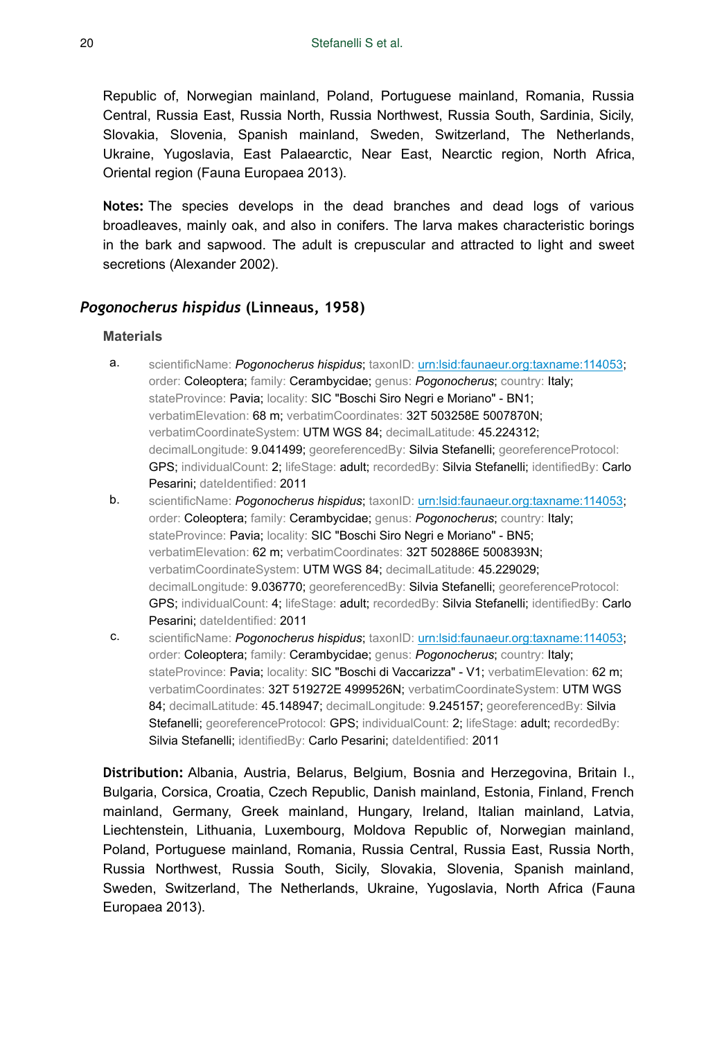Republic of, Norwegian mainland, Poland, Portuguese mainland, Romania, Russia Central, Russia East, Russia North, Russia Northwest, Russia South, Sardinia, Sicily, Slovakia, Slovenia, Spanish mainland, Sweden, Switzerland, The Netherlands, Ukraine, Yugoslavia, East Palaearctic, Near East, Nearctic region, North Africa, Oriental region (Fauna Europaea 2013).

**Notes:** The species develops in the dead branches and dead logs of various broadleaves, mainly oak, and also in conifers. The larva makes characteristic borings in the bark and sapwood. The adult is crepuscular and attracted to light and sweet secretions (Alexander 2002).

## *Pogonocherus hispidus* (Linneaus, 1958)

### Materials

a. scientificName: *Pogonocherus hispidus*; taxonID: urn:lsid:faunaeur.org:taxname:114053; order: Coleoptera; family: Cerambycidae; genus: *Pogonocherus*; country: Italy; stateProvince: Pavia; locality: SIC "Boschi Siro Negri e Moriano" - BN1; verbatimElevation: 68 m; verbatimCoordinates: 32T 503258E 5007870N; verbatimCoordinateSystem: UTM WGS 84; decimalLatitude: 45.224312; decimalLongitude: 9.041499; georeferencedBy: Silvia Stefanelli; georeferenceProtocol: GPS; individualCount: 2; lifeStage: adult; recordedBy: Silvia Stefanelli; identifiedBy: Carlo Pesarini; dateIdentified: 2011

b. scientificName: *Pogonocherus hispidus*; taxonID: urn:lsid:faunaeur.org:taxname:114053; order: Coleoptera; family: Cerambycidae; genus: *Pogonocherus*; country: Italy; stateProvince: Pavia; locality: SIC "Boschi Siro Negri e Moriano" - BN5; verbatimElevation: 62 m; verbatimCoordinates: 32T 502886E 5008393N; verbatimCoordinateSystem: UTM WGS 84; decimalLatitude: 45.229029; decimalLongitude: 9.036770; georeferencedBy: Silvia Stefanelli; georeferenceProtocol: GPS; individualCount: 4; lifeStage: adult; recordedBy: Silvia Stefanelli; identifiedBy: Carlo Pesarini; dateIdentified: 2011

c. scientificName: *Pogonocherus hispidus*; taxonID: urn:lsid:faunaeur.org:taxname:114053; order: Coleoptera; family: Cerambycidae; genus: *Pogonocherus*; country: Italy; stateProvince: Pavia; locality: SIC "Boschi di Vaccarizza" - V1; verbatimElevation: 62 m; verbatimCoordinates: 32T 519272E 4999526N; verbatimCoordinateSystem: UTM WGS 84; decimalLatitude: 45.148947; decimalLongitude: 9.245157; georeferencedBy: Silvia Stefanelli; georeferenceProtocol: GPS; individualCount: 2; lifeStage: adult; recordedBy: Silvia Stefanelli; identifiedBy: Carlo Pesarini; dateIdentified: 2011

**Distribution:** Albania, Austria, Belarus, Belgium, Bosnia and Herzegovina, Britain I., Bulgaria, Corsica, Croatia, Czech Republic, Danish mainland, Estonia, Finland, French mainland, Germany, Greek mainland, Hungary, Ireland, Italian mainland, Latvia, Liechtenstein, Lithuania, Luxembourg, Moldova Republic of, Norwegian mainland, Poland, Portuguese mainland, Romania, Russia Central, Russia East, Russia North, Russia Northwest, Russia South, Sicily, Slovakia, Slovenia, Spanish mainland, Sweden, Switzerland, The Netherlands, Ukraine, Yugoslavia, North Africa (Fauna Europaea 2013).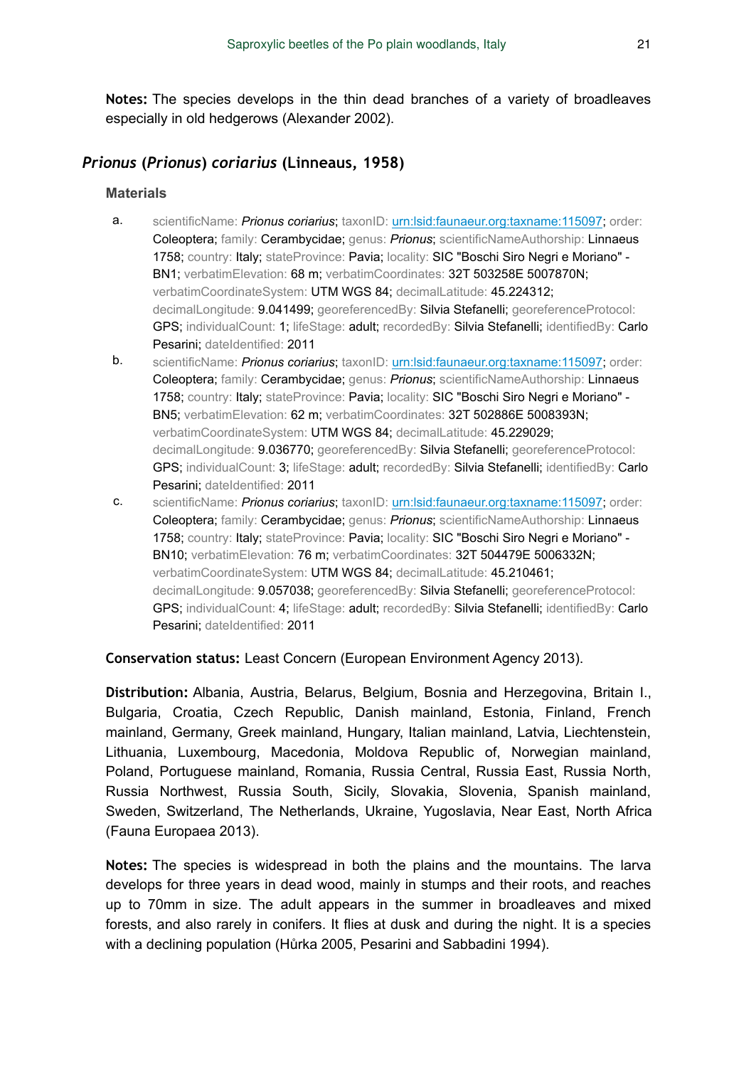**Notes:** The species develops in the thin dead branches of a variety of broadleaves especially in old hedgerows (Alexander 2002).

### *Prionus* (*Prionus*) *coriarius* (Linneaus, 1958)

#### Materials

a. scientificName: *Prionus coriarius*; taxonID: urn:lsid:faunaeur.org:taxname:115097; order: Coleoptera; family: Cerambycidae; genus: *Prionus*; scientificNameAuthorship: Linnaeus 1758; country: Italy; stateProvince: Pavia; locality: SIC "Boschi Siro Negri e Moriano" - BN1; verbatimElevation: 68 m; verbatimCoordinates: 32T 503258E 5007870N; verbatimCoordinateSystem: UTM WGS 84; decimalLatitude: 45.224312; decimalLongitude: 9.041499; georeferencedBy: Silvia Stefanelli; georeferenceProtocol: GPS; individualCount: 1; lifeStage: adult; recordedBy: Silvia Stefanelli; identifiedBy: Carlo Pesarini; dateIdentified: 2011

b. scientificName: *Prionus coriarius*; taxonID: urn:lsid:faunaeur.org:taxname:115097; order: Coleoptera; family: Cerambycidae; genus: *Prionus*; scientificNameAuthorship: Linnaeus 1758; country: Italy; stateProvince: Pavia; locality: SIC "Boschi Siro Negri e Moriano" - BN5; verbatimElevation: 62 m; verbatimCoordinates: 32T 502886E 5008393N; verbatimCoordinateSystem: UTM WGS 84; decimalLatitude: 45.229029; decimalLongitude: 9.036770; georeferencedBy: Silvia Stefanelli; georeferenceProtocol: GPS; individualCount: 3; lifeStage: adult; recordedBy: Silvia Stefanelli; identifiedBy: Carlo Pesarini; dateIdentified: 2011

c. scientificName: *Prionus coriarius*; taxonID: urn:lsid:faunaeur.org:taxname:115097; order: Coleoptera; family: Cerambycidae; genus: *Prionus*; scientificNameAuthorship: Linnaeus 1758; country: Italy; stateProvince: Pavia; locality: SIC "Boschi Siro Negri e Moriano" - BN10; verbatimElevation: 76 m; verbatimCoordinates: 32T 504479E 5006332N; verbatimCoordinateSystem: UTM WGS 84; decimalLatitude: 45.210461; decimalLongitude: 9.057038; georeferencedBy: Silvia Stefanelli; georeferenceProtocol: GPS; individualCount: 4; lifeStage: adult; recordedBy: Silvia Stefanelli; identifiedBy: Carlo Pesarini; dateIdentified: 2011

**Conservation status:** Least Concern (European Environment Agency 2013).

**Distribution:** Albania, Austria, Belarus, Belgium, Bosnia and Herzegovina, Britain I., Bulgaria, Croatia, Czech Republic, Danish mainland, Estonia, Finland, French mainland, Germany, Greek mainland, Hungary, Italian mainland, Latvia, Liechtenstein, Lithuania, Luxembourg, Macedonia, Moldova Republic of, Norwegian mainland, Poland, Portuguese mainland, Romania, Russia Central, Russia East, Russia North, Russia Northwest, Russia South, Sicily, Slovakia, Slovenia, Spanish mainland, Sweden, Switzerland, The Netherlands, Ukraine, Yugoslavia, Near East, North Africa (Fauna Europaea 2013).

**Notes:** The species is widespread in both the plains and the mountains. The larva develops for three years in dead wood, mainly in stumps and their roots, and reaches up to 70mm in size. The adult appears in the summer in broadleaves and mixed forests, and also rarely in conifers. It flies at dusk and during the night. It is a species with a declining population (Hůrka 2005, Pesarini and Sabbadini 1994).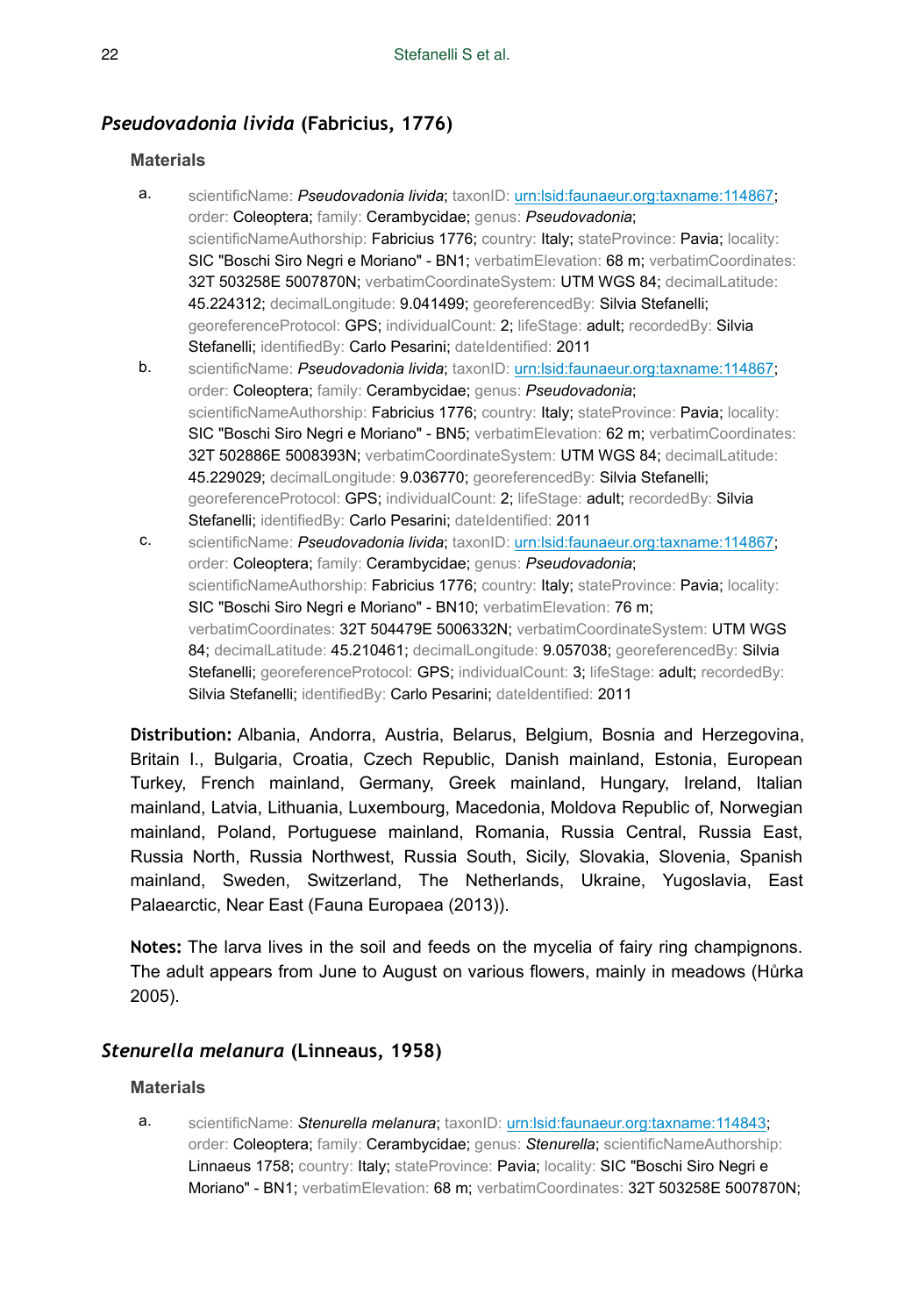## *Pseudovadonia livida* (Fabricius, 1776)

### Materials

a. scientificName: *Pseudovadonia livida*; taxonID: urn:lsid:faunaeur.org:taxname:114867; order: Coleoptera; family: Cerambycidae; genus: *Pseudovadonia*; scientificNameAuthorship: Fabricius 1776; country: Italy; stateProvince: Pavia; locality: SIC "Boschi Siro Negri e Moriano" - BN1; verbatimElevation: 68 m; verbatimCoordinates: 32T 503258E 5007870N; verbatimCoordinateSystem: UTM WGS 84; decimalLatitude: 45.224312; decimalLongitude: 9.041499; georeferencedBy: Silvia Stefanelli; georeferenceProtocol: GPS; individualCount: 2; lifeStage: adult; recordedBy: Silvia Stefanelli; identifiedBy: Carlo Pesarini; dateIdentified: 2011

b. scientificName: *Pseudovadonia livida*; taxonID: urn:lsid:faunaeur.org:taxname:114867; order: Coleoptera; family: Cerambycidae; genus: *Pseudovadonia*; scientificNameAuthorship: Fabricius 1776; country: Italy; stateProvince: Pavia; locality: SIC "Boschi Siro Negri e Moriano" - BN5; verbatimElevation: 62 m; verbatimCoordinates: 32T 502886E 5008393N; verbatimCoordinateSystem: UTM WGS 84; decimalLatitude: 45.229029; decimalLongitude: 9.036770; georeferencedBy: Silvia Stefanelli; georeferenceProtocol: GPS; individualCount: 2; lifeStage: adult; recordedBy: Silvia Stefanelli; identifiedBy: Carlo Pesarini; dateIdentified: 2011

c. scientificName: *Pseudovadonia livida*; taxonID: urn:lsid:faunaeur.org:taxname:114867; order: Coleoptera; family: Cerambycidae; genus: *Pseudovadonia*; scientificNameAuthorship: Fabricius 1776; country: Italy; stateProvince: Pavia; locality: SIC "Boschi Siro Negri e Moriano" - BN10; verbatimElevation: 76 m; verbatimCoordinates: 32T 504479E 5006332N; verbatimCoordinateSystem: UTM WGS 84; decimalLatitude: 45.210461; decimalLongitude: 9.057038; georeferencedBy: Silvia Stefanelli; georeferenceProtocol: GPS; individualCount: 3; lifeStage: adult; recordedBy: Silvia Stefanelli; identifiedBy: Carlo Pesarini; dateIdentified: 2011

**Distribution:** Albania, Andorra, Austria, Belarus, Belgium, Bosnia and Herzegovina, Britain I., Bulgaria, Croatia, Czech Republic, Danish mainland, Estonia, European Turkey, French mainland, Germany, Greek mainland, Hungary, Ireland, Italian mainland, Latvia, Lithuania, Luxembourg, Macedonia, Moldova Republic of, Norwegian mainland, Poland, Portuguese mainland, Romania, Russia Central, Russia East, Russia North, Russia Northwest, Russia South, Sicily, Slovakia, Slovenia, Spanish mainland, Sweden, Switzerland, The Netherlands, Ukraine, Yugoslavia, East Palaearctic, Near East (Fauna Europaea (2013)).

**Notes:** The larva lives in the soil and feeds on the mycelia of fairy ring champignons. The adult appears from June to August on various flowers, mainly in meadows (Hůrka 2005).

## *Stenurella melanura* (Linneaus, 1958)

### Materials

a. scientificName: *Stenurella melanura*; taxonID: urn:lsid:faunaeur.org:taxname:114843; order: Coleoptera; family: Cerambycidae; genus: *Stenurella*; scientificNameAuthorship: Linnaeus 1758; country: Italy; stateProvince: Pavia; locality: SIC "Boschi Siro Negri e Moriano" - BN1; verbatimElevation: 68 m; verbatimCoordinates: 32T 503258E 5007870N;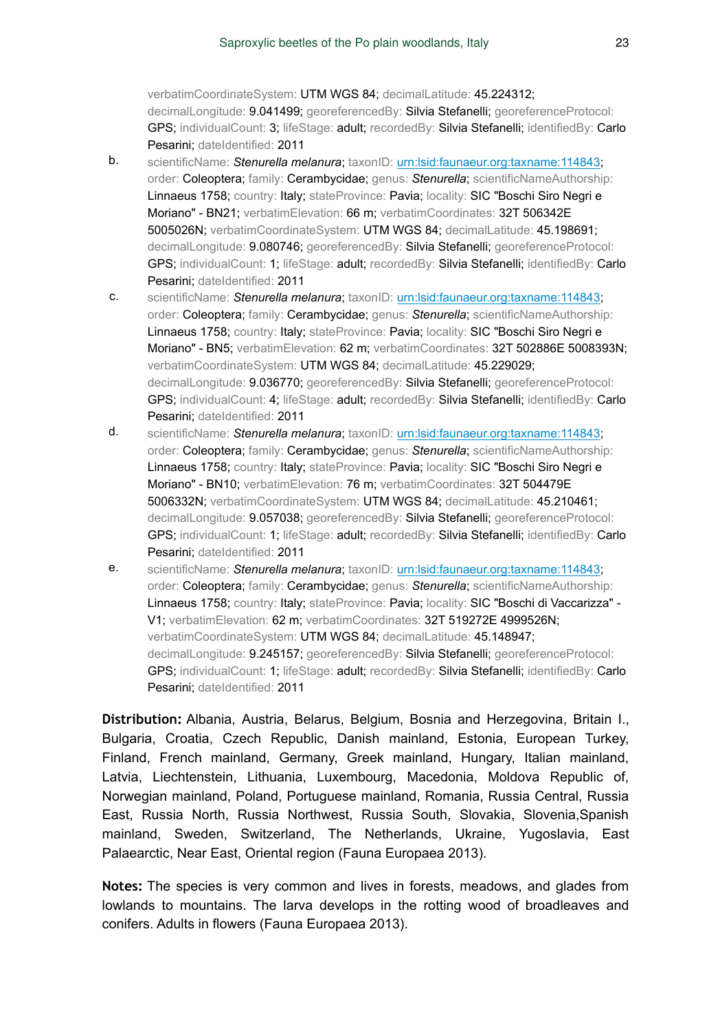verbatimCoordinateSystem: UTM WGS 84; decimalLatitude: 45.224312; decimalLongitude: 9.041499; georeferencedBy: Silvia Stefanelli; georeferenceProtocol: GPS; individualCount: 3; lifeStage: adult; recordedBy: Silvia Stefanelli; identifiedBy: Carlo Pesarini; dateIdentified: 2011

b. scientificName: *Stenurella melanura*; taxonID: urn:lsid:faunaeur.org:taxname:114843; order: Coleoptera; family: Cerambycidae; genus: *Stenurella*; scientificNameAuthorship: Linnaeus 1758; country: Italy; stateProvince: Pavia; locality: SIC "Boschi Siro Negri e Moriano" - BN21; verbatimElevation: 66 m; verbatimCoordinates: 32T 506342E 5005026N; verbatimCoordinateSystem: UTM WGS 84; decimalLatitude: 45.198691; decimalLongitude: 9.080746; georeferencedBy: Silvia Stefanelli; georeferenceProtocol: GPS; individualCount: 1; lifeStage: adult; recordedBy: Silvia Stefanelli; identifiedBy: Carlo Pesarini; dateIdentified: 2011

c. scientificName: *Stenurella melanura*; taxonID: urn:lsid:faunaeur.org:taxname:114843; order: Coleoptera; family: Cerambycidae; genus: *Stenurella*; scientificNameAuthorship: Linnaeus 1758; country: Italy; stateProvince: Pavia; locality: SIC "Boschi Siro Negri e Moriano" - BN5; verbatimElevation: 62 m; verbatimCoordinates: 32T 502886E 5008393N; verbatimCoordinateSystem: UTM WGS 84; decimalLatitude: 45.229029; decimalLongitude: 9.036770; georeferencedBy: Silvia Stefanelli; georeferenceProtocol: GPS; individualCount: 4; lifeStage: adult; recordedBy: Silvia Stefanelli; identifiedBy: Carlo Pesarini; dateIdentified: 2011

d. scientificName: *Stenurella melanura*; taxonID: urn:lsid:faunaeur.org:taxname:114843; order: Coleoptera; family: Cerambycidae; genus: *Stenurella*; scientificNameAuthorship: Linnaeus 1758; country: Italy; stateProvince: Pavia; locality: SIC "Boschi Siro Negri e Moriano" - BN10; verbatimElevation: 76 m; verbatimCoordinates: 32T 504479E 5006332N; verbatimCoordinateSystem: UTM WGS 84; decimalLatitude: 45.210461; decimalLongitude: 9.057038; georeferencedBy: Silvia Stefanelli; georeferenceProtocol: GPS; individualCount: 1; lifeStage: adult; recordedBy: Silvia Stefanelli; identifiedBy: Carlo Pesarini; dateIdentified: 2011

e. scientificName: *Stenurella melanura*; taxonID: urn:lsid:faunaeur.org:taxname:114843; order: Coleoptera; family: Cerambycidae; genus: *Stenurella*; scientificNameAuthorship: Linnaeus 1758; country: Italy; stateProvince: Pavia; locality: SIC "Boschi di Vaccarizza" - V1; verbatimElevation: 62 m; verbatimCoordinates: 32T 519272E 4999526N; verbatimCoordinateSystem: UTM WGS 84; decimalLatitude: 45.148947; decimalLongitude: 9.245157; georeferencedBy: Silvia Stefanelli; georeferenceProtocol: GPS; individualCount: 1; lifeStage: adult; recordedBy: Silvia Stefanelli; identifiedBy: Carlo Pesarini; dateIdentified: 2011

**Distribution:** Albania, Austria, Belarus, Belgium, Bosnia and Herzegovina, Britain I., Bulgaria, Croatia, Czech Republic, Danish mainland, Estonia, European Turkey, Finland, French mainland, Germany, Greek mainland, Hungary, Italian mainland, Latvia, Liechtenstein, Lithuania, Luxembourg, Macedonia, Moldova Republic of, Norwegian mainland, Poland, Portuguese mainland, Romania, Russia Central, Russia East, Russia North, Russia Northwest, Russia South, Slovakia, Slovenia,Spanish mainland, Sweden, Switzerland, The Netherlands, Ukraine, Yugoslavia, East Palaearctic, Near East, Oriental region (Fauna Europaea 2013).

**Notes:** The species is very common and lives in forests, meadows, and glades from lowlands to mountains. The larva develops in the rotting wood of broadleaves and conifers. Adults in flowers (Fauna Europaea 2013).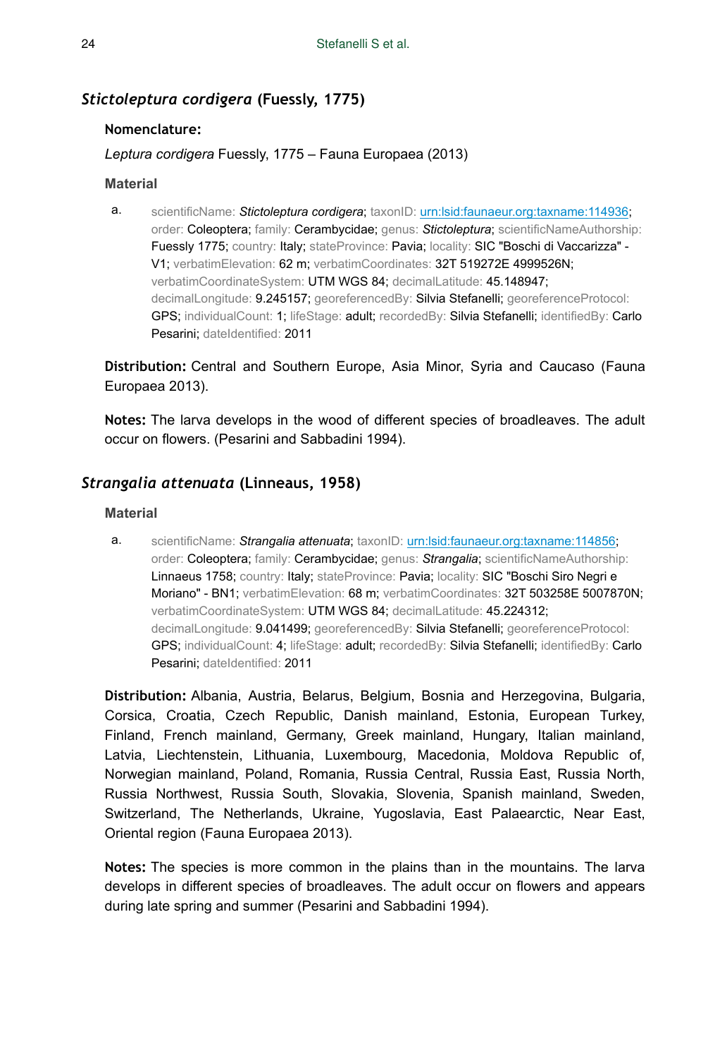## *Stictoleptura cordigera* (Fuessly, 1775)

### Nomenclature:

*Leptura cordigera* Fuessly, 1775 – Fauna Europaea (2013)

### Material

a. scientificName: *Stictoleptura cordigera*; taxonID: urn:lsid:faunaeur.org:taxname:114936; order: Coleoptera; family: Cerambycidae; genus: *Stictoleptura*; scientificNameAuthorship: Fuessly 1775; country: Italy; stateProvince: Pavia; locality: SIC "Boschi di Vaccarizza" - V1; verbatimElevation: 62 m; verbatimCoordinates: 32T 519272E 4999526N; verbatimCoordinateSystem: UTM WGS 84; decimalLatitude: 45.148947; decimalLongitude: 9.245157; georeferencedBy: Silvia Stefanelli; georeferenceProtocol: GPS; individualCount: 1; lifeStage: adult; recordedBy: Silvia Stefanelli; identifiedBy: Carlo Pesarini; dateIdentified: 2011

**Distribution:** Central and Southern Europe, Asia Minor, Syria and Caucaso (Fauna Europaea 2013).

**Notes:** The larva develops in the wood of different species of broadleaves. The adult occur on flowers. (Pesarini and Sabbadini 1994).

## *Strangalia attenuata* (Linneaus, 1958)

### Material

a. scientificName: *Strangalia attenuata*; taxonID: urn:lsid:faunaeur.org:taxname:114856; order: Coleoptera; family: Cerambycidae; genus: *Strangalia*; scientificNameAuthorship: Linnaeus 1758; country: Italy; stateProvince: Pavia; locality: SIC "Boschi Siro Negri e Moriano" - BN1; verbatimElevation: 68 m; verbatimCoordinates: 32T 503258E 5007870N; verbatimCoordinateSystem: UTM WGS 84; decimalLatitude: 45.224312; decimalLongitude: 9.041499; georeferencedBy: Silvia Stefanelli; georeferenceProtocol: GPS; individualCount: 4; lifeStage: adult; recordedBy: Silvia Stefanelli; identifiedBy: Carlo Pesarini; dateIdentified: 2011

**Distribution:** Albania, Austria, Belarus, Belgium, Bosnia and Herzegovina, Bulgaria, Corsica, Croatia, Czech Republic, Danish mainland, Estonia, European Turkey, Finland, French mainland, Germany, Greek mainland, Hungary, Italian mainland, Latvia, Liechtenstein, Lithuania, Luxembourg, Macedonia, Moldova Republic of, Norwegian mainland, Poland, Romania, Russia Central, Russia East, Russia North, Russia Northwest, Russia South, Slovakia, Slovenia, Spanish mainland, Sweden, Switzerland, The Netherlands, Ukraine, Yugoslavia, East Palaearctic, Near East, Oriental region (Fauna Europaea 2013).

**Notes:** The species is more common in the plains than in the mountains. The larva develops in different species of broadleaves. The adult occur on flowers and appears during late spring and summer (Pesarini and Sabbadini 1994).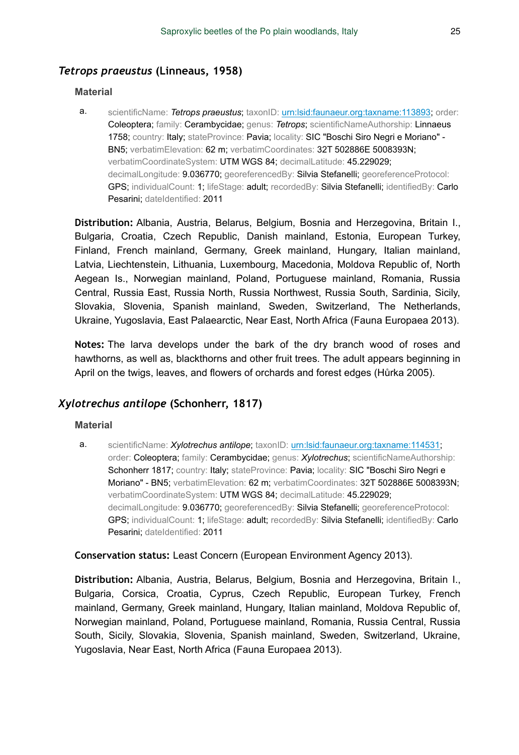## *Tetrops praeustus* (Linneaus, 1958)

### Material

a. scientificName: *Tetrops praeustus*; taxonID: urn:lsid:faunaeur.org:taxname:113893; order: Coleoptera; family: Cerambycidae; genus: *Tetrops*; scientificNameAuthorship: Linnaeus 1758; country: Italy; stateProvince: Pavia; locality: SIC "Boschi Siro Negri e Moriano" - BN5; verbatimElevation: 62 m; verbatimCoordinates: 32T 502886E 5008393N; verbatimCoordinateSystem: UTM WGS 84; decimalLatitude: 45.229029; decimalLongitude: 9.036770; georeferencedBy: Silvia Stefanelli; georeferenceProtocol: GPS; individualCount: 1; lifeStage: adult; recordedBy: Silvia Stefanelli; identifiedBy: Carlo Pesarini; dateIdentified: 2011

**Distribution:** Albania, Austria, Belarus, Belgium, Bosnia and Herzegovina, Britain I., Bulgaria, Croatia, Czech Republic, Danish mainland, Estonia, European Turkey, Finland, French mainland, Germany, Greek mainland, Hungary, Italian mainland, Latvia, Liechtenstein, Lithuania, Luxembourg, Macedonia, Moldova Republic of, North Aegean Is., Norwegian mainland, Poland, Portuguese mainland, Romania, Russia Central, Russia East, Russia North, Russia Northwest, Russia South, Sardinia, Sicily, Slovakia, Slovenia, Spanish mainland, Sweden, Switzerland, The Netherlands, Ukraine, Yugoslavia, East Palaearctic, Near East, North Africa (Fauna Europaea 2013).

**Notes:** The larva develops under the bark of the dry branch wood of roses and hawthorns, as well as, blackthorns and other fruit trees. The adult appears beginning in April on the twigs, leaves, and flowers of orchards and forest edges (Hůrka 2005).

## *Xylotrechus antilope* (Schonherr, 1817)

### Material

a. scientificName: *Xylotrechus antilope*; taxonID: urn:lsid:faunaeur.org:taxname:114531; order: Coleoptera; family: Cerambycidae; genus: *Xylotrechus*; scientificNameAuthorship: Schonherr 1817; country: Italy; stateProvince: Pavia; locality: SIC "Boschi Siro Negri e Moriano" - BN5; verbatimElevation: 62 m; verbatimCoordinates: 32T 502886E 5008393N; verbatimCoordinateSystem: UTM WGS 84; decimalLatitude: 45.229029; decimalLongitude: 9.036770; georeferencedBy: Silvia Stefanelli; georeferenceProtocol: GPS; individualCount: 1; lifeStage: adult; recordedBy: Silvia Stefanelli; identifiedBy: Carlo Pesarini; dateIdentified: 2011

**Conservation status:** Least Concern (European Environment Agency 2013).

**Distribution:** Albania, Austria, Belarus, Belgium, Bosnia and Herzegovina, Britain I., Bulgaria, Corsica, Croatia, Cyprus, Czech Republic, European Turkey, French mainland, Germany, Greek mainland, Hungary, Italian mainland, Moldova Republic of, Norwegian mainland, Poland, Portuguese mainland, Romania, Russia Central, Russia South, Sicily, Slovakia, Slovenia, Spanish mainland, Sweden, Switzerland, Ukraine, Yugoslavia, Near East, North Africa (Fauna Europaea 2013).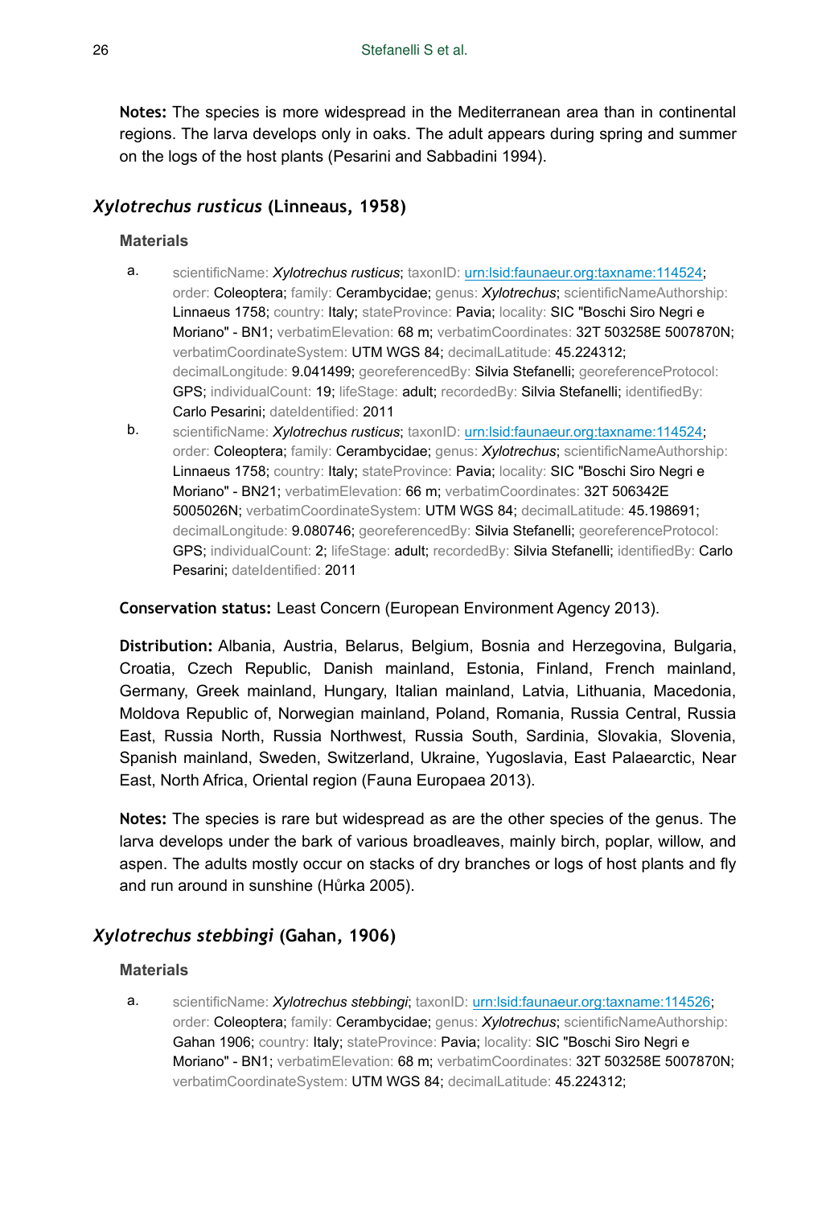**Notes:** The species is more widespread in the Mediterranean area than in continental regions. The larva develops only in oaks. The adult appears during spring and summer on the logs of the host plants (Pesarini and Sabbadini 1994).

## *Xylotrechus rusticus* (Linneaus, 1958)

### Materials

a. scientificName: *Xylotrechus rusticus*; taxonID: urn:lsid:faunaeur.org:taxname:114524; order: Coleoptera; family: Cerambycidae; genus: *Xylotrechus*; scientificNameAuthorship: Linnaeus 1758; country: Italy; stateProvince: Pavia; locality: SIC "Boschi Siro Negri e Moriano" - BN1; verbatimElevation: 68 m; verbatimCoordinates: 32T 503258E 5007870N; verbatimCoordinateSystem: UTM WGS 84; decimalLatitude: 45.224312; decimalLongitude: 9.041499; georeferencedBy: Silvia Stefanelli; georeferenceProtocol: GPS; individualCount: 19; lifeStage: adult; recordedBy: Silvia Stefanelli; identifiedBy: Carlo Pesarini; dateIdentified: 2011

b. scientificName: *Xylotrechus rusticus*; taxonID: urn:lsid:faunaeur.org:taxname:114524; order: Coleoptera; family: Cerambycidae; genus: *Xylotrechus*; scientificNameAuthorship: Linnaeus 1758; country: Italy; stateProvince: Pavia; locality: SIC "Boschi Siro Negri e Moriano" - BN21; verbatimElevation: 66 m; verbatimCoordinates: 32T 506342E 5005026N; verbatimCoordinateSystem: UTM WGS 84; decimalLatitude: 45.198691; decimalLongitude: 9.080746; georeferencedBy: Silvia Stefanelli; georeferenceProtocol: GPS; individualCount: 2; lifeStage: adult; recordedBy: Silvia Stefanelli; identifiedBy: Carlo Pesarini; dateIdentified: 2011

**Conservation status:** Least Concern (European Environment Agency 2013).

**Distribution:** Albania, Austria, Belarus, Belgium, Bosnia and Herzegovina, Bulgaria, Croatia, Czech Republic, Danish mainland, Estonia, Finland, French mainland, Germany, Greek mainland, Hungary, Italian mainland, Latvia, Lithuania, Macedonia, Moldova Republic of, Norwegian mainland, Poland, Romania, Russia Central, Russia East, Russia North, Russia Northwest, Russia South, Sardinia, Slovakia, Slovenia, Spanish mainland, Sweden, Switzerland, Ukraine, Yugoslavia, East Palaearctic, Near East, North Africa, Oriental region (Fauna Europaea 2013).

**Notes:** The species is rare but widespread as are the other species of the genus. The larva develops under the bark of various broadleaves, mainly birch, poplar, willow, and aspen. The adults mostly occur on stacks of dry branches or logs of host plants and fly and run around in sunshine (Hůrka 2005).

## *Xylotrechus stebbingi* (Gahan, 1906)

### Materials

a. scientificName: *Xylotrechus stebbingi*; taxonID: urn:lsid:faunaeur.org:taxname:114526; order: Coleoptera; family: Cerambycidae; genus: *Xylotrechus*; scientificNameAuthorship: Gahan 1906; country: Italy; stateProvince: Pavia; locality: SIC "Boschi Siro Negri e Moriano" - BN1; verbatimElevation: 68 m; verbatimCoordinates: 32T 503258E 5007870N; verbatimCoordinateSystem: UTM WGS 84; decimalLatitude: 45.224312;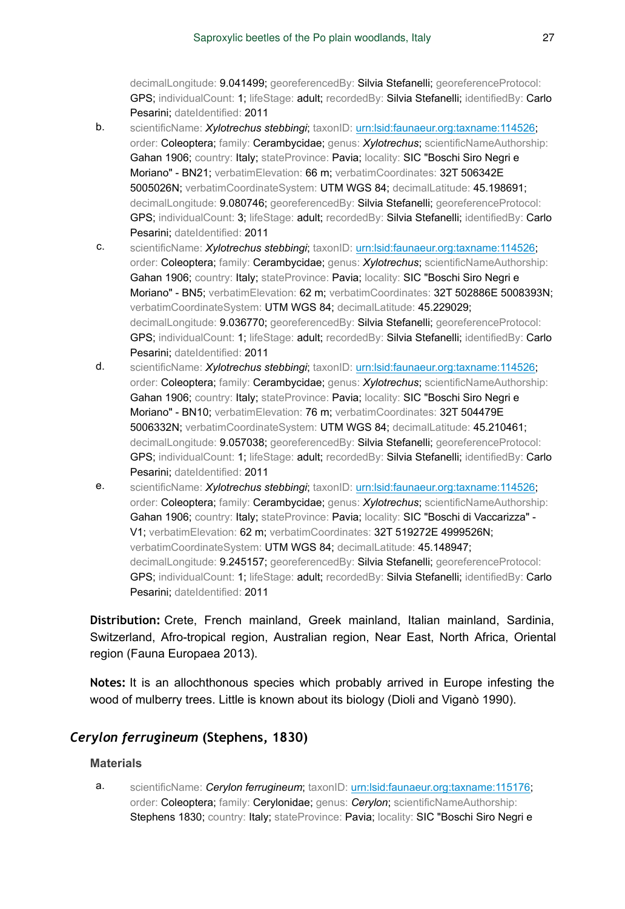decimalLongitude: 9.041499; georeferencedBy: Silvia Stefanelli; georeferenceProtocol: GPS; individualCount: 1; lifeStage: adult; recordedBy: Silvia Stefanelli; identifiedBy: Carlo Pesarini; dateIdentified: 2011

b. scientificName: *Xylotrechus stebbingi*; taxonID: [urn:lsid:faunaeur.org:taxname:114526](urn:lsid:faunaeur.org:taxname:114526); order: Coleoptera; family: Cerambycidae; genus: *Xylotrechus*; scientificNameAuthorship: Gahan 1906; country: Italy; stateProvince: Pavia; locality: SIC "Boschi Siro Negri e Moriano" - BN21; verbatimElevation: 66 m; verbatimCoordinates: 32T 506342E 5005026N; verbatimCoordinateSystem: UTM WGS 84; decimalLatitude: 45.198691; decimalLongitude: 9.080746; georeferencedBy: Silvia Stefanelli; georeferenceProtocol: GPS; individualCount: 3; lifeStage: adult; recordedBy: Silvia Stefanelli; identifiedBy: Carlo Pesarini; dateIdentified: 2011

c. scientificName: *Xylotrechus stebbingi*; taxonID: [urn:lsid:faunaeur.org:taxname:114526](urn:lsid:faunaeur.org:taxname:114526); order: Coleoptera; family: Cerambycidae; genus: *Xylotrechus*; scientificNameAuthorship: Gahan 1906; country: Italy; stateProvince: Pavia; locality: SIC "Boschi Siro Negri e Moriano" - BN5; verbatimElevation: 62 m; verbatimCoordinates: 32T 502886E 5008393N; verbatimCoordinateSystem: UTM WGS 84; decimalLatitude: 45.229029; decimalLongitude: 9.036770; georeferencedBy: Silvia Stefanelli; georeferenceProtocol: GPS; individualCount: 1; lifeStage: adult; recordedBy: Silvia Stefanelli; identifiedBy: Carlo Pesarini; dateIdentified: 2011

d. scientificName: *Xylotrechus stebbingi*; taxonID: [urn:lsid:faunaeur.org:taxname:114526](urn:lsid:faunaeur.org:taxname:114526); order: Coleoptera; family: Cerambycidae; genus: *Xylotrechus*; scientificNameAuthorship: Gahan 1906; country: Italy; stateProvince: Pavia; locality: SIC "Boschi Siro Negri e Moriano" - BN10; verbatimElevation: 76 m; verbatimCoordinates: 32T 504479E 5006332N; verbatimCoordinateSystem: UTM WGS 84; decimalLatitude: 45.210461; decimalLongitude: 9.057038; georeferencedBy: Silvia Stefanelli; georeferenceProtocol: GPS; individualCount: 1; lifeStage: adult; recordedBy: Silvia Stefanelli; identifiedBy: Carlo Pesarini; dateIdentified: 2011

e. scientificName: *Xylotrechus stebbingi*; taxonID: [urn:lsid:faunaeur.org:taxname:114526](urn:lsid:faunaeur.org:taxname:114526); order: Coleoptera; family: Cerambycidae; genus: *Xylotrechus*; scientificNameAuthorship: Gahan 1906; country: Italy; stateProvince: Pavia; locality: SIC "Boschi di Vaccarizza" - V1; verbatimElevation: 62 m; verbatimCoordinates: 32T 519272E 4999526N; verbatimCoordinateSystem: UTM WGS 84; decimalLatitude: 45.148947; decimalLongitude: 9.245157; georeferencedBy: Silvia Stefanelli; georeferenceProtocol: GPS; individualCount: 1; lifeStage: adult; recordedBy: Silvia Stefanelli; identifiedBy: Carlo Pesarini; dateIdentified: 2011

**Distribution:** Crete, French mainland, Greek mainland, Italian mainland, Sardinia, Switzerland, Afro-tropical region, Australian region, Near East, North Africa, Oriental region (Fauna Europaea 2013).

**Notes:** It is an allochthonous species which probably arrived in Europe infesting the wood of mulberry trees. Little is known about its biology (Dioli and Viganò 1990).

## *Cerylon ferrugineum* (Stephens, 1830)

### Materials

a. scientificName: *Cerylon ferrugineum*; taxonID: [urn:lsid:faunaeur.org:taxname:115176](urn:lsid:faunaeur.org:taxname:115176); order: Coleoptera; family: Cerylonidae; genus: *Cerylon*; scientificNameAuthorship: Stephens 1830; country: Italy; stateProvince: Pavia; locality: SIC "Boschi Siro Negri e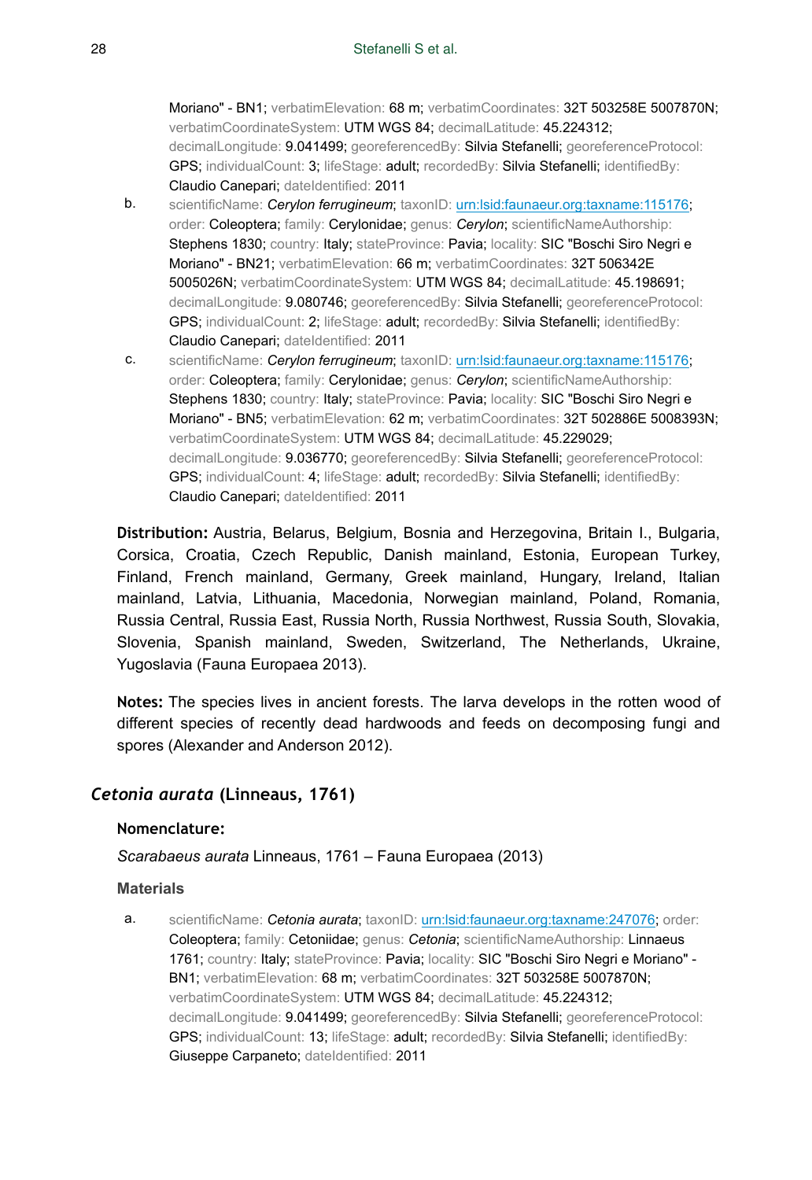Moriano" - BN1; verbatimElevation: 68 m; verbatimCoordinates: 32T 503258E 5007870N; verbatimCoordinateSystem: UTM WGS 84; decimalLatitude: 45.224312; decimalLongitude: 9.041499; georeferencedBy: Silvia Stefanelli; georeferenceProtocol: GPS; individualCount: 3; lifeStage: adult; recordedBy: Silvia Stefanelli; identifiedBy: Claudio Canepari; dateIdentified: 2011

b. scientificName: *Cerylon ferrugineum*; taxonID: urn:lsid:faunaeur.org:taxname:115176; order: Coleoptera; family: Cerylonidae; genus: *Cerylon*; scientificNameAuthorship: Stephens 1830; country: Italy; stateProvince: Pavia; locality: SIC "Boschi Siro Negri e Moriano" - BN21; verbatimElevation: 66 m; verbatimCoordinates: 32T 506342E 5005026N; verbatimCoordinateSystem: UTM WGS 84; decimalLatitude: 45.198691; decimalLongitude: 9.080746; georeferencedBy: Silvia Stefanelli; georeferenceProtocol: GPS; individualCount: 2; lifeStage: adult; recordedBy: Silvia Stefanelli; identifiedBy: Claudio Canepari; dateIdentified: 2011

c. scientificName: *Cerylon ferrugineum*; taxonID: urn:lsid:faunaeur.org:taxname:115176; order: Coleoptera; family: Cerylonidae; genus: *Cerylon*; scientificNameAuthorship: Stephens 1830; country: Italy; stateProvince: Pavia; locality: SIC "Boschi Siro Negri e Moriano" - BN5; verbatimElevation: 62 m; verbatimCoordinates: 32T 502886E 5008393N; verbatimCoordinateSystem: UTM WGS 84; decimalLatitude: 45.229029; decimalLongitude: 9.036770; georeferencedBy: Silvia Stefanelli; georeferenceProtocol: GPS; individualCount: 4; lifeStage: adult; recordedBy: Silvia Stefanelli; identifiedBy: Claudio Canepari; dateIdentified: 2011

**Distribution:** Austria, Belarus, Belgium, Bosnia and Herzegovina, Britain I., Bulgaria, Corsica, Croatia, Czech Republic, Danish mainland, Estonia, European Turkey, Finland, French mainland, Germany, Greek mainland, Hungary, Ireland, Italian mainland, Latvia, Lithuania, Macedonia, Norwegian mainland, Poland, Romania, Russia Central, Russia East, Russia North, Russia Northwest, Russia South, Slovakia, Slovenia, Spanish mainland, Sweden, Switzerland, The Netherlands, Ukraine, Yugoslavia (Fauna Europaea 2013).

**Notes:** The species lives in ancient forests. The larva develops in the rotten wood of different species of recently dead hardwoods and feeds on decomposing fungi and spores (Alexander and Anderson 2012).

## *Cetonia aurata* (Linneaus, 1761)

### Nomenclature:

*Scarabaeus aurata* Linneaus, 1761 – Fauna Europaea (2013)

### Materials

a. scientificName: *Cetonia aurata*; taxonID: urn:lsid:faunaeur.org:taxname:247076; order: Coleoptera; family: Cetoniidae; genus: *Cetonia*; scientificNameAuthorship: Linnaeus 1761; country: Italy; stateProvince: Pavia; locality: SIC "Boschi Siro Negri e Moriano" - BN1; verbatimElevation: 68 m; verbatimCoordinates: 32T 503258E 5007870N; verbatimCoordinateSystem: UTM WGS 84; decimalLatitude: 45.224312; decimalLongitude: 9.041499; georeferencedBy: Silvia Stefanelli; georeferenceProtocol: GPS; individualCount: 13; lifeStage: adult; recordedBy: Silvia Stefanelli; identifiedBy: Giuseppe Carpaneto; dateIdentified: 2011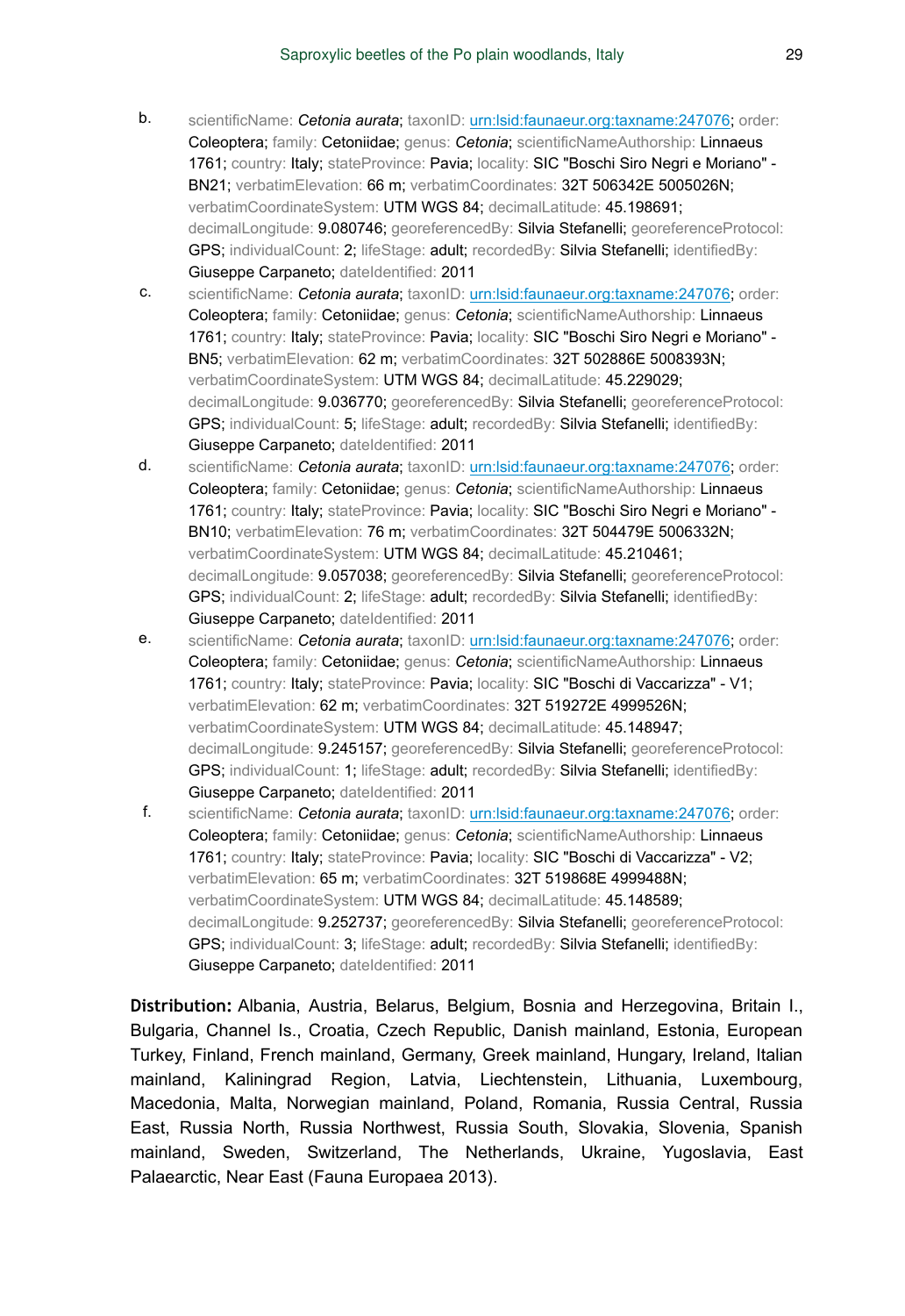b. scientificName: *Cetonia aurata*; taxonID: [urn:lsid:faunaeur.org:taxname:247076](urn:lsid:faunaeur.org:taxname:247076); order: Coleoptera; family: Cetoniidae; genus: *Cetonia*; scientificNameAuthorship: Linnaeus 1761; country: Italy; stateProvince: Pavia; locality: SIC "Boschi Siro Negri e Moriano" - BN21; verbatimElevation: 66 m; verbatimCoordinates: 32T 506342E 5005026N; verbatimCoordinateSystem: UTM WGS 84; decimalLatitude: 45.198691; decimalLongitude: 9.080746; georeferencedBy: Silvia Stefanelli; georeferenceProtocol: GPS; individualCount: 2; lifeStage: adult; recordedBy: Silvia Stefanelli; identifiedBy: Giuseppe Carpaneto; dateIdentified: 2011

c. scientificName: *Cetonia aurata*; taxonID: [urn:lsid:faunaeur.org:taxname:247076](urn:lsid:faunaeur.org:taxname:247076); order: Coleoptera; family: Cetoniidae; genus: *Cetonia*; scientificNameAuthorship: Linnaeus 1761; country: Italy; stateProvince: Pavia; locality: SIC "Boschi Siro Negri e Moriano" - BN5; verbatimElevation: 62 m; verbatimCoordinates: 32T 502886E 5008393N; verbatimCoordinateSystem: UTM WGS 84; decimalLatitude: 45.229029; decimalLongitude: 9.036770; georeferencedBy: Silvia Stefanelli; georeferenceProtocol: GPS; individualCount: 5; lifeStage: adult; recordedBy: Silvia Stefanelli; identifiedBy: Giuseppe Carpaneto; dateIdentified: 2011

d. scientificName: *Cetonia aurata*; taxonID: [urn:lsid:faunaeur.org:taxname:247076](urn:lsid:faunaeur.org:taxname:247076); order: Coleoptera; family: Cetoniidae; genus: *Cetonia*; scientificNameAuthorship: Linnaeus 1761; country: Italy; stateProvince: Pavia; locality: SIC "Boschi Siro Negri e Moriano" - BN10; verbatimElevation: 76 m; verbatimCoordinates: 32T 504479E 5006332N; verbatimCoordinateSystem: UTM WGS 84; decimalLatitude: 45.210461; decimalLongitude: 9.057038; georeferencedBy: Silvia Stefanelli; georeferenceProtocol: GPS; individualCount: 2; lifeStage: adult; recordedBy: Silvia Stefanelli; identifiedBy: Giuseppe Carpaneto; dateIdentified: 2011

e. scientificName: *Cetonia aurata*; taxonID: [urn:lsid:faunaeur.org:taxname:247076](urn:lsid:faunaeur.org:taxname:247076); order: Coleoptera; family: Cetoniidae; genus: *Cetonia*; scientificNameAuthorship: Linnaeus 1761; country: Italy; stateProvince: Pavia; locality: SIC "Boschi di Vaccarizza" - V1; verbatimElevation: 62 m; verbatimCoordinates: 32T 519272E 4999526N; verbatimCoordinateSystem: UTM WGS 84; decimalLatitude: 45.148947; decimalLongitude: 9.245157; georeferencedBy: Silvia Stefanelli; georeferenceProtocol: GPS; individualCount: 1; lifeStage: adult; recordedBy: Silvia Stefanelli; identifiedBy: Giuseppe Carpaneto; dateIdentified: 2011

f. scientificName: *Cetonia aurata*; taxonID: [urn:lsid:faunaeur.org:taxname:247076](urn:lsid:faunaeur.org:taxname:247076); order: Coleoptera; family: Cetoniidae; genus: *Cetonia*; scientificNameAuthorship: Linnaeus 1761; country: Italy; stateProvince: Pavia; locality: SIC "Boschi di Vaccarizza" - V2; verbatimElevation: 65 m; verbatimCoordinates: 32T 519868E 4999488N; verbatimCoordinateSystem: UTM WGS 84; decimalLatitude: 45.148589; decimalLongitude: 9.252737; georeferencedBy: Silvia Stefanelli; georeferenceProtocol: GPS; individualCount: 3; lifeStage: adult; recordedBy: Silvia Stefanelli; identifiedBy: Giuseppe Carpaneto; dateIdentified: 2011

**Distribution:** Albania, Austria, Belarus, Belgium, Bosnia and Herzegovina, Britain I., Bulgaria, Channel Is., Croatia, Czech Republic, Danish mainland, Estonia, European Turkey, Finland, French mainland, Germany, Greek mainland, Hungary, Ireland, Italian mainland, Kaliningrad Region, Latvia, Liechtenstein, Lithuania, Luxembourg, Macedonia, Malta, Norwegian mainland, Poland, Romania, Russia Central, Russia East, Russia North, Russia Northwest, Russia South, Slovakia, Slovenia, Spanish mainland, Sweden, Switzerland, The Netherlands, Ukraine, Yugoslavia, East Palaearctic, Near East (Fauna Europaea 2013).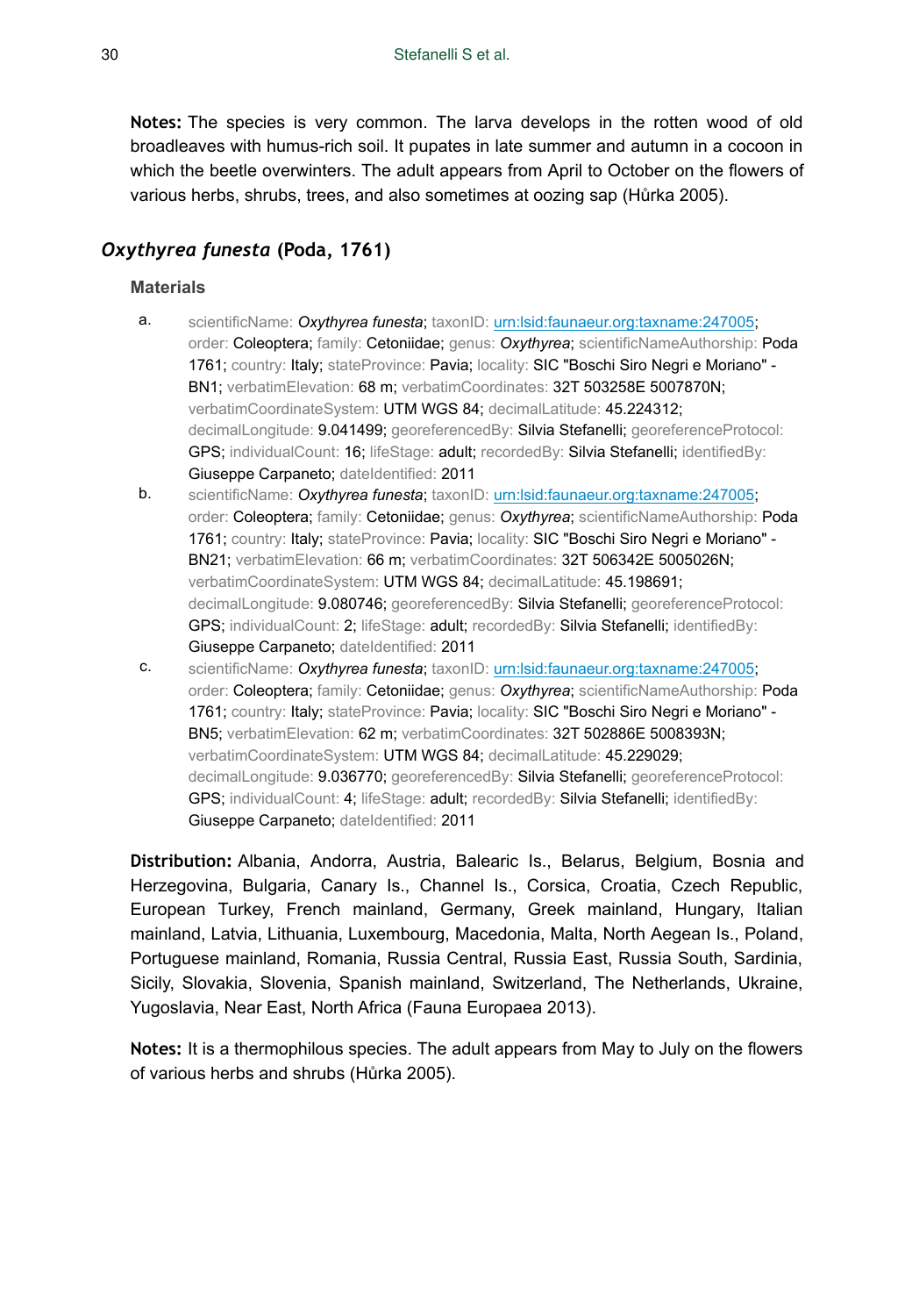**Notes:** The species is very common. The larva develops in the rotten wood of old broadleaves with humus-rich soil. It pupates in late summer and autumn in a cocoon in which the beetle overwinters. The adult appears from April to October on the flowers of various herbs, shrubs, trees, and also sometimes at oozing sap (Hůrka 2005).

## *Oxythyrea funesta* (Poda, 1761)

### Materials

a. scientificName: *Oxythyrea funesta*; taxonID: [urn:lsid:faunaeur.org:taxname:247005](urn:lsid:faunaeur.org:taxname:247005); order: Coleoptera; family: Cetoniidae; genus: *Oxythyrea*; scientificNameAuthorship: Poda 1761; country: Italy; stateProvince: Pavia; locality: SIC "Boschi Siro Negri e Moriano" - BN1; verbatimElevation: 68 m; verbatimCoordinates: 32T 503258E 5007870N; verbatimCoordinateSystem: UTM WGS 84; decimalLatitude: 45.224312; decimalLongitude: 9.041499; georeferencedBy: Silvia Stefanelli; georeferenceProtocol: GPS; individualCount: 16; lifeStage: adult; recordedBy: Silvia Stefanelli; identifiedBy: Giuseppe Carpaneto; dateIdentified: 2011

b. scientificName: *Oxythyrea funesta*; taxonID: [urn:lsid:faunaeur.org:taxname:247005](urn:lsid:faunaeur.org:taxname:247005); order: Coleoptera; family: Cetoniidae; genus: *Oxythyrea*; scientificNameAuthorship: Poda 1761; country: Italy; stateProvince: Pavia; locality: SIC "Boschi Siro Negri e Moriano" - BN21; verbatimElevation: 66 m; verbatimCoordinates: 32T 506342E 5005026N; verbatimCoordinateSystem: UTM WGS 84; decimalLatitude: 45.198691; decimalLongitude: 9.080746; georeferencedBy: Silvia Stefanelli; georeferenceProtocol: GPS; individualCount: 2; lifeStage: adult; recordedBy: Silvia Stefanelli; identifiedBy: Giuseppe Carpaneto; dateIdentified: 2011

c. scientificName: *Oxythyrea funesta*; taxonID: [urn:lsid:faunaeur.org:taxname:247005](urn:lsid:faunaeur.org:taxname:247005); order: Coleoptera; family: Cetoniidae; genus: *Oxythyrea*; scientificNameAuthorship: Poda 1761; country: Italy; stateProvince: Pavia; locality: SIC "Boschi Siro Negri e Moriano" - BN5; verbatimElevation: 62 m; verbatimCoordinates: 32T 502886E 5008393N; verbatimCoordinateSystem: UTM WGS 84; decimalLatitude: 45.229029; decimalLongitude: 9.036770; georeferencedBy: Silvia Stefanelli; georeferenceProtocol: GPS; individualCount: 4; lifeStage: adult; recordedBy: Silvia Stefanelli; identifiedBy: Giuseppe Carpaneto; dateIdentified: 2011

**Distribution:** Albania, Andorra, Austria, Balearic Is., Belarus, Belgium, Bosnia and Herzegovina, Bulgaria, Canary Is., Channel Is., Corsica, Croatia, Czech Republic, European Turkey, French mainland, Germany, Greek mainland, Hungary, Italian mainland, Latvia, Lithuania, Luxembourg, Macedonia, Malta, North Aegean Is., Poland, Portuguese mainland, Romania, Russia Central, Russia East, Russia South, Sardinia, Sicily, Slovakia, Slovenia, Spanish mainland, Switzerland, The Netherlands, Ukraine, Yugoslavia, Near East, North Africa (Fauna Europaea 2013).

**Notes:** It is a thermophilous species. The adult appears from May to July on the flowers of various herbs and shrubs (Hůrka 2005).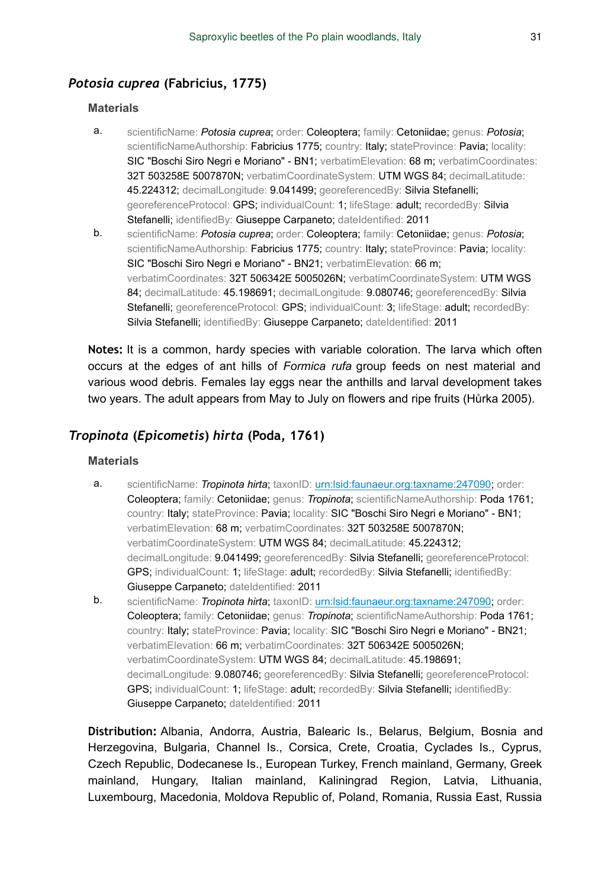## *Potosia cuprea* (Fabricius, 1775)

#### Materials

a. scientificName: *Potosia cuprea*; order: Coleoptera; family: Cetoniidae; genus: *Potosia*; scientificNameAuthorship: Fabricius 1775; country: Italy; stateProvince: Pavia; locality: SIC "Boschi Siro Negri e Moriano" - BN1; verbatimElevation: 68 m; verbatimCoordinates: 32T 503258E 5007870N; verbatimCoordinateSystem: UTM WGS 84; decimalLatitude: 45.224312; decimalLongitude: 9.041499; georeferencedBy: Silvia Stefanelli; georeferenceProtocol: GPS; individualCount: 1; lifeStage: adult; recordedBy: Silvia Stefanelli; identifiedBy: Giuseppe Carpaneto; dateIdentified: 2011

b. scientificName: *Potosia cuprea*; order: Coleoptera; family: Cetoniidae; genus: *Potosia*; scientificNameAuthorship: Fabricius 1775; country: Italy; stateProvince: Pavia; locality: SIC "Boschi Siro Negri e Moriano" - BN21; verbatimElevation: 66 m; verbatimCoordinates: 32T 506342E 5005026N; verbatimCoordinateSystem: UTM WGS 84; decimalLatitude: 45.198691; decimalLongitude: 9.080746; georeferencedBy: Silvia Stefanelli; georeferenceProtocol: GPS; individualCount: 3; lifeStage: adult; recordedBy: Silvia Stefanelli; identifiedBy: Giuseppe Carpaneto; dateIdentified: 2011

**Notes:** It is a common, hardy species with variable coloration. The larva which often occurs at the edges of ant hills of *Formica rufa* group feeds on nest material and various wood debris. Females lay eggs near the anthills and larval development takes two years. The adult appears from May to July on flowers and ripe fruits (Hůrka 2005).

## *Tropinota* (*Epicometis*) *hirta* (Poda, 1761)

#### Materials

a. scientificName: *Tropinota hirta*; taxonID: urn:lsid:faunaeur.org:taxname:247090; order: Coleoptera; family: Cetoniidae; genus: *Tropinota*; scientificNameAuthorship: Poda 1761; country: Italy; stateProvince: Pavia; locality: SIC "Boschi Siro Negri e Moriano" - BN1; verbatimElevation: 68 m; verbatimCoordinates: 32T 503258E 5007870N; verbatimCoordinateSystem: UTM WGS 84; decimalLatitude: 45.224312; decimalLongitude: 9.041499; georeferencedBy: Silvia Stefanelli; georeferenceProtocol: GPS; individualCount: 1; lifeStage: adult; recordedBy: Silvia Stefanelli; identifiedBy: Giuseppe Carpaneto; dateIdentified: 2011

b. scientificName: *Tropinota hirta*; taxonID: urn:lsid:faunaeur.org:taxname:247090; order: Coleoptera; family: Cetoniidae; genus: *Tropinota*; scientificNameAuthorship: Poda 1761; country: Italy; stateProvince: Pavia; locality: SIC "Boschi Siro Negri e Moriano" - BN21; verbatimElevation: 66 m; verbatimCoordinates: 32T 506342E 5005026N; verbatimCoordinateSystem: UTM WGS 84; decimalLatitude: 45.198691; decimalLongitude: 9.080746; georeferencedBy: Silvia Stefanelli; georeferenceProtocol: GPS; individualCount: 1; lifeStage: adult; recordedBy: Silvia Stefanelli; identifiedBy: Giuseppe Carpaneto; dateIdentified: 2011

**Distribution:** Albania, Andorra, Austria, Balearic Is., Belarus, Belgium, Bosnia and Herzegovina, Bulgaria, Channel Is., Corsica, Crete, Croatia, Cyclades Is., Cyprus, Czech Republic, Dodecanese Is., European Turkey, French mainland, Germany, Greek mainland, Hungary, Italian mainland, Kaliningrad Region, Latvia, Lithuania, Luxembourg, Macedonia, Moldova Republic of, Poland, Romania, Russia East, Russia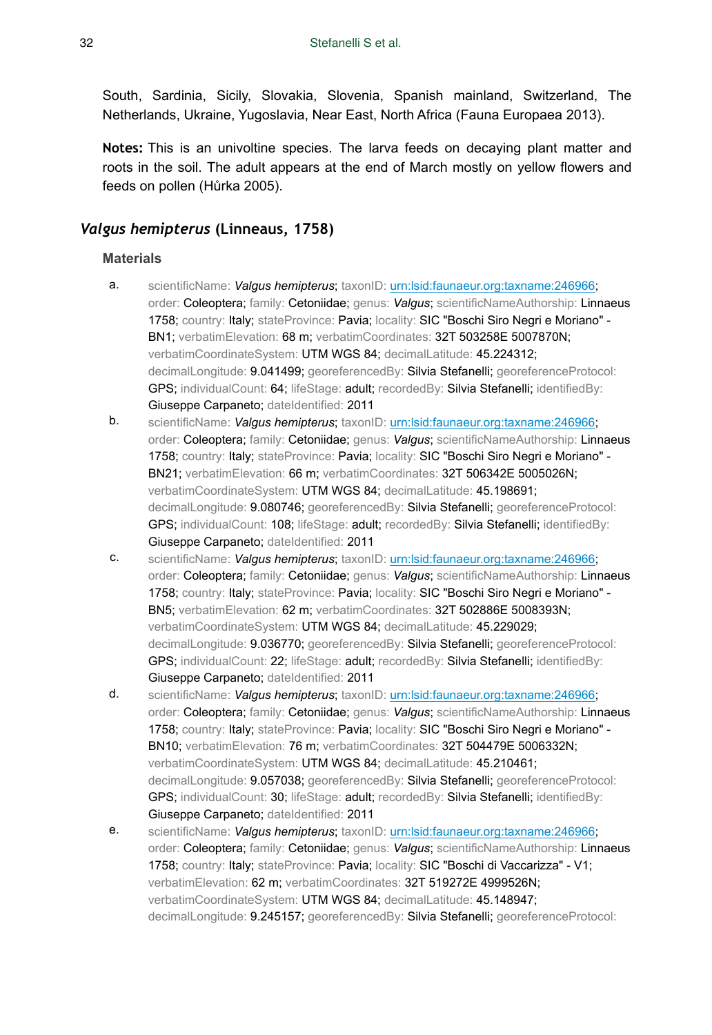South, Sardinia, Sicily, Slovakia, Slovenia, Spanish mainland, Switzerland, The Netherlands, Ukraine, Yugoslavia, Near East, North Africa (Fauna Europaea 2013).

**Notes:** This is an univoltine species. The larva feeds on decaying plant matter and roots in the soil. The adult appears at the end of March mostly on yellow flowers and feeds on pollen (Hůrka 2005).

## *Valgus hemipterus* (Linneaus, 1758)

### Materials

a. scientificName: *Valgus hemipterus*; taxonID: urn:lsid:faunaeur.org:taxname:246966; order: Coleoptera; family: Cetoniidae; genus: *Valgus*; scientificNameAuthorship: Linnaeus 1758; country: Italy; stateProvince: Pavia; locality: SIC "Boschi Siro Negri e Moriano" - BN1; verbatimElevation: 68 m; verbatimCoordinates: 32T 503258E 5007870N; verbatimCoordinateSystem: UTM WGS 84; decimalLatitude: 45.224312; decimalLongitude: 9.041499; georeferencedBy: Silvia Stefanelli; georeferenceProtocol: GPS; individualCount: 64; lifeStage: adult; recordedBy: Silvia Stefanelli; identifiedBy: Giuseppe Carpaneto; dateIdentified: 2011

b. scientificName: *Valgus hemipterus*; taxonID: urn:lsid:faunaeur.org:taxname:246966; order: Coleoptera; family: Cetoniidae; genus: *Valgus*; scientificNameAuthorship: Linnaeus 1758; country: Italy; stateProvince: Pavia; locality: SIC "Boschi Siro Negri e Moriano" - BN21; verbatimElevation: 66 m; verbatimCoordinates: 32T 506342E 5005026N; verbatimCoordinateSystem: UTM WGS 84; decimalLatitude: 45.198691; decimalLongitude: 9.080746; georeferencedBy: Silvia Stefanelli; georeferenceProtocol: GPS; individualCount: 108; lifeStage: adult; recordedBy: Silvia Stefanelli; identifiedBy: Giuseppe Carpaneto; dateIdentified: 2011

c. scientificName: *Valgus hemipterus*; taxonID: urn:lsid:faunaeur.org:taxname:246966; order: Coleoptera; family: Cetoniidae; genus: *Valgus*; scientificNameAuthorship: Linnaeus 1758; country: Italy; stateProvince: Pavia; locality: SIC "Boschi Siro Negri e Moriano" - BN5; verbatimElevation: 62 m; verbatimCoordinates: 32T 502886E 5008393N; verbatimCoordinateSystem: UTM WGS 84; decimalLatitude: 45.229029; decimalLongitude: 9.036770; georeferencedBy: Silvia Stefanelli; georeferenceProtocol: GPS; individualCount: 22; lifeStage: adult; recordedBy: Silvia Stefanelli; identifiedBy: Giuseppe Carpaneto; dateIdentified: 2011

d. scientificName: *Valgus hemipterus*; taxonID: urn:lsid:faunaeur.org:taxname:246966; order: Coleoptera; family: Cetoniidae; genus: *Valgus*; scientificNameAuthorship: Linnaeus 1758; country: Italy; stateProvince: Pavia; locality: SIC "Boschi Siro Negri e Moriano" - BN10; verbatimElevation: 76 m; verbatimCoordinates: 32T 504479E 5006332N; verbatimCoordinateSystem: UTM WGS 84; decimalLatitude: 45.210461; decimalLongitude: 9.057038; georeferencedBy: Silvia Stefanelli; georeferenceProtocol: GPS; individualCount: 30; lifeStage: adult; recordedBy: Silvia Stefanelli; identifiedBy: Giuseppe Carpaneto; dateIdentified: 2011

e. scientificName: *Valgus hemipterus*; taxonID: urn:lsid:faunaeur.org:taxname:246966; order: Coleoptera; family: Cetoniidae; genus: *Valgus*; scientificNameAuthorship: Linnaeus 1758; country: Italy; stateProvince: Pavia; locality: SIC "Boschi di Vaccarizza" - V1; verbatimElevation: 62 m; verbatimCoordinates: 32T 519272E 4999526N; verbatimCoordinateSystem: UTM WGS 84; decimalLatitude: 45.148947; decimalLongitude: 9.245157; georeferencedBy: Silvia Stefanelli; georeferenceProtocol: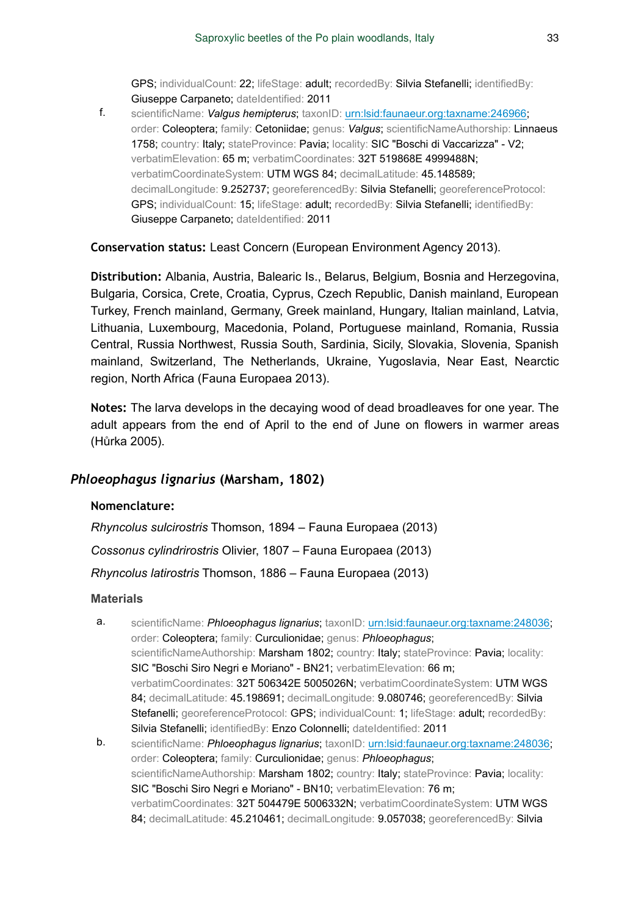GPS; individualCount: 22; lifeStage: adult; recordedBy: Silvia Stefanelli; identifiedBy: Giuseppe Carpaneto; dateIdentified: 2011

f. scientificName: *Valgus hemipterus*; taxonID: urn:lsid:faunaeur.org:taxname:246966; order: Coleoptera; family: Cetoniidae; genus: *Valgus*; scientificNameAuthorship: Linnaeus 1758; country: Italy; stateProvince: Pavia; locality: SIC "Boschi di Vaccarizza" - V2; verbatimElevation: 65 m; verbatimCoordinates: 32T 519868E 4999488N; verbatimCoordinateSystem: UTM WGS 84; decimalLatitude: 45.148589; decimalLongitude: 9.252737; georeferencedBy: Silvia Stefanelli; georeferenceProtocol: GPS; individualCount: 15; lifeStage: adult; recordedBy: Silvia Stefanelli; identifiedBy: Giuseppe Carpaneto; dateIdentified: 2011

**Conservation status:** Least Concern (European Environment Agency 2013).

**Distribution:** Albania, Austria, Balearic Is., Belarus, Belgium, Bosnia and Herzegovina, Bulgaria, Corsica, Crete, Croatia, Cyprus, Czech Republic, Danish mainland, European Turkey, French mainland, Germany, Greek mainland, Hungary, Italian mainland, Latvia, Lithuania, Luxembourg, Macedonia, Poland, Portuguese mainland, Romania, Russia Central, Russia Northwest, Russia South, Sardinia, Sicily, Slovakia, Slovenia, Spanish mainland, Switzerland, The Netherlands, Ukraine, Yugoslavia, Near East, Nearctic region, North Africa (Fauna Europaea 2013).

**Notes:** The larva develops in the decaying wood of dead broadleaves for one year. The adult appears from the end of April to the end of June on flowers in warmer areas (Hůrka 2005).

## *Phloeophagus lignarius* (Marsham, 1802)

### Nomenclature:

*Rhyncolus sulcirostris* Thomson, 1894 – Fauna Europaea (2013)

*Cossonus cylindrirostris* Olivier, 1807 – Fauna Europaea (2013)

*Rhyncolus latirostris* Thomson, 1886 – Fauna Europaea (2013)

### Materials

a. scientificName: *Phloeophagus lignarius*; taxonID: urn:lsid:faunaeur.org:taxname:248036; order: Coleoptera; family: Curculionidae; genus: *Phloeophagus*; scientificNameAuthorship: Marsham 1802; country: Italy; stateProvince: Pavia; locality: SIC "Boschi Siro Negri e Moriano" - BN21; verbatimElevation: 66 m; verbatimCoordinates: 32T 506342E 5005026N; verbatimCoordinateSystem: UTM WGS 84; decimalLatitude: 45.198691; decimalLongitude: 9.080746; georeferencedBy: Silvia Stefanelli; georeferenceProtocol: GPS; individualCount: 1; lifeStage: adult; recordedBy: Silvia Stefanelli; identifiedBy: Enzo Colonnelli; dateIdentified: 2011

b. scientificName: *Phloeophagus lignarius*; taxonID: urn:lsid:faunaeur.org:taxname:248036; order: Coleoptera; family: Curculionidae; genus: *Phloeophagus*; scientificNameAuthorship: Marsham 1802; country: Italy; stateProvince: Pavia; locality: SIC "Boschi Siro Negri e Moriano" - BN10; verbatimElevation: 76 m; verbatimCoordinates: 32T 504479E 5006332N; verbatimCoordinateSystem: UTM WGS 84; decimalLatitude: 45.210461; decimalLongitude: 9.057038; georeferencedBy: Silvia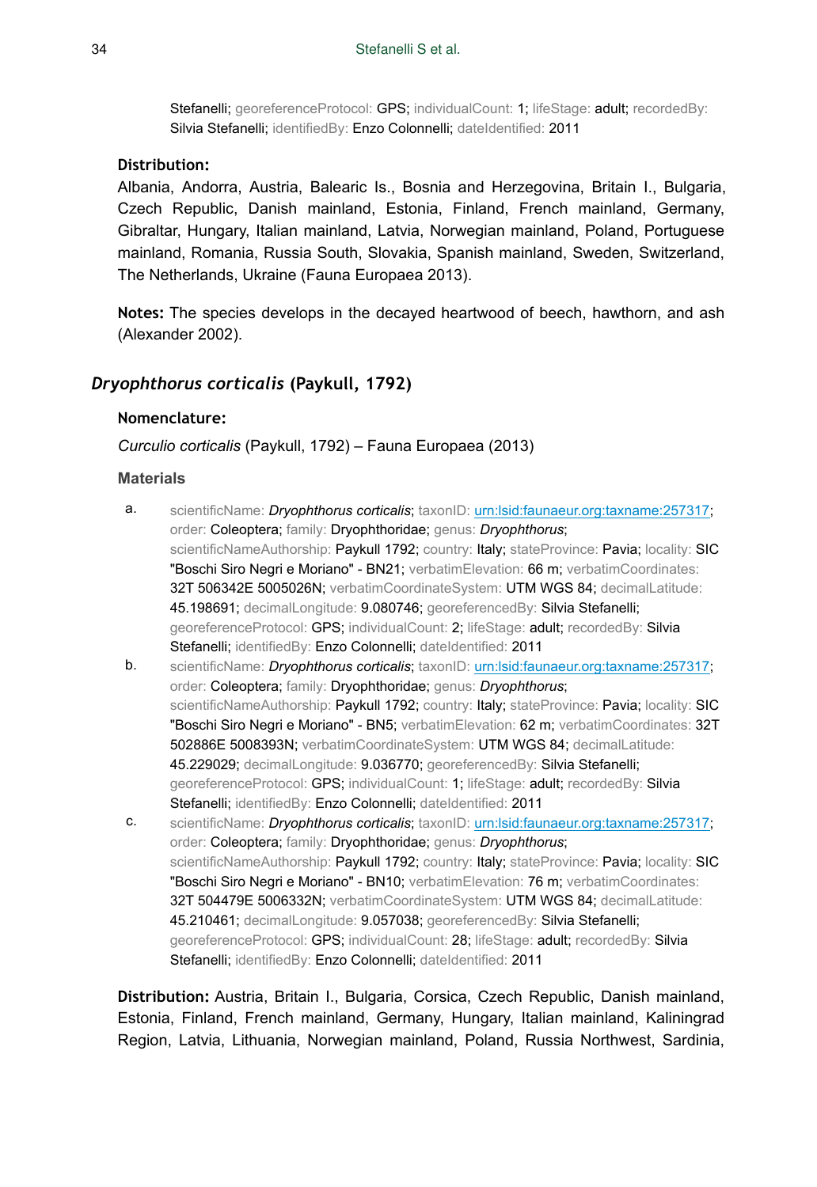Stefanelli; georeferenceProtocol: GPS; individualCount: 1; lifeStage: adult; recordedBy: Silvia Stefanelli; identifiedBy: Enzo Colonnelli; dateIdentified: 2011

**Distribution:**

Albania, Andorra, Austria, Balearic Is., Bosnia and Herzegovina, Britain I., Bulgaria, Czech Republic, Danish mainland, Estonia, Finland, French mainland, Germany, Gibraltar, Hungary, Italian mainland, Latvia, Norwegian mainland, Poland, Portuguese mainland, Romania, Russia South, Slovakia, Spanish mainland, Sweden, Switzerland, The Netherlands, Ukraine (Fauna Europaea 2013).

**Notes:** The species develops in the decayed heartwood of beech, hawthorn, and ash (Alexander 2002).

## *Dryophthorus corticalis* (Paykull, 1792)

**Nomenclature:**

*Curculio corticalis* (Paykull, 1792) – Fauna Europaea (2013)

**Materials**

a. scientificName: ***Dryophthorus corticalis***; taxonID: urn:lsid:faunaeur.org:taxname:257317; order: Coleoptera; family: Dryophthoridae; genus: *Dryophthorus*; scientificNameAuthorship: Paykull 1792; country: Italy; stateProvince: Pavia; locality: SIC "Boschi Siro Negri e Moriano" - BN21; verbatimElevation: 66 m; verbatimCoordinates: 32T 506342E 5005026N; verbatimCoordinateSystem: UTM WGS 84; decimalLatitude: 45.198691; decimalLongitude: 9.080746; georeferencedBy: Silvia Stefanelli; georeferenceProtocol: GPS; individualCount: 2; lifeStage: adult; recordedBy: Silvia Stefanelli; identifiedBy: Enzo Colonnelli; dateIdentified: 2011

b. scientificName: ***Dryophthorus corticalis***; taxonID: urn:lsid:faunaeur.org:taxname:257317; order: Coleoptera; family: Dryophthoridae; genus: *Dryophthorus*; scientificNameAuthorship: Paykull 1792; country: Italy; stateProvince: Pavia; locality: SIC "Boschi Siro Negri e Moriano" - BN5; verbatimElevation: 62 m; verbatimCoordinates: 32T 502886E 5008393N; verbatimCoordinateSystem: UTM WGS 84; decimalLatitude: 45.229029; decimalLongitude: 9.036770; georeferencedBy: Silvia Stefanelli; georeferenceProtocol: GPS; individualCount: 1; lifeStage: adult; recordedBy: Silvia Stefanelli; identifiedBy: Enzo Colonnelli; dateIdentified: 2011

c. scientificName: ***Dryophthorus corticalis***; taxonID: urn:lsid:faunaeur.org:taxname:257317; order: Coleoptera; family: Dryophthoridae; genus: *Dryophthorus*; scientificNameAuthorship: Paykull 1792; country: Italy; stateProvince: Pavia; locality: SIC "Boschi Siro Negri e Moriano" - BN10; verbatimElevation: 76 m; verbatimCoordinates: 32T 504479E 5006332N; verbatimCoordinateSystem: UTM WGS 84; decimalLatitude: 45.210461; decimalLongitude: 9.057038; georeferencedBy: Silvia Stefanelli; georeferenceProtocol: GPS; individualCount: 28; lifeStage: adult; recordedBy: Silvia Stefanelli; identifiedBy: Enzo Colonnelli; dateIdentified: 2011

**Distribution:** Austria, Britain I., Bulgaria, Corsica, Czech Republic, Danish mainland, Estonia, Finland, French mainland, Germany, Hungary, Italian mainland, Kaliningrad Region, Latvia, Lithuania, Norwegian mainland, Poland, Russia Northwest, Sardinia,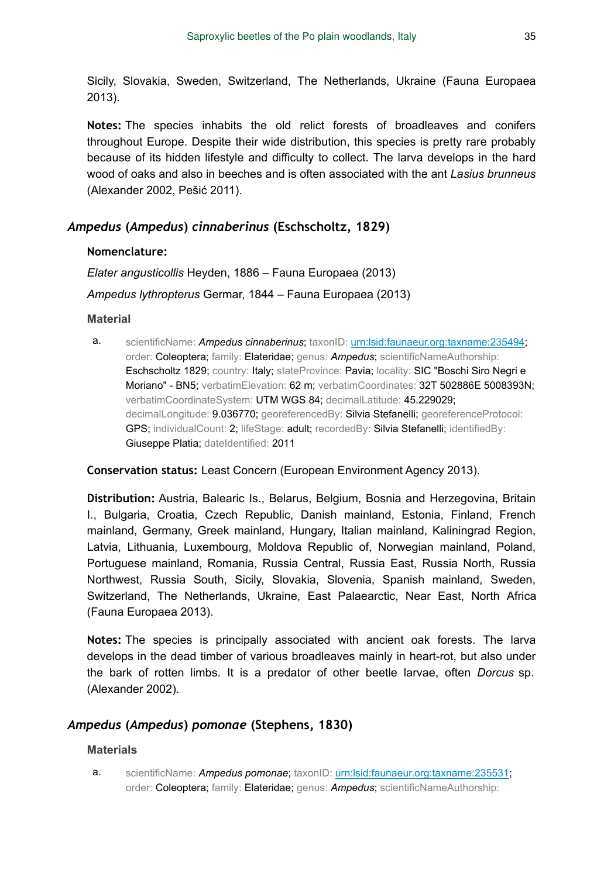Sicily, Slovakia, Sweden, Switzerland, The Netherlands, Ukraine (Fauna Europaea 2013).

**Notes:** The species inhabits the old relict forests of broadleaves and conifers throughout Europe. Despite their wide distribution, this species is pretty rare probably because of its hidden lifestyle and difficulty to collect. The larva develops in the hard wood of oaks and also in beeches and is often associated with the ant *Lasius brunneus* (Alexander 2002, Pešić 2011).

### *Ampedus* (*Ampedus*) *cinnaberinus* (Eschscholtz, 1829)

**Nomenclature:**

*Elater angusticollis* Heyden, 1886 – Fauna Europaea (2013)

*Ampedus lythropterus* Germar, 1844 – Fauna Europaea (2013)

**Material**

a. scientificName: *Ampedus cinnaberinus*; taxonID: urn:lsid:faunaeur.org:taxname:235494; order: Coleoptera; family: Elateridae; genus: *Ampedus*; scientificNameAuthorship: Eschscholtz 1829; country: Italy; stateProvince: Pavia; locality: SIC "Boschi Siro Negri e Moriano" - BN5; verbatimElevation: 62 m; verbatimCoordinates: 32T 502886E 5008393N; verbatimCoordinateSystem: UTM WGS 84; decimalLatitude: 45.229029; decimalLongitude: 9.036770; georeferencedBy: Silvia Stefanelli; georeferenceProtocol: GPS; individualCount: 2; lifeStage: adult; recordedBy: Silvia Stefanelli; identifiedBy: Giuseppe Platia; dateIdentified: 2011

**Conservation status:** Least Concern (European Environment Agency 2013).

**Distribution:** Austria, Balearic Is., Belarus, Belgium, Bosnia and Herzegovina, Britain I., Bulgaria, Croatia, Czech Republic, Danish mainland, Estonia, Finland, French mainland, Germany, Greek mainland, Hungary, Italian mainland, Kaliningrad Region, Latvia, Lithuania, Luxembourg, Moldova Republic of, Norwegian mainland, Poland, Portuguese mainland, Romania, Russia Central, Russia East, Russia North, Russia Northwest, Russia South, Sicily, Slovakia, Slovenia, Spanish mainland, Sweden, Switzerland, The Netherlands, Ukraine, East Palaearctic, Near East, North Africa (Fauna Europaea 2013).

**Notes:** The species is principally associated with ancient oak forests. The larva develops in the dead timber of various broadleaves mainly in heart-rot, but also under the bark of rotten limbs. It is a predator of other beetle larvae, often *Dorcus* sp. (Alexander 2002).

### *Ampedus* (*Ampedus*) *pomonae* (Stephens, 1830)

**Materials**

a. scientificName: *Ampedus pomonae*; taxonID: urn:lsid:faunaeur.org:taxname:235531; order: Coleoptera; family: Elateridae; genus: *Ampedus*; scientificNameAuthorship: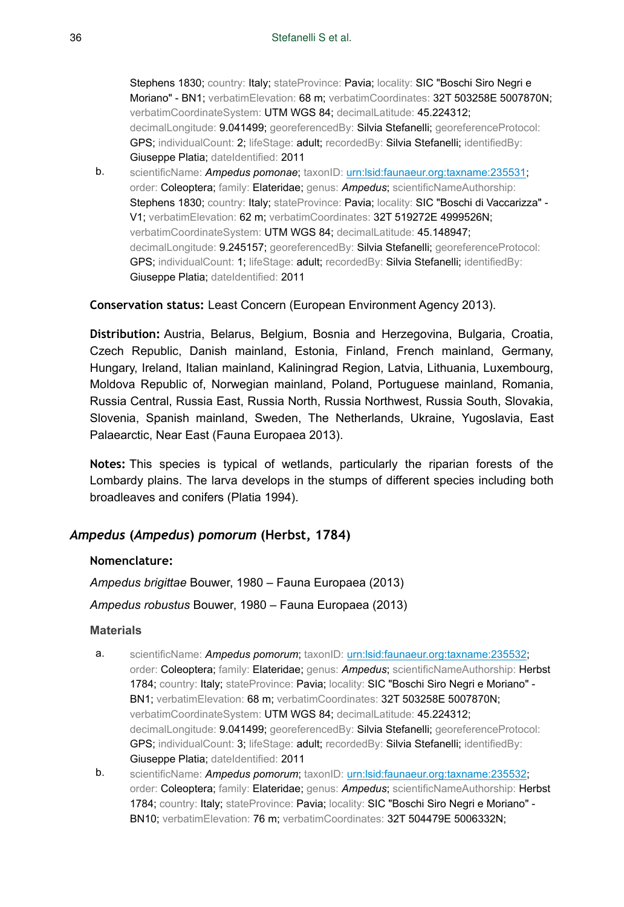Stephens 1830; country: Italy; stateProvince: Pavia; locality: SIC "Boschi Siro Negri e Moriano" - BN1; verbatimElevation: 68 m; verbatimCoordinates: 32T 503258E 5007870N; verbatimCoordinateSystem: UTM WGS 84; decimalLatitude: 45.224312; decimalLongitude: 9.041499; georeferencedBy: Silvia Stefanelli; georeferenceProtocol: GPS; individualCount: 2; lifeStage: adult; recordedBy: Silvia Stefanelli; identifiedBy: Giuseppe Platia; dateIdentified: 2011

b. scientificName: *Ampedus pomonae*; taxonID: urn:lsid:faunaeur.org:taxname:235531; order: Coleoptera; family: Elateridae; genus: *Ampedus*; scientificNameAuthorship: Stephens 1830; country: Italy; stateProvince: Pavia; locality: SIC "Boschi di Vaccarizza" - V1; verbatimElevation: 62 m; verbatimCoordinates: 32T 519272E 4999526N; verbatimCoordinateSystem: UTM WGS 84; decimalLatitude: 45.148947; decimalLongitude: 9.245157; georeferencedBy: Silvia Stefanelli; georeferenceProtocol: GPS; individualCount: 1; lifeStage: adult; recordedBy: Silvia Stefanelli; identifiedBy: Giuseppe Platia; dateIdentified: 2011

**Conservation status:** Least Concern (European Environment Agency 2013).

**Distribution:** Austria, Belarus, Belgium, Bosnia and Herzegovina, Bulgaria, Croatia, Czech Republic, Danish mainland, Estonia, Finland, French mainland, Germany, Hungary, Ireland, Italian mainland, Kaliningrad Region, Latvia, Lithuania, Luxembourg, Moldova Republic of, Norwegian mainland, Poland, Portuguese mainland, Romania, Russia Central, Russia East, Russia North, Russia Northwest, Russia South, Slovakia, Slovenia, Spanish mainland, Sweden, The Netherlands, Ukraine, Yugoslavia, East Palaearctic, Near East (Fauna Europaea 2013).

**Notes:** This species is typical of wetlands, particularly the riparian forests of the Lombardy plains. The larva develops in the stumps of different species including both broadleaves and conifers (Platia 1994).

## *Ampedus* (*Ampedus*) *pomorum* (Herbst, 1784)

**Nomenclature:**

*Ampedus brigittae* Bouwer, 1980 – Fauna Europaea (2013)

*Ampedus robustus* Bouwer, 1980 – Fauna Europaea (2013)

### Materials

a. scientificName: *Ampedus pomorum*; taxonID: urn:lsid:faunaeur.org:taxname:235532; order: Coleoptera; family: Elateridae; genus: *Ampedus*; scientificNameAuthorship: Herbst 1784; country: Italy; stateProvince: Pavia; locality: SIC "Boschi Siro Negri e Moriano" - BN1; verbatimElevation: 68 m; verbatimCoordinates: 32T 503258E 5007870N; verbatimCoordinateSystem: UTM WGS 84; decimalLatitude: 45.224312; decimalLongitude: 9.041499; georeferencedBy: Silvia Stefanelli; georeferenceProtocol: GPS; individualCount: 3; lifeStage: adult; recordedBy: Silvia Stefanelli; identifiedBy: Giuseppe Platia; dateIdentified: 2011

b. scientificName: *Ampedus pomorum*; taxonID: urn:lsid:faunaeur.org:taxname:235532; order: Coleoptera; family: Elateridae; genus: *Ampedus*; scientificNameAuthorship: Herbst 1784; country: Italy; stateProvince: Pavia; locality: SIC "Boschi Siro Negri e Moriano" - BN10; verbatimElevation: 76 m; verbatimCoordinates: 32T 504479E 5006332N;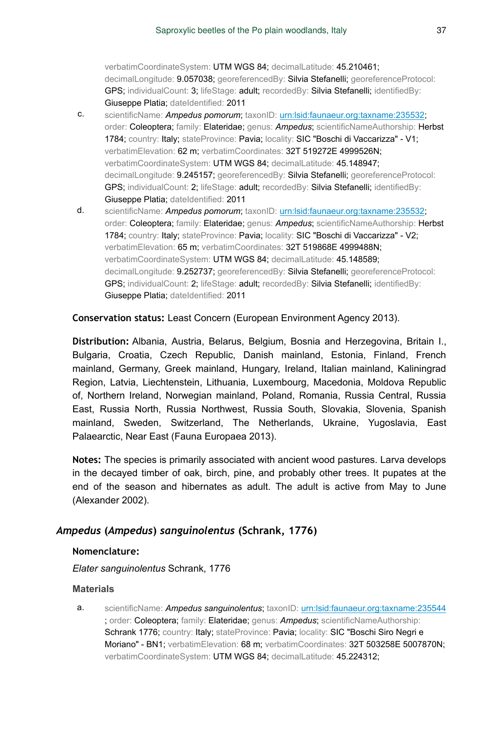verbatimCoordinateSystem: UTM WGS 84; decimalLatitude: 45.210461; decimalLongitude: 9.057038; georeferencedBy: Silvia Stefanelli; georeferenceProtocol: GPS; individualCount: 3; lifeStage: adult; recordedBy: Silvia Stefanelli; identifiedBy: Giuseppe Platia; dateIdentified: 2011

c. scientificName: ***Ampedus pomorum***; taxonID: urn:lsid:faunaeur.org:taxname:235532; order: Coleoptera; family: Elateridae; genus: ***Ampedus***; scientificNameAuthorship: Herbst 1784; country: Italy; stateProvince: Pavia; locality: SIC "Boschi di Vaccarizza" - V1; verbatimElevation: 62 m; verbatimCoordinates: 32T 519272E 4999526N; verbatimCoordinateSystem: UTM WGS 84; decimalLatitude: 45.148947; decimalLongitude: 9.245157; georeferencedBy: Silvia Stefanelli; georeferenceProtocol: GPS; individualCount: 2; lifeStage: adult; recordedBy: Silvia Stefanelli; identifiedBy: Giuseppe Platia; dateIdentified: 2011

d. scientificName: ***Ampedus pomorum***; taxonID: urn:lsid:faunaeur.org:taxname:235532; order: Coleoptera; family: Elateridae; genus: ***Ampedus***; scientificNameAuthorship: Herbst 1784; country: Italy; stateProvince: Pavia; locality: SIC "Boschi di Vaccarizza" - V2; verbatimElevation: 65 m; verbatimCoordinates: 32T 519868E 4999488N; verbatimCoordinateSystem: UTM WGS 84; decimalLatitude: 45.148589; decimalLongitude: 9.252737; georeferencedBy: Silvia Stefanelli; georeferenceProtocol: GPS; individualCount: 2; lifeStage: adult; recordedBy: Silvia Stefanelli; identifiedBy: Giuseppe Platia; dateIdentified: 2011

**Conservation status:** Least Concern (European Environment Agency 2013).

**Distribution:** Albania, Austria, Belarus, Belgium, Bosnia and Herzegovina, Britain I., Bulgaria, Croatia, Czech Republic, Danish mainland, Estonia, Finland, French mainland, Germany, Greek mainland, Hungary, Ireland, Italian mainland, Kaliningrad Region, Latvia, Liechtenstein, Lithuania, Luxembourg, Macedonia, Moldova Republic of, Northern Ireland, Norwegian mainland, Poland, Romania, Russia Central, Russia East, Russia North, Russia Northwest, Russia South, Slovakia, Slovenia, Spanish mainland, Sweden, Switzerland, The Netherlands, Ukraine, Yugoslavia, East Palaearctic, Near East (Fauna Europaea 2013).

**Notes:** The species is primarily associated with ancient wood pastures. Larva develops in the decayed timber of oak, birch, pine, and probably other trees. It pupates at the end of the season and hibernates as adult. The adult is active from May to June (Alexander 2002).

## *Ampedus* (*Ampedus*) *sanguinolentus* (Schrank, 1776)

**Nomenclature:**

*Elater sanguinolentus* Schrank, 1776

**Materials**

a. scientificName: ***Ampedus sanguinolentus***; taxonID: urn:lsid:faunaeur.org:taxname:235544 ; order: Coleoptera; family: Elateridae; genus: ***Ampedus***; scientificNameAuthorship: Schrank 1776; country: Italy; stateProvince: Pavia; locality: SIC "Boschi Siro Negri e Moriano" - BN1; verbatimElevation: 68 m; verbatimCoordinates: 32T 503258E 5007870N; verbatimCoordinateSystem: UTM WGS 84; decimalLatitude: 45.224312;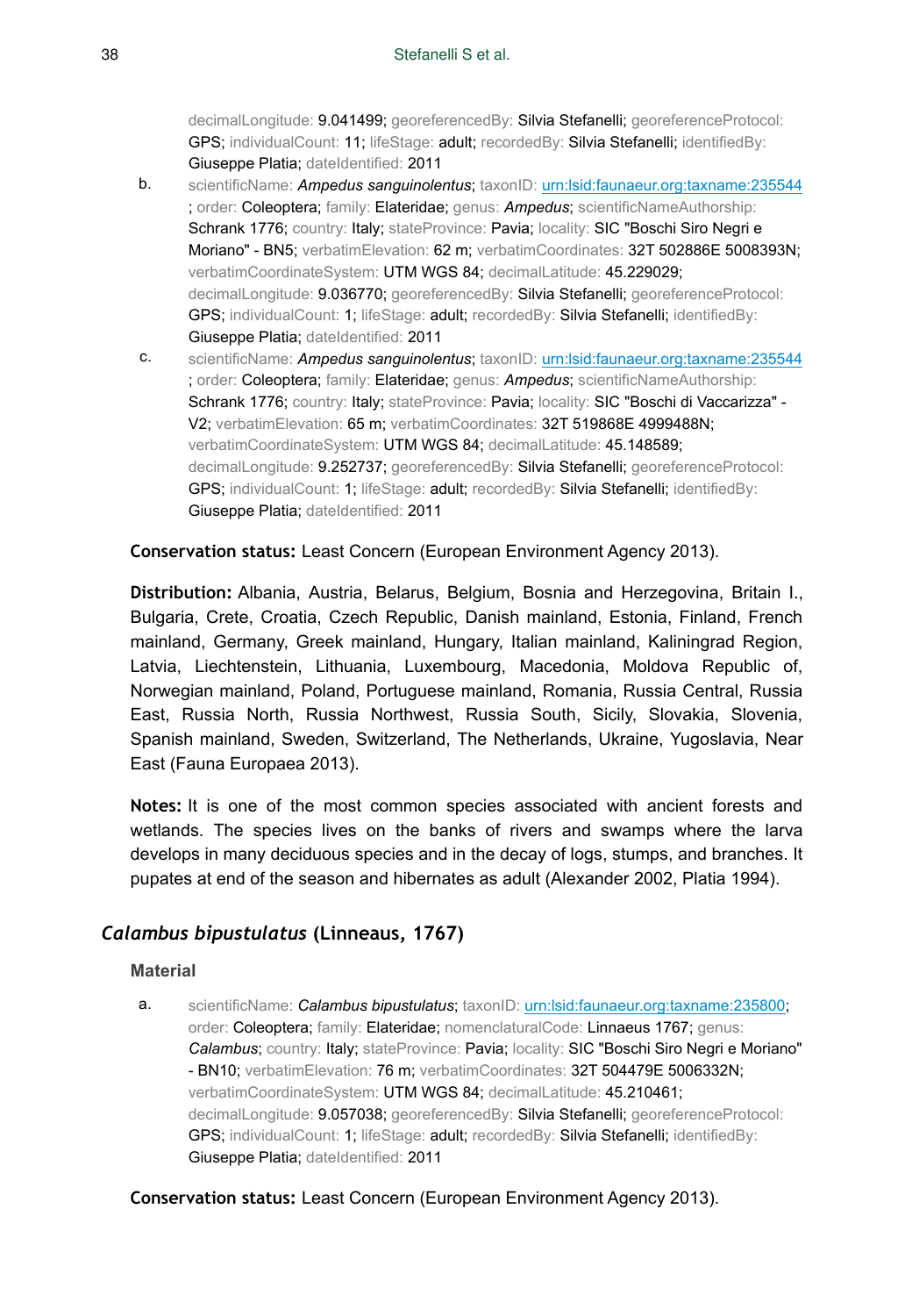decimalLongitude: 9.041499; georeferencedBy: Silvia Stefanelli; georeferenceProtocol: GPS; individualCount: 11; lifeStage: adult; recordedBy: Silvia Stefanelli; identifiedBy: Giuseppe Platia; dateIdentified: 2011

b. scientificName: *Ampedus sanguinolentus*; taxonID: urn:lsid:faunaeur.org:taxname:235544 ; order: Coleoptera; family: Elateridae; genus: *Ampedus*; scientificNameAuthorship: Schrank 1776; country: Italy; stateProvince: Pavia; locality: SIC "Boschi Siro Negri e Moriano" - BN5; verbatimElevation: 62 m; verbatimCoordinates: 32T 502886E 5008393N; verbatimCoordinateSystem: UTM WGS 84; decimalLatitude: 45.229029; decimalLongitude: 9.036770; georeferencedBy: Silvia Stefanelli; georeferenceProtocol: GPS; individualCount: 1; lifeStage: adult; recordedBy: Silvia Stefanelli; identifiedBy: Giuseppe Platia; dateIdentified: 2011

c. scientificName: *Ampedus sanguinolentus*; taxonID: urn:lsid:faunaeur.org:taxname:235544 ; order: Coleoptera; family: Elateridae; genus: *Ampedus*; scientificNameAuthorship: Schrank 1776; country: Italy; stateProvince: Pavia; locality: SIC "Boschi di Vaccarizza" - V2; verbatimElevation: 65 m; verbatimCoordinates: 32T 519868E 4999488N; verbatimCoordinateSystem: UTM WGS 84; decimalLatitude: 45.148589; decimalLongitude: 9.252737; georeferencedBy: Silvia Stefanelli; georeferenceProtocol: GPS; individualCount: 1; lifeStage: adult; recordedBy: Silvia Stefanelli; identifiedBy: Giuseppe Platia; dateIdentified: 2011

**Conservation status:** Least Concern (European Environment Agency 2013).

**Distribution:** Albania, Austria, Belarus, Belgium, Bosnia and Herzegovina, Britain I., Bulgaria, Crete, Croatia, Czech Republic, Danish mainland, Estonia, Finland, French mainland, Germany, Greek mainland, Hungary, Italian mainland, Kaliningrad Region, Latvia, Liechtenstein, Lithuania, Luxembourg, Macedonia, Moldova Republic of, Norwegian mainland, Poland, Portuguese mainland, Romania, Russia Central, Russia East, Russia North, Russia Northwest, Russia South, Sicily, Slovakia, Slovenia, Spanish mainland, Sweden, Switzerland, The Netherlands, Ukraine, Yugoslavia, Near East (Fauna Europaea 2013).

**Notes:** It is one of the most common species associated with ancient forests and wetlands. The species lives on the banks of rivers and swamps where the larva develops in many deciduous species and in the decay of logs, stumps, and branches. It pupates at end of the season and hibernates as adult (Alexander 2002, Platia 1994).

## *Calambus bipustulatus* (Linneaus, 1767)

### Material

a. scientificName: *Calambus bipustulatus*; taxonID: urn:lsid:faunaeur.org:taxname:235800; order: Coleoptera; family: Elateridae; nomenclaturalCode: Linnaeus 1767; genus: *Calambus*; country: Italy; stateProvince: Pavia; locality: SIC "Boschi Siro Negri e Moriano" - BN10; verbatimElevation: 76 m; verbatimCoordinates: 32T 504479E 5006332N; verbatimCoordinateSystem: UTM WGS 84; decimalLatitude: 45.210461; decimalLongitude: 9.057038; georeferencedBy: Silvia Stefanelli; georeferenceProtocol: GPS; individualCount: 1; lifeStage: adult; recordedBy: Silvia Stefanelli; identifiedBy: Giuseppe Platia; dateIdentified: 2011

**Conservation status:** Least Concern (European Environment Agency 2013).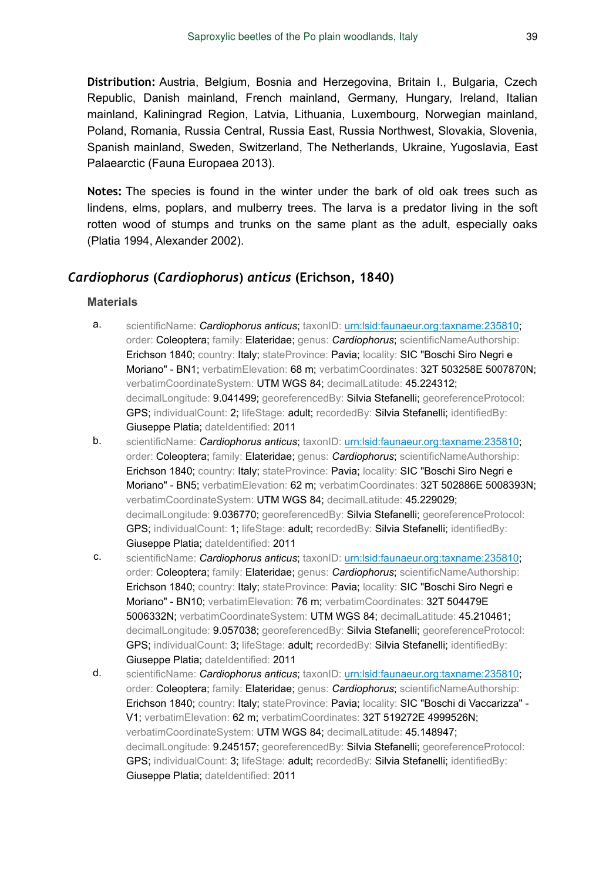**Distribution:** Austria, Belgium, Bosnia and Herzegovina, Britain I., Bulgaria, Czech Republic, Danish mainland, French mainland, Germany, Hungary, Ireland, Italian mainland, Kaliningrad Region, Latvia, Lithuania, Luxembourg, Norwegian mainland, Poland, Romania, Russia Central, Russia East, Russia Northwest, Slovakia, Slovenia, Spanish mainland, Sweden, Switzerland, The Netherlands, Ukraine, Yugoslavia, East Palaearctic (Fauna Europaea 2013).

**Notes:** The species is found in the winter under the bark of old oak trees such as lindens, elms, poplars, and mulberry trees. The larva is a predator living in the soft rotten wood of stumps and trunks on the same plant as the adult, especially oaks (Platia 1994, Alexander 2002).

## *Cardiophorus* (*Cardiophorus*) *anticus* (Erichson, 1840)

### Materials

a. scientificName: *Cardiophorus anticus*; taxonID: urn:lsid:faunaeur.org:taxname:235810; order: Coleoptera; family: Elateridae; genus: *Cardiophorus*; scientificNameAuthorship: Erichson 1840; country: Italy; stateProvince: Pavia; locality: SIC "Boschi Siro Negri e Moriano" - BN1; verbatimElevation: 68 m; verbatimCoordinates: 32T 503258E 5007870N; verbatimCoordinateSystem: UTM WGS 84; decimalLatitude: 45.224312; decimalLongitude: 9.041499; georeferencedBy: Silvia Stefanelli; georeferenceProtocol: GPS; individualCount: 2; lifeStage: adult; recordedBy: Silvia Stefanelli; identifiedBy: Giuseppe Platia; dateIdentified: 2011

b. scientificName: *Cardiophorus anticus*; taxonID: urn:lsid:faunaeur.org:taxname:235810; order: Coleoptera; family: Elateridae; genus: *Cardiophorus*; scientificNameAuthorship: Erichson 1840; country: Italy; stateProvince: Pavia; locality: SIC "Boschi Siro Negri e Moriano" - BN5; verbatimElevation: 62 m; verbatimCoordinates: 32T 502886E 5008393N; verbatimCoordinateSystem: UTM WGS 84; decimalLatitude: 45.229029; decimalLongitude: 9.036770; georeferencedBy: Silvia Stefanelli; georeferenceProtocol: GPS; individualCount: 1; lifeStage: adult; recordedBy: Silvia Stefanelli; identifiedBy: Giuseppe Platia; dateIdentified: 2011

c. scientificName: *Cardiophorus anticus*; taxonID: urn:lsid:faunaeur.org:taxname:235810; order: Coleoptera; family: Elateridae; genus: *Cardiophorus*; scientificNameAuthorship: Erichson 1840; country: Italy; stateProvince: Pavia; locality: SIC "Boschi Siro Negri e Moriano" - BN10; verbatimElevation: 76 m; verbatimCoordinates: 32T 504479E 5006332N; verbatimCoordinateSystem: UTM WGS 84; decimalLatitude: 45.210461; decimalLongitude: 9.057038; georeferencedBy: Silvia Stefanelli; georeferenceProtocol: GPS; individualCount: 3; lifeStage: adult; recordedBy: Silvia Stefanelli; identifiedBy: Giuseppe Platia; dateIdentified: 2011

d. scientificName: *Cardiophorus anticus*; taxonID: urn:lsid:faunaeur.org:taxname:235810; order: Coleoptera; family: Elateridae; genus: *Cardiophorus*; scientificNameAuthorship: Erichson 1840; country: Italy; stateProvince: Pavia; locality: SIC "Boschi di Vaccarizza" - V1; verbatimElevation: 62 m; verbatimCoordinates: 32T 519272E 4999526N; verbatimCoordinateSystem: UTM WGS 84; decimalLatitude: 45.148947; decimalLongitude: 9.245157; georeferencedBy: Silvia Stefanelli; georeferenceProtocol: GPS; individualCount: 3; lifeStage: adult; recordedBy: Silvia Stefanelli; identifiedBy: Giuseppe Platia; dateIdentified: 2011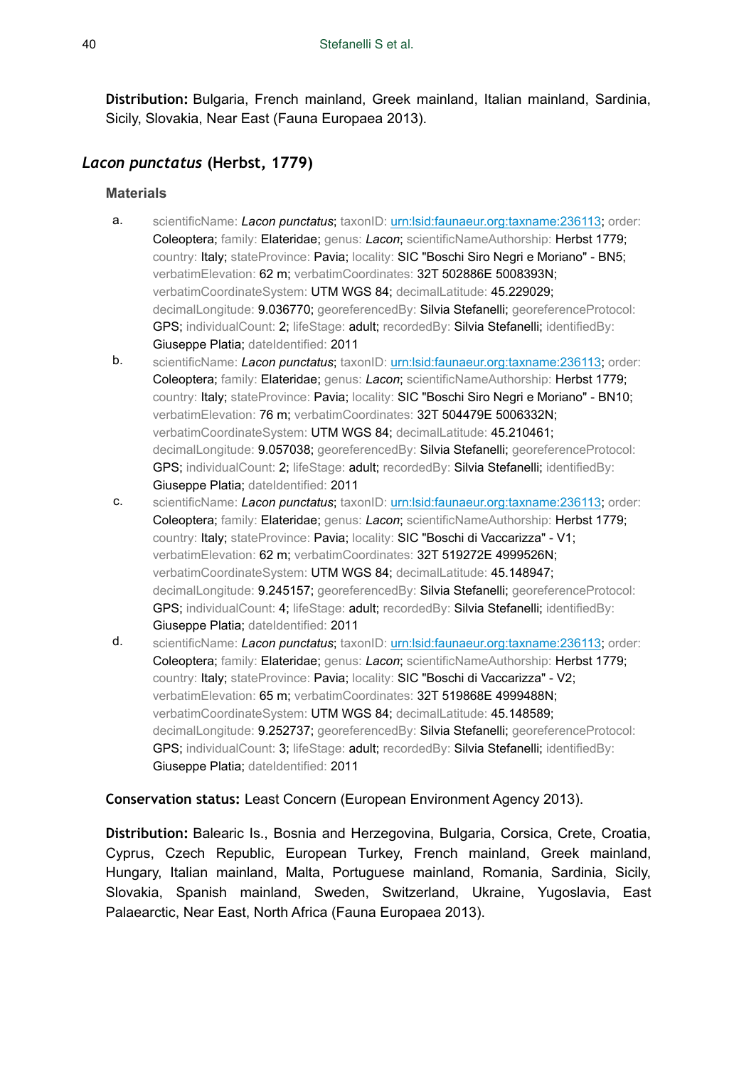**Distribution:** Bulgaria, French mainland, Greek mainland, Italian mainland, Sardinia, Sicily, Slovakia, Near East (Fauna Europaea 2013).

## *Lacon punctatus* (Herbst, 1779)

### Materials

a. scientificName: *Lacon punctatus*; taxonID: urn:lsid:faunaeur.org:taxname:236113; order: Coleoptera; family: Elateridae; genus: *Lacon*; scientificNameAuthorship: Herbst 1779; country: Italy; stateProvince: Pavia; locality: SIC "Boschi Siro Negri e Moriano" - BN5; verbatimElevation: 62 m; verbatimCoordinates: 32T 502886E 5008393N; verbatimCoordinateSystem: UTM WGS 84; decimalLatitude: 45.229029; decimalLongitude: 9.036770; georeferencedBy: Silvia Stefanelli; georeferenceProtocol: GPS; individualCount: 2; lifeStage: adult; recordedBy: Silvia Stefanelli; identifiedBy: Giuseppe Platia; dateIdentified: 2011

b. scientificName: *Lacon punctatus*; taxonID: urn:lsid:faunaeur.org:taxname:236113; order: Coleoptera; family: Elateridae; genus: *Lacon*; scientificNameAuthorship: Herbst 1779; country: Italy; stateProvince: Pavia; locality: SIC "Boschi Siro Negri e Moriano" - BN10; verbatimElevation: 76 m; verbatimCoordinates: 32T 504479E 5006332N; verbatimCoordinateSystem: UTM WGS 84; decimalLatitude: 45.210461; decimalLongitude: 9.057038; georeferencedBy: Silvia Stefanelli; georeferenceProtocol: GPS; individualCount: 2; lifeStage: adult; recordedBy: Silvia Stefanelli; identifiedBy: Giuseppe Platia; dateIdentified: 2011

c. scientificName: *Lacon punctatus*; taxonID: urn:lsid:faunaeur.org:taxname:236113; order: Coleoptera; family: Elateridae; genus: *Lacon*; scientificNameAuthorship: Herbst 1779; country: Italy; stateProvince: Pavia; locality: SIC "Boschi di Vaccarizza" - V1; verbatimElevation: 62 m; verbatimCoordinates: 32T 519272E 4999526N; verbatimCoordinateSystem: UTM WGS 84; decimalLatitude: 45.148947; decimalLongitude: 9.245157; georeferencedBy: Silvia Stefanelli; georeferenceProtocol: GPS; individualCount: 4; lifeStage: adult; recordedBy: Silvia Stefanelli; identifiedBy: Giuseppe Platia; dateIdentified: 2011

d. scientificName: *Lacon punctatus*; taxonID: urn:lsid:faunaeur.org:taxname:236113; order: Coleoptera; family: Elateridae; genus: *Lacon*; scientificNameAuthorship: Herbst 1779; country: Italy; stateProvince: Pavia; locality: SIC "Boschi di Vaccarizza" - V2; verbatimElevation: 65 m; verbatimCoordinates: 32T 519868E 4999488N; verbatimCoordinateSystem: UTM WGS 84; decimalLatitude: 45.148589; decimalLongitude: 9.252737; georeferencedBy: Silvia Stefanelli; georeferenceProtocol: GPS; individualCount: 3; lifeStage: adult; recordedBy: Silvia Stefanelli; identifiedBy: Giuseppe Platia; dateIdentified: 2011

**Conservation status:** Least Concern (European Environment Agency 2013).

**Distribution:** Balearic Is., Bosnia and Herzegovina, Bulgaria, Corsica, Crete, Croatia, Cyprus, Czech Republic, European Turkey, French mainland, Greek mainland, Hungary, Italian mainland, Malta, Portuguese mainland, Romania, Sardinia, Sicily, Slovakia, Spanish mainland, Sweden, Switzerland, Ukraine, Yugoslavia, East Palaearctic, Near East, North Africa (Fauna Europaea 2013).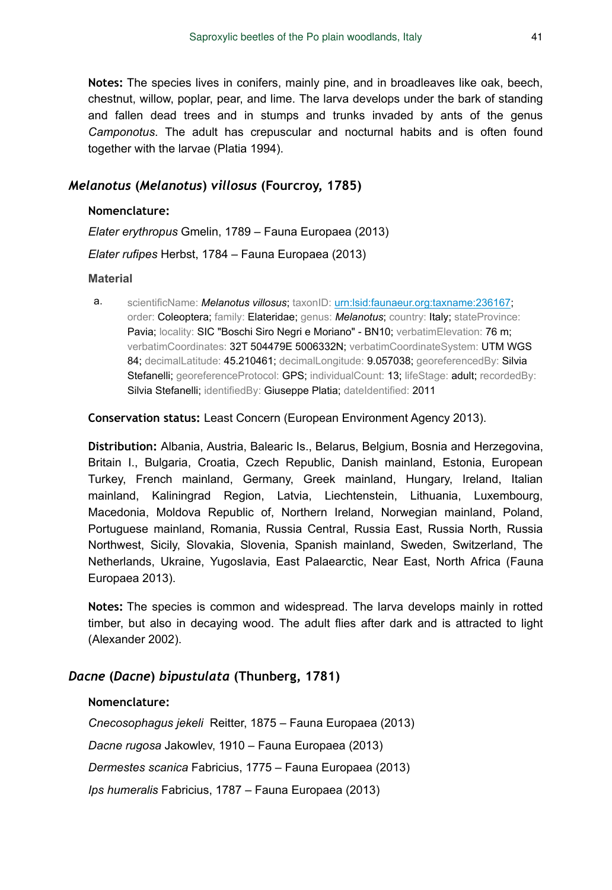**Notes:** The species lives in conifers, mainly pine, and in broadleaves like oak, beech, chestnut, willow, poplar, pear, and lime. The larva develops under the bark of standing and fallen dead trees and in stumps and trunks invaded by ants of the genus *Camponotus*. The adult has crepuscular and nocturnal habits and is often found together with the larvae (Platia 1994).

## *Melanotus* (*Melanotus*) *villosus* (Fourcroy, 1785)

**Nomenclature:**

*Elater erythropus* Gmelin, 1789 – Fauna Europaea (2013)

*Elater rufipes* Herbst, 1784 – Fauna Europaea (2013)

**Material**

a. scientificName: ***Melanotus villosus***; taxonID: urn:lsid:faunaeur.org:taxname:236167; order: Coleoptera; family: Elateridae; genus: *Melanotus*; country: Italy; stateProvince: Pavia; locality: SIC "Boschi Siro Negri e Moriano" - BN10; verbatimElevation: 76 m; verbatimCoordinates: 32T 504479E 5006332N; verbatimCoordinateSystem: UTM WGS 84; decimalLatitude: 45.210461; decimalLongitude: 9.057038; georeferencedBy: Silvia Stefanelli; georeferenceProtocol: GPS; individualCount: 13; lifeStage: adult; recordedBy: Silvia Stefanelli; identifiedBy: Giuseppe Platia; dateIdentified: 2011

**Conservation status:** Least Concern (European Environment Agency 2013).

**Distribution:** Albania, Austria, Balearic Is., Belarus, Belgium, Bosnia and Herzegovina, Britain I., Bulgaria, Croatia, Czech Republic, Danish mainland, Estonia, European Turkey, French mainland, Germany, Greek mainland, Hungary, Ireland, Italian mainland, Kaliningrad Region, Latvia, Liechtenstein, Lithuania, Luxembourg, Macedonia, Moldova Republic of, Northern Ireland, Norwegian mainland, Poland, Portuguese mainland, Romania, Russia Central, Russia East, Russia North, Russia Northwest, Sicily, Slovakia, Slovenia, Spanish mainland, Sweden, Switzerland, The Netherlands, Ukraine, Yugoslavia, East Palaearctic, Near East, North Africa (Fauna Europaea 2013).

**Notes:** The species is common and widespread. The larva develops mainly in rotted timber, but also in decaying wood. The adult flies after dark and is attracted to light (Alexander 2002).

## *Dacne* (*Dacne*) *bipustulata* (Thunberg, 1781)

**Nomenclature:**

*Cnecosophagus jekeli* Reitter, 1875 – Fauna Europaea (2013)

*Dacne rugosa* Jakowlev, 1910 – Fauna Europaea (2013)

*Dermestes scanica* Fabricius, 1775 – Fauna Europaea (2013)

*Ips humeralis* Fabricius, 1787 – Fauna Europaea (2013)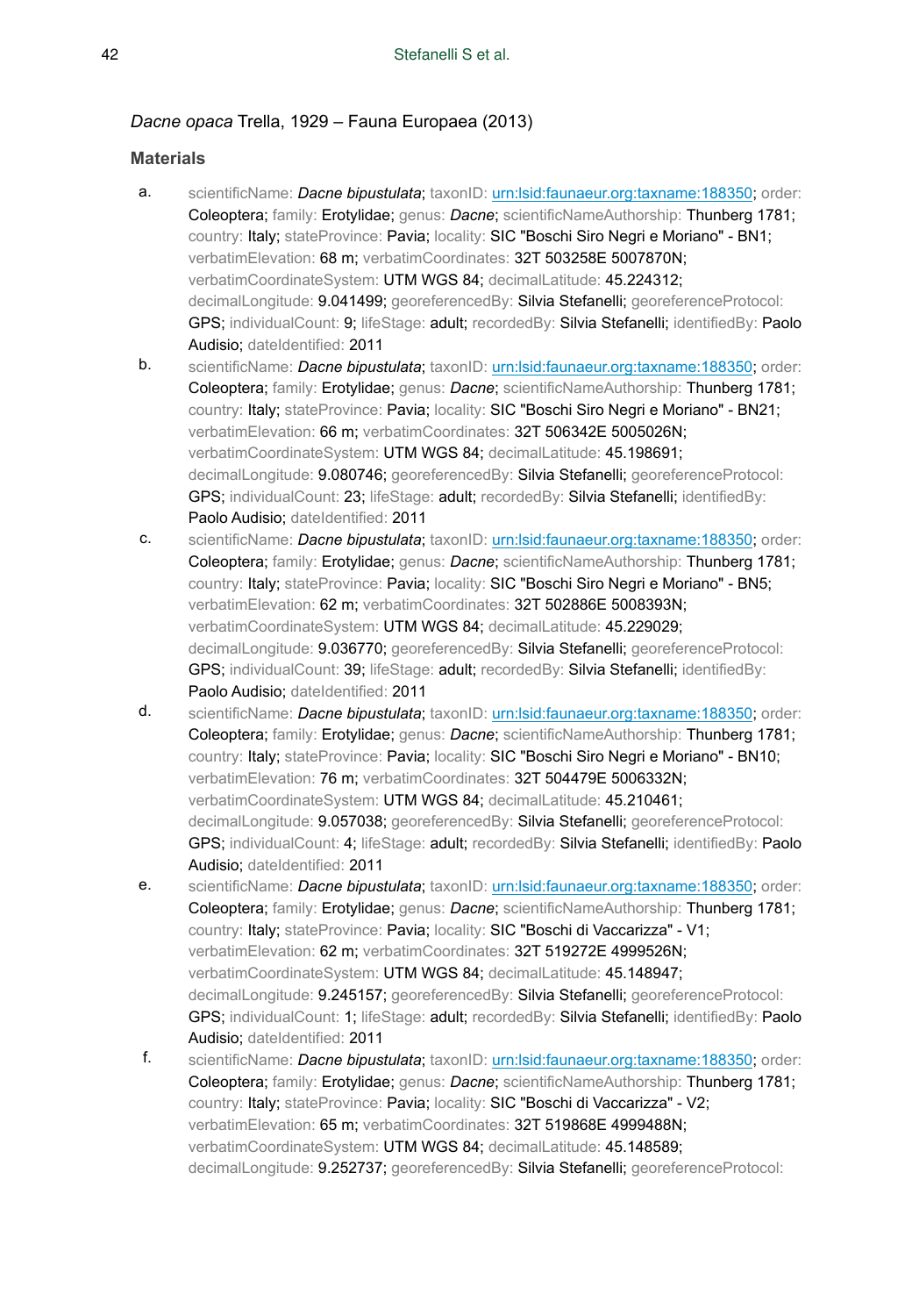*Dacne opaca* Trella, 1929 – Fauna Europaea (2013)

**Materials**

a. scientificName: *Dacne bipustulata*; taxonID: urn:lsid:faunaeur.org:taxname:188350; order: Coleoptera; family: Erotylidae; genus: *Dacne*; scientificNameAuthorship: Thunberg 1781; country: Italy; stateProvince: Pavia; locality: SIC "Boschi Siro Negri e Moriano" - BN1; verbatimElevation: 68 m; verbatimCoordinates: 32T 503258E 5007870N; verbatimCoordinateSystem: UTM WGS 84; decimalLatitude: 45.224312; decimalLongitude: 9.041499; georeferencedBy: Silvia Stefanelli; georeferenceProtocol: GPS; individualCount: 9; lifeStage: adult; recordedBy: Silvia Stefanelli; identifiedBy: Paolo Audisio; dateIdentified: 2011

b. scientificName: *Dacne bipustulata*; taxonID: urn:lsid:faunaeur.org:taxname:188350; order: Coleoptera; family: Erotylidae; genus: *Dacne*; scientificNameAuthorship: Thunberg 1781; country: Italy; stateProvince: Pavia; locality: SIC "Boschi Siro Negri e Moriano" - BN21; verbatimElevation: 66 m; verbatimCoordinates: 32T 506342E 5005026N; verbatimCoordinateSystem: UTM WGS 84; decimalLatitude: 45.198691; decimalLongitude: 9.080746; georeferencedBy: Silvia Stefanelli; georeferenceProtocol: GPS; individualCount: 23; lifeStage: adult; recordedBy: Silvia Stefanelli; identifiedBy: Paolo Audisio; dateIdentified: 2011

c. scientificName: *Dacne bipustulata*; taxonID: urn:lsid:faunaeur.org:taxname:188350; order: Coleoptera; family: Erotylidae; genus: *Dacne*; scientificNameAuthorship: Thunberg 1781; country: Italy; stateProvince: Pavia; locality: SIC "Boschi Siro Negri e Moriano" - BN5; verbatimElevation: 62 m; verbatimCoordinates: 32T 502886E 5008393N; verbatimCoordinateSystem: UTM WGS 84; decimalLatitude: 45.229029; decimalLongitude: 9.036770; georeferencedBy: Silvia Stefanelli; georeferenceProtocol: GPS; individualCount: 39; lifeStage: adult; recordedBy: Silvia Stefanelli; identifiedBy: Paolo Audisio; dateIdentified: 2011

d. scientificName: *Dacne bipustulata*; taxonID: urn:lsid:faunaeur.org:taxname:188350; order: Coleoptera; family: Erotylidae; genus: *Dacne*; scientificNameAuthorship: Thunberg 1781; country: Italy; stateProvince: Pavia; locality: SIC "Boschi Siro Negri e Moriano" - BN10; verbatimElevation: 76 m; verbatimCoordinates: 32T 504479E 5006332N; verbatimCoordinateSystem: UTM WGS 84; decimalLatitude: 45.210461; decimalLongitude: 9.057038; georeferencedBy: Silvia Stefanelli; georeferenceProtocol: GPS; individualCount: 4; lifeStage: adult; recordedBy: Silvia Stefanelli; identifiedBy: Paolo Audisio; dateIdentified: 2011

e. scientificName: *Dacne bipustulata*; taxonID: urn:lsid:faunaeur.org:taxname:188350; order: Coleoptera; family: Erotylidae; genus: *Dacne*; scientificNameAuthorship: Thunberg 1781; country: Italy; stateProvince: Pavia; locality: SIC "Boschi di Vaccarizza" - V1; verbatimElevation: 62 m; verbatimCoordinates: 32T 519272E 4999526N; verbatimCoordinateSystem: UTM WGS 84; decimalLatitude: 45.148947; decimalLongitude: 9.245157; georeferencedBy: Silvia Stefanelli; georeferenceProtocol: GPS; individualCount: 1; lifeStage: adult; recordedBy: Silvia Stefanelli; identifiedBy: Paolo Audisio; dateIdentified: 2011

f. scientificName: *Dacne bipustulata*; taxonID: urn:lsid:faunaeur.org:taxname:188350; order: Coleoptera; family: Erotylidae; genus: *Dacne*; scientificNameAuthorship: Thunberg 1781; country: Italy; stateProvince: Pavia; locality: SIC "Boschi di Vaccarizza" - V2; verbatimElevation: 65 m; verbatimCoordinates: 32T 519868E 4999488N; verbatimCoordinateSystem: UTM WGS 84; decimalLatitude: 45.148589; decimalLongitude: 9.252737; georeferencedBy: Silvia Stefanelli; georeferenceProtocol: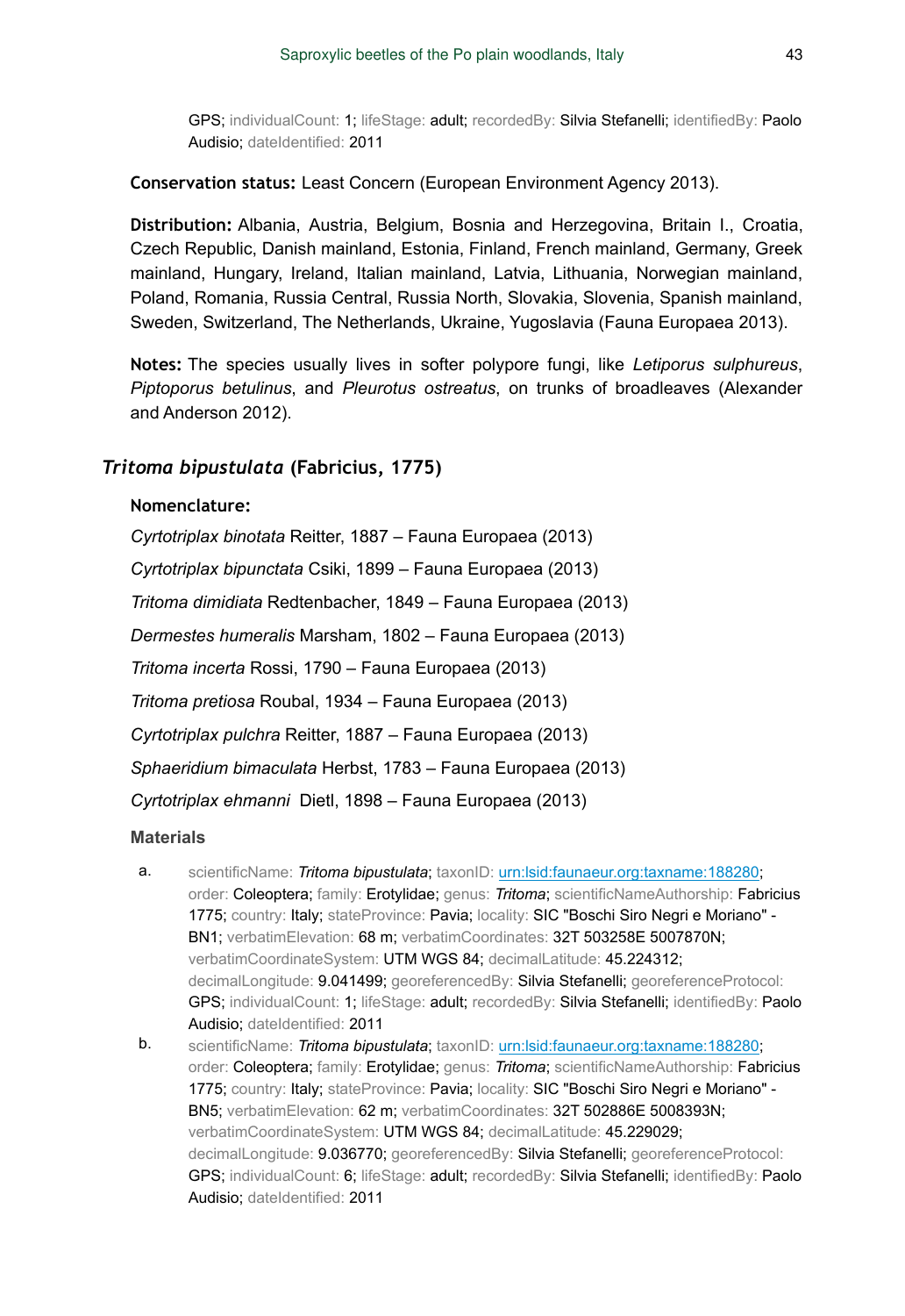GPS; individualCount: 1; lifeStage: adult; recordedBy: Silvia Stefanelli; identifiedBy: Paolo Audisio; dateIdentified: 2011

**Conservation status:** Least Concern (European Environment Agency 2013).

**Distribution:** Albania, Austria, Belgium, Bosnia and Herzegovina, Britain I., Croatia, Czech Republic, Danish mainland, Estonia, Finland, French mainland, Germany, Greek mainland, Hungary, Ireland, Italian mainland, Latvia, Lithuania, Norwegian mainland, Poland, Romania, Russia Central, Russia North, Slovakia, Slovenia, Spanish mainland, Sweden, Switzerland, The Netherlands, Ukraine, Yugoslavia (Fauna Europaea 2013).

**Notes:** The species usually lives in softer polypore fungi, like *Letiporus sulphureus*, *Piptoporus betulinus*, and *Pleurotus ostreatus*, on trunks of broadleaves (Alexander and Anderson 2012).

## *Tritoma bipustulata* (Fabricius, 1775)

**Nomenclature:**

*Cyrtotriplax binotata* Reitter, 1887 – Fauna Europaea (2013)

*Cyrtotriplax bipunctata* Csiki, 1899 – Fauna Europaea (2013)

*Tritoma dimidiata* Redtenbacher, 1849 – Fauna Europaea (2013)

*Dermestes humeralis* Marsham, 1802 – Fauna Europaea (2013)

*Tritoma incerta* Rossi, 1790 – Fauna Europaea (2013)

*Tritoma pretiosa* Roubal, 1934 – Fauna Europaea (2013)

*Cyrtotriplax pulchra* Reitter, 1887 – Fauna Europaea (2013)

*Sphaeridium bimaculata* Herbst, 1783 – Fauna Europaea (2013)

*Cyrtotriplax ehmanni* Dietl, 1898 – Fauna Europaea (2013)

**Materials**

a. scientificName: *Tritoma bipustulata*; taxonID: urn:lsid:faunaeur.org:taxname:188280; order: Coleoptera; family: Erotylidae; genus: *Tritoma*; scientificNameAuthorship: Fabricius 1775; country: Italy; stateProvince: Pavia; locality: SIC "Boschi Siro Negri e Moriano" - BN1; verbatimElevation: 68 m; verbatimCoordinates: 32T 503258E 5007870N; verbatimCoordinateSystem: UTM WGS 84; decimalLatitude: 45.224312; decimalLongitude: 9.041499; georeferencedBy: Silvia Stefanelli; georeferenceProtocol: GPS; individualCount: 1; lifeStage: adult; recordedBy: Silvia Stefanelli; identifiedBy: Paolo Audisio; dateIdentified: 2011

b. scientificName: *Tritoma bipustulata*; taxonID: urn:lsid:faunaeur.org:taxname:188280; order: Coleoptera; family: Erotylidae; genus: *Tritoma*; scientificNameAuthorship: Fabricius 1775; country: Italy; stateProvince: Pavia; locality: SIC "Boschi Siro Negri e Moriano" - BN5; verbatimElevation: 62 m; verbatimCoordinates: 32T 502886E 5008393N; verbatimCoordinateSystem: UTM WGS 84; decimalLatitude: 45.229029; decimalLongitude: 9.036770; georeferencedBy: Silvia Stefanelli; georeferenceProtocol: GPS; individualCount: 6; lifeStage: adult; recordedBy: Silvia Stefanelli; identifiedBy: Paolo Audisio; dateIdentified: 2011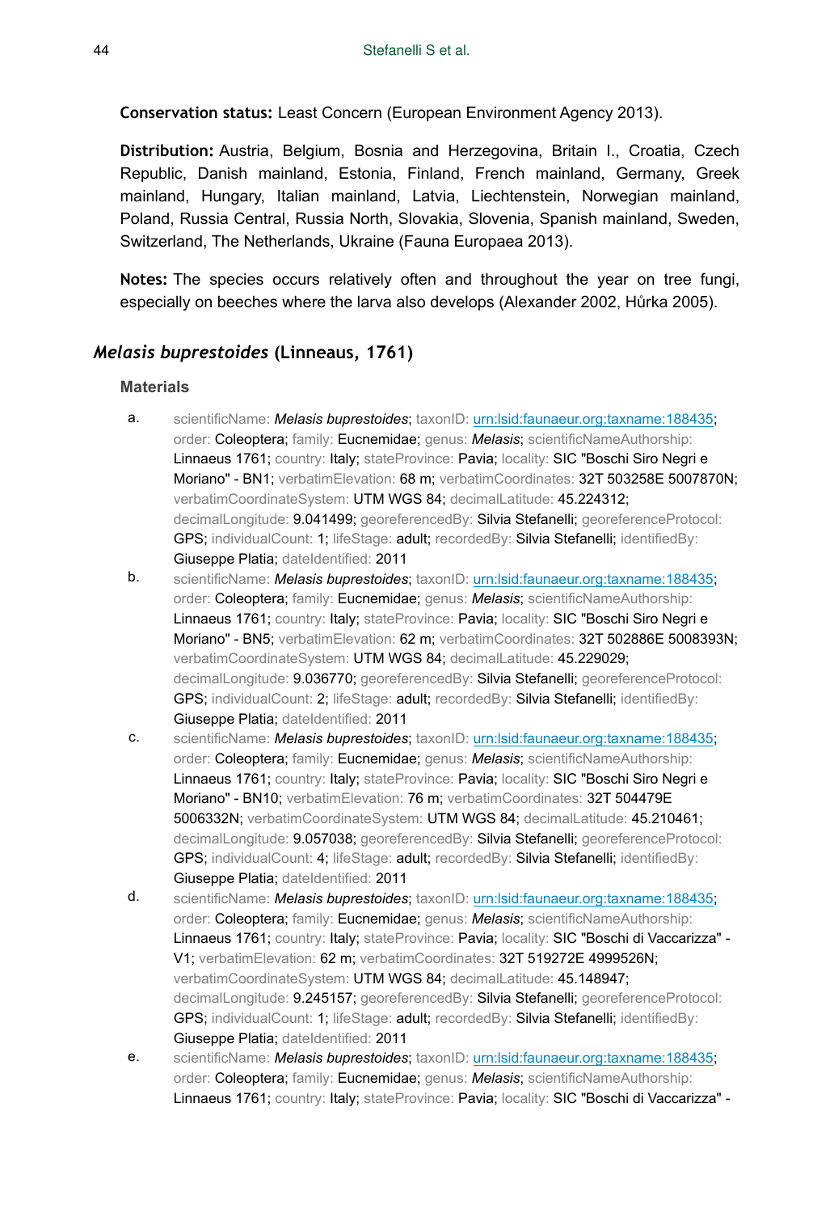**Conservation status:** Least Concern (European Environment Agency 2013).

**Distribution:** Austria, Belgium, Bosnia and Herzegovina, Britain I., Croatia, Czech Republic, Danish mainland, Estonia, Finland, French mainland, Germany, Greek mainland, Hungary, Italian mainland, Latvia, Liechtenstein, Norwegian mainland, Poland, Russia Central, Russia North, Slovakia, Slovenia, Spanish mainland, Sweden, Switzerland, The Netherlands, Ukraine (Fauna Europaea 2013).

**Notes:** The species occurs relatively often and throughout the year on tree fungi, especially on beeches where the larva also develops (Alexander 2002, Hůrka 2005).

## *Melasis buprestoides* (Linneaus, 1761)

### Materials

a. scientificName: *Melasis buprestoides*; taxonID: urn:lsid:faunaeur.org:taxname:188435; order: Coleoptera; family: Eucnemidae; genus: *Melasis*; scientificNameAuthorship: Linnaeus 1761; country: Italy; stateProvince: Pavia; locality: SIC "Boschi Siro Negri e Moriano" - BN1; verbatimElevation: 68 m; verbatimCoordinates: 32T 503258E 5007870N; verbatimCoordinateSystem: UTM WGS 84; decimalLatitude: 45.224312; decimalLongitude: 9.041499; georeferencedBy: Silvia Stefanelli; georeferenceProtocol: GPS; individualCount: 1; lifeStage: adult; recordedBy: Silvia Stefanelli; identifiedBy: Giuseppe Platia; dateIdentified: 2011

b. scientificName: *Melasis buprestoides*; taxonID: urn:lsid:faunaeur.org:taxname:188435; order: Coleoptera; family: Eucnemidae; genus: *Melasis*; scientificNameAuthorship: Linnaeus 1761; country: Italy; stateProvince: Pavia; locality: SIC "Boschi Siro Negri e Moriano" - BN5; verbatimElevation: 62 m; verbatimCoordinates: 32T 502886E 5008393N; verbatimCoordinateSystem: UTM WGS 84; decimalLatitude: 45.229029; decimalLongitude: 9.036770; georeferencedBy: Silvia Stefanelli; georeferenceProtocol: GPS; individualCount: 2; lifeStage: adult; recordedBy: Silvia Stefanelli; identifiedBy: Giuseppe Platia; dateIdentified: 2011

c. scientificName: *Melasis buprestoides*; taxonID: urn:lsid:faunaeur.org:taxname:188435; order: Coleoptera; family: Eucnemidae; genus: *Melasis*; scientificNameAuthorship: Linnaeus 1761; country: Italy; stateProvince: Pavia; locality: SIC "Boschi Siro Negri e Moriano" - BN10; verbatimElevation: 76 m; verbatimCoordinates: 32T 504479E 5006332N; verbatimCoordinateSystem: UTM WGS 84; decimalLatitude: 45.210461; decimalLongitude: 9.057038; georeferencedBy: Silvia Stefanelli; georeferenceProtocol: GPS; individualCount: 4; lifeStage: adult; recordedBy: Silvia Stefanelli; identifiedBy: Giuseppe Platia; dateIdentified: 2011

d. scientificName: *Melasis buprestoides*; taxonID: urn:lsid:faunaeur.org:taxname:188435; order: Coleoptera; family: Eucnemidae; genus: *Melasis*; scientificNameAuthorship: Linnaeus 1761; country: Italy; stateProvince: Pavia; locality: SIC "Boschi di Vaccarizza" - V1; verbatimElevation: 62 m; verbatimCoordinates: 32T 519272E 4999526N; verbatimCoordinateSystem: UTM WGS 84; decimalLatitude: 45.148947; decimalLongitude: 9.245157; georeferencedBy: Silvia Stefanelli; georeferenceProtocol: GPS; individualCount: 1; lifeStage: adult; recordedBy: Silvia Stefanelli; identifiedBy: Giuseppe Platia; dateIdentified: 2011

e. scientificName: *Melasis buprestoides*; taxonID: urn:lsid:faunaeur.org:taxname:188435; order: Coleoptera; family: Eucnemidae; genus: *Melasis*; scientificNameAuthorship: Linnaeus 1761; country: Italy; stateProvince: Pavia; locality: SIC "Boschi di Vaccarizza" -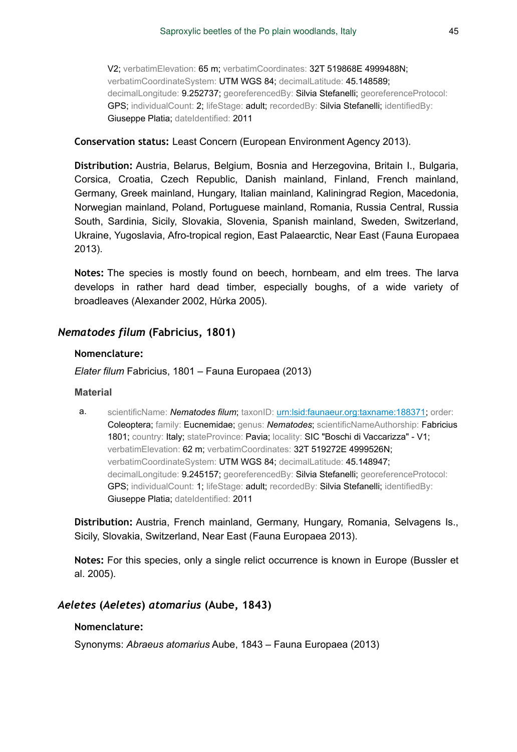V2; verbatimElevation: 65 m; verbatimCoordinates: 32T 519868E 4999488N; verbatimCoordinateSystem: UTM WGS 84; decimalLatitude: 45.148589; decimalLongitude: 9.252737; georeferencedBy: Silvia Stefanelli; georeferenceProtocol: GPS; individualCount: 2; lifeStage: adult; recordedBy: Silvia Stefanelli; identifiedBy: Giuseppe Platia; dateIdentified: 2011

**Conservation status:** Least Concern (European Environment Agency 2013).

**Distribution:** Austria, Belarus, Belgium, Bosnia and Herzegovina, Britain I., Bulgaria, Corsica, Croatia, Czech Republic, Danish mainland, Finland, French mainland, Germany, Greek mainland, Hungary, Italian mainland, Kaliningrad Region, Macedonia, Norwegian mainland, Poland, Portuguese mainland, Romania, Russia Central, Russia South, Sardinia, Sicily, Slovakia, Slovenia, Spanish mainland, Sweden, Switzerland, Ukraine, Yugoslavia, Afro-tropical region, East Palaearctic, Near East (Fauna Europaea 2013).

**Notes:** The species is mostly found on beech, hornbeam, and elm trees. The larva develops in rather hard dead timber, especially boughs, of a wide variety of broadleaves (Alexander 2002, Hůrka 2005).

## *Nematodes filum* (Fabricius, 1801)

**Nomenclature:**

*Elater filum* Fabricius, 1801 – Fauna Europaea (2013)

**Material**

a. scientificName: *Nematodes filum*; taxonID: urn:lsid:faunaeur.org:taxname:188371; order: Coleoptera; family: Eucnemidae; genus: *Nematodes*; scientificNameAuthorship: Fabricius 1801; country: Italy; stateProvince: Pavia; locality: SIC "Boschi di Vaccarizza" - V1; verbatimElevation: 62 m; verbatimCoordinates: 32T 519272E 4999526N; verbatimCoordinateSystem: UTM WGS 84; decimalLatitude: 45.148947; decimalLongitude: 9.245157; georeferencedBy: Silvia Stefanelli; georeferenceProtocol: GPS; individualCount: 1; lifeStage: adult; recordedBy: Silvia Stefanelli; identifiedBy: Giuseppe Platia; dateIdentified: 2011

**Distribution:** Austria, French mainland, Germany, Hungary, Romania, Selvagens Is., Sicily, Slovakia, Switzerland, Near East (Fauna Europaea 2013).

**Notes:** For this species, only a single relict occurrence is known in Europe (Bussler et al. 2005).

## *Aeletes* (*Aeletes*) *atomarius* (Aube, 1843)

**Nomenclature:**

Synonyms: *Abraeus atomarius* Aube, 1843 – Fauna Europaea (2013)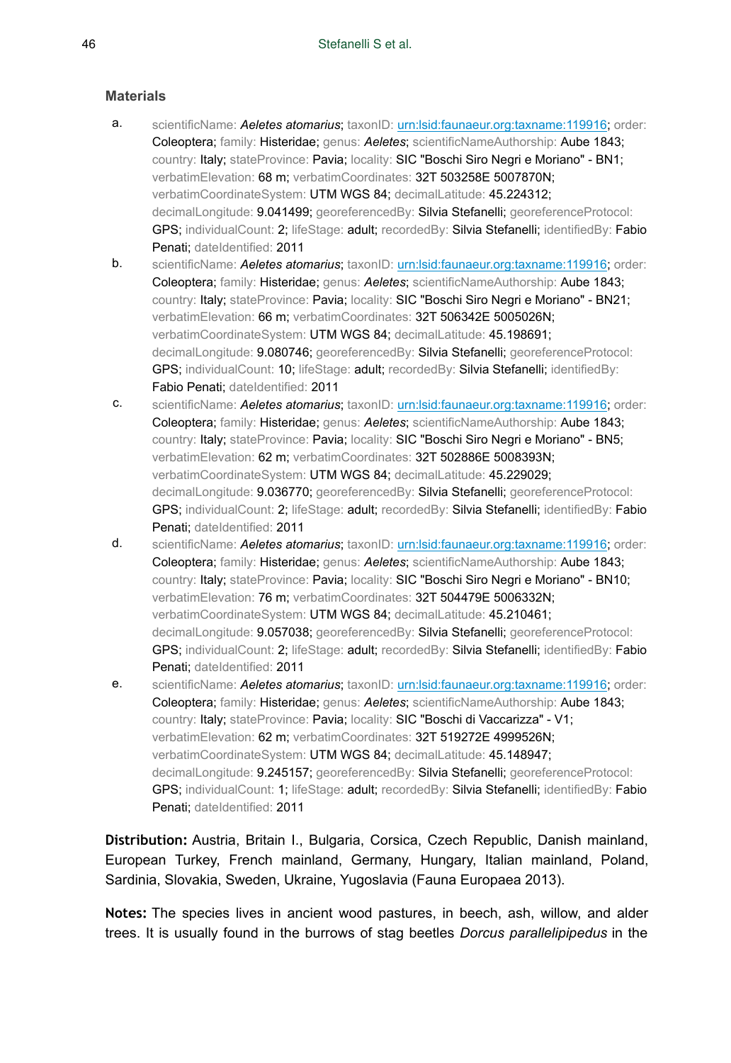#### Materials

a. scientificName: ***Aeletes atomarius***; taxonID: [urn:lsid:faunaeur.org:taxname:119916](urn:lsid:faunaeur.org:taxname:119916); order: Coleoptera; family: Histeridae; genus: *Aeletes*; scientificNameAuthorship: Aube 1843; country: Italy; stateProvince: Pavia; locality: SIC "Boschi Siro Negri e Moriano" - BN1; verbatimElevation: 68 m; verbatimCoordinates: 32T 503258E 5007870N; verbatimCoordinateSystem: UTM WGS 84; decimalLatitude: 45.224312; decimalLongitude: 9.041499; georeferencedBy: Silvia Stefanelli; georeferenceProtocol: GPS; individualCount: 2; lifeStage: adult; recordedBy: Silvia Stefanelli; identifiedBy: Fabio Penati; dateIdentified: 2011

b. scientificName: ***Aeletes atomarius***; taxonID: [urn:lsid:faunaeur.org:taxname:119916](urn:lsid:faunaeur.org:taxname:119916); order: Coleoptera; family: Histeridae; genus: *Aeletes*; scientificNameAuthorship: Aube 1843; country: Italy; stateProvince: Pavia; locality: SIC "Boschi Siro Negri e Moriano" - BN21; verbatimElevation: 66 m; verbatimCoordinates: 32T 506342E 5005026N; verbatimCoordinateSystem: UTM WGS 84; decimalLatitude: 45.198691; decimalLongitude: 9.080746; georeferencedBy: Silvia Stefanelli; georeferenceProtocol: GPS; individualCount: 10; lifeStage: adult; recordedBy: Silvia Stefanelli; identifiedBy: Fabio Penati; dateIdentified: 2011

c. scientificName: ***Aeletes atomarius***; taxonID: [urn:lsid:faunaeur.org:taxname:119916](urn:lsid:faunaeur.org:taxname:119916); order: Coleoptera; family: Histeridae; genus: *Aeletes*; scientificNameAuthorship: Aube 1843; country: Italy; stateProvince: Pavia; locality: SIC "Boschi Siro Negri e Moriano" - BN5; verbatimElevation: 62 m; verbatimCoordinates: 32T 502886E 5008393N; verbatimCoordinateSystem: UTM WGS 84; decimalLatitude: 45.229029; decimalLongitude: 9.036770; georeferencedBy: Silvia Stefanelli; georeferenceProtocol: GPS; individualCount: 2; lifeStage: adult; recordedBy: Silvia Stefanelli; identifiedBy: Fabio Penati; dateIdentified: 2011

d. scientificName: ***Aeletes atomarius***; taxonID: [urn:lsid:faunaeur.org:taxname:119916](urn:lsid:faunaeur.org:taxname:119916); order: Coleoptera; family: Histeridae; genus: *Aeletes*; scientificNameAuthorship: Aube 1843; country: Italy; stateProvince: Pavia; locality: SIC "Boschi Siro Negri e Moriano" - BN10; verbatimElevation: 76 m; verbatimCoordinates: 32T 504479E 5006332N; verbatimCoordinateSystem: UTM WGS 84; decimalLatitude: 45.210461; decimalLongitude: 9.057038; georeferencedBy: Silvia Stefanelli; georeferenceProtocol: GPS; individualCount: 2; lifeStage: adult; recordedBy: Silvia Stefanelli; identifiedBy: Fabio Penati; dateIdentified: 2011

e. scientificName: ***Aeletes atomarius***; taxonID: [urn:lsid:faunaeur.org:taxname:119916](urn:lsid:faunaeur.org:taxname:119916); order: Coleoptera; family: Histeridae; genus: *Aeletes*; scientificNameAuthorship: Aube 1843; country: Italy; stateProvince: Pavia; locality: SIC "Boschi di Vaccarizza" - V1; verbatimElevation: 62 m; verbatimCoordinates: 32T 519272E 4999526N; verbatimCoordinateSystem: UTM WGS 84; decimalLatitude: 45.148947; decimalLongitude: 9.245157; georeferencedBy: Silvia Stefanelli; georeferenceProtocol: GPS; individualCount: 1; lifeStage: adult; recordedBy: Silvia Stefanelli; identifiedBy: Fabio Penati; dateIdentified: 2011

**Distribution:** Austria, Britain I., Bulgaria, Corsica, Czech Republic, Danish mainland, European Turkey, French mainland, Germany, Hungary, Italian mainland, Poland, Sardinia, Slovakia, Sweden, Ukraine, Yugoslavia (Fauna Europaea 2013).

**Notes:** The species lives in ancient wood pastures, in beech, ash, willow, and alder trees. It is usually found in the burrows of stag beetles *Dorcus parallelipipedus* in the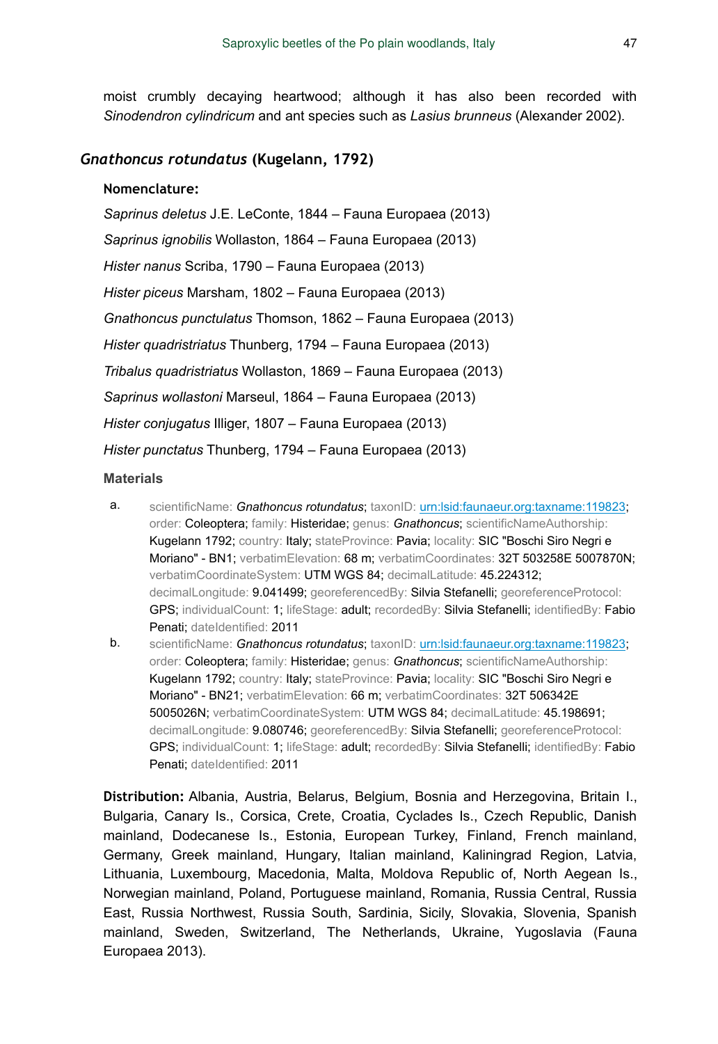moist crumbly decaying heartwood; although it has also been recorded with *Sinodendron cylindricum* and ant species such as *Lasius brunneus* (Alexander 2002).

## *Gnathoncus rotundatus* (Kugelann, 1792)

### Nomenclature:

*Saprinus deletus* J.E. LeConte, 1844 – Fauna Europaea (2013)

*Saprinus ignobilis* Wollaston, 1864 – Fauna Europaea (2013)

*Hister nanus* Scriba, 1790 – Fauna Europaea (2013)

*Hister piceus* Marsham, 1802 – Fauna Europaea (2013)

*Gnathoncus punctulatus* Thomson, 1862 – Fauna Europaea (2013)

*Hister quadristriatus* Thunberg, 1794 – Fauna Europaea (2013)

*Tribalus quadristriatus* Wollaston, 1869 – Fauna Europaea (2013)

*Saprinus wollastoni* Marseul, 1864 – Fauna Europaea (2013)

*Hister conjugatus* Illiger, 1807 – Fauna Europaea (2013)

*Hister punctatus* Thunberg, 1794 – Fauna Europaea (2013)

### Materials

a. scientificName: ***Gnathoncus rotundatus***; taxonID: urn:lsid:faunaeur.org:taxname:119823; order: Coleoptera; family: Histeridae; genus: *Gnathoncus*; scientificNameAuthorship: Kugelann 1792; country: Italy; stateProvince: Pavia; locality: SIC "Boschi Siro Negri e Moriano" - BN1; verbatimElevation: 68 m; verbatimCoordinates: 32T 503258E 5007870N; verbatimCoordinateSystem: UTM WGS 84; decimalLatitude: 45.224312; decimalLongitude: 9.041499; georeferencedBy: Silvia Stefanelli; georeferenceProtocol: GPS; individualCount: 1; lifeStage: adult; recordedBy: Silvia Stefanelli; identifiedBy: Fabio Penati; dateIdentified: 2011

b. scientificName: ***Gnathoncus rotundatus***; taxonID: urn:lsid:faunaeur.org:taxname:119823; order: Coleoptera; family: Histeridae; genus: *Gnathoncus*; scientificNameAuthorship: Kugelann 1792; country: Italy; stateProvince: Pavia; locality: SIC "Boschi Siro Negri e Moriano" - BN21; verbatimElevation: 66 m; verbatimCoordinates: 32T 506342E 5005026N; verbatimCoordinateSystem: UTM WGS 84; decimalLatitude: 45.198691; decimalLongitude: 9.080746; georeferencedBy: Silvia Stefanelli; georeferenceProtocol: GPS; individualCount: 1; lifeStage: adult; recordedBy: Silvia Stefanelli; identifiedBy: Fabio Penati; dateIdentified: 2011

**Distribution:** Albania, Austria, Belarus, Belgium, Bosnia and Herzegovina, Britain I., Bulgaria, Canary Is., Corsica, Crete, Croatia, Cyclades Is., Czech Republic, Danish mainland, Dodecanese Is., Estonia, European Turkey, Finland, French mainland, Germany, Greek mainland, Hungary, Italian mainland, Kaliningrad Region, Latvia, Lithuania, Luxembourg, Macedonia, Malta, Moldova Republic of, North Aegean Is., Norwegian mainland, Poland, Portuguese mainland, Romania, Russia Central, Russia East, Russia Northwest, Russia South, Sardinia, Sicily, Slovakia, Slovenia, Spanish mainland, Sweden, Switzerland, The Netherlands, Ukraine, Yugoslavia (Fauna Europaea 2013).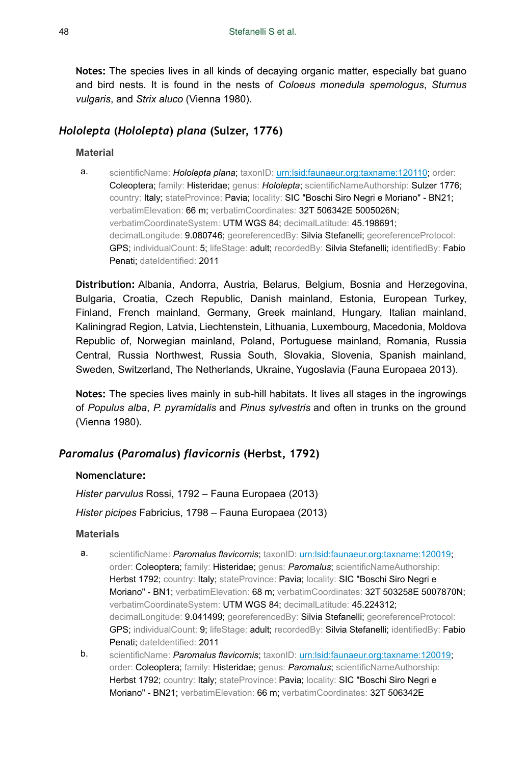**Notes:** The species lives in all kinds of decaying organic matter, especially bat guano and bird nests. It is found in the nests of *Coloeus monedula spemologus*, *Sturnus vulgaris*, and *Strix aluco* (Vienna 1980).

## *Hololepta* (*Hololepta*) *plana* (Sulzer, 1776)

### Material

a. scientificName: ***Hololepta plana***; taxonID: urn:lsid:faunaeur.org:taxname:120110; order: Coleoptera; family: Histeridae; genus: *Hololepta*; scientificNameAuthorship: Sulzer 1776; country: Italy; stateProvince: Pavia; locality: SIC "Boschi Siro Negri e Moriano" - BN21; verbatimElevation: 66 m; verbatimCoordinates: 32T 506342E 5005026N; verbatimCoordinateSystem: UTM WGS 84; decimalLatitude: 45.198691; decimalLongitude: 9.080746; georeferencedBy: Silvia Stefanelli; georeferenceProtocol: GPS; individualCount: 5; lifeStage: adult; recordedBy: Silvia Stefanelli; identifiedBy: Fabio Penati; dateIdentified: 2011

**Distribution:** Albania, Andorra, Austria, Belarus, Belgium, Bosnia and Herzegovina, Bulgaria, Croatia, Czech Republic, Danish mainland, Estonia, European Turkey, Finland, French mainland, Germany, Greek mainland, Hungary, Italian mainland, Kaliningrad Region, Latvia, Liechtenstein, Lithuania, Luxembourg, Macedonia, Moldova Republic of, Norwegian mainland, Poland, Portuguese mainland, Romania, Russia Central, Russia Northwest, Russia South, Slovakia, Slovenia, Spanish mainland, Sweden, Switzerland, The Netherlands, Ukraine, Yugoslavia (Fauna Europaea 2013).

**Notes:** The species lives mainly in sub-hill habitats. It lives all stages in the ingrowings of *Populus alba*, *P. pyramidalis* and *Pinus sylvestris* and often in trunks on the ground (Vienna 1980).

## *Paromalus* (*Paromalus*) *flavicornis* (Herbst, 1792)

**Nomenclature:**

*Hister parvulus* Rossi, 1792 – Fauna Europaea (2013)

*Hister picipes* Fabricius, 1798 – Fauna Europaea (2013)

### Materials

a. scientificName: ***Paromalus flavicornis***; taxonID: urn:lsid:faunaeur.org:taxname:120019; order: Coleoptera; family: Histeridae; genus: *Paromalus*; scientificNameAuthorship: Herbst 1792; country: Italy; stateProvince: Pavia; locality: SIC "Boschi Siro Negri e Moriano" - BN1; verbatimElevation: 68 m; verbatimCoordinates: 32T 503258E 5007870N; verbatimCoordinateSystem: UTM WGS 84; decimalLatitude: 45.224312; decimalLongitude: 9.041499; georeferencedBy: Silvia Stefanelli; georeferenceProtocol: GPS; individualCount: 9; lifeStage: adult; recordedBy: Silvia Stefanelli; identifiedBy: Fabio Penati; dateIdentified: 2011

b. scientificName: ***Paromalus flavicornis***; taxonID: urn:lsid:faunaeur.org:taxname:120019; order: Coleoptera; family: Histeridae; genus: *Paromalus*; scientificNameAuthorship: Herbst 1792; country: Italy; stateProvince: Pavia; locality: SIC "Boschi Siro Negri e Moriano" - BN21; verbatimElevation: 66 m; verbatimCoordinates: 32T 506342E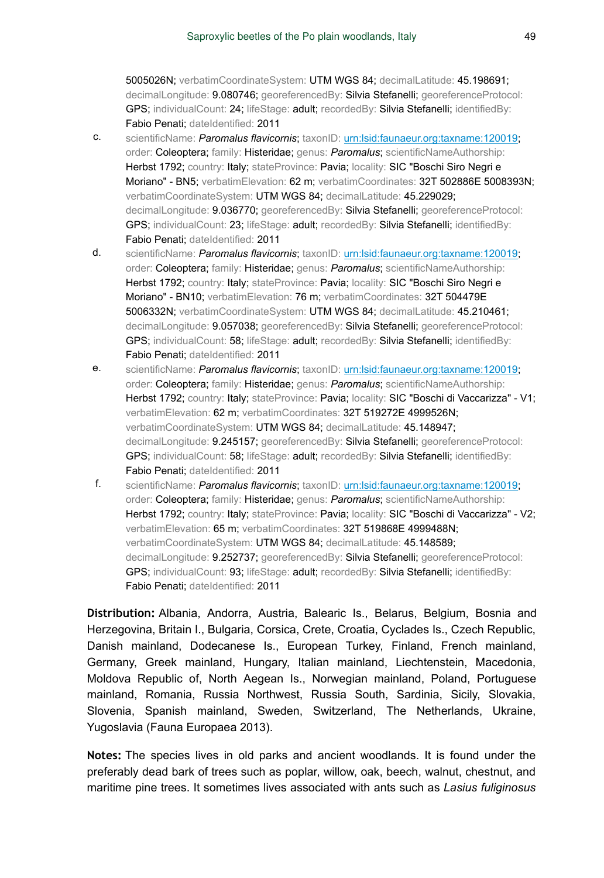5005026N; verbatimCoordinateSystem: UTM WGS 84; decimalLatitude: 45.198691; decimalLongitude: 9.080746; georeferencedBy: Silvia Stefanelli; georeferenceProtocol: GPS; individualCount: 24; lifeStage: adult; recordedBy: Silvia Stefanelli; identifiedBy: Fabio Penati; dateIdentified: 2011

c. scientificName: ***Paromalus flavicornis***; taxonID: [urn:lsid:faunaeur.org:taxname:120019](urn:lsid:faunaeur.org:taxname:120019); order: Coleoptera; family: Histeridae; genus: *Paromalus*; scientificNameAuthorship: Herbst 1792; country: Italy; stateProvince: Pavia; locality: SIC "Boschi Siro Negri e Moriano" - BN5; verbatimElevation: 62 m; verbatimCoordinates: 32T 502886E 5008393N; verbatimCoordinateSystem: UTM WGS 84; decimalLatitude: 45.229029; decimalLongitude: 9.036770; georeferencedBy: Silvia Stefanelli; georeferenceProtocol: GPS; individualCount: 23; lifeStage: adult; recordedBy: Silvia Stefanelli; identifiedBy: Fabio Penati; dateIdentified: 2011

d. scientificName: ***Paromalus flavicornis***; taxonID: [urn:lsid:faunaeur.org:taxname:120019](urn:lsid:faunaeur.org:taxname:120019); order: Coleoptera; family: Histeridae; genus: *Paromalus*; scientificNameAuthorship: Herbst 1792; country: Italy; stateProvince: Pavia; locality: SIC "Boschi Siro Negri e Moriano" - BN10; verbatimElevation: 76 m; verbatimCoordinates: 32T 504479E 5006332N; verbatimCoordinateSystem: UTM WGS 84; decimalLatitude: 45.210461; decimalLongitude: 9.057038; georeferencedBy: Silvia Stefanelli; georeferenceProtocol: GPS; individualCount: 58; lifeStage: adult; recordedBy: Silvia Stefanelli; identifiedBy: Fabio Penati; dateIdentified: 2011

e. scientificName: ***Paromalus flavicornis***; taxonID: [urn:lsid:faunaeur.org:taxname:120019](urn:lsid:faunaeur.org:taxname:120019); order: Coleoptera; family: Histeridae; genus: *Paromalus*; scientificNameAuthorship: Herbst 1792; country: Italy; stateProvince: Pavia; locality: SIC "Boschi di Vaccarizza" - V1; verbatimElevation: 62 m; verbatimCoordinates: 32T 519272E 4999526N; verbatimCoordinateSystem: UTM WGS 84; decimalLatitude: 45.148947; decimalLongitude: 9.245157; georeferencedBy: Silvia Stefanelli; georeferenceProtocol: GPS; individualCount: 58; lifeStage: adult; recordedBy: Silvia Stefanelli; identifiedBy: Fabio Penati; dateIdentified: 2011

f. scientificName: ***Paromalus flavicornis***; taxonID: [urn:lsid:faunaeur.org:taxname:120019](urn:lsid:faunaeur.org:taxname:120019); order: Coleoptera; family: Histeridae; genus: *Paromalus*; scientificNameAuthorship: Herbst 1792; country: Italy; stateProvince: Pavia; locality: SIC "Boschi di Vaccarizza" - V2; verbatimElevation: 65 m; verbatimCoordinates: 32T 519868E 4999488N; verbatimCoordinateSystem: UTM WGS 84; decimalLatitude: 45.148589; decimalLongitude: 9.252737; georeferencedBy: Silvia Stefanelli; georeferenceProtocol: GPS; individualCount: 93; lifeStage: adult; recordedBy: Silvia Stefanelli; identifiedBy: Fabio Penati; dateIdentified: 2011

**Distribution:** Albania, Andorra, Austria, Balearic Is., Belarus, Belgium, Bosnia and Herzegovina, Britain I., Bulgaria, Corsica, Crete, Croatia, Cyclades Is., Czech Republic, Danish mainland, Dodecanese Is., European Turkey, Finland, French mainland, Germany, Greek mainland, Hungary, Italian mainland, Liechtenstein, Macedonia, Moldova Republic of, North Aegean Is., Norwegian mainland, Poland, Portuguese mainland, Romania, Russia Northwest, Russia South, Sardinia, Sicily, Slovakia, Slovenia, Spanish mainland, Sweden, Switzerland, The Netherlands, Ukraine, Yugoslavia (Fauna Europaea 2013).

**Notes:** The species lives in old parks and ancient woodlands. It is found under the preferably dead bark of trees such as poplar, willow, oak, beech, walnut, chestnut, and maritime pine trees. It sometimes lives associated with ants such as *Lasius fuliginosus*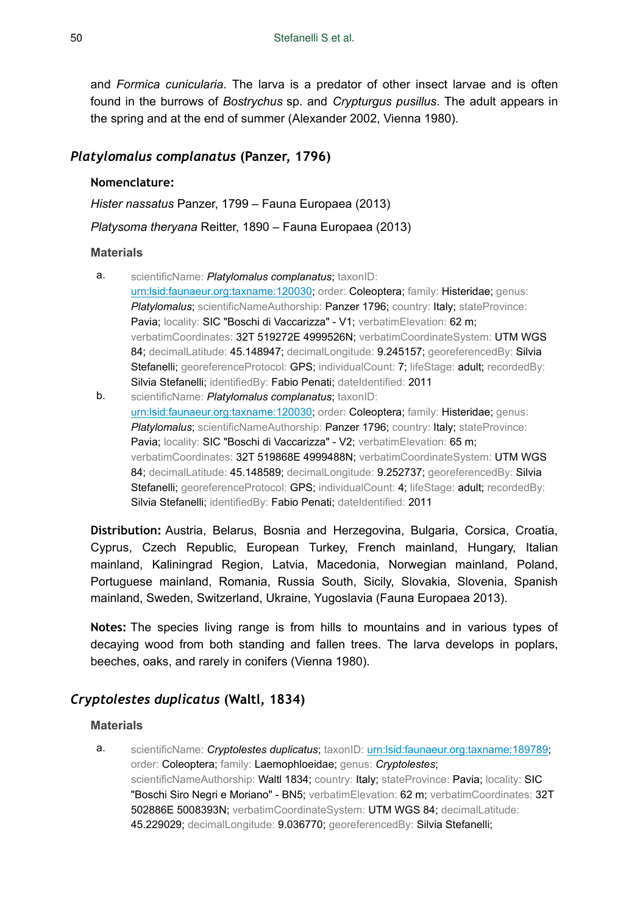and *Formica cunicularia*. The larva is a predator of other insect larvae and is often found in the burrows of *Bostrychus* sp. and *Crypturgus pusillus*. The adult appears in the spring and at the end of summer (Alexander 2002, Vienna 1980).

## *Platylomalus complanatus* (Panzer, 1796)

**Nomenclature:**

*Hister nassatus* Panzer, 1799 – Fauna Europaea (2013)

*Platysoma theryana* Reitter, 1890 – Fauna Europaea (2013)

### Materials

a. scientificName: ***Platylomalus complanatus***; taxonID: urn:lsid:faunaeur.org:taxname:120030; order: Coleoptera; family: Histeridae; genus: *Platylomalus*; scientificNameAuthorship: Panzer 1796; country: Italy; stateProvince: Pavia; locality: SIC "Boschi di Vaccarizza" - V1; verbatimElevation: 62 m; verbatimCoordinates: 32T 519272E 4999526N; verbatimCoordinateSystem: UTM WGS 84; decimalLatitude: 45.148947; decimalLongitude: 9.245157; georeferencedBy: Silvia Stefanelli; georeferenceProtocol: GPS; individualCount: 7; lifeStage: adult; recordedBy: Silvia Stefanelli; identifiedBy: Fabio Penati; dateIdentified: 2011

b. scientificName: ***Platylomalus complanatus***; taxonID: urn:lsid:faunaeur.org:taxname:120030; order: Coleoptera; family: Histeridae; genus: *Platylomalus*; scientificNameAuthorship: Panzer 1796; country: Italy; stateProvince: Pavia; locality: SIC "Boschi di Vaccarizza" - V2; verbatimElevation: 65 m; verbatimCoordinates: 32T 519868E 4999488N; verbatimCoordinateSystem: UTM WGS 84; decimalLatitude: 45.148589; decimalLongitude: 9.252737; georeferencedBy: Silvia Stefanelli; georeferenceProtocol: GPS; individualCount: 4; lifeStage: adult; recordedBy: Silvia Stefanelli; identifiedBy: Fabio Penati; dateIdentified: 2011

**Distribution:** Austria, Belarus, Bosnia and Herzegovina, Bulgaria, Corsica, Croatia, Cyprus, Czech Republic, European Turkey, French mainland, Hungary, Italian mainland, Kaliningrad Region, Latvia, Macedonia, Norwegian mainland, Poland, Portuguese mainland, Romania, Russia South, Sicily, Slovakia, Slovenia, Spanish mainland, Sweden, Switzerland, Ukraine, Yugoslavia (Fauna Europaea 2013).

**Notes:** The species living range is from hills to mountains and in various types of decaying wood from both standing and fallen trees. The larva develops in poplars, beeches, oaks, and rarely in conifers (Vienna 1980).

## *Cryptolestes duplicatus* (Waltl, 1834)

### Materials

a. scientificName: ***Cryptolestes duplicatus***; taxonID: urn:lsid:faunaeur.org:taxname:189789; order: Coleoptera; family: Laemophloeidae; genus: *Cryptolestes*; scientificNameAuthorship: Waltl 1834; country: Italy; stateProvince: Pavia; locality: SIC "Boschi Siro Negri e Moriano" - BN5; verbatimElevation: 62 m; verbatimCoordinates: 32T 502886E 5008393N; verbatimCoordinateSystem: UTM WGS 84; decimalLatitude: 45.229029; decimalLongitude: 9.036770; georeferencedBy: Silvia Stefanelli;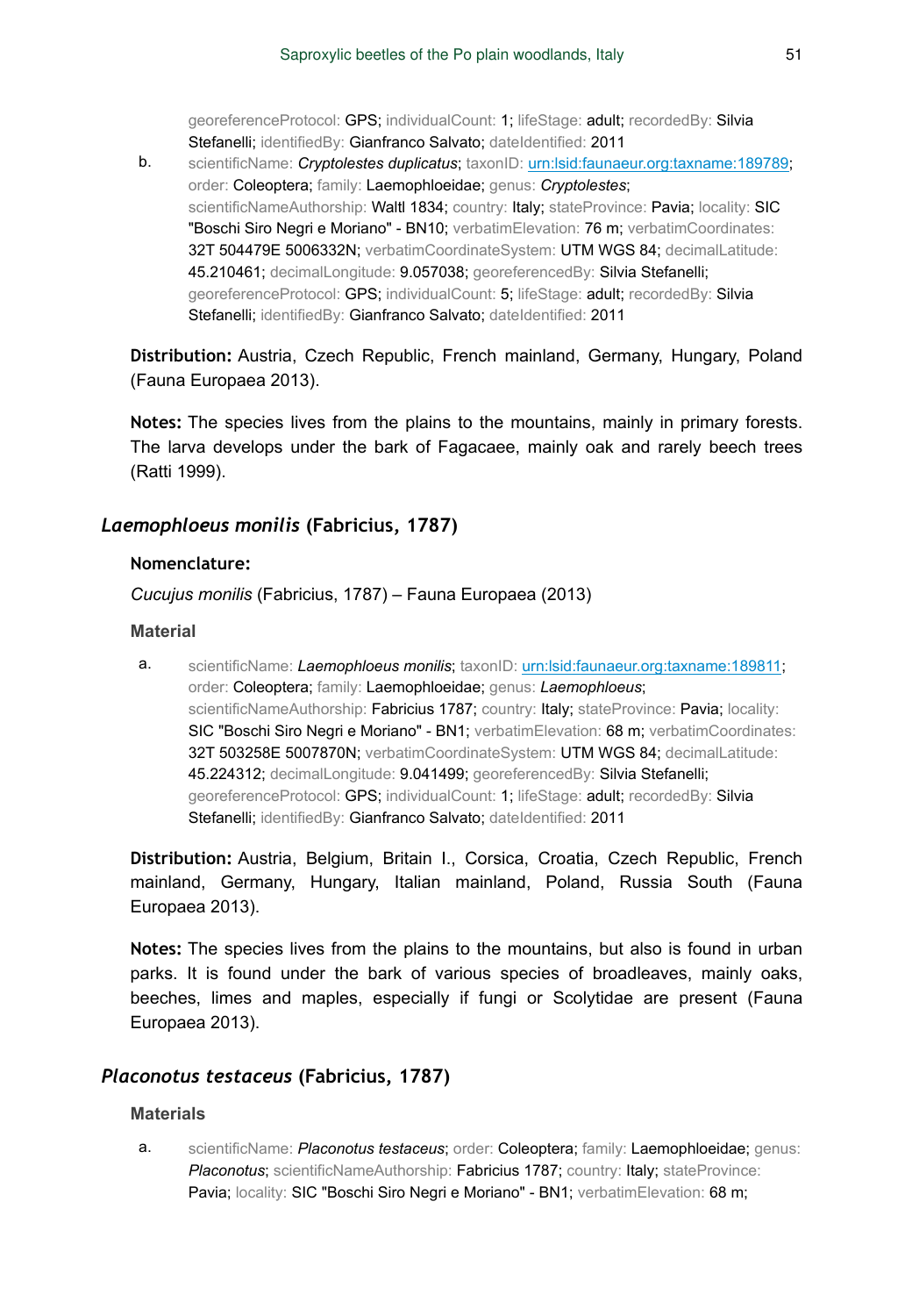georeferenceProtocol: GPS; individualCount: 1; lifeStage: adult; recordedBy: Silvia Stefanelli; identifiedBy: Gianfranco Salvato; dateIdentified: 2011

b. scientificName: *Cryptolestes duplicatus*; taxonID: urn:lsid:faunaeur.org:taxname:189789; order: Coleoptera; family: Laemophloeidae; genus: *Cryptolestes*; scientificNameAuthorship: Waltl 1834; country: Italy; stateProvince: Pavia; locality: SIC "Boschi Siro Negri e Moriano" - BN10; verbatimElevation: 76 m; verbatimCoordinates: 32T 504479E 5006332N; verbatimCoordinateSystem: UTM WGS 84; decimalLatitude: 45.210461; decimalLongitude: 9.057038; georeferencedBy: Silvia Stefanelli; georeferenceProtocol: GPS; individualCount: 5; lifeStage: adult; recordedBy: Silvia Stefanelli; identifiedBy: Gianfranco Salvato; dateIdentified: 2011

**Distribution:** Austria, Czech Republic, French mainland, Germany, Hungary, Poland (Fauna Europaea 2013).

**Notes:** The species lives from the plains to the mountains, mainly in primary forests. The larva develops under the bark of Fagacaee, mainly oak and rarely beech trees (Ratti 1999).

## *Laemophloeus monilis* (Fabricius, 1787)

### Nomenclature:

*Cucujus monilis* (Fabricius, 1787) – Fauna Europaea (2013)

### Material

a. scientificName: *Laemophloeus monilis*; taxonID: urn:lsid:faunaeur.org:taxname:189811; order: Coleoptera; family: Laemophloeidae; genus: *Laemophloeus*; scientificNameAuthorship: Fabricius 1787; country: Italy; stateProvince: Pavia; locality: SIC "Boschi Siro Negri e Moriano" - BN1; verbatimElevation: 68 m; verbatimCoordinates: 32T 503258E 5007870N; verbatimCoordinateSystem: UTM WGS 84; decimalLatitude: 45.224312; decimalLongitude: 9.041499; georeferencedBy: Silvia Stefanelli; georeferenceProtocol: GPS; individualCount: 1; lifeStage: adult; recordedBy: Silvia Stefanelli; identifiedBy: Gianfranco Salvato; dateIdentified: 2011

**Distribution:** Austria, Belgium, Britain I., Corsica, Croatia, Czech Republic, French mainland, Germany, Hungary, Italian mainland, Poland, Russia South (Fauna Europaea 2013).

**Notes:** The species lives from the plains to the mountains, but also is found in urban parks. It is found under the bark of various species of broadleaves, mainly oaks, beeches, limes and maples, especially if fungi or Scolytidae are present (Fauna Europaea 2013).

## *Placonotus testaceus* (Fabricius, 1787)

### Materials

a. scientificName: *Placonotus testaceus*; order: Coleoptera; family: Laemophloeidae; genus: *Placonotus*; scientificNameAuthorship: Fabricius 1787; country: Italy; stateProvince: Pavia; locality: SIC "Boschi Siro Negri e Moriano" - BN1; verbatimElevation: 68 m;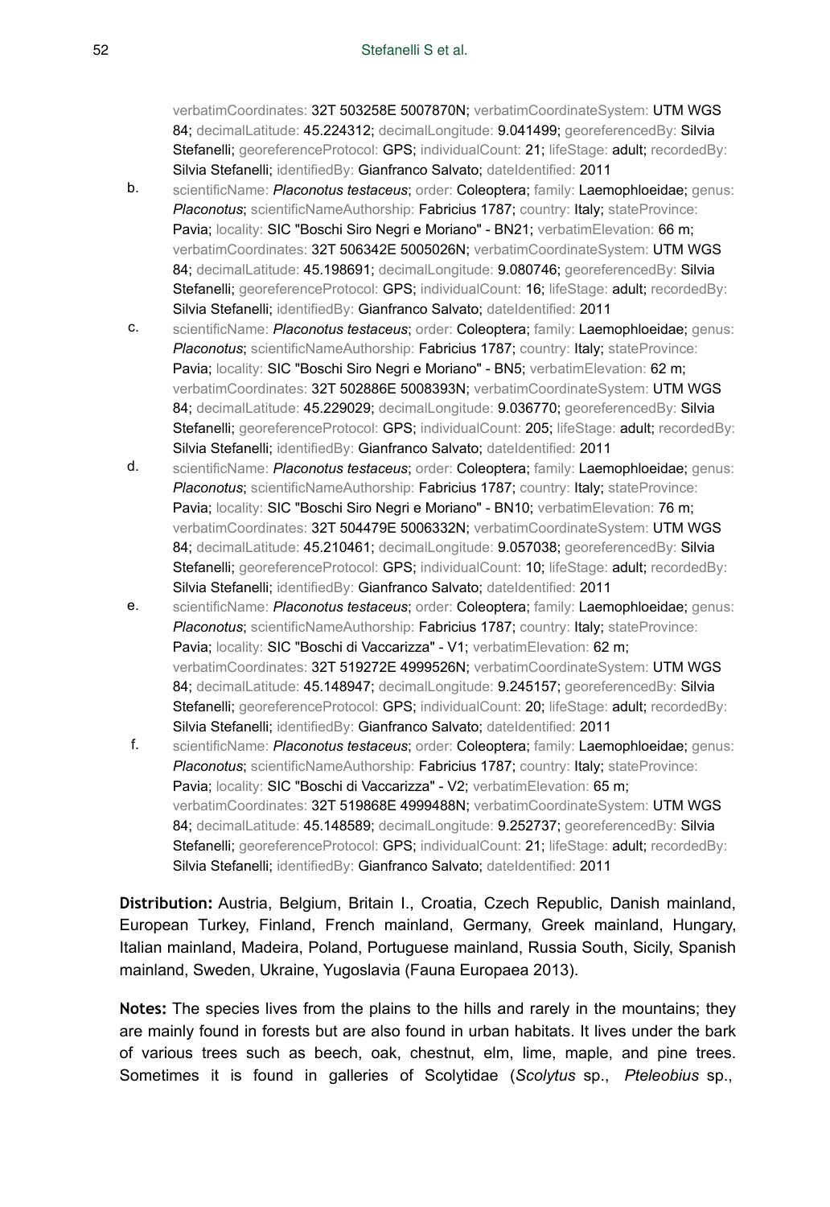verbatimCoordinates: 32T 503258E 5007870N; verbatimCoordinateSystem: UTM WGS 84; decimalLatitude: 45.224312; decimalLongitude: 9.041499; georeferencedBy: Silvia Stefanelli; georeferenceProtocol: GPS; individualCount: 21; lifeStage: adult; recordedBy: Silvia Stefanelli; identifiedBy: Gianfranco Salvato; dateIdentified: 2011

b. scientificName: *Placonotus testaceus*; order: Coleoptera; family: Laemophloeidae; genus: *Placonotus*; scientificNameAuthorship: Fabricius 1787; country: Italy; stateProvince: Pavia; locality: SIC "Boschi Siro Negri e Moriano" - BN21; verbatimElevation: 66 m; verbatimCoordinates: 32T 506342E 5005026N; verbatimCoordinateSystem: UTM WGS 84; decimalLatitude: 45.198691; decimalLongitude: 9.080746; georeferencedBy: Silvia Stefanelli; georeferenceProtocol: GPS; individualCount: 16; lifeStage: adult; recordedBy: Silvia Stefanelli; identifiedBy: Gianfranco Salvato; dateIdentified: 2011

c. scientificName: *Placonotus testaceus*; order: Coleoptera; family: Laemophloeidae; genus: *Placonotus*; scientificNameAuthorship: Fabricius 1787; country: Italy; stateProvince: Pavia; locality: SIC "Boschi Siro Negri e Moriano" - BN5; verbatimElevation: 62 m; verbatimCoordinates: 32T 502886E 5008393N; verbatimCoordinateSystem: UTM WGS 84; decimalLatitude: 45.229029; decimalLongitude: 9.036770; georeferencedBy: Silvia Stefanelli; georeferenceProtocol: GPS; individualCount: 205; lifeStage: adult; recordedBy: Silvia Stefanelli; identifiedBy: Gianfranco Salvato; dateIdentified: 2011

d. scientificName: *Placonotus testaceus*; order: Coleoptera; family: Laemophloeidae; genus: *Placonotus*; scientificNameAuthorship: Fabricius 1787; country: Italy; stateProvince: Pavia; locality: SIC "Boschi Siro Negri e Moriano" - BN10; verbatimElevation: 76 m; verbatimCoordinates: 32T 504479E 5006332N; verbatimCoordinateSystem: UTM WGS 84; decimalLatitude: 45.210461; decimalLongitude: 9.057038; georeferencedBy: Silvia Stefanelli; georeferenceProtocol: GPS; individualCount: 10; lifeStage: adult; recordedBy: Silvia Stefanelli; identifiedBy: Gianfranco Salvato; dateIdentified: 2011

e. scientificName: *Placonotus testaceus*; order: Coleoptera; family: Laemophloeidae; genus: *Placonotus*; scientificNameAuthorship: Fabricius 1787; country: Italy; stateProvince: Pavia; locality: SIC "Boschi di Vaccarizza" - V1; verbatimElevation: 62 m; verbatimCoordinates: 32T 519272E 4999526N; verbatimCoordinateSystem: UTM WGS 84; decimalLatitude: 45.148947; decimalLongitude: 9.245157; georeferencedBy: Silvia Stefanelli; georeferenceProtocol: GPS; individualCount: 20; lifeStage: adult; recordedBy: Silvia Stefanelli; identifiedBy: Gianfranco Salvato; dateIdentified: 2011

f. scientificName: *Placonotus testaceus*; order: Coleoptera; family: Laemophloeidae; genus: *Placonotus*; scientificNameAuthorship: Fabricius 1787; country: Italy; stateProvince: Pavia; locality: SIC "Boschi di Vaccarizza" - V2; verbatimElevation: 65 m; verbatimCoordinates: 32T 519868E 4999488N; verbatimCoordinateSystem: UTM WGS 84; decimalLatitude: 45.148589; decimalLongitude: 9.252737; georeferencedBy: Silvia Stefanelli; georeferenceProtocol: GPS; individualCount: 21; lifeStage: adult; recordedBy: Silvia Stefanelli; identifiedBy: Gianfranco Salvato; dateIdentified: 2011

**Distribution:** Austria, Belgium, Britain I., Croatia, Czech Republic, Danish mainland, European Turkey, Finland, French mainland, Germany, Greek mainland, Hungary, Italian mainland, Madeira, Poland, Portuguese mainland, Russia South, Sicily, Spanish mainland, Sweden, Ukraine, Yugoslavia (Fauna Europaea 2013).

**Notes:** The species lives from the plains to the hills and rarely in the mountains; they are mainly found in forests but are also found in urban habitats. It lives under the bark of various trees such as beech, oak, chestnut, elm, lime, maple, and pine trees. Sometimes it is found in galleries of Scolytidae (*Scolytus* sp., *Pteleobius* sp.,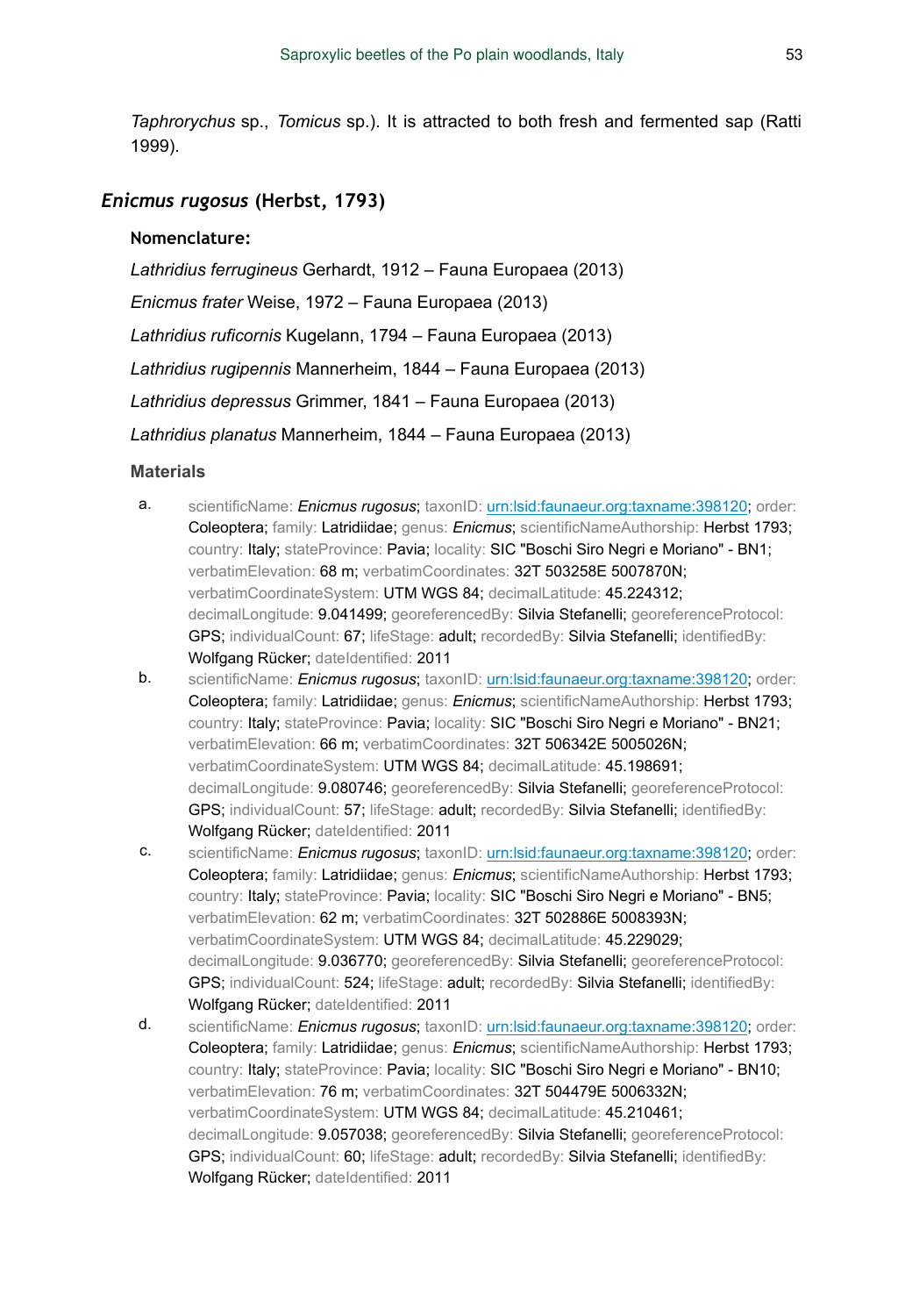*Taphrorychus* sp., *Tomicus* sp.). It is attracted to both fresh and fermented sap (Ratti 1999).

## *Enicmus rugosus* (Herbst, 1793)

### Nomenclature:

*Lathridius ferrugineus* Gerhardt, 1912 – Fauna Europaea (2013)

*Enicmus frater* Weise, 1972 – Fauna Europaea (2013)

*Lathridius ruficornis* Kugelann, 1794 – Fauna Europaea (2013)

*Lathridius rugipennis* Mannerheim, 1844 – Fauna Europaea (2013)

*Lathridius depressus* Grimmer, 1841 – Fauna Europaea (2013)

*Lathridius planatus* Mannerheim, 1844 – Fauna Europaea (2013)

### Materials

a. scientificName: *Enicmus rugosus*; taxonID: urn:lsid:faunaeur.org:taxname:398120; order: Coleoptera; family: Latridiidae; genus: *Enicmus*; scientificNameAuthorship: Herbst 1793; country: Italy; stateProvince: Pavia; locality: SIC "Boschi Siro Negri e Moriano" - BN1; verbatimElevation: 68 m; verbatimCoordinates: 32T 503258E 5007870N; verbatimCoordinateSystem: UTM WGS 84; decimalLatitude: 45.224312; decimalLongitude: 9.041499; georeferencedBy: Silvia Stefanelli; georeferenceProtocol: GPS; individualCount: 67; lifeStage: adult; recordedBy: Silvia Stefanelli; identifiedBy: Wolfgang Rücker; dateIdentified: 2011

b. scientificName: *Enicmus rugosus*; taxonID: urn:lsid:faunaeur.org:taxname:398120; order: Coleoptera; family: Latridiidae; genus: *Enicmus*; scientificNameAuthorship: Herbst 1793; country: Italy; stateProvince: Pavia; locality: SIC "Boschi Siro Negri e Moriano" - BN21; verbatimElevation: 66 m; verbatimCoordinates: 32T 506342E 5005026N; verbatimCoordinateSystem: UTM WGS 84; decimalLatitude: 45.198691; decimalLongitude: 9.080746; georeferencedBy: Silvia Stefanelli; georeferenceProtocol: GPS; individualCount: 57; lifeStage: adult; recordedBy: Silvia Stefanelli; identifiedBy: Wolfgang Rücker; dateIdentified: 2011

c. scientificName: *Enicmus rugosus*; taxonID: urn:lsid:faunaeur.org:taxname:398120; order: Coleoptera; family: Latridiidae; genus: *Enicmus*; scientificNameAuthorship: Herbst 1793; country: Italy; stateProvince: Pavia; locality: SIC "Boschi Siro Negri e Moriano" - BN5; verbatimElevation: 62 m; verbatimCoordinates: 32T 502886E 5008393N; verbatimCoordinateSystem: UTM WGS 84; decimalLatitude: 45.229029; decimalLongitude: 9.036770; georeferencedBy: Silvia Stefanelli; georeferenceProtocol: GPS; individualCount: 524; lifeStage: adult; recordedBy: Silvia Stefanelli; identifiedBy: Wolfgang Rücker; dateIdentified: 2011

d. scientificName: *Enicmus rugosus*; taxonID: urn:lsid:faunaeur.org:taxname:398120; order: Coleoptera; family: Latridiidae; genus: *Enicmus*; scientificNameAuthorship: Herbst 1793; country: Italy; stateProvince: Pavia; locality: SIC "Boschi Siro Negri e Moriano" - BN10; verbatimElevation: 76 m; verbatimCoordinates: 32T 504479E 5006332N; verbatimCoordinateSystem: UTM WGS 84; decimalLatitude: 45.210461; decimalLongitude: 9.057038; georeferencedBy: Silvia Stefanelli; georeferenceProtocol: GPS; individualCount: 60; lifeStage: adult; recordedBy: Silvia Stefanelli; identifiedBy: Wolfgang Rücker; dateIdentified: 2011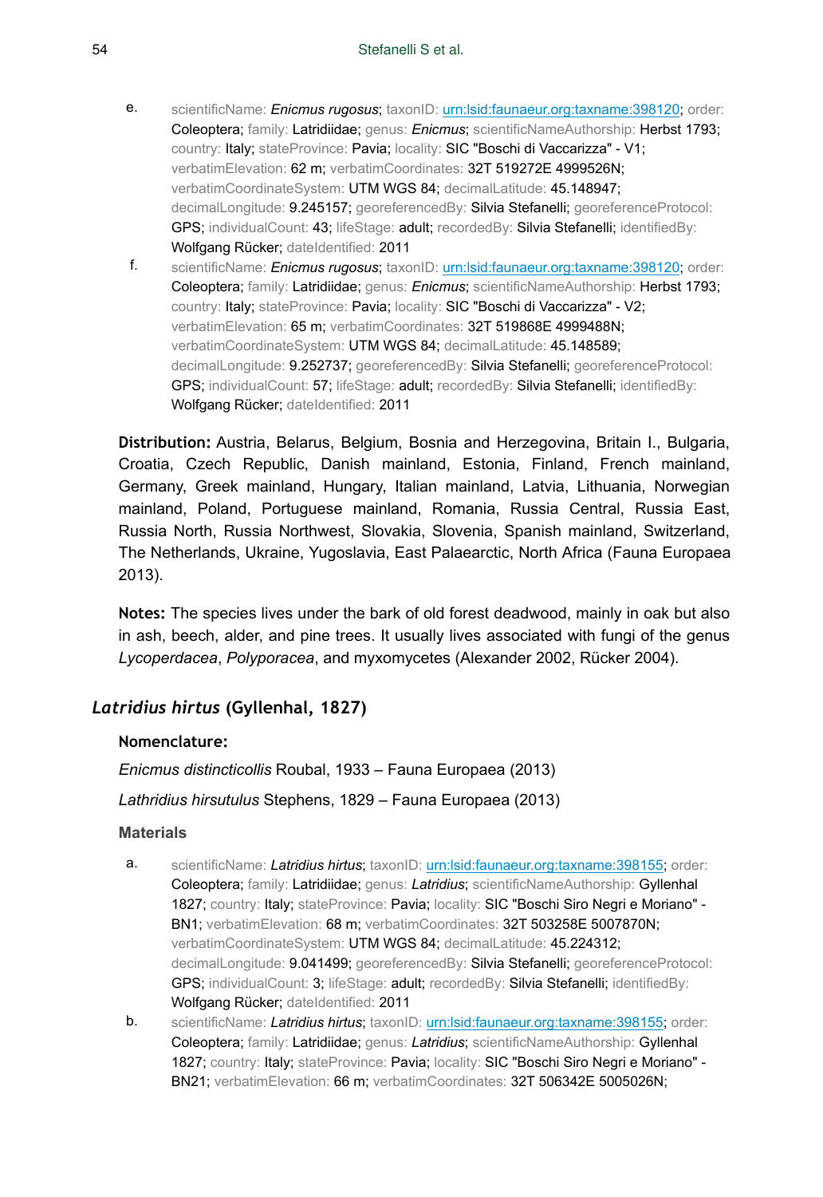e. scientificName: ***Enicmus rugosus***; taxonID: urn:lsid:faunaeur.org:taxname:398120; order: Coleoptera; family: Latridiidae; genus: *Enicmus*; scientificNameAuthorship: Herbst 1793; country: Italy; stateProvince: Pavia; locality: SIC "Boschi di Vaccarizza" - V1; verbatimElevation: 62 m; verbatimCoordinates: 32T 519272E 4999526N; verbatimCoordinateSystem: UTM WGS 84; decimalLatitude: 45.148947; decimalLongitude: 9.245157; georeferencedBy: Silvia Stefanelli; georeferenceProtocol: GPS; individualCount: 43; lifeStage: adult; recordedBy: Silvia Stefanelli; identifiedBy: Wolfgang Rücker; dateIdentified: 2011

f. scientificName: ***Enicmus rugosus***; taxonID: urn:lsid:faunaeur.org:taxname:398120; order: Coleoptera; family: Latridiidae; genus: *Enicmus*; scientificNameAuthorship: Herbst 1793; country: Italy; stateProvince: Pavia; locality: SIC "Boschi di Vaccarizza" - V2; verbatimElevation: 65 m; verbatimCoordinates: 32T 519868E 4999488N; verbatimCoordinateSystem: UTM WGS 84; decimalLatitude: 45.148589; decimalLongitude: 9.252737; georeferencedBy: Silvia Stefanelli; georeferenceProtocol: GPS; individualCount: 57; lifeStage: adult; recordedBy: Silvia Stefanelli; identifiedBy: Wolfgang Rücker; dateIdentified: 2011

**Distribution:** Austria, Belarus, Belgium, Bosnia and Herzegovina, Britain I., Bulgaria, Croatia, Czech Republic, Danish mainland, Estonia, Finland, French mainland, Germany, Greek mainland, Hungary, Italian mainland, Latvia, Lithuania, Norwegian mainland, Poland, Portuguese mainland, Romania, Russia Central, Russia East, Russia North, Russia Northwest, Slovakia, Slovenia, Spanish mainland, Switzerland, The Netherlands, Ukraine, Yugoslavia, East Palaearctic, North Africa (Fauna Europaea 2013).

**Notes:** The species lives under the bark of old forest deadwood, mainly in oak but also in ash, beech, alder, and pine trees. It usually lives associated with fungi of the genus *Lycoperdacea*, *Polyporacea*, and myxomycetes (Alexander 2002, Rücker 2004).

## *Latridius hirtus* (Gyllenhal, 1827)

**Nomenclature:**

*Enicmus distincticollis* Roubal, 1933 – Fauna Europaea (2013)

*Lathridius hirsutulus* Stephens, 1829 – Fauna Europaea (2013)

### Materials

a. scientificName: ***Latridius hirtus***; taxonID: urn:lsid:faunaeur.org:taxname:398155; order: Coleoptera; family: Latridiidae; genus: *Latridius*; scientificNameAuthorship: Gyllenhal 1827; country: Italy; stateProvince: Pavia; locality: SIC "Boschi Siro Negri e Moriano" - BN1; verbatimElevation: 68 m; verbatimCoordinates: 32T 503258E 5007870N; verbatimCoordinateSystem: UTM WGS 84; decimalLatitude: 45.224312; decimalLongitude: 9.041499; georeferencedBy: Silvia Stefanelli; georeferenceProtocol: GPS; individualCount: 3; lifeStage: adult; recordedBy: Silvia Stefanelli; identifiedBy: Wolfgang Rücker; dateIdentified: 2011

b. scientificName: ***Latridius hirtus***; taxonID: urn:lsid:faunaeur.org:taxname:398155; order: Coleoptera; family: Latridiidae; genus: *Latridius*; scientificNameAuthorship: Gyllenhal 1827; country: Italy; stateProvince: Pavia; locality: SIC "Boschi Siro Negri e Moriano" - BN21; verbatimElevation: 66 m; verbatimCoordinates: 32T 506342E 5005026N;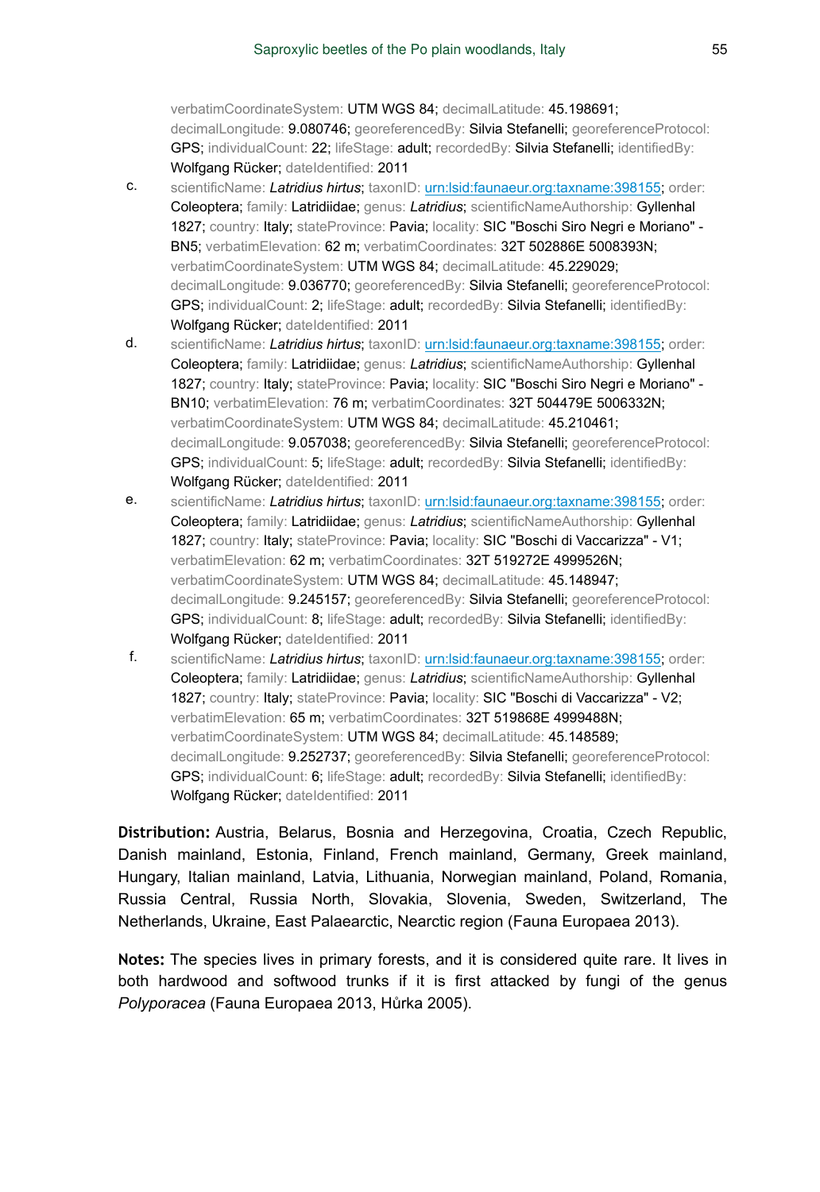verbatimCoordinateSystem: UTM WGS 84; decimalLatitude: 45.198691; decimalLongitude: 9.080746; georeferencedBy: Silvia Stefanelli; georeferenceProtocol: GPS; individualCount: 22; lifeStage: adult; recordedBy: Silvia Stefanelli; identifiedBy: Wolfgang Rücker; dateIdentified: 2011

c. scientificName: ***Latridius hirtus***; taxonID: [urn:lsid:faunaeur.org:taxname:398155](urn:lsid:faunaeur.org:taxname:398155); order: Coleoptera; family: Latridiidae; genus: ***Latridius***; scientificNameAuthorship: Gyllenhal 1827; country: Italy; stateProvince: Pavia; locality: SIC "Boschi Siro Negri e Moriano" - BN5; verbatimElevation: 62 m; verbatimCoordinates: 32T 502886E 5008393N; verbatimCoordinateSystem: UTM WGS 84; decimalLatitude: 45.229029; decimalLongitude: 9.036770; georeferencedBy: Silvia Stefanelli; georeferenceProtocol: GPS; individualCount: 2; lifeStage: adult; recordedBy: Silvia Stefanelli; identifiedBy: Wolfgang Rücker; dateIdentified: 2011

d. scientificName: ***Latridius hirtus***; taxonID: [urn:lsid:faunaeur.org:taxname:398155](urn:lsid:faunaeur.org:taxname:398155); order: Coleoptera; family: Latridiidae; genus: ***Latridius***; scientificNameAuthorship: Gyllenhal 1827; country: Italy; stateProvince: Pavia; locality: SIC "Boschi Siro Negri e Moriano" - BN10; verbatimElevation: 76 m; verbatimCoordinates: 32T 504479E 5006332N; verbatimCoordinateSystem: UTM WGS 84; decimalLatitude: 45.210461; decimalLongitude: 9.057038; georeferencedBy: Silvia Stefanelli; georeferenceProtocol: GPS; individualCount: 5; lifeStage: adult; recordedBy: Silvia Stefanelli; identifiedBy: Wolfgang Rücker; dateIdentified: 2011

e. scientificName: ***Latridius hirtus***; taxonID: [urn:lsid:faunaeur.org:taxname:398155](urn:lsid:faunaeur.org:taxname:398155); order: Coleoptera; family: Latridiidae; genus: ***Latridius***; scientificNameAuthorship: Gyllenhal 1827; country: Italy; stateProvince: Pavia; locality: SIC "Boschi di Vaccarizza" - V1; verbatimElevation: 62 m; verbatimCoordinates: 32T 519272E 4999526N; verbatimCoordinateSystem: UTM WGS 84; decimalLatitude: 45.148947; decimalLongitude: 9.245157; georeferencedBy: Silvia Stefanelli; georeferenceProtocol: GPS; individualCount: 8; lifeStage: adult; recordedBy: Silvia Stefanelli; identifiedBy: Wolfgang Rücker; dateIdentified: 2011

f. scientificName: ***Latridius hirtus***; taxonID: [urn:lsid:faunaeur.org:taxname:398155](urn:lsid:faunaeur.org:taxname:398155); order: Coleoptera; family: Latridiidae; genus: ***Latridius***; scientificNameAuthorship: Gyllenhal 1827; country: Italy; stateProvince: Pavia; locality: SIC "Boschi di Vaccarizza" - V2; verbatimElevation: 65 m; verbatimCoordinates: 32T 519868E 4999488N; verbatimCoordinateSystem: UTM WGS 84; decimalLatitude: 45.148589; decimalLongitude: 9.252737; georeferencedBy: Silvia Stefanelli; georeferenceProtocol: GPS; individualCount: 6; lifeStage: adult; recordedBy: Silvia Stefanelli; identifiedBy: Wolfgang Rücker; dateIdentified: 2011

**Distribution:** Austria, Belarus, Bosnia and Herzegovina, Croatia, Czech Republic, Danish mainland, Estonia, Finland, French mainland, Germany, Greek mainland, Hungary, Italian mainland, Latvia, Lithuania, Norwegian mainland, Poland, Romania, Russia Central, Russia North, Slovakia, Slovenia, Sweden, Switzerland, The Netherlands, Ukraine, East Palaearctic, Nearctic region (Fauna Europaea 2013).

**Notes:** The species lives in primary forests, and it is considered quite rare. It lives in both hardwood and softwood trunks if it is first attacked by fungi of the genus *Polyporacea* (Fauna Europaea 2013, Hůrka 2005).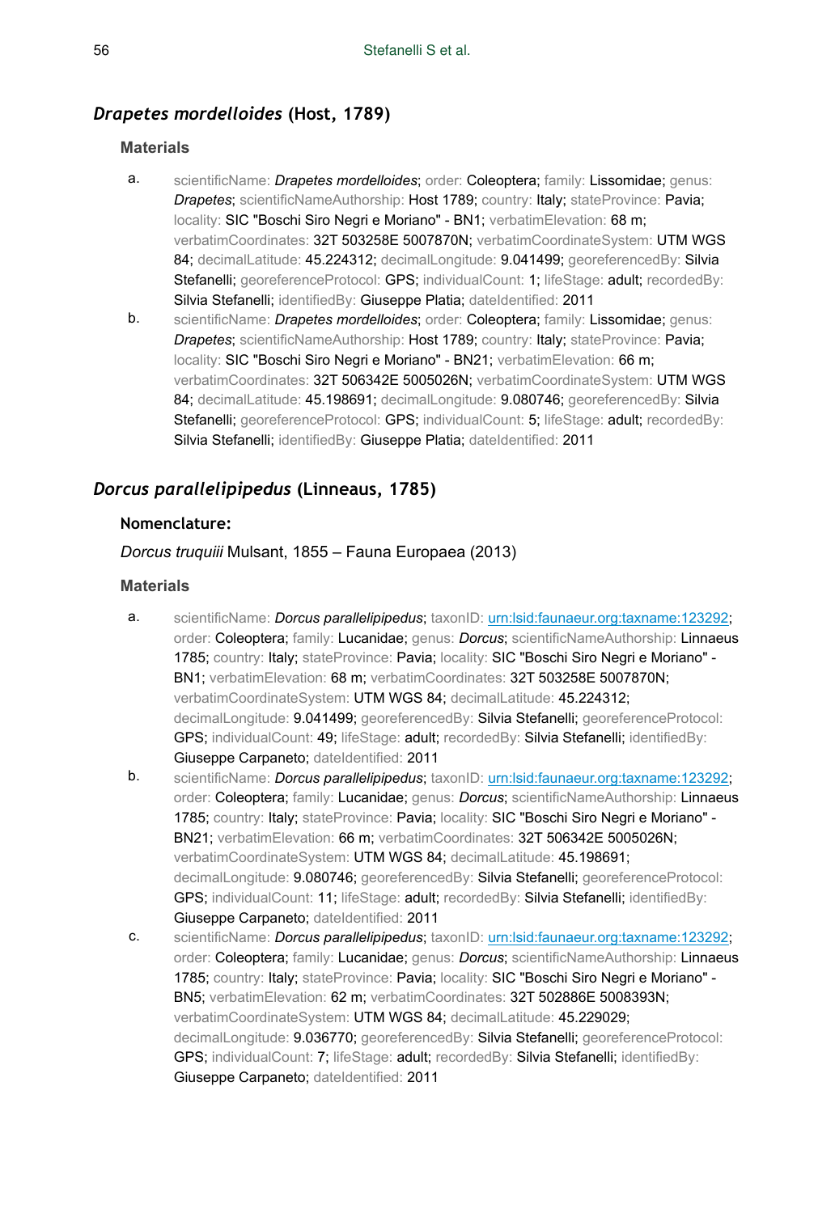## *Drapetes mordelloides* (Host, 1789)

### Materials

a. scientificName: *Drapetes mordelloides*; order: Coleoptera; family: Lissomidae; genus: *Drapetes*; scientificNameAuthorship: Host 1789; country: Italy; stateProvince: Pavia; locality: SIC "Boschi Siro Negri e Moriano" - BN1; verbatimElevation: 68 m; verbatimCoordinates: 32T 503258E 5007870N; verbatimCoordinateSystem: UTM WGS 84; decimalLatitude: 45.224312; decimalLongitude: 9.041499; georeferencedBy: Silvia Stefanelli; georeferenceProtocol: GPS; individualCount: 1; lifeStage: adult; recordedBy: Silvia Stefanelli; identifiedBy: Giuseppe Platia; dateIdentified: 2011

b. scientificName: *Drapetes mordelloides*; order: Coleoptera; family: Lissomidae; genus: *Drapetes*; scientificNameAuthorship: Host 1789; country: Italy; stateProvince: Pavia; locality: SIC "Boschi Siro Negri e Moriano" - BN21; verbatimElevation: 66 m; verbatimCoordinates: 32T 506342E 5005026N; verbatimCoordinateSystem: UTM WGS 84; decimalLatitude: 45.198691; decimalLongitude: 9.080746; georeferencedBy: Silvia Stefanelli; georeferenceProtocol: GPS; individualCount: 5; lifeStage: adult; recordedBy: Silvia Stefanelli; identifiedBy: Giuseppe Platia; dateIdentified: 2011

## *Dorcus parallelipipedus* (Linneaus, 1785)

### Nomenclature:

*Dorcus truquiii* Mulsant, 1855 – Fauna Europaea (2013)

### Materials

a. scientificName: *Dorcus parallelipipedus*; taxonID: urn:lsid:faunaeur.org:taxname:123292; order: Coleoptera; family: Lucanidae; genus: *Dorcus*; scientificNameAuthorship: Linnaeus 1785; country: Italy; stateProvince: Pavia; locality: SIC "Boschi Siro Negri e Moriano" - BN1; verbatimElevation: 68 m; verbatimCoordinates: 32T 503258E 5007870N; verbatimCoordinateSystem: UTM WGS 84; decimalLatitude: 45.224312; decimalLongitude: 9.041499; georeferencedBy: Silvia Stefanelli; georeferenceProtocol: GPS; individualCount: 49; lifeStage: adult; recordedBy: Silvia Stefanelli; identifiedBy: Giuseppe Carpaneto; dateIdentified: 2011

b. scientificName: *Dorcus parallelipipedus*; taxonID: urn:lsid:faunaeur.org:taxname:123292; order: Coleoptera; family: Lucanidae; genus: *Dorcus*; scientificNameAuthorship: Linnaeus 1785; country: Italy; stateProvince: Pavia; locality: SIC "Boschi Siro Negri e Moriano" - BN21; verbatimElevation: 66 m; verbatimCoordinates: 32T 506342E 5005026N; verbatimCoordinateSystem: UTM WGS 84; decimalLatitude: 45.198691; decimalLongitude: 9.080746; georeferencedBy: Silvia Stefanelli; georeferenceProtocol: GPS; individualCount: 11; lifeStage: adult; recordedBy: Silvia Stefanelli; identifiedBy: Giuseppe Carpaneto; dateIdentified: 2011

c. scientificName: *Dorcus parallelipipedus*; taxonID: urn:lsid:faunaeur.org:taxname:123292; order: Coleoptera; family: Lucanidae; genus: *Dorcus*; scientificNameAuthorship: Linnaeus 1785; country: Italy; stateProvince: Pavia; locality: SIC "Boschi Siro Negri e Moriano" - BN5; verbatimElevation: 62 m; verbatimCoordinates: 32T 502886E 5008393N; verbatimCoordinateSystem: UTM WGS 84; decimalLatitude: 45.229029; decimalLongitude: 9.036770; georeferencedBy: Silvia Stefanelli; georeferenceProtocol: GPS; individualCount: 7; lifeStage: adult; recordedBy: Silvia Stefanelli; identifiedBy: Giuseppe Carpaneto; dateIdentified: 2011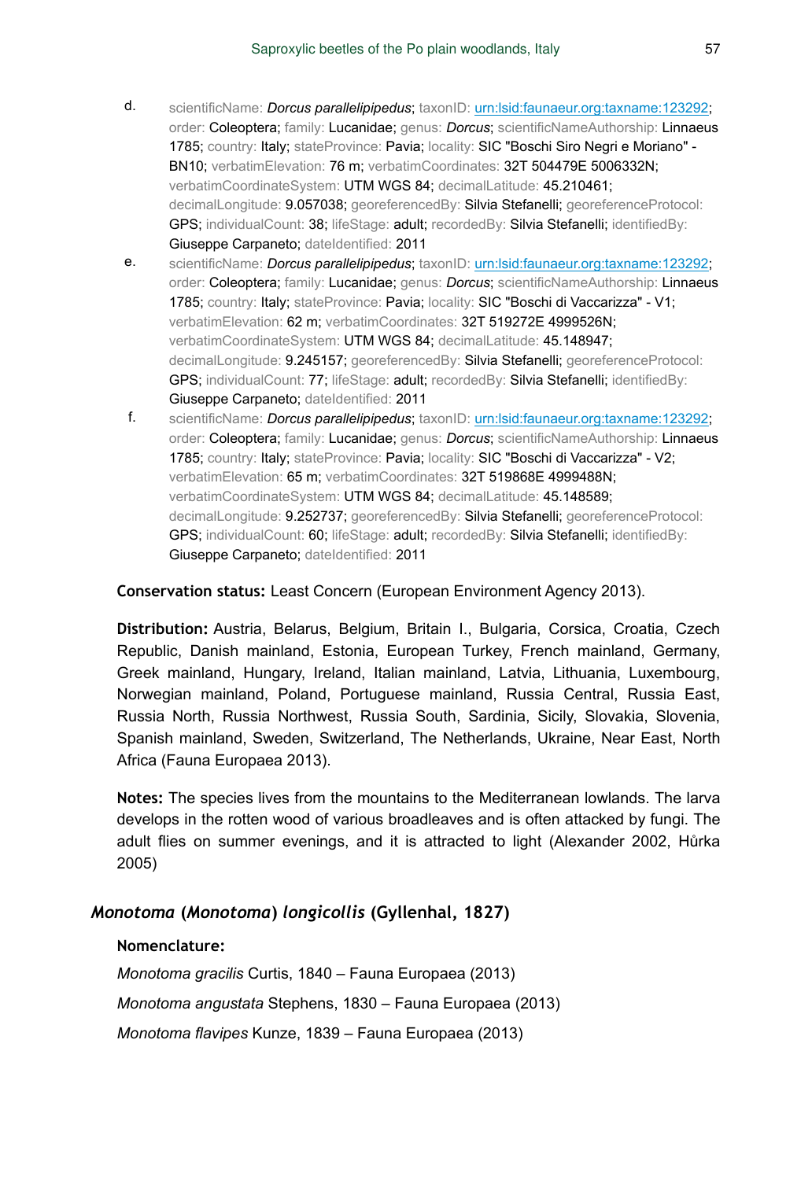d. scientificName: *Dorcus parallelipipedus*; taxonID: [urn:lsid:faunaeur.org:taxname:123292](urn:lsid:faunaeur.org:taxname:123292); order: Coleoptera; family: Lucanidae; genus: *Dorcus*; scientificNameAuthorship: Linnaeus 1785; country: Italy; stateProvince: Pavia; locality: SIC "Boschi Siro Negri e Moriano" - BN10; verbatimElevation: 76 m; verbatimCoordinates: 32T 504479E 5006332N; verbatimCoordinateSystem: UTM WGS 84; decimalLatitude: 45.210461; decimalLongitude: 9.057038; georeferencedBy: Silvia Stefanelli; georeferenceProtocol: GPS; individualCount: 38; lifeStage: adult; recordedBy: Silvia Stefanelli; identifiedBy: Giuseppe Carpaneto; dateIdentified: 2011

e. scientificName: *Dorcus parallelipipedus*; taxonID: [urn:lsid:faunaeur.org:taxname:123292](urn:lsid:faunaeur.org:taxname:123292); order: Coleoptera; family: Lucanidae; genus: *Dorcus*; scientificNameAuthorship: Linnaeus 1785; country: Italy; stateProvince: Pavia; locality: SIC "Boschi di Vaccarizza" - V1; verbatimElevation: 62 m; verbatimCoordinates: 32T 519272E 4999526N; verbatimCoordinateSystem: UTM WGS 84; decimalLatitude: 45.148947; decimalLongitude: 9.245157; georeferencedBy: Silvia Stefanelli; georeferenceProtocol: GPS; individualCount: 77; lifeStage: adult; recordedBy: Silvia Stefanelli; identifiedBy: Giuseppe Carpaneto; dateIdentified: 2011

f. scientificName: *Dorcus parallelipipedus*; taxonID: [urn:lsid:faunaeur.org:taxname:123292](urn:lsid:faunaeur.org:taxname:123292); order: Coleoptera; family: Lucanidae; genus: *Dorcus*; scientificNameAuthorship: Linnaeus 1785; country: Italy; stateProvince: Pavia; locality: SIC "Boschi di Vaccarizza" - V2; verbatimElevation: 65 m; verbatimCoordinates: 32T 519868E 4999488N; verbatimCoordinateSystem: UTM WGS 84; decimalLatitude: 45.148589; decimalLongitude: 9.252737; georeferencedBy: Silvia Stefanelli; georeferenceProtocol: GPS; individualCount: 60; lifeStage: adult; recordedBy: Silvia Stefanelli; identifiedBy: Giuseppe Carpaneto; dateIdentified: 2011

**Conservation status:** Least Concern (European Environment Agency 2013).

**Distribution:** Austria, Belarus, Belgium, Britain I., Bulgaria, Corsica, Croatia, Czech Republic, Danish mainland, Estonia, European Turkey, French mainland, Germany, Greek mainland, Hungary, Ireland, Italian mainland, Latvia, Lithuania, Luxembourg, Norwegian mainland, Poland, Portuguese mainland, Russia Central, Russia East, Russia North, Russia Northwest, Russia South, Sardinia, Sicily, Slovakia, Slovenia, Spanish mainland, Sweden, Switzerland, The Netherlands, Ukraine, Near East, North Africa (Fauna Europaea 2013).

**Notes:** The species lives from the mountains to the Mediterranean lowlands. The larva develops in the rotten wood of various broadleaves and is often attacked by fungi. The adult flies on summer evenings, and it is attracted to light (Alexander 2002, Hůrka 2005)

## *Monotoma* (*Monotoma*) *longicollis* (Gyllenhal, 1827)

**Nomenclature:**

*Monotoma gracilis* Curtis, 1840 – Fauna Europaea (2013)

*Monotoma angustata* Stephens, 1830 – Fauna Europaea (2013)

*Monotoma flavipes* Kunze, 1839 – Fauna Europaea (2013)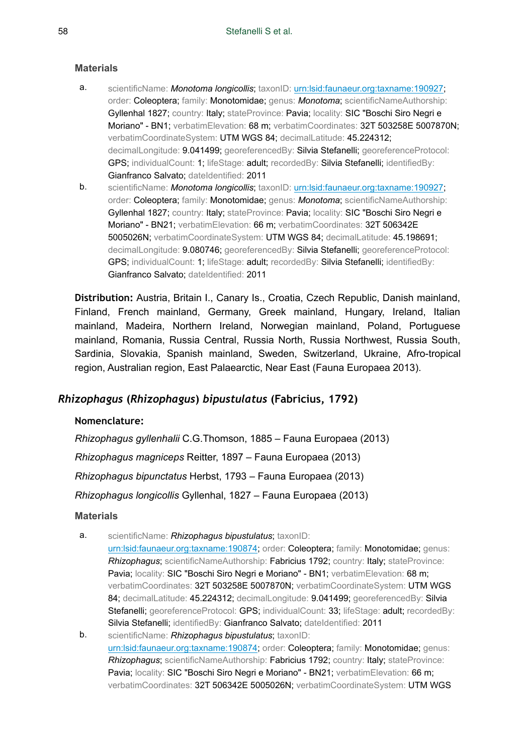### Materials

a. scientificName: *Monotoma longicollis*; taxonID: urn:lsid:faunaeur.org:taxname:190927; order: Coleoptera; family: Monotomidae; genus: *Monotoma*; scientificNameAuthorship: Gyllenhal 1827; country: Italy; stateProvince: Pavia; locality: SIC "Boschi Siro Negri e Moriano" - BN1; verbatimElevation: 68 m; verbatimCoordinates: 32T 503258E 5007870N; verbatimCoordinateSystem: UTM WGS 84; decimalLatitude: 45.224312; decimalLongitude: 9.041499; georeferencedBy: Silvia Stefanelli; georeferenceProtocol: GPS; individualCount: 1; lifeStage: adult; recordedBy: Silvia Stefanelli; identifiedBy: Gianfranco Salvato; dateIdentified: 2011

b. scientificName: *Monotoma longicollis*; taxonID: urn:lsid:faunaeur.org:taxname:190927; order: Coleoptera; family: Monotomidae; genus: *Monotoma*; scientificNameAuthorship: Gyllenhal 1827; country: Italy; stateProvince: Pavia; locality: SIC "Boschi Siro Negri e Moriano" - BN21; verbatimElevation: 66 m; verbatimCoordinates: 32T 506342E 5005026N; verbatimCoordinateSystem: UTM WGS 84; decimalLatitude: 45.198691; decimalLongitude: 9.080746; georeferencedBy: Silvia Stefanelli; georeferenceProtocol: GPS; individualCount: 1; lifeStage: adult; recordedBy: Silvia Stefanelli; identifiedBy: Gianfranco Salvato; dateIdentified: 2011

**Distribution:** Austria, Britain I., Canary Is., Croatia, Czech Republic, Danish mainland, Finland, French mainland, Germany, Greek mainland, Hungary, Ireland, Italian mainland, Madeira, Northern Ireland, Norwegian mainland, Poland, Portuguese mainland, Romania, Russia Central, Russia North, Russia Northwest, Russia South, Sardinia, Slovakia, Spanish mainland, Sweden, Switzerland, Ukraine, Afro-tropical region, Australian region, East Palaearctic, Near East (Fauna Europaea 2013).

## *Rhizophagus* (*Rhizophagus*) *bipustulatus* (Fabricius, 1792)

### Nomenclature:

*Rhizophagus gyllenhalii* C.G.Thomson, 1885 – Fauna Europaea (2013)

*Rhizophagus magniceps* Reitter, 1897 – Fauna Europaea (2013)

*Rhizophagus bipunctatus* Herbst, 1793 – Fauna Europaea (2013)

*Rhizophagus longicollis* Gyllenhal, 1827 – Fauna Europaea (2013)

### Materials

a. scientificName: *Rhizophagus bipustulatus*; taxonID: urn:lsid:faunaeur.org:taxname:190874; order: Coleoptera; family: Monotomidae; genus: *Rhizophagus*; scientificNameAuthorship: Fabricius 1792; country: Italy; stateProvince: Pavia; locality: SIC "Boschi Siro Negri e Moriano" - BN1; verbatimElevation: 68 m; verbatimCoordinates: 32T 503258E 5007870N; verbatimCoordinateSystem: UTM WGS 84; decimalLatitude: 45.224312; decimalLongitude: 9.041499; georeferencedBy: Silvia Stefanelli; georeferenceProtocol: GPS; individualCount: 33; lifeStage: adult; recordedBy: Silvia Stefanelli; identifiedBy: Gianfranco Salvato; dateIdentified: 2011

b. scientificName: *Rhizophagus bipustulatus*; taxonID: urn:lsid:faunaeur.org:taxname:190874; order: Coleoptera; family: Monotomidae; genus: *Rhizophagus*; scientificNameAuthorship: Fabricius 1792; country: Italy; stateProvince: Pavia; locality: SIC "Boschi Siro Negri e Moriano" - BN21; verbatimElevation: 66 m; verbatimCoordinates: 32T 506342E 5005026N; verbatimCoordinateSystem: UTM WGS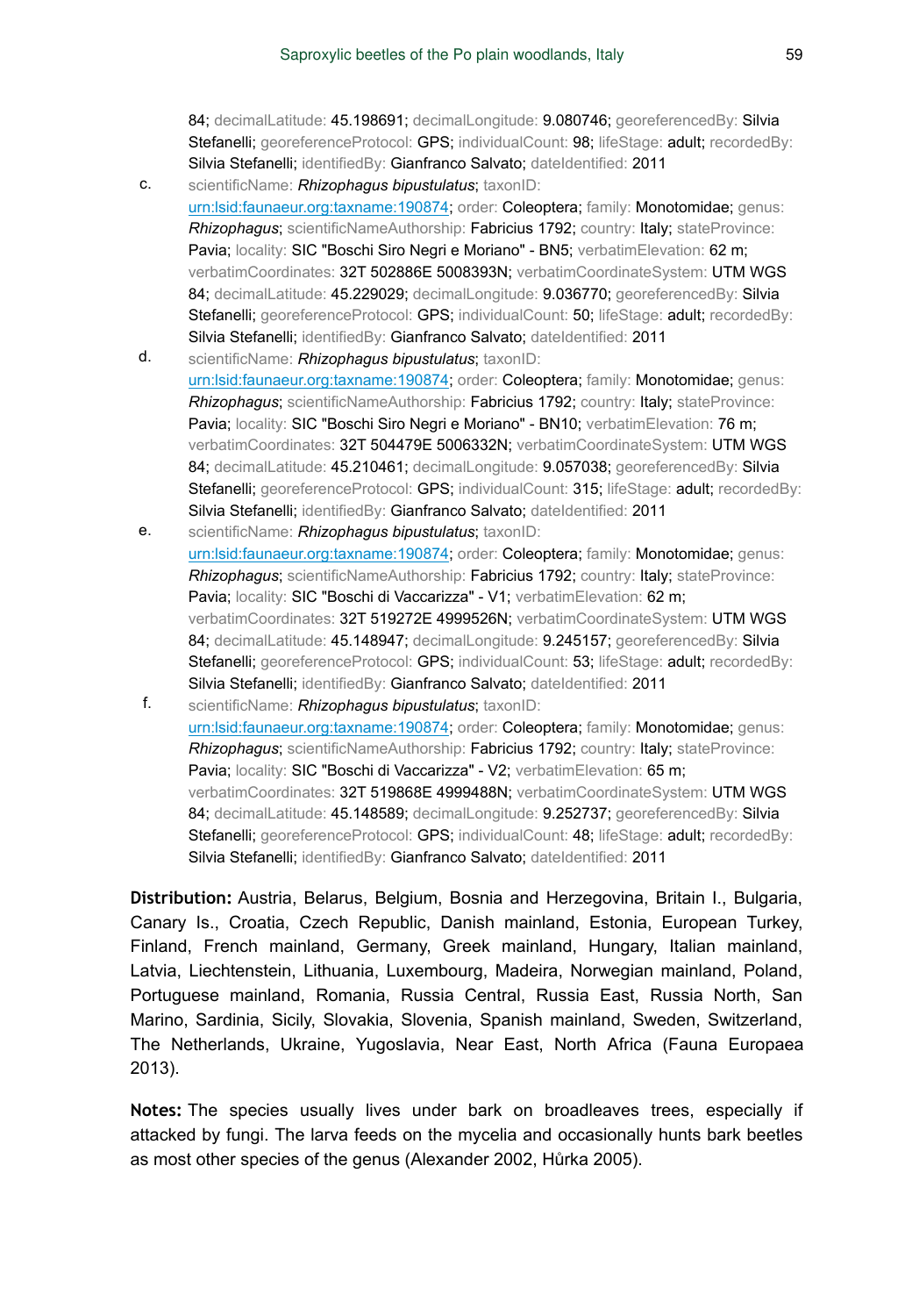84; decimalLatitude: 45.198691; decimalLongitude: 9.080746; georeferencedBy: Silvia Stefanelli; georeferenceProtocol: GPS; individualCount: 98; lifeStage: adult; recordedBy: Silvia Stefanelli; identifiedBy: Gianfranco Salvato; dateIdentified: 2011

c. scientificName: *Rhizophagus bipustulatus*; taxonID: urn:lsid:faunaeur.org:taxname:190874; order: Coleoptera; family: Monotomidae; genus: *Rhizophagus*; scientificNameAuthorship: Fabricius 1792; country: Italy; stateProvince: Pavia; locality: SIC "Boschi Siro Negri e Moriano" - BN5; verbatimElevation: 62 m; verbatimCoordinates: 32T 502886E 5008393N; verbatimCoordinateSystem: UTM WGS 84; decimalLatitude: 45.229029; decimalLongitude: 9.036770; georeferencedBy: Silvia Stefanelli; georeferenceProtocol: GPS; individualCount: 50; lifeStage: adult; recordedBy: Silvia Stefanelli; identifiedBy: Gianfranco Salvato; dateIdentified: 2011

d. scientificName: *Rhizophagus bipustulatus*; taxonID: urn:lsid:faunaeur.org:taxname:190874; order: Coleoptera; family: Monotomidae; genus: *Rhizophagus*; scientificNameAuthorship: Fabricius 1792; country: Italy; stateProvince: Pavia; locality: SIC "Boschi Siro Negri e Moriano" - BN10; verbatimElevation: 76 m; verbatimCoordinates: 32T 504479E 5006332N; verbatimCoordinateSystem: UTM WGS 84; decimalLatitude: 45.210461; decimalLongitude: 9.057038; georeferencedBy: Silvia Stefanelli; georeferenceProtocol: GPS; individualCount: 315; lifeStage: adult; recordedBy: Silvia Stefanelli; identifiedBy: Gianfranco Salvato; dateIdentified: 2011

e. scientificName: *Rhizophagus bipustulatus*; taxonID: urn:lsid:faunaeur.org:taxname:190874; order: Coleoptera; family: Monotomidae; genus: *Rhizophagus*; scientificNameAuthorship: Fabricius 1792; country: Italy; stateProvince: Pavia; locality: SIC "Boschi di Vaccarizza" - V1; verbatimElevation: 62 m; verbatimCoordinates: 32T 519272E 4999526N; verbatimCoordinateSystem: UTM WGS 84; decimalLatitude: 45.148947; decimalLongitude: 9.245157; georeferencedBy: Silvia Stefanelli; georeferenceProtocol: GPS; individualCount: 53; lifeStage: adult; recordedBy: Silvia Stefanelli; identifiedBy: Gianfranco Salvato; dateIdentified: 2011

f. scientificName: *Rhizophagus bipustulatus*; taxonID: urn:lsid:faunaeur.org:taxname:190874; order: Coleoptera; family: Monotomidae; genus: *Rhizophagus*; scientificNameAuthorship: Fabricius 1792; country: Italy; stateProvince: Pavia; locality: SIC "Boschi di Vaccarizza" - V2; verbatimElevation: 65 m; verbatimCoordinates: 32T 519868E 4999488N; verbatimCoordinateSystem: UTM WGS 84; decimalLatitude: 45.148589; decimalLongitude: 9.252737; georeferencedBy: Silvia Stefanelli; georeferenceProtocol: GPS; individualCount: 48; lifeStage: adult; recordedBy: Silvia Stefanelli; identifiedBy: Gianfranco Salvato; dateIdentified: 2011

**Distribution:** Austria, Belarus, Belgium, Bosnia and Herzegovina, Britain I., Bulgaria, Canary Is., Croatia, Czech Republic, Danish mainland, Estonia, European Turkey, Finland, French mainland, Germany, Greek mainland, Hungary, Italian mainland, Latvia, Liechtenstein, Lithuania, Luxembourg, Madeira, Norwegian mainland, Poland, Portuguese mainland, Romania, Russia Central, Russia East, Russia North, San Marino, Sardinia, Sicily, Slovakia, Slovenia, Spanish mainland, Sweden, Switzerland, The Netherlands, Ukraine, Yugoslavia, Near East, North Africa (Fauna Europaea 2013).

**Notes:** The species usually lives under bark on broadleaves trees, especially if attacked by fungi. The larva feeds on the mycelia and occasionally hunts bark beetles as most other species of the genus (Alexander 2002, Hůrka 2005).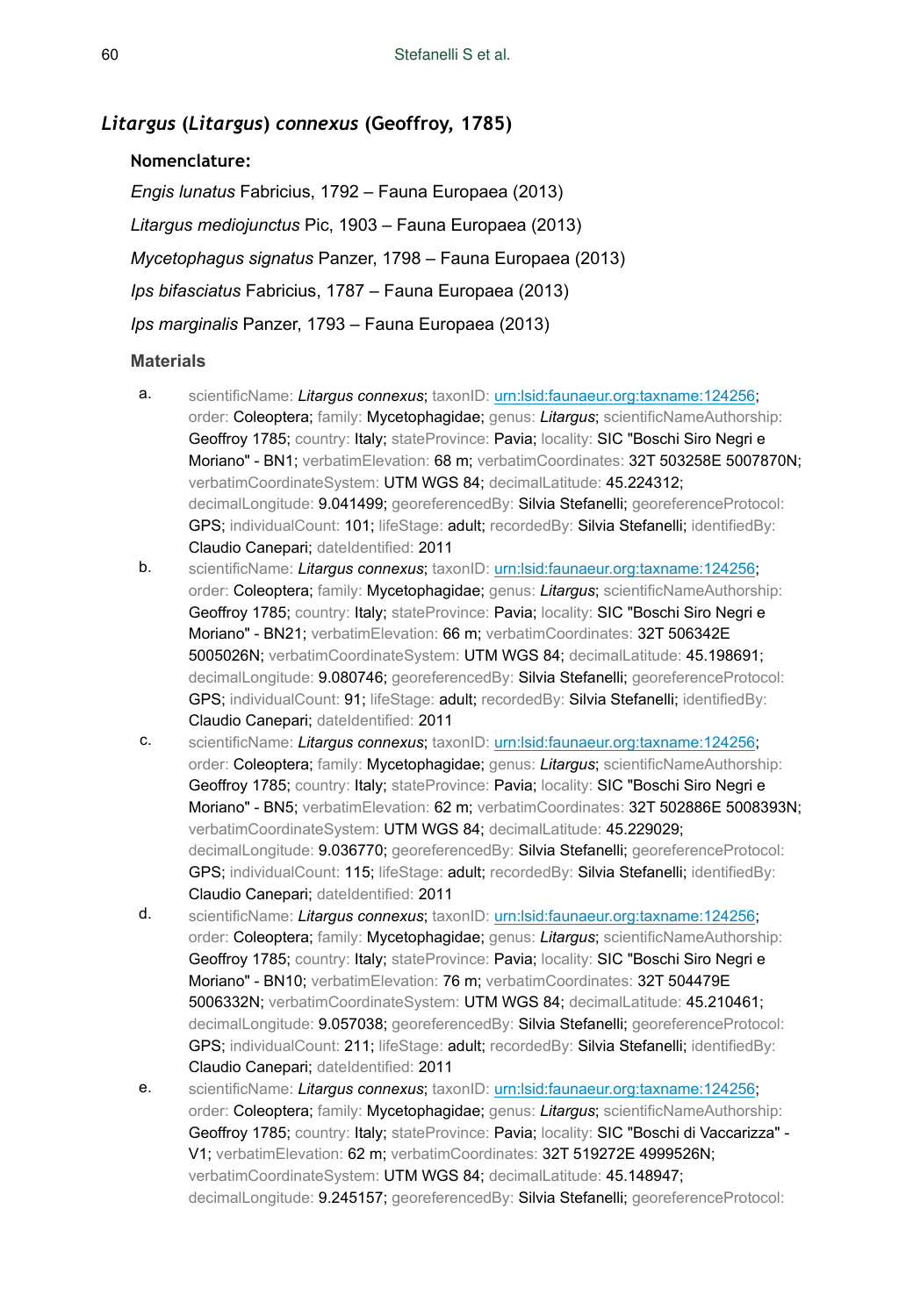## *Litargus* (*Litargus*) *connexus* (Geoffroy, 1785)

### Nomenclature:

*Engis lunatus* Fabricius, 1792 – Fauna Europaea (2013)

*Litargus mediojunctus* Pic, 1903 – Fauna Europaea (2013)

*Mycetophagus signatus* Panzer, 1798 – Fauna Europaea (2013)

*Ips bifasciatus* Fabricius, 1787 – Fauna Europaea (2013)

*Ips marginalis* Panzer, 1793 – Fauna Europaea (2013)

### Materials

a. scientificName: *Litargus connexus*; taxonID: urn:lsid:faunaeur.org:taxname:124256; order: Coleoptera; family: Mycetophagidae; genus: *Litargus*; scientificNameAuthorship: Geoffroy 1785; country: Italy; stateProvince: Pavia; locality: SIC "Boschi Siro Negri e Moriano" - BN1; verbatimElevation: 68 m; verbatimCoordinates: 32T 503258E 5007870N; verbatimCoordinateSystem: UTM WGS 84; decimalLatitude: 45.224312; decimalLongitude: 9.041499; georeferencedBy: Silvia Stefanelli; georeferenceProtocol: GPS; individualCount: 101; lifeStage: adult; recordedBy: Silvia Stefanelli; identifiedBy: Claudio Canepari; dateIdentified: 2011

b. scientificName: *Litargus connexus*; taxonID: urn:lsid:faunaeur.org:taxname:124256; order: Coleoptera; family: Mycetophagidae; genus: *Litargus*; scientificNameAuthorship: Geoffroy 1785; country: Italy; stateProvince: Pavia; locality: SIC "Boschi Siro Negri e Moriano" - BN21; verbatimElevation: 66 m; verbatimCoordinates: 32T 506342E 5005026N; verbatimCoordinateSystem: UTM WGS 84; decimalLatitude: 45.198691; decimalLongitude: 9.080746; georeferencedBy: Silvia Stefanelli; georeferenceProtocol: GPS; individualCount: 91; lifeStage: adult; recordedBy: Silvia Stefanelli; identifiedBy: Claudio Canepari; dateIdentified: 2011

c. scientificName: *Litargus connexus*; taxonID: urn:lsid:faunaeur.org:taxname:124256; order: Coleoptera; family: Mycetophagidae; genus: *Litargus*; scientificNameAuthorship: Geoffroy 1785; country: Italy; stateProvince: Pavia; locality: SIC "Boschi Siro Negri e Moriano" - BN5; verbatimElevation: 62 m; verbatimCoordinates: 32T 502886E 5008393N; verbatimCoordinateSystem: UTM WGS 84; decimalLatitude: 45.229029; decimalLongitude: 9.036770; georeferencedBy: Silvia Stefanelli; georeferenceProtocol: GPS; individualCount: 115; lifeStage: adult; recordedBy: Silvia Stefanelli; identifiedBy: Claudio Canepari; dateIdentified: 2011

d. scientificName: *Litargus connexus*; taxonID: urn:lsid:faunaeur.org:taxname:124256; order: Coleoptera; family: Mycetophagidae; genus: *Litargus*; scientificNameAuthorship: Geoffroy 1785; country: Italy; stateProvince: Pavia; locality: SIC "Boschi Siro Negri e Moriano" - BN10; verbatimElevation: 76 m; verbatimCoordinates: 32T 504479E 5006332N; verbatimCoordinateSystem: UTM WGS 84; decimalLatitude: 45.210461; decimalLongitude: 9.057038; georeferencedBy: Silvia Stefanelli; georeferenceProtocol: GPS; individualCount: 211; lifeStage: adult; recordedBy: Silvia Stefanelli; identifiedBy: Claudio Canepari; dateIdentified: 2011

e. scientificName: *Litargus connexus*; taxonID: urn:lsid:faunaeur.org:taxname:124256; order: Coleoptera; family: Mycetophagidae; genus: *Litargus*; scientificNameAuthorship: Geoffroy 1785; country: Italy; stateProvince: Pavia; locality: SIC "Boschi di Vaccarizza" - V1; verbatimElevation: 62 m; verbatimCoordinates: 32T 519272E 4999526N; verbatimCoordinateSystem: UTM WGS 84; decimalLatitude: 45.148947; decimalLongitude: 9.245157; georeferencedBy: Silvia Stefanelli; georeferenceProtocol: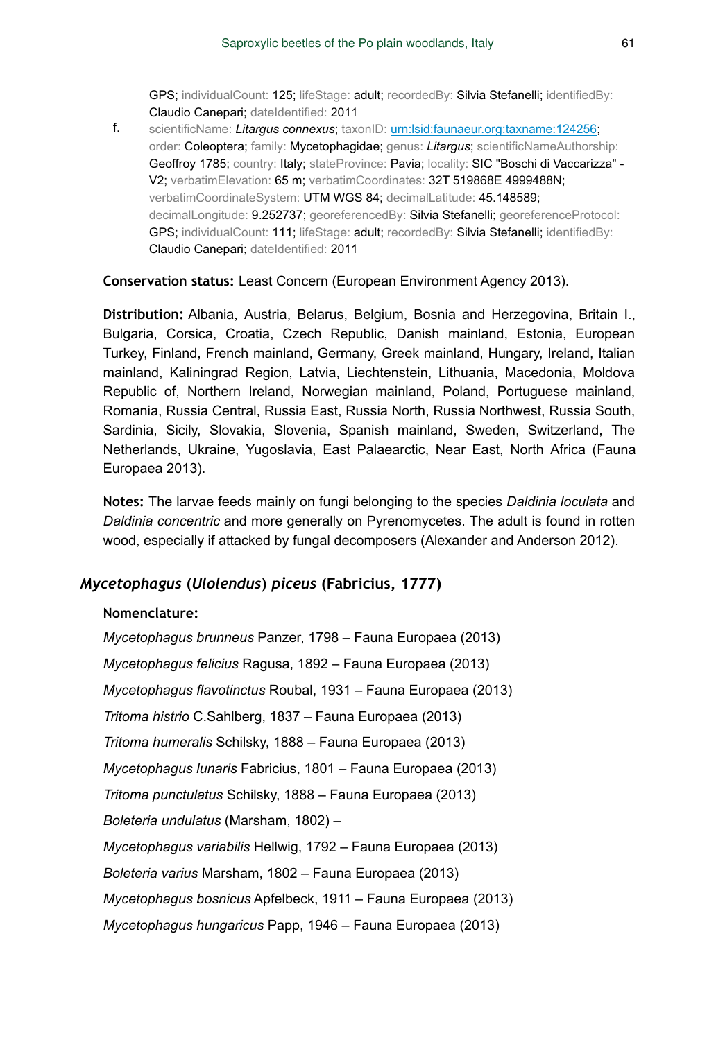GPS; individualCount: 125; lifeStage: adult; recordedBy: Silvia Stefanelli; identifiedBy: Claudio Canepari; dateIdentified: 2011

f. scientificName: *Litargus connexus*; taxonID: [urn:lsid:faunaeur.org:taxname:124256](urn:lsid:faunaeur.org:taxname:124256); order: Coleoptera; family: Mycetophagidae; genus: *Litargus*; scientificNameAuthorship: Geoffroy 1785; country: Italy; stateProvince: Pavia; locality: SIC "Boschi di Vaccarizza" - V2; verbatimElevation: 65 m; verbatimCoordinates: 32T 519868E 4999488N; verbatimCoordinateSystem: UTM WGS 84; decimalLatitude: 45.148589; decimalLongitude: 9.252737; georeferencedBy: Silvia Stefanelli; georeferenceProtocol: GPS; individualCount: 111; lifeStage: adult; recordedBy: Silvia Stefanelli; identifiedBy: Claudio Canepari; dateIdentified: 2011

**Conservation status:** Least Concern (European Environment Agency 2013).

**Distribution:** Albania, Austria, Belarus, Belgium, Bosnia and Herzegovina, Britain I., Bulgaria, Corsica, Croatia, Czech Republic, Danish mainland, Estonia, European Turkey, Finland, French mainland, Germany, Greek mainland, Hungary, Ireland, Italian mainland, Kaliningrad Region, Latvia, Liechtenstein, Lithuania, Macedonia, Moldova Republic of, Northern Ireland, Norwegian mainland, Poland, Portuguese mainland, Romania, Russia Central, Russia East, Russia North, Russia Northwest, Russia South, Sardinia, Sicily, Slovakia, Slovenia, Spanish mainland, Sweden, Switzerland, The Netherlands, Ukraine, Yugoslavia, East Palaearctic, Near East, North Africa (Fauna Europaea 2013).

**Notes:** The larvae feeds mainly on fungi belonging to the species *Daldinia loculata* and *Daldinia concentric* and more generally on Pyrenomycetes. The adult is found in rotten wood, especially if attacked by fungal decomposers (Alexander and Anderson 2012).

## *Mycetophagus* (*Ulolendus*) *piceus* (Fabricius, 1777)

**Nomenclature:**

*Mycetophagus brunneus* Panzer, 1798 – Fauna Europaea (2013)

*Mycetophagus felicius* Ragusa, 1892 – Fauna Europaea (2013)

*Mycetophagus flavotinctus* Roubal, 1931 – Fauna Europaea (2013)

*Tritoma histrio* C.Sahlberg, 1837 – Fauna Europaea (2013)

*Tritoma humeralis* Schilsky, 1888 – Fauna Europaea (2013)

*Mycetophagus lunaris* Fabricius, 1801 – Fauna Europaea (2013)

*Tritoma punctulatus* Schilsky, 1888 – Fauna Europaea (2013)

*Boleteria undulatus* (Marsham, 1802) –

*Mycetophagus variabilis* Hellwig, 1792 – Fauna Europaea (2013)

*Boleteria varius* Marsham, 1802 – Fauna Europaea (2013)

*Mycetophagus bosnicus* Apfelbeck, 1911 – Fauna Europaea (2013)

*Mycetophagus hungaricus* Papp, 1946 – Fauna Europaea (2013)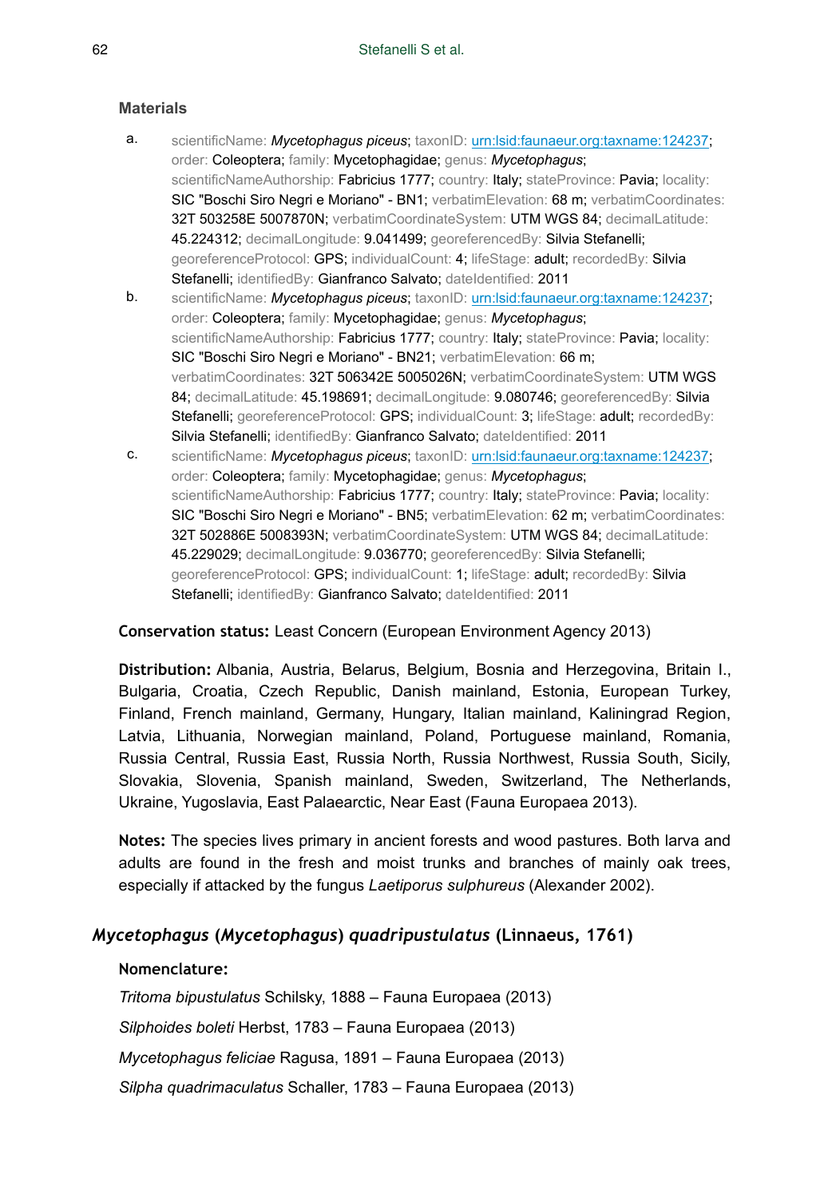### Materials

a. scientificName: *Mycetophagus piceus*; taxonID: [urn:lsid:faunaeur.org:taxname:124237](urn:lsid:faunaeur.org:taxname:124237); order: Coleoptera; family: Mycetophagidae; genus: *Mycetophagus*; scientificNameAuthorship: Fabricius 1777; country: Italy; stateProvince: Pavia; locality: SIC "Boschi Siro Negri e Moriano" - BN1; verbatimElevation: 68 m; verbatimCoordinates: 32T 503258E 5007870N; verbatimCoordinateSystem: UTM WGS 84; decimalLatitude: 45.224312; decimalLongitude: 9.041499; georeferencedBy: Silvia Stefanelli; georeferenceProtocol: GPS; individualCount: 4; lifeStage: adult; recordedBy: Silvia Stefanelli; identifiedBy: Gianfranco Salvato; dateIdentified: 2011

b. scientificName: *Mycetophagus piceus*; taxonID: [urn:lsid:faunaeur.org:taxname:124237](urn:lsid:faunaeur.org:taxname:124237); order: Coleoptera; family: Mycetophagidae; genus: *Mycetophagus*; scientificNameAuthorship: Fabricius 1777; country: Italy; stateProvince: Pavia; locality: SIC "Boschi Siro Negri e Moriano" - BN21; verbatimElevation: 66 m; verbatimCoordinates: 32T 506342E 5005026N; verbatimCoordinateSystem: UTM WGS 84; decimalLatitude: 45.198691; decimalLongitude: 9.080746; georeferencedBy: Silvia Stefanelli; georeferenceProtocol: GPS; individualCount: 3; lifeStage: adult; recordedBy: Silvia Stefanelli; identifiedBy: Gianfranco Salvato; dateIdentified: 2011

c. scientificName: *Mycetophagus piceus*; taxonID: [urn:lsid:faunaeur.org:taxname:124237](urn:lsid:faunaeur.org:taxname:124237); order: Coleoptera; family: Mycetophagidae; genus: *Mycetophagus*; scientificNameAuthorship: Fabricius 1777; country: Italy; stateProvince: Pavia; locality: SIC "Boschi Siro Negri e Moriano" - BN5; verbatimElevation: 62 m; verbatimCoordinates: 32T 502886E 5008393N; verbatimCoordinateSystem: UTM WGS 84; decimalLatitude: 45.229029; decimalLongitude: 9.036770; georeferencedBy: Silvia Stefanelli; georeferenceProtocol: GPS; individualCount: 1; lifeStage: adult; recordedBy: Silvia Stefanelli; identifiedBy: Gianfranco Salvato; dateIdentified: 2011

**Conservation status:** Least Concern (European Environment Agency 2013)

**Distribution:** Albania, Austria, Belarus, Belgium, Bosnia and Herzegovina, Britain I., Bulgaria, Croatia, Czech Republic, Danish mainland, Estonia, European Turkey, Finland, French mainland, Germany, Hungary, Italian mainland, Kaliningrad Region, Latvia, Lithuania, Norwegian mainland, Poland, Portuguese mainland, Romania, Russia Central, Russia East, Russia North, Russia Northwest, Russia South, Sicily, Slovakia, Slovenia, Spanish mainland, Sweden, Switzerland, The Netherlands, Ukraine, Yugoslavia, East Palaearctic, Near East (Fauna Europaea 2013).

**Notes:** The species lives primary in ancient forests and wood pastures. Both larva and adults are found in the fresh and moist trunks and branches of mainly oak trees, especially if attacked by the fungus *Laetiporus sulphureus* (Alexander 2002).

## *Mycetophagus* (*Mycetophagus*) *quadripustulatus* (Linnaeus, 1761)

**Nomenclature:**

*Tritoma bipustulatus* Schilsky, 1888 – Fauna Europaea (2013)

*Silphoides boleti* Herbst, 1783 – Fauna Europaea (2013)

*Mycetophagus feliciae* Ragusa, 1891 – Fauna Europaea (2013)

*Silpha quadrimaculatus* Schaller, 1783 – Fauna Europaea (2013)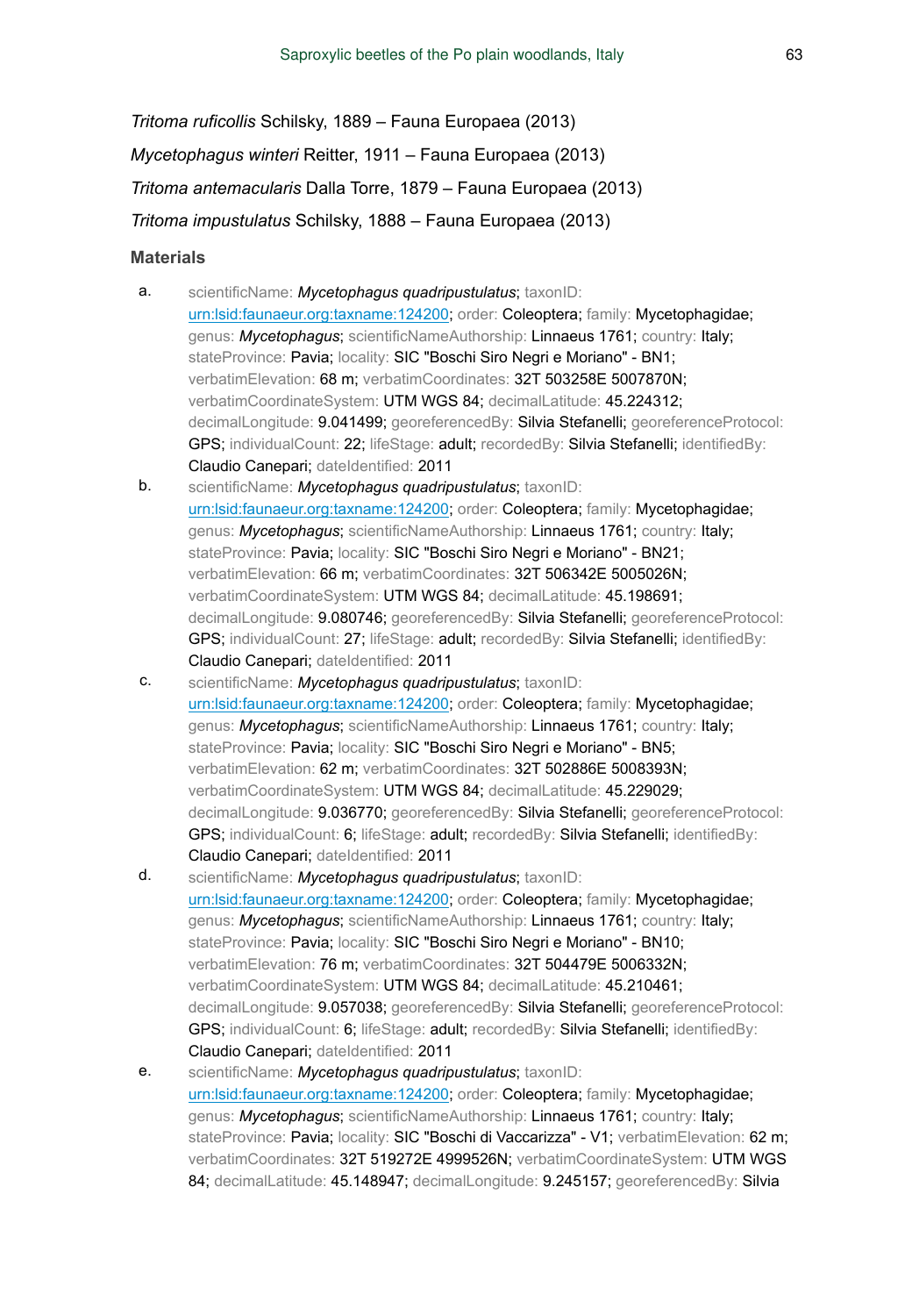*Tritoma ruficollis* Schilsky, 1889 – Fauna Europaea (2013)

*Mycetophagus winteri* Reitter, 1911 – Fauna Europaea (2013)

*Tritoma antemacularis* Dalla Torre, 1879 – Fauna Europaea (2013)

*Tritoma impustulatus* Schilsky, 1888 – Fauna Europaea (2013)

### Materials

a. scientificName: ***Mycetophagus quadripustulatus***; taxonID: urn:lsid:faunaeur.org:taxname:124200; order: Coleoptera; family: Mycetophagidae; genus: ***Mycetophagus***; scientificNameAuthorship: Linnaeus 1761; country: Italy; stateProvince: Pavia; locality: SIC "Boschi Siro Negri e Moriano" - BN1; verbatimElevation: 68 m; verbatimCoordinates: 32T 503258E 5007870N; verbatimCoordinateSystem: UTM WGS 84; decimalLatitude: 45.224312; decimalLongitude: 9.041499; georeferencedBy: Silvia Stefanelli; georeferenceProtocol: GPS; individualCount: 22; lifeStage: adult; recordedBy: Silvia Stefanelli; identifiedBy: Claudio Canepari; dateIdentified: 2011

b. scientificName: ***Mycetophagus quadripustulatus***; taxonID: urn:lsid:faunaeur.org:taxname:124200; order: Coleoptera; family: Mycetophagidae; genus: ***Mycetophagus***; scientificNameAuthorship: Linnaeus 1761; country: Italy; stateProvince: Pavia; locality: SIC "Boschi Siro Negri e Moriano" - BN21; verbatimElevation: 66 m; verbatimCoordinates: 32T 506342E 5005026N; verbatimCoordinateSystem: UTM WGS 84; decimalLatitude: 45.198691; decimalLongitude: 9.080746; georeferencedBy: Silvia Stefanelli; georeferenceProtocol: GPS; individualCount: 27; lifeStage: adult; recordedBy: Silvia Stefanelli; identifiedBy: Claudio Canepari; dateIdentified: 2011

c. scientificName: ***Mycetophagus quadripustulatus***; taxonID: urn:lsid:faunaeur.org:taxname:124200; order: Coleoptera; family: Mycetophagidae; genus: ***Mycetophagus***; scientificNameAuthorship: Linnaeus 1761; country: Italy; stateProvince: Pavia; locality: SIC "Boschi Siro Negri e Moriano" - BN5; verbatimElevation: 62 m; verbatimCoordinates: 32T 502886E 5008393N; verbatimCoordinateSystem: UTM WGS 84; decimalLatitude: 45.229029; decimalLongitude: 9.036770; georeferencedBy: Silvia Stefanelli; georeferenceProtocol: GPS; individualCount: 6; lifeStage: adult; recordedBy: Silvia Stefanelli; identifiedBy: Claudio Canepari; dateIdentified: 2011

d. scientificName: ***Mycetophagus quadripustulatus***; taxonID: urn:lsid:faunaeur.org:taxname:124200; order: Coleoptera; family: Mycetophagidae; genus: ***Mycetophagus***; scientificNameAuthorship: Linnaeus 1761; country: Italy; stateProvince: Pavia; locality: SIC "Boschi Siro Negri e Moriano" - BN10; verbatimElevation: 76 m; verbatimCoordinates: 32T 504479E 5006332N; verbatimCoordinateSystem: UTM WGS 84; decimalLatitude: 45.210461; decimalLongitude: 9.057038; georeferencedBy: Silvia Stefanelli; georeferenceProtocol: GPS; individualCount: 6; lifeStage: adult; recordedBy: Silvia Stefanelli; identifiedBy: Claudio Canepari; dateIdentified: 2011

e. scientificName: ***Mycetophagus quadripustulatus***; taxonID: urn:lsid:faunaeur.org:taxname:124200; order: Coleoptera; family: Mycetophagidae; genus: ***Mycetophagus***; scientificNameAuthorship: Linnaeus 1761; country: Italy; stateProvince: Pavia; locality: SIC "Boschi di Vaccarizza" - V1; verbatimElevation: 62 m; verbatimCoordinates: 32T 519272E 4999526N; verbatimCoordinateSystem: UTM WGS 84; decimalLatitude: 45.148947; decimalLongitude: 9.245157; georeferencedBy: Silvia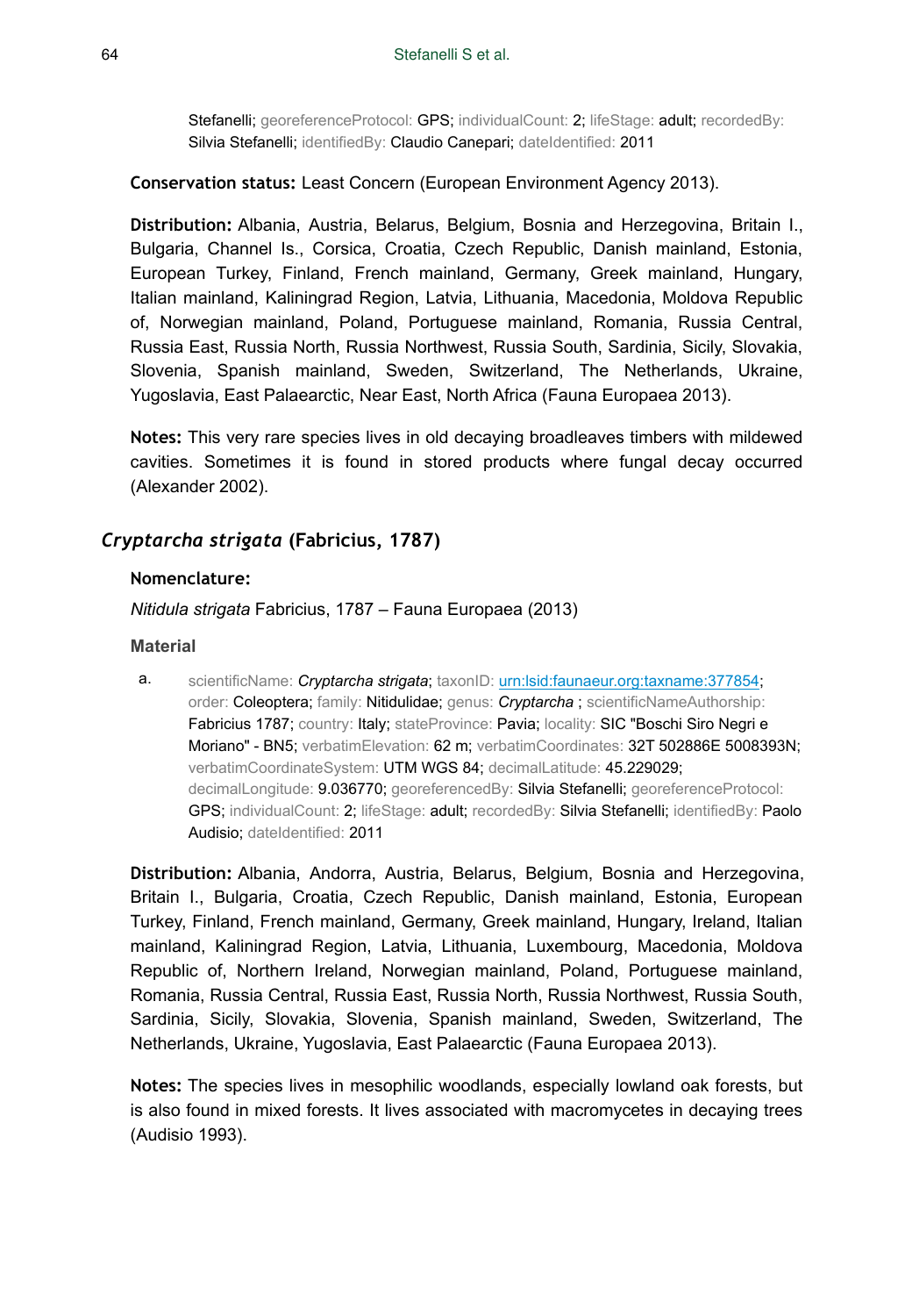Stefanelli; georeferenceProtocol: GPS; individualCount: 2; lifeStage: adult; recordedBy: Silvia Stefanelli; identifiedBy: Claudio Canepari; dateIdentified: 2011

**Conservation status:** Least Concern (European Environment Agency 2013).

**Distribution:** Albania, Austria, Belarus, Belgium, Bosnia and Herzegovina, Britain I., Bulgaria, Channel Is., Corsica, Croatia, Czech Republic, Danish mainland, Estonia, European Turkey, Finland, French mainland, Germany, Greek mainland, Hungary, Italian mainland, Kaliningrad Region, Latvia, Lithuania, Macedonia, Moldova Republic of, Norwegian mainland, Poland, Portuguese mainland, Romania, Russia Central, Russia East, Russia North, Russia Northwest, Russia South, Sardinia, Sicily, Slovakia, Slovenia, Spanish mainland, Sweden, Switzerland, The Netherlands, Ukraine, Yugoslavia, East Palaearctic, Near East, North Africa (Fauna Europaea 2013).

**Notes:** This very rare species lives in old decaying broadleaves timbers with mildewed cavities. Sometimes it is found in stored products where fungal decay occurred (Alexander 2002).

## *Cryptarcha strigata* (Fabricius, 1787)

**Nomenclature:**

*Nitidula strigata* Fabricius, 1787 – Fauna Europaea (2013)

**Material**

a. scientificName: *Cryptarcha strigata*; taxonID: urn:lsid:faunaeur.org:taxname:377854; order: Coleoptera; family: Nitidulidae; genus: *Cryptarcha* ; scientificNameAuthorship: Fabricius 1787; country: Italy; stateProvince: Pavia; locality: SIC "Boschi Siro Negri e Moriano" - BN5; verbatimElevation: 62 m; verbatimCoordinates: 32T 502886E 5008393N; verbatimCoordinateSystem: UTM WGS 84; decimalLatitude: 45.229029; decimalLongitude: 9.036770; georeferencedBy: Silvia Stefanelli; georeferenceProtocol: GPS; individualCount: 2; lifeStage: adult; recordedBy: Silvia Stefanelli; identifiedBy: Paolo Audisio; dateIdentified: 2011

**Distribution:** Albania, Andorra, Austria, Belarus, Belgium, Bosnia and Herzegovina, Britain I., Bulgaria, Croatia, Czech Republic, Danish mainland, Estonia, European Turkey, Finland, French mainland, Germany, Greek mainland, Hungary, Ireland, Italian mainland, Kaliningrad Region, Latvia, Lithuania, Luxembourg, Macedonia, Moldova Republic of, Northern Ireland, Norwegian mainland, Poland, Portuguese mainland, Romania, Russia Central, Russia East, Russia North, Russia Northwest, Russia South, Sardinia, Sicily, Slovakia, Slovenia, Spanish mainland, Sweden, Switzerland, The Netherlands, Ukraine, Yugoslavia, East Palaearctic (Fauna Europaea 2013).

**Notes:** The species lives in mesophilic woodlands, especially lowland oak forests, but is also found in mixed forests. It lives associated with macromycetes in decaying trees (Audisio 1993).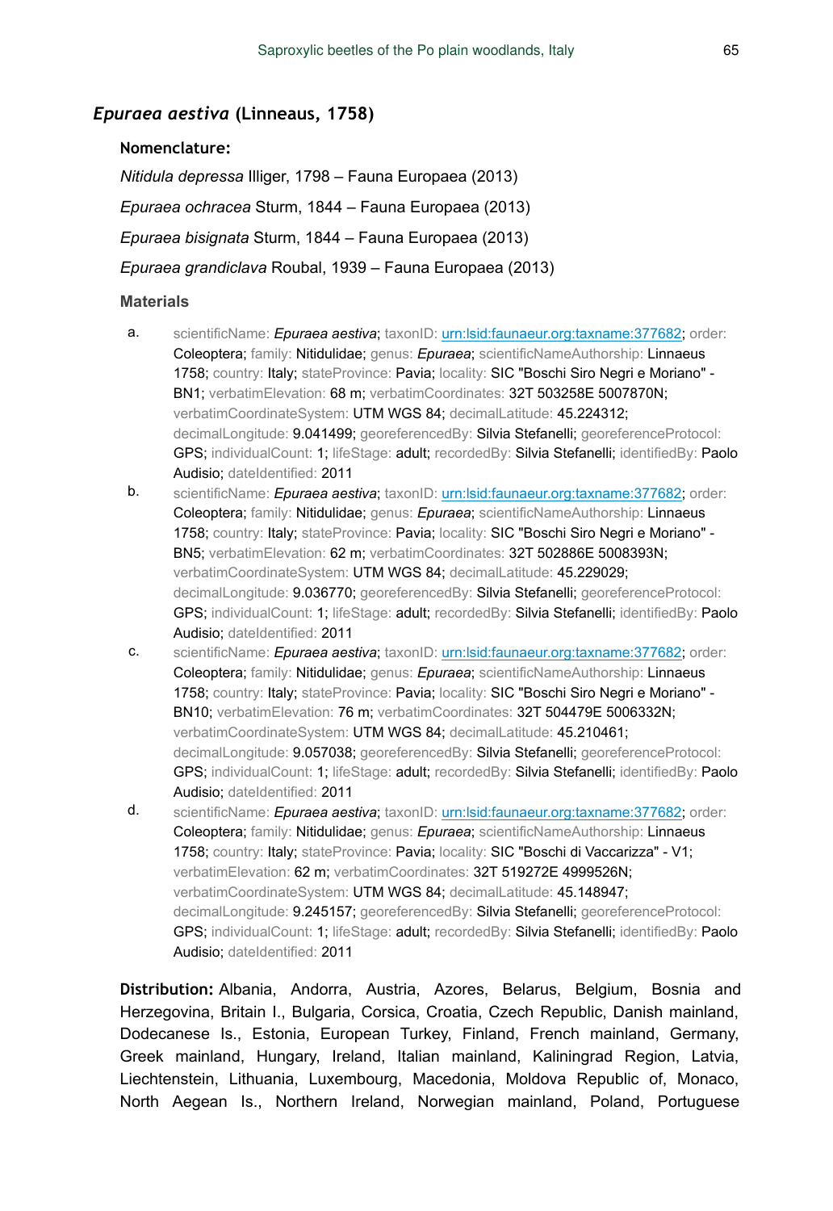### *Epuraea aestiva* (Linneaus, 1758)

#### Nomenclature:

*Nitidula depressa* Illiger, 1798 – Fauna Europaea (2013)

*Epuraea ochracea* Sturm, 1844 – Fauna Europaea (2013)

*Epuraea bisignata* Sturm, 1844 – Fauna Europaea (2013)

*Epuraea grandiclava* Roubal, 1939 – Fauna Europaea (2013)

#### Materials

a. scientificName: *Epuraea aestiva*; taxonID: urn:lsid:faunaeur.org:taxname:377682; order: Coleoptera; family: Nitidulidae; genus: *Epuraea*; scientificNameAuthorship: Linnaeus 1758; country: Italy; stateProvince: Pavia; locality: SIC "Boschi Siro Negri e Moriano" - BN1; verbatimElevation: 68 m; verbatimCoordinates: 32T 503258E 5007870N; verbatimCoordinateSystem: UTM WGS 84; decimalLatitude: 45.224312; decimalLongitude: 9.041499; georeferencedBy: Silvia Stefanelli; georeferenceProtocol: GPS; individualCount: 1; lifeStage: adult; recordedBy: Silvia Stefanelli; identifiedBy: Paolo Audisio; dateIdentified: 2011

b. scientificName: *Epuraea aestiva*; taxonID: urn:lsid:faunaeur.org:taxname:377682; order: Coleoptera; family: Nitidulidae; genus: *Epuraea*; scientificNameAuthorship: Linnaeus 1758; country: Italy; stateProvince: Pavia; locality: SIC "Boschi Siro Negri e Moriano" - BN5; verbatimElevation: 62 m; verbatimCoordinates: 32T 502886E 5008393N; verbatimCoordinateSystem: UTM WGS 84; decimalLatitude: 45.229029; decimalLongitude: 9.036770; georeferencedBy: Silvia Stefanelli; georeferenceProtocol: GPS; individualCount: 1; lifeStage: adult; recordedBy: Silvia Stefanelli; identifiedBy: Paolo Audisio; dateIdentified: 2011

c. scientificName: *Epuraea aestiva*; taxonID: urn:lsid:faunaeur.org:taxname:377682; order: Coleoptera; family: Nitidulidae; genus: *Epuraea*; scientificNameAuthorship: Linnaeus 1758; country: Italy; stateProvince: Pavia; locality: SIC "Boschi Siro Negri e Moriano" - BN10; verbatimElevation: 76 m; verbatimCoordinates: 32T 504479E 5006332N; verbatimCoordinateSystem: UTM WGS 84; decimalLatitude: 45.210461; decimalLongitude: 9.057038; georeferencedBy: Silvia Stefanelli; georeferenceProtocol: GPS; individualCount: 1; lifeStage: adult; recordedBy: Silvia Stefanelli; identifiedBy: Paolo Audisio; dateIdentified: 2011

d. scientificName: *Epuraea aestiva*; taxonID: urn:lsid:faunaeur.org:taxname:377682; order: Coleoptera; family: Nitidulidae; genus: *Epuraea*; scientificNameAuthorship: Linnaeus 1758; country: Italy; stateProvince: Pavia; locality: SIC "Boschi di Vaccarizza" - V1; verbatimElevation: 62 m; verbatimCoordinates: 32T 519272E 4999526N; verbatimCoordinateSystem: UTM WGS 84; decimalLatitude: 45.148947; decimalLongitude: 9.245157; georeferencedBy: Silvia Stefanelli; georeferenceProtocol: GPS; individualCount: 1; lifeStage: adult; recordedBy: Silvia Stefanelli; identifiedBy: Paolo Audisio; dateIdentified: 2011

**Distribution:** Albania, Andorra, Austria, Azores, Belarus, Belgium, Bosnia and Herzegovina, Britain I., Bulgaria, Corsica, Croatia, Czech Republic, Danish mainland, Dodecanese Is., Estonia, European Turkey, Finland, French mainland, Germany, Greek mainland, Hungary, Ireland, Italian mainland, Kaliningrad Region, Latvia, Liechtenstein, Lithuania, Luxembourg, Macedonia, Moldova Republic of, Monaco, North Aegean Is., Northern Ireland, Norwegian mainland, Poland, Portuguese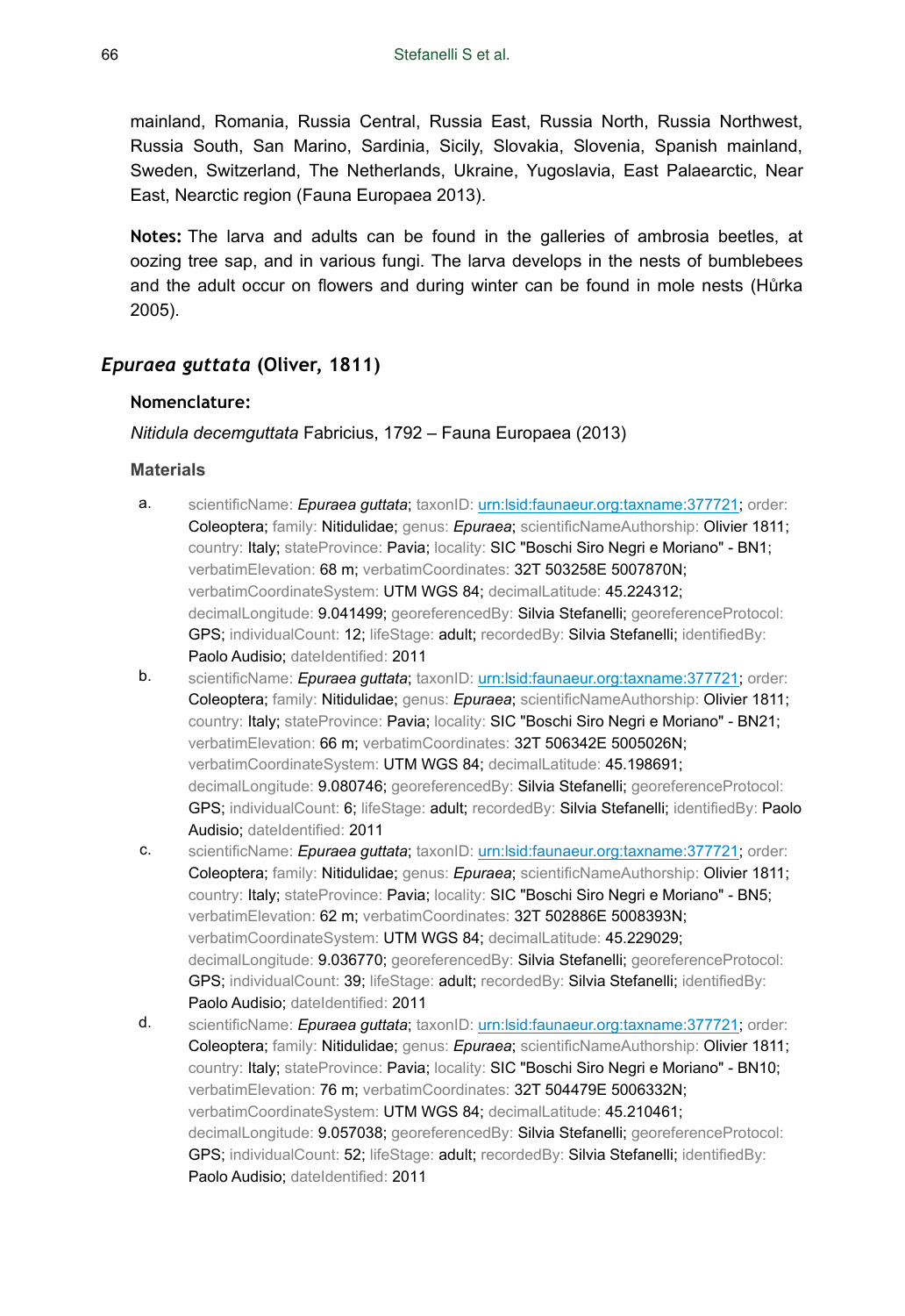mainland, Romania, Russia Central, Russia East, Russia North, Russia Northwest, Russia South, San Marino, Sardinia, Sicily, Slovakia, Slovenia, Spanish mainland, Sweden, Switzerland, The Netherlands, Ukraine, Yugoslavia, East Palaearctic, Near East, Nearctic region (Fauna Europaea 2013).

**Notes:** The larva and adults can be found in the galleries of ambrosia beetles, at oozing tree sap, and in various fungi. The larva develops in the nests of bumblebees and the adult occur on flowers and during winter can be found in mole nests (Hůrka 2005).

## *Epuraea guttata* (Oliver, 1811)

### Nomenclature:

*Nitidula decemguttata* Fabricius, 1792 – Fauna Europaea (2013)

### Materials

a. scientificName: *Epuraea guttata*; taxonID: urn:lsid:faunaeur.org:taxname:377721; order: Coleoptera; family: Nitidulidae; genus: *Epuraea*; scientificNameAuthorship: Olivier 1811; country: Italy; stateProvince: Pavia; locality: SIC "Boschi Siro Negri e Moriano" - BN1; verbatimElevation: 68 m; verbatimCoordinates: 32T 503258E 5007870N; verbatimCoordinateSystem: UTM WGS 84; decimalLatitude: 45.224312; decimalLongitude: 9.041499; georeferencedBy: Silvia Stefanelli; georeferenceProtocol: GPS; individualCount: 12; lifeStage: adult; recordedBy: Silvia Stefanelli; identifiedBy: Paolo Audisio; dateIdentified: 2011

b. scientificName: *Epuraea guttata*; taxonID: urn:lsid:faunaeur.org:taxname:377721; order: Coleoptera; family: Nitidulidae; genus: *Epuraea*; scientificNameAuthorship: Olivier 1811; country: Italy; stateProvince: Pavia; locality: SIC "Boschi Siro Negri e Moriano" - BN21; verbatimElevation: 66 m; verbatimCoordinates: 32T 506342E 5005026N; verbatimCoordinateSystem: UTM WGS 84; decimalLatitude: 45.198691; decimalLongitude: 9.080746; georeferencedBy: Silvia Stefanelli; georeferenceProtocol: GPS; individualCount: 6; lifeStage: adult; recordedBy: Silvia Stefanelli; identifiedBy: Paolo Audisio; dateIdentified: 2011

c. scientificName: *Epuraea guttata*; taxonID: urn:lsid:faunaeur.org:taxname:377721; order: Coleoptera; family: Nitidulidae; genus: *Epuraea*; scientificNameAuthorship: Olivier 1811; country: Italy; stateProvince: Pavia; locality: SIC "Boschi Siro Negri e Moriano" - BN5; verbatimElevation: 62 m; verbatimCoordinates: 32T 502886E 5008393N; verbatimCoordinateSystem: UTM WGS 84; decimalLatitude: 45.229029; decimalLongitude: 9.036770; georeferencedBy: Silvia Stefanelli; georeferenceProtocol: GPS; individualCount: 39; lifeStage: adult; recordedBy: Silvia Stefanelli; identifiedBy: Paolo Audisio; dateIdentified: 2011

d. scientificName: *Epuraea guttata*; taxonID: urn:lsid:faunaeur.org:taxname:377721; order: Coleoptera; family: Nitidulidae; genus: *Epuraea*; scientificNameAuthorship: Olivier 1811; country: Italy; stateProvince: Pavia; locality: SIC "Boschi Siro Negri e Moriano" - BN10; verbatimElevation: 76 m; verbatimCoordinates: 32T 504479E 5006332N; verbatimCoordinateSystem: UTM WGS 84; decimalLatitude: 45.210461; decimalLongitude: 9.057038; georeferencedBy: Silvia Stefanelli; georeferenceProtocol: GPS; individualCount: 52; lifeStage: adult; recordedBy: Silvia Stefanelli; identifiedBy: Paolo Audisio; dateIdentified: 2011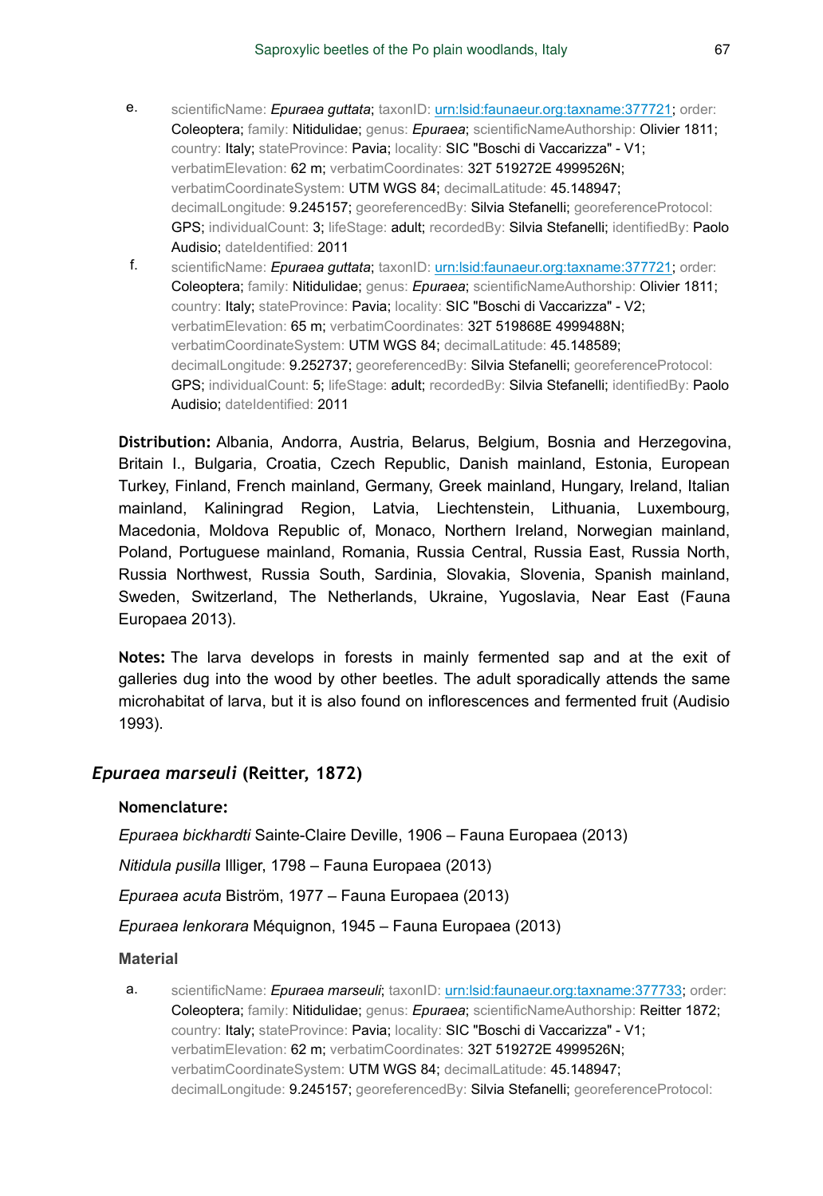e. scientificName: *Epuraea guttata*; taxonID: urn:lsid:faunaeur.org:taxname:377721; order: Coleoptera; family: Nitidulidae; genus: *Epuraea*; scientificNameAuthorship: Olivier 1811; country: Italy; stateProvince: Pavia; locality: SIC "Boschi di Vaccarizza" - V1; verbatimElevation: 62 m; verbatimCoordinates: 32T 519272E 4999526N; verbatimCoordinateSystem: UTM WGS 84; decimalLatitude: 45.148947; decimalLongitude: 9.245157; georeferencedBy: Silvia Stefanelli; georeferenceProtocol: GPS; individualCount: 3; lifeStage: adult; recordedBy: Silvia Stefanelli; identifiedBy: Paolo Audisio; dateIdentified: 2011

f. scientificName: *Epuraea guttata*; taxonID: urn:lsid:faunaeur.org:taxname:377721; order: Coleoptera; family: Nitidulidae; genus: *Epuraea*; scientificNameAuthorship: Olivier 1811; country: Italy; stateProvince: Pavia; locality: SIC "Boschi di Vaccarizza" - V2; verbatimElevation: 65 m; verbatimCoordinates: 32T 519868E 4999488N; verbatimCoordinateSystem: UTM WGS 84; decimalLatitude: 45.148589; decimalLongitude: 9.252737; georeferencedBy: Silvia Stefanelli; georeferenceProtocol: GPS; individualCount: 5; lifeStage: adult; recordedBy: Silvia Stefanelli; identifiedBy: Paolo Audisio; dateIdentified: 2011

**Distribution:** Albania, Andorra, Austria, Belarus, Belgium, Bosnia and Herzegovina, Britain I., Bulgaria, Croatia, Czech Republic, Danish mainland, Estonia, European Turkey, Finland, French mainland, Germany, Greek mainland, Hungary, Ireland, Italian mainland, Kaliningrad Region, Latvia, Liechtenstein, Lithuania, Luxembourg, Macedonia, Moldova Republic of, Monaco, Northern Ireland, Norwegian mainland, Poland, Portuguese mainland, Romania, Russia Central, Russia East, Russia North, Russia Northwest, Russia South, Sardinia, Slovakia, Slovenia, Spanish mainland, Sweden, Switzerland, The Netherlands, Ukraine, Yugoslavia, Near East (Fauna Europaea 2013).

**Notes:** The larva develops in forests in mainly fermented sap and at the exit of galleries dug into the wood by other beetles. The adult sporadically attends the same microhabitat of larva, but it is also found on inflorescences and fermented fruit (Audisio 1993).

## *Epuraea marseuli* (Reitter, 1872)

**Nomenclature:**

*Epuraea bickhardti* Sainte-Claire Deville, 1906 – Fauna Europaea (2013)

*Nitidula pusilla* Illiger, 1798 – Fauna Europaea (2013)

*Epuraea acuta* Biström, 1977 – Fauna Europaea (2013)

*Epuraea lenkorara* Méquignon, 1945 – Fauna Europaea (2013)

**Material**

a. scientificName: *Epuraea marseuli*; taxonID: urn:lsid:faunaeur.org:taxname:377733; order: Coleoptera; family: Nitidulidae; genus: *Epuraea*; scientificNameAuthorship: Reitter 1872; country: Italy; stateProvince: Pavia; locality: SIC "Boschi di Vaccarizza" - V1; verbatimElevation: 62 m; verbatimCoordinates: 32T 519272E 4999526N; verbatimCoordinateSystem: UTM WGS 84; decimalLatitude: 45.148947; decimalLongitude: 9.245157; georeferencedBy: Silvia Stefanelli; georeferenceProtocol: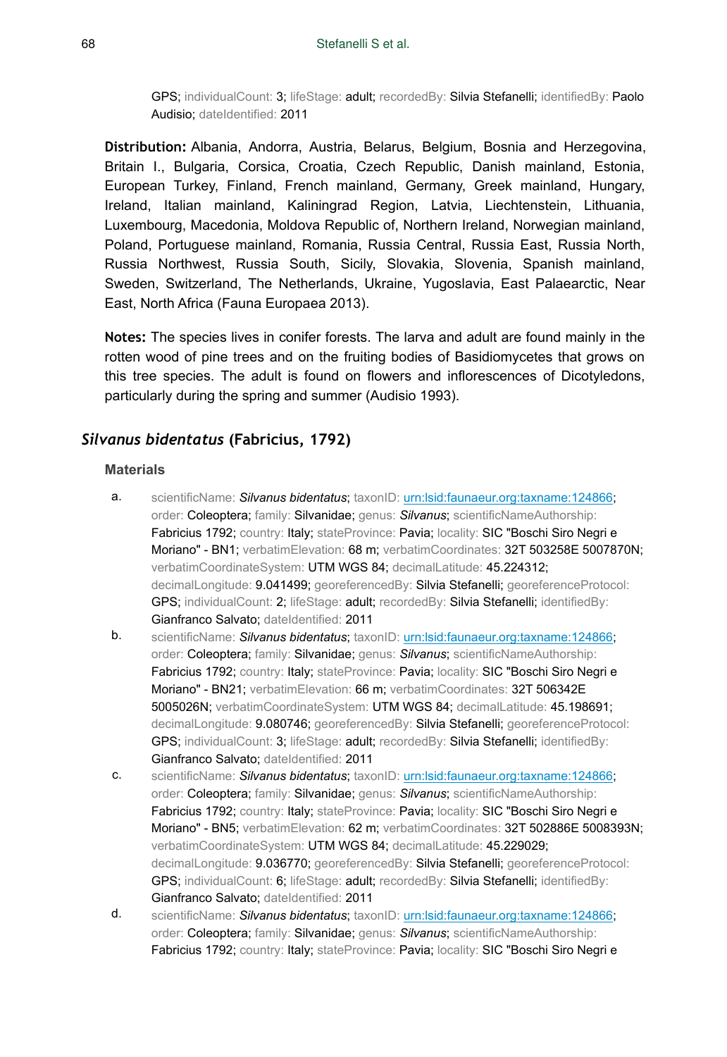GPS; individualCount: 3; lifeStage: adult; recordedBy: Silvia Stefanelli; identifiedBy: Paolo Audisio; dateIdentified: 2011

**Distribution:** Albania, Andorra, Austria, Belarus, Belgium, Bosnia and Herzegovina, Britain I., Bulgaria, Corsica, Croatia, Czech Republic, Danish mainland, Estonia, European Turkey, Finland, French mainland, Germany, Greek mainland, Hungary, Ireland, Italian mainland, Kaliningrad Region, Latvia, Liechtenstein, Lithuania, Luxembourg, Macedonia, Moldova Republic of, Northern Ireland, Norwegian mainland, Poland, Portuguese mainland, Romania, Russia Central, Russia East, Russia North, Russia Northwest, Russia South, Sicily, Slovakia, Slovenia, Spanish mainland, Sweden, Switzerland, The Netherlands, Ukraine, Yugoslavia, East Palaearctic, Near East, North Africa (Fauna Europaea 2013).

**Notes:** The species lives in conifer forests. The larva and adult are found mainly in the rotten wood of pine trees and on the fruiting bodies of Basidiomycetes that grows on this tree species. The adult is found on flowers and inflorescences of Dicotyledons, particularly during the spring and summer (Audisio 1993).

## *Silvanus bidentatus* (Fabricius, 1792)

### Materials

a. scientificName: *Silvanus bidentatus*; taxonID: urn:lsid:faunaeur.org:taxname:124866; order: Coleoptera; family: Silvanidae; genus: *Silvanus*; scientificNameAuthorship: Fabricius 1792; country: Italy; stateProvince: Pavia; locality: SIC "Boschi Siro Negri e Moriano" - BN1; verbatimElevation: 68 m; verbatimCoordinates: 32T 503258E 5007870N; verbatimCoordinateSystem: UTM WGS 84; decimalLatitude: 45.224312; decimalLongitude: 9.041499; georeferencedBy: Silvia Stefanelli; georeferenceProtocol: GPS; individualCount: 2; lifeStage: adult; recordedBy: Silvia Stefanelli; identifiedBy: Gianfranco Salvato; dateIdentified: 2011

b. scientificName: *Silvanus bidentatus*; taxonID: urn:lsid:faunaeur.org:taxname:124866; order: Coleoptera; family: Silvanidae; genus: *Silvanus*; scientificNameAuthorship: Fabricius 1792; country: Italy; stateProvince: Pavia; locality: SIC "Boschi Siro Negri e Moriano" - BN21; verbatimElevation: 66 m; verbatimCoordinates: 32T 506342E 5005026N; verbatimCoordinateSystem: UTM WGS 84; decimalLatitude: 45.198691; decimalLongitude: 9.080746; georeferencedBy: Silvia Stefanelli; georeferenceProtocol: GPS; individualCount: 3; lifeStage: adult; recordedBy: Silvia Stefanelli; identifiedBy: Gianfranco Salvato; dateIdentified: 2011

c. scientificName: *Silvanus bidentatus*; taxonID: urn:lsid:faunaeur.org:taxname:124866; order: Coleoptera; family: Silvanidae; genus: *Silvanus*; scientificNameAuthorship: Fabricius 1792; country: Italy; stateProvince: Pavia; locality: SIC "Boschi Siro Negri e Moriano" - BN5; verbatimElevation: 62 m; verbatimCoordinates: 32T 502886E 5008393N; verbatimCoordinateSystem: UTM WGS 84; decimalLatitude: 45.229029; decimalLongitude: 9.036770; georeferencedBy: Silvia Stefanelli; georeferenceProtocol: GPS; individualCount: 6; lifeStage: adult; recordedBy: Silvia Stefanelli; identifiedBy: Gianfranco Salvato; dateIdentified: 2011

d. scientificName: *Silvanus bidentatus*; taxonID: urn:lsid:faunaeur.org:taxname:124866; order: Coleoptera; family: Silvanidae; genus: *Silvanus*; scientificNameAuthorship: Fabricius 1792; country: Italy; stateProvince: Pavia; locality: SIC "Boschi Siro Negri e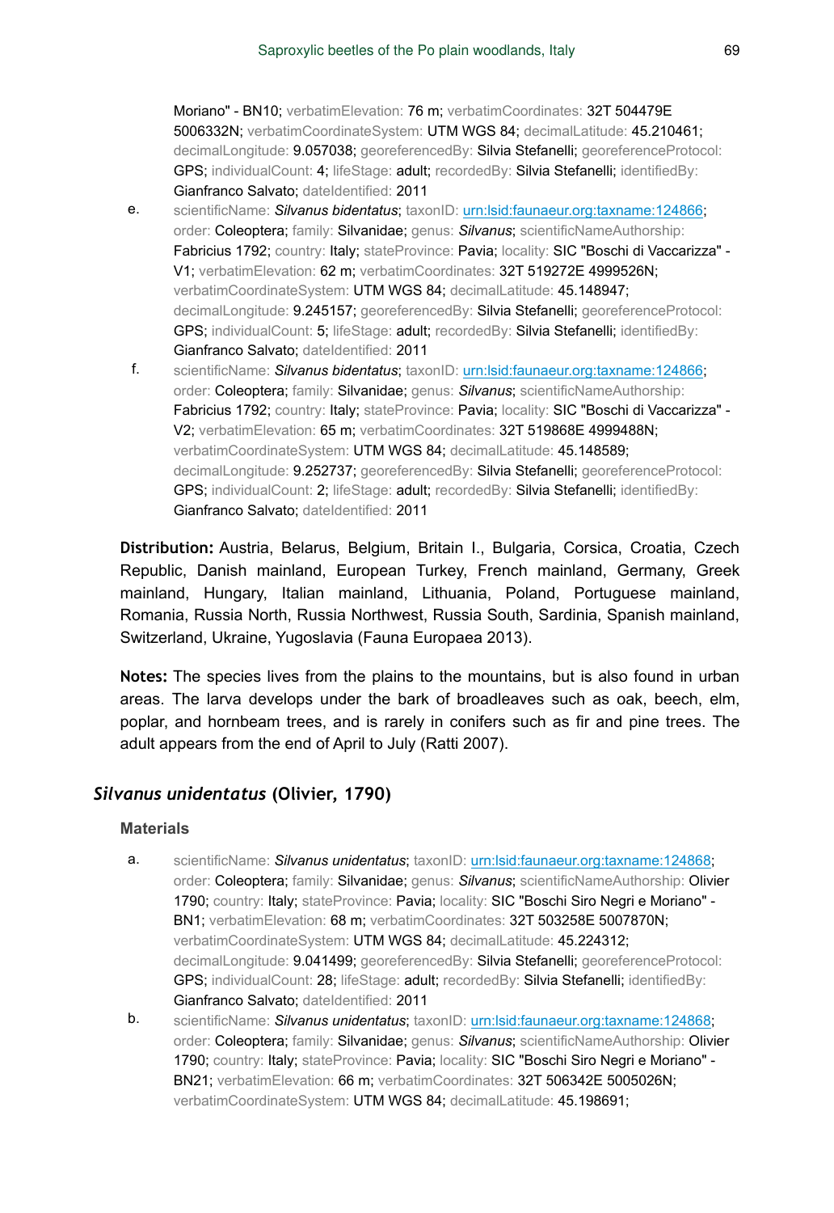Moriano" - BN10; verbatimElevation: 76 m; verbatimCoordinates: 32T 504479E 5006332N; verbatimCoordinateSystem: UTM WGS 84; decimalLatitude: 45.210461; decimalLongitude: 9.057038; georeferencedBy: Silvia Stefanelli; georeferenceProtocol: GPS; individualCount: 4; lifeStage: adult; recordedBy: Silvia Stefanelli; identifiedBy: Gianfranco Salvato; dateIdentified: 2011

e. scientificName: *Silvanus bidentatus*; taxonID: urn:lsid:faunaeur.org:taxname:124866; order: Coleoptera; family: Silvanidae; genus: *Silvanus*; scientificNameAuthorship: Fabricius 1792; country: Italy; stateProvince: Pavia; locality: SIC "Boschi di Vaccarizza" - V1; verbatimElevation: 62 m; verbatimCoordinates: 32T 519272E 4999526N; verbatimCoordinateSystem: UTM WGS 84; decimalLatitude: 45.148947; decimalLongitude: 9.245157; georeferencedBy: Silvia Stefanelli; georeferenceProtocol: GPS; individualCount: 5; lifeStage: adult; recordedBy: Silvia Stefanelli; identifiedBy: Gianfranco Salvato; dateIdentified: 2011

f. scientificName: *Silvanus bidentatus*; taxonID: urn:lsid:faunaeur.org:taxname:124866; order: Coleoptera; family: Silvanidae; genus: *Silvanus*; scientificNameAuthorship: Fabricius 1792; country: Italy; stateProvince: Pavia; locality: SIC "Boschi di Vaccarizza" - V2; verbatimElevation: 65 m; verbatimCoordinates: 32T 519868E 4999488N; verbatimCoordinateSystem: UTM WGS 84; decimalLatitude: 45.148589; decimalLongitude: 9.252737; georeferencedBy: Silvia Stefanelli; georeferenceProtocol: GPS; individualCount: 2; lifeStage: adult; recordedBy: Silvia Stefanelli; identifiedBy: Gianfranco Salvato; dateIdentified: 2011

**Distribution:** Austria, Belarus, Belgium, Britain I., Bulgaria, Corsica, Croatia, Czech Republic, Danish mainland, European Turkey, French mainland, Germany, Greek mainland, Hungary, Italian mainland, Lithuania, Poland, Portuguese mainland, Romania, Russia North, Russia Northwest, Russia South, Sardinia, Spanish mainland, Switzerland, Ukraine, Yugoslavia (Fauna Europaea 2013).

**Notes:** The species lives from the plains to the mountains, but is also found in urban areas. The larva develops under the bark of broadleaves such as oak, beech, elm, poplar, and hornbeam trees, and is rarely in conifers such as fir and pine trees. The adult appears from the end of April to July (Ratti 2007).

## *Silvanus unidentatus* (Olivier, 1790)

### Materials

a. scientificName: *Silvanus unidentatus*; taxonID: urn:lsid:faunaeur.org:taxname:124868; order: Coleoptera; family: Silvanidae; genus: *Silvanus*; scientificNameAuthorship: Olivier 1790; country: Italy; stateProvince: Pavia; locality: SIC "Boschi Siro Negri e Moriano" - BN1; verbatimElevation: 68 m; verbatimCoordinates: 32T 503258E 5007870N; verbatimCoordinateSystem: UTM WGS 84; decimalLatitude: 45.224312; decimalLongitude: 9.041499; georeferencedBy: Silvia Stefanelli; georeferenceProtocol: GPS; individualCount: 28; lifeStage: adult; recordedBy: Silvia Stefanelli; identifiedBy: Gianfranco Salvato; dateIdentified: 2011

b. scientificName: *Silvanus unidentatus*; taxonID: urn:lsid:faunaeur.org:taxname:124868; order: Coleoptera; family: Silvanidae; genus: *Silvanus*; scientificNameAuthorship: Olivier 1790; country: Italy; stateProvince: Pavia; locality: SIC "Boschi Siro Negri e Moriano" - BN21; verbatimElevation: 66 m; verbatimCoordinates: 32T 506342E 5005026N; verbatimCoordinateSystem: UTM WGS 84; decimalLatitude: 45.198691;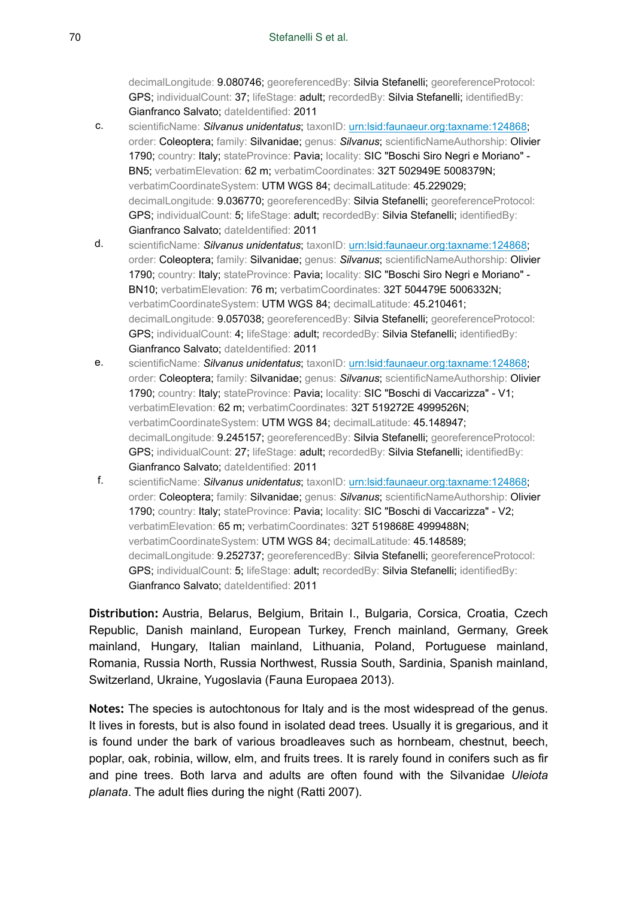decimalLongitude: 9.080746; georeferencedBy: Silvia Stefanelli; georeferenceProtocol: GPS; individualCount: 37; lifeStage: adult; recordedBy: Silvia Stefanelli; identifiedBy: Gianfranco Salvato; dateIdentified: 2011

c. scientificName: *Silvanus unidentatus*; taxonID: urn:lsid:faunaeur.org:taxname:124868; order: Coleoptera; family: Silvanidae; genus: *Silvanus*; scientificNameAuthorship: Olivier 1790; country: Italy; stateProvince: Pavia; locality: SIC "Boschi Siro Negri e Moriano" - BN5; verbatimElevation: 62 m; verbatimCoordinates: 32T 502949E 5008379N; verbatimCoordinateSystem: UTM WGS 84; decimalLatitude: 45.229029; decimalLongitude: 9.036770; georeferencedBy: Silvia Stefanelli; georeferenceProtocol: GPS; individualCount: 5; lifeStage: adult; recordedBy: Silvia Stefanelli; identifiedBy: Gianfranco Salvato; dateIdentified: 2011

d. scientificName: *Silvanus unidentatus*; taxonID: urn:lsid:faunaeur.org:taxname:124868; order: Coleoptera; family: Silvanidae; genus: *Silvanus*; scientificNameAuthorship: Olivier 1790; country: Italy; stateProvince: Pavia; locality: SIC "Boschi Siro Negri e Moriano" - BN10; verbatimElevation: 76 m; verbatimCoordinates: 32T 504479E 5006332N; verbatimCoordinateSystem: UTM WGS 84; decimalLatitude: 45.210461; decimalLongitude: 9.057038; georeferencedBy: Silvia Stefanelli; georeferenceProtocol: GPS; individualCount: 4; lifeStage: adult; recordedBy: Silvia Stefanelli; identifiedBy: Gianfranco Salvato; dateIdentified: 2011

e. scientificName: *Silvanus unidentatus*; taxonID: urn:lsid:faunaeur.org:taxname:124868; order: Coleoptera; family: Silvanidae; genus: *Silvanus*; scientificNameAuthorship: Olivier 1790; country: Italy; stateProvince: Pavia; locality: SIC "Boschi di Vaccarizza" - V1; verbatimElevation: 62 m; verbatimCoordinates: 32T 519272E 4999526N; verbatimCoordinateSystem: UTM WGS 84; decimalLatitude: 45.148947; decimalLongitude: 9.245157; georeferencedBy: Silvia Stefanelli; georeferenceProtocol: GPS; individualCount: 27; lifeStage: adult; recordedBy: Silvia Stefanelli; identifiedBy: Gianfranco Salvato; dateIdentified: 2011

f. scientificName: *Silvanus unidentatus*; taxonID: urn:lsid:faunaeur.org:taxname:124868; order: Coleoptera; family: Silvanidae; genus: *Silvanus*; scientificNameAuthorship: Olivier 1790; country: Italy; stateProvince: Pavia; locality: SIC "Boschi di Vaccarizza" - V2; verbatimElevation: 65 m; verbatimCoordinates: 32T 519868E 4999488N; verbatimCoordinateSystem: UTM WGS 84; decimalLatitude: 45.148589; decimalLongitude: 9.252737; georeferencedBy: Silvia Stefanelli; georeferenceProtocol: GPS; individualCount: 5; lifeStage: adult; recordedBy: Silvia Stefanelli; identifiedBy: Gianfranco Salvato; dateIdentified: 2011

**Distribution:** Austria, Belarus, Belgium, Britain I., Bulgaria, Corsica, Croatia, Czech Republic, Danish mainland, European Turkey, French mainland, Germany, Greek mainland, Hungary, Italian mainland, Lithuania, Poland, Portuguese mainland, Romania, Russia North, Russia Northwest, Russia South, Sardinia, Spanish mainland, Switzerland, Ukraine, Yugoslavia (Fauna Europaea 2013).

**Notes:** The species is autochtonous for Italy and is the most widespread of the genus. It lives in forests, but is also found in isolated dead trees. Usually it is gregarious, and it is found under the bark of various broadleaves such as hornbeam, chestnut, beech, poplar, oak, robinia, willow, elm, and fruits trees. It is rarely found in conifers such as fir and pine trees. Both larva and adults are often found with the Silvanidae *Uleiota planata*. The adult flies during the night (Ratti 2007).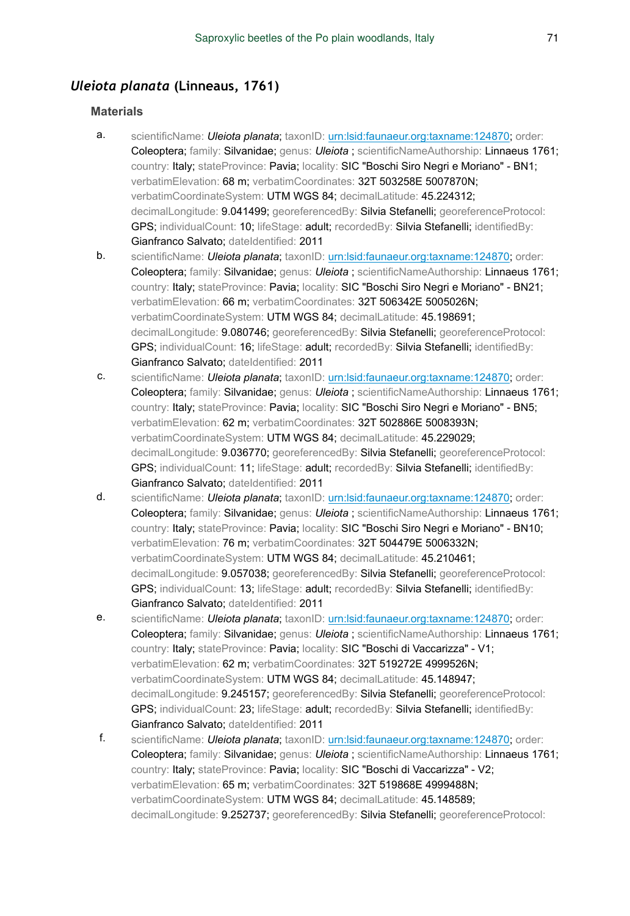## *Uleiota planata* (Linneaus, 1761)

### Materials

a. scientificName: *Uleiota planata*; taxonID: urn:lsid:faunaeur.org:taxname:124870; order: Coleoptera; family: Silvanidae; genus: *Uleiota* ; scientificNameAuthorship: Linnaeus 1761; country: Italy; stateProvince: Pavia; locality: SIC "Boschi Siro Negri e Moriano" - BN1; verbatimElevation: 68 m; verbatimCoordinates: 32T 503258E 5007870N; verbatimCoordinateSystem: UTM WGS 84; decimalLatitude: 45.224312; decimalLongitude: 9.041499; georeferencedBy: Silvia Stefanelli; georeferenceProtocol: GPS; individualCount: 10; lifeStage: adult; recordedBy: Silvia Stefanelli; identifiedBy: Gianfranco Salvato; dateIdentified: 2011

b. scientificName: *Uleiota planata*; taxonID: urn:lsid:faunaeur.org:taxname:124870; order: Coleoptera; family: Silvanidae; genus: *Uleiota* ; scientificNameAuthorship: Linnaeus 1761; country: Italy; stateProvince: Pavia; locality: SIC "Boschi Siro Negri e Moriano" - BN21; verbatimElevation: 66 m; verbatimCoordinates: 32T 506342E 5005026N; verbatimCoordinateSystem: UTM WGS 84; decimalLatitude: 45.198691; decimalLongitude: 9.080746; georeferencedBy: Silvia Stefanelli; georeferenceProtocol: GPS; individualCount: 16; lifeStage: adult; recordedBy: Silvia Stefanelli; identifiedBy: Gianfranco Salvato; dateIdentified: 2011

c. scientificName: *Uleiota planata*; taxonID: urn:lsid:faunaeur.org:taxname:124870; order: Coleoptera; family: Silvanidae; genus: *Uleiota* ; scientificNameAuthorship: Linnaeus 1761; country: Italy; stateProvince: Pavia; locality: SIC "Boschi Siro Negri e Moriano" - BN5; verbatimElevation: 62 m; verbatimCoordinates: 32T 502886E 5008393N; verbatimCoordinateSystem: UTM WGS 84; decimalLatitude: 45.229029; decimalLongitude: 9.036770; georeferencedBy: Silvia Stefanelli; georeferenceProtocol: GPS; individualCount: 11; lifeStage: adult; recordedBy: Silvia Stefanelli; identifiedBy: Gianfranco Salvato; dateIdentified: 2011

d. scientificName: *Uleiota planata*; taxonID: urn:lsid:faunaeur.org:taxname:124870; order: Coleoptera; family: Silvanidae; genus: *Uleiota* ; scientificNameAuthorship: Linnaeus 1761; country: Italy; stateProvince: Pavia; locality: SIC "Boschi Siro Negri e Moriano" - BN10; verbatimElevation: 76 m; verbatimCoordinates: 32T 504479E 5006332N; verbatimCoordinateSystem: UTM WGS 84; decimalLatitude: 45.210461; decimalLongitude: 9.057038; georeferencedBy: Silvia Stefanelli; georeferenceProtocol: GPS; individualCount: 13; lifeStage: adult; recordedBy: Silvia Stefanelli; identifiedBy: Gianfranco Salvato; dateIdentified: 2011

e. scientificName: *Uleiota planata*; taxonID: urn:lsid:faunaeur.org:taxname:124870; order: Coleoptera; family: Silvanidae; genus: *Uleiota* ; scientificNameAuthorship: Linnaeus 1761; country: Italy; stateProvince: Pavia; locality: SIC "Boschi di Vaccarizza" - V1; verbatimElevation: 62 m; verbatimCoordinates: 32T 519272E 4999526N; verbatimCoordinateSystem: UTM WGS 84; decimalLatitude: 45.148947; decimalLongitude: 9.245157; georeferencedBy: Silvia Stefanelli; georeferenceProtocol: GPS; individualCount: 23; lifeStage: adult; recordedBy: Silvia Stefanelli; identifiedBy: Gianfranco Salvato; dateIdentified: 2011

f. scientificName: *Uleiota planata*; taxonID: urn:lsid:faunaeur.org:taxname:124870; order: Coleoptera; family: Silvanidae; genus: *Uleiota* ; scientificNameAuthorship: Linnaeus 1761; country: Italy; stateProvince: Pavia; locality: SIC "Boschi di Vaccarizza" - V2; verbatimElevation: 65 m; verbatimCoordinates: 32T 519868E 4999488N; verbatimCoordinateSystem: UTM WGS 84; decimalLatitude: 45.148589; decimalLongitude: 9.252737; georeferencedBy: Silvia Stefanelli; georeferenceProtocol: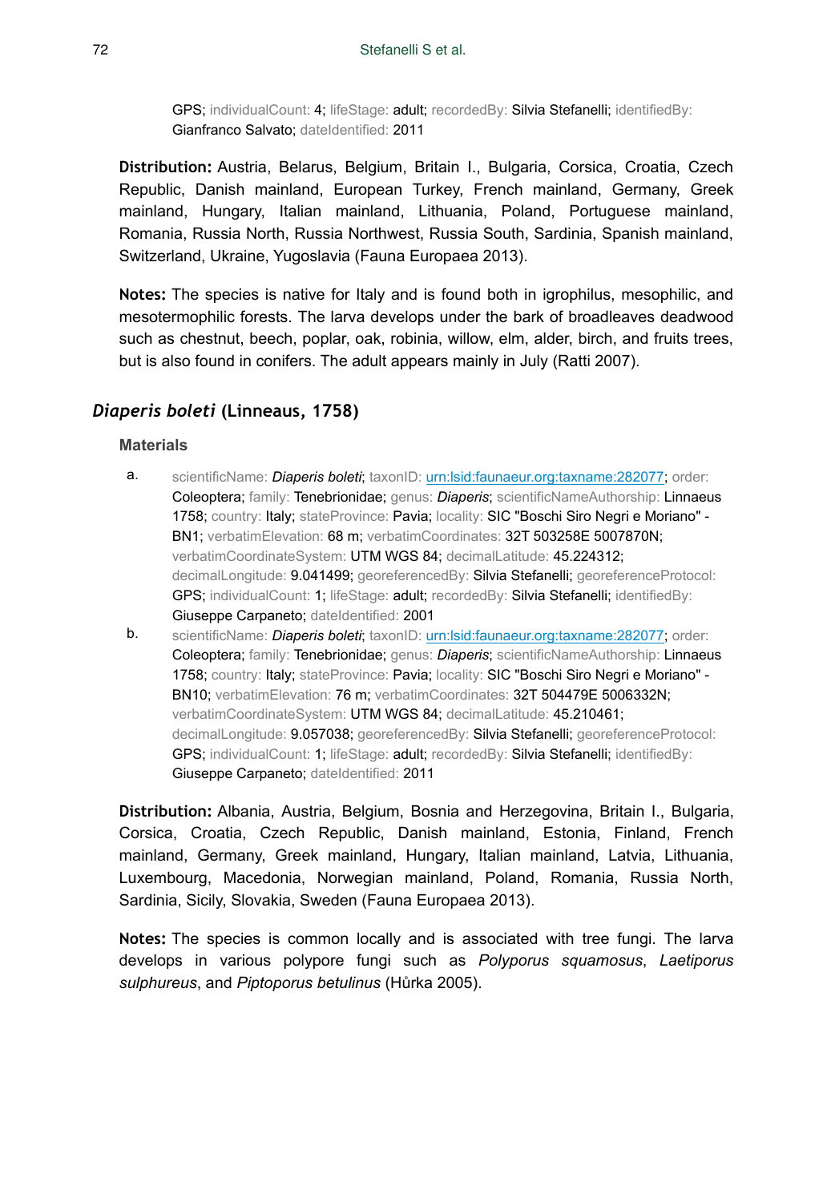GPS; individualCount: 4; lifeStage: adult; recordedBy: Silvia Stefanelli; identifiedBy: Gianfranco Salvato; dateIdentified: 2011

**Distribution:** Austria, Belarus, Belgium, Britain I., Bulgaria, Corsica, Croatia, Czech Republic, Danish mainland, European Turkey, French mainland, Germany, Greek mainland, Hungary, Italian mainland, Lithuania, Poland, Portuguese mainland, Romania, Russia North, Russia Northwest, Russia South, Sardinia, Spanish mainland, Switzerland, Ukraine, Yugoslavia (Fauna Europaea 2013).

**Notes:** The species is native for Italy and is found both in igrophilus, mesophilic, and mesotermophilic forests. The larva develops under the bark of broadleaves deadwood such as chestnut, beech, poplar, oak, robinia, willow, elm, alder, birch, and fruits trees, but is also found in conifers. The adult appears mainly in July (Ratti 2007).

## *Diaperis boleti* (Linneaus, 1758)

### Materials

a. scientificName: ***Diaperis boleti***; taxonID: [urn:lsid:faunaeur.org:taxname:282077](urn:lsid:faunaeur.org:taxname:282077); order: Coleoptera; family: Tenebrionidae; genus: ***Diaperis***; scientificNameAuthorship: Linnaeus 1758; country: Italy; stateProvince: Pavia; locality: SIC "Boschi Siro Negri e Moriano" - BN1; verbatimElevation: 68 m; verbatimCoordinates: 32T 503258E 5007870N; verbatimCoordinateSystem: UTM WGS 84; decimalLatitude: 45.224312; decimalLongitude: 9.041499; georeferencedBy: Silvia Stefanelli; georeferenceProtocol: GPS; individualCount: 1; lifeStage: adult; recordedBy: Silvia Stefanelli; identifiedBy: Giuseppe Carpaneto; dateIdentified: 2001

b. scientificName: ***Diaperis boleti***; taxonID: [urn:lsid:faunaeur.org:taxname:282077](urn:lsid:faunaeur.org:taxname:282077); order: Coleoptera; family: Tenebrionidae; genus: ***Diaperis***; scientificNameAuthorship: Linnaeus 1758; country: Italy; stateProvince: Pavia; locality: SIC "Boschi Siro Negri e Moriano" - BN10; verbatimElevation: 76 m; verbatimCoordinates: 32T 504479E 5006332N; verbatimCoordinateSystem: UTM WGS 84; decimalLatitude: 45.210461; decimalLongitude: 9.057038; georeferencedBy: Silvia Stefanelli; georeferenceProtocol: GPS; individualCount: 1; lifeStage: adult; recordedBy: Silvia Stefanelli; identifiedBy: Giuseppe Carpaneto; dateIdentified: 2011

**Distribution:** Albania, Austria, Belgium, Bosnia and Herzegovina, Britain I., Bulgaria, Corsica, Croatia, Czech Republic, Danish mainland, Estonia, Finland, French mainland, Germany, Greek mainland, Hungary, Italian mainland, Latvia, Lithuania, Luxembourg, Macedonia, Norwegian mainland, Poland, Romania, Russia North, Sardinia, Sicily, Slovakia, Sweden (Fauna Europaea 2013).

**Notes:** The species is common locally and is associated with tree fungi. The larva develops in various polypore fungi such as *Polyporus squamosus*, *Laetiporus sulphureus*, and *Piptoporus betulinus* (Hůrka 2005).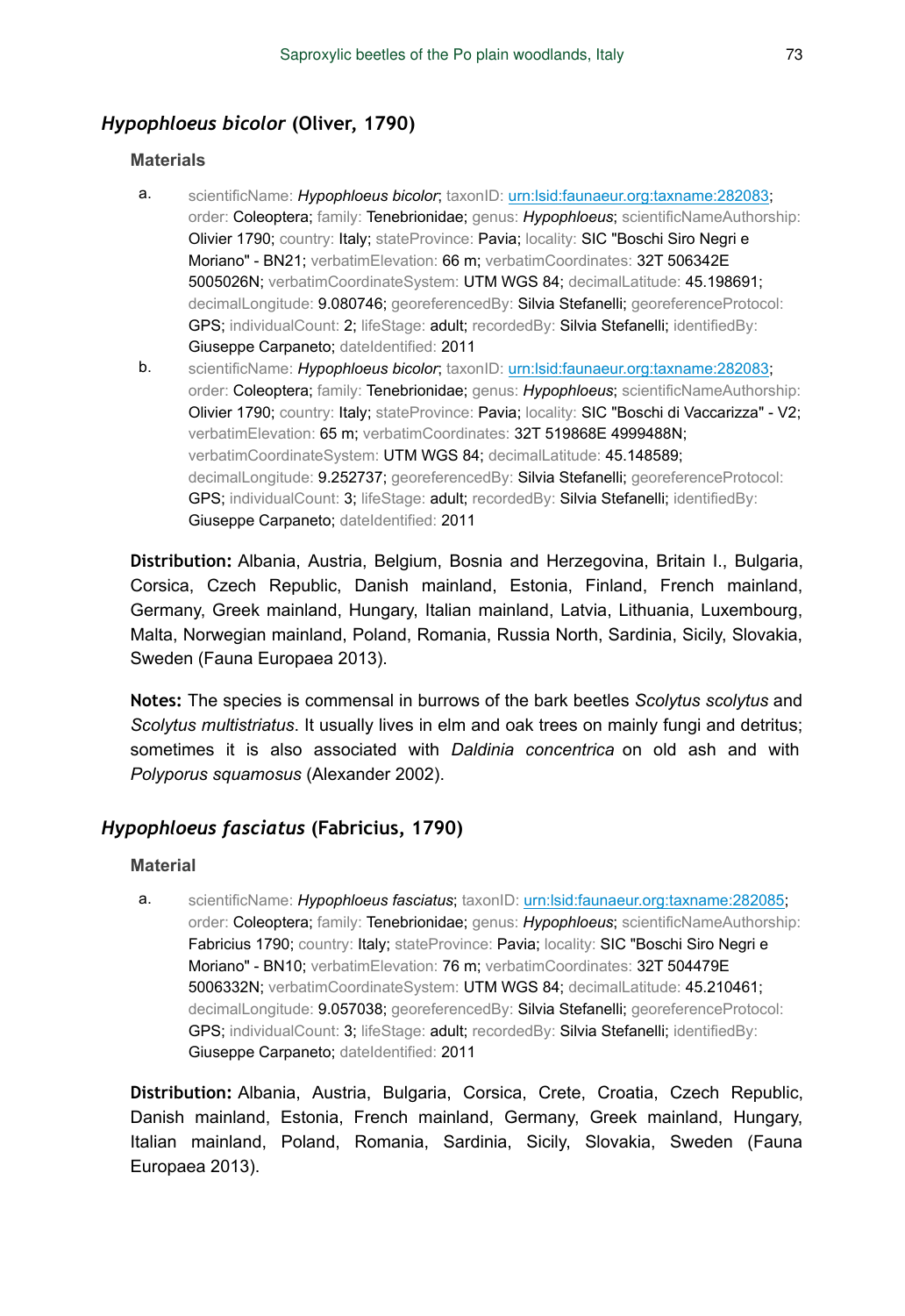## *Hypophloeus bicolor* (Oliver, 1790)

### Materials

a. scientificName: *Hypophloeus bicolor*; taxonID: [urn:lsid:faunaeur.org:taxname:282083](urn:lsid:faunaeur.org:taxname:282083); order: Coleoptera; family: Tenebrionidae; genus: *Hypophloeus*; scientificNameAuthorship: Olivier 1790; country: Italy; stateProvince: Pavia; locality: SIC "Boschi Siro Negri e Moriano" - BN21; verbatimElevation: 66 m; verbatimCoordinates: 32T 506342E 5005026N; verbatimCoordinateSystem: UTM WGS 84; decimalLatitude: 45.198691; decimalLongitude: 9.080746; georeferencedBy: Silvia Stefanelli; georeferenceProtocol: GPS; individualCount: 2; lifeStage: adult; recordedBy: Silvia Stefanelli; identifiedBy: Giuseppe Carpaneto; dateIdentified: 2011

b. scientificName: *Hypophloeus bicolor*; taxonID: [urn:lsid:faunaeur.org:taxname:282083](urn:lsid:faunaeur.org:taxname:282083); order: Coleoptera; family: Tenebrionidae; genus: *Hypophloeus*; scientificNameAuthorship: Olivier 1790; country: Italy; stateProvince: Pavia; locality: SIC "Boschi di Vaccarizza" - V2; verbatimElevation: 65 m; verbatimCoordinates: 32T 519868E 4999488N; verbatimCoordinateSystem: UTM WGS 84; decimalLatitude: 45.148589; decimalLongitude: 9.252737; georeferencedBy: Silvia Stefanelli; georeferenceProtocol: GPS; individualCount: 3; lifeStage: adult; recordedBy: Silvia Stefanelli; identifiedBy: Giuseppe Carpaneto; dateIdentified: 2011

**Distribution:** Albania, Austria, Belgium, Bosnia and Herzegovina, Britain I., Bulgaria, Corsica, Czech Republic, Danish mainland, Estonia, Finland, French mainland, Germany, Greek mainland, Hungary, Italian mainland, Latvia, Lithuania, Luxembourg, Malta, Norwegian mainland, Poland, Romania, Russia North, Sardinia, Sicily, Slovakia, Sweden (Fauna Europaea 2013).

**Notes:** The species is commensal in burrows of the bark beetles *Scolytus scolytus* and *Scolytus multistriatus*. It usually lives in elm and oak trees on mainly fungi and detritus; sometimes it is also associated with *Daldinia concentrica* on old ash and with *Polyporus squamosus* (Alexander 2002).

## *Hypophloeus fasciatus* (Fabricius, 1790)

### Material

a. scientificName: *Hypophloeus fasciatus*; taxonID: [urn:lsid:faunaeur.org:taxname:282085](urn:lsid:faunaeur.org:taxname:282085); order: Coleoptera; family: Tenebrionidae; genus: *Hypophloeus*; scientificNameAuthorship: Fabricius 1790; country: Italy; stateProvince: Pavia; locality: SIC "Boschi Siro Negri e Moriano" - BN10; verbatimElevation: 76 m; verbatimCoordinates: 32T 504479E 5006332N; verbatimCoordinateSystem: UTM WGS 84; decimalLatitude: 45.210461; decimalLongitude: 9.057038; georeferencedBy: Silvia Stefanelli; georeferenceProtocol: GPS; individualCount: 3; lifeStage: adult; recordedBy: Silvia Stefanelli; identifiedBy: Giuseppe Carpaneto; dateIdentified: 2011

**Distribution:** Albania, Austria, Bulgaria, Corsica, Crete, Croatia, Czech Republic, Danish mainland, Estonia, French mainland, Germany, Greek mainland, Hungary, Italian mainland, Poland, Romania, Sardinia, Sicily, Slovakia, Sweden (Fauna Europaea 2013).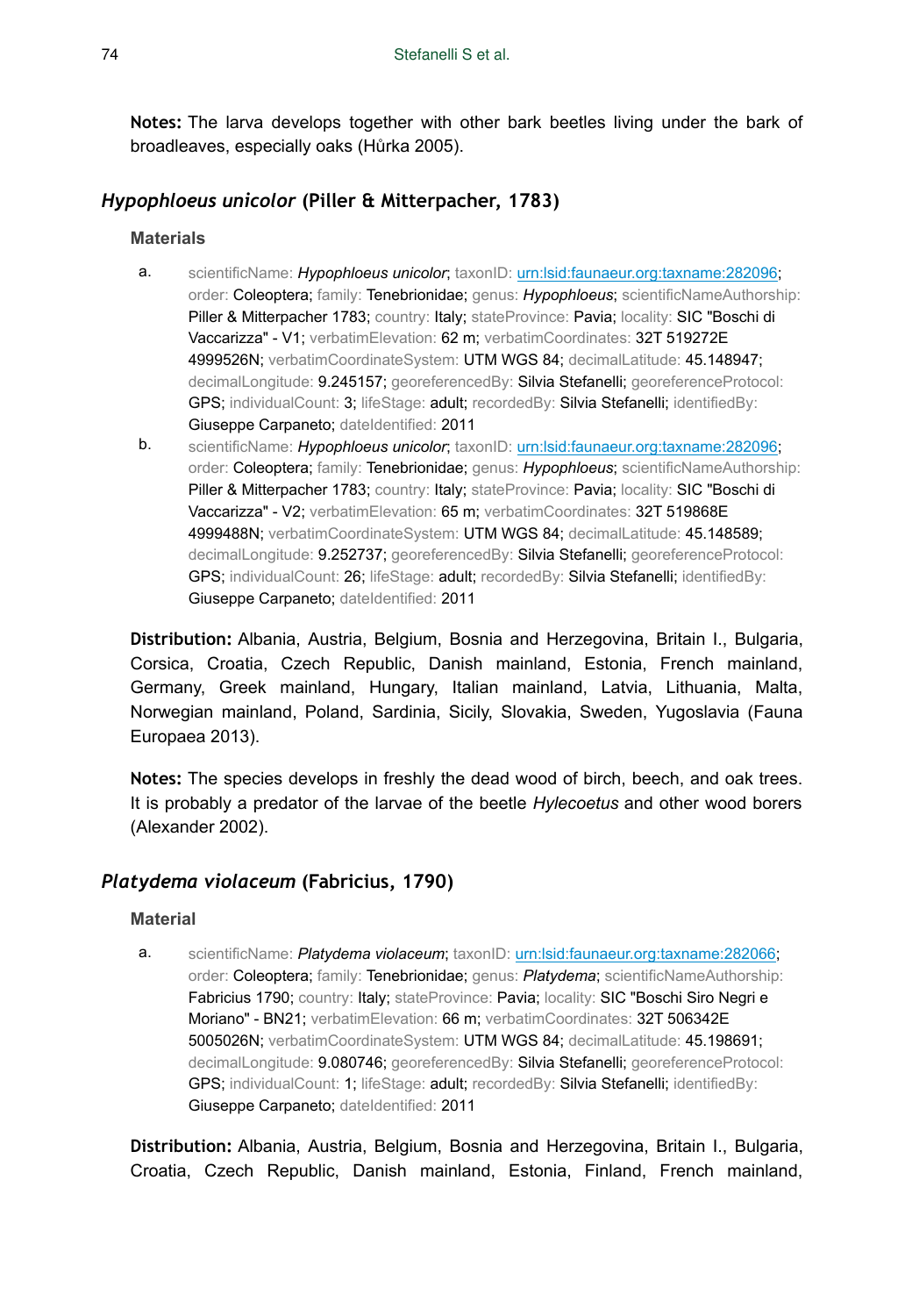**Notes:** The larva develops together with other bark beetles living under the bark of broadleaves, especially oaks (Hůrka 2005).

## *Hypophloeus unicolor* (Piller & Mitterpacher, 1783)

### Materials

a. scientificName: *Hypophloeus unicolor*; taxonID: urn:lsid:faunaeur.org:taxname:282096; order: Coleoptera; family: Tenebrionidae; genus: *Hypophloeus*; scientificNameAuthorship: Piller & Mitterpacher 1783; country: Italy; stateProvince: Pavia; locality: SIC "Boschi di Vaccarizza" - V1; verbatimElevation: 62 m; verbatimCoordinates: 32T 519272E 4999526N; verbatimCoordinateSystem: UTM WGS 84; decimalLatitude: 45.148947; decimalLongitude: 9.245157; georeferencedBy: Silvia Stefanelli; georeferenceProtocol: GPS; individualCount: 3; lifeStage: adult; recordedBy: Silvia Stefanelli; identifiedBy: Giuseppe Carpaneto; dateIdentified: 2011

b. scientificName: *Hypophloeus unicolor*; taxonID: urn:lsid:faunaeur.org:taxname:282096; order: Coleoptera; family: Tenebrionidae; genus: *Hypophloeus*; scientificNameAuthorship: Piller & Mitterpacher 1783; country: Italy; stateProvince: Pavia; locality: SIC "Boschi di Vaccarizza" - V2; verbatimElevation: 65 m; verbatimCoordinates: 32T 519868E 4999488N; verbatimCoordinateSystem: UTM WGS 84; decimalLatitude: 45.148589; decimalLongitude: 9.252737; georeferencedBy: Silvia Stefanelli; georeferenceProtocol: GPS; individualCount: 26; lifeStage: adult; recordedBy: Silvia Stefanelli; identifiedBy: Giuseppe Carpaneto; dateIdentified: 2011

**Distribution:** Albania, Austria, Belgium, Bosnia and Herzegovina, Britain I., Bulgaria, Corsica, Croatia, Czech Republic, Danish mainland, Estonia, French mainland, Germany, Greek mainland, Hungary, Italian mainland, Latvia, Lithuania, Malta, Norwegian mainland, Poland, Sardinia, Sicily, Slovakia, Sweden, Yugoslavia (Fauna Europaea 2013).

**Notes:** The species develops in freshly the dead wood of birch, beech, and oak trees. It is probably a predator of the larvae of the beetle *Hylecoetus* and other wood borers (Alexander 2002).

## *Platydema violaceum* (Fabricius, 1790)

### Material

a. scientificName: *Platydema violaceum*; taxonID: urn:lsid:faunaeur.org:taxname:282066; order: Coleoptera; family: Tenebrionidae; genus: *Platydema*; scientificNameAuthorship: Fabricius 1790; country: Italy; stateProvince: Pavia; locality: SIC "Boschi Siro Negri e Moriano" - BN21; verbatimElevation: 66 m; verbatimCoordinates: 32T 506342E 5005026N; verbatimCoordinateSystem: UTM WGS 84; decimalLatitude: 45.198691; decimalLongitude: 9.080746; georeferencedBy: Silvia Stefanelli; georeferenceProtocol: GPS; individualCount: 1; lifeStage: adult; recordedBy: Silvia Stefanelli; identifiedBy: Giuseppe Carpaneto; dateIdentified: 2011

**Distribution:** Albania, Austria, Belgium, Bosnia and Herzegovina, Britain I., Bulgaria, Croatia, Czech Republic, Danish mainland, Estonia, Finland, French mainland,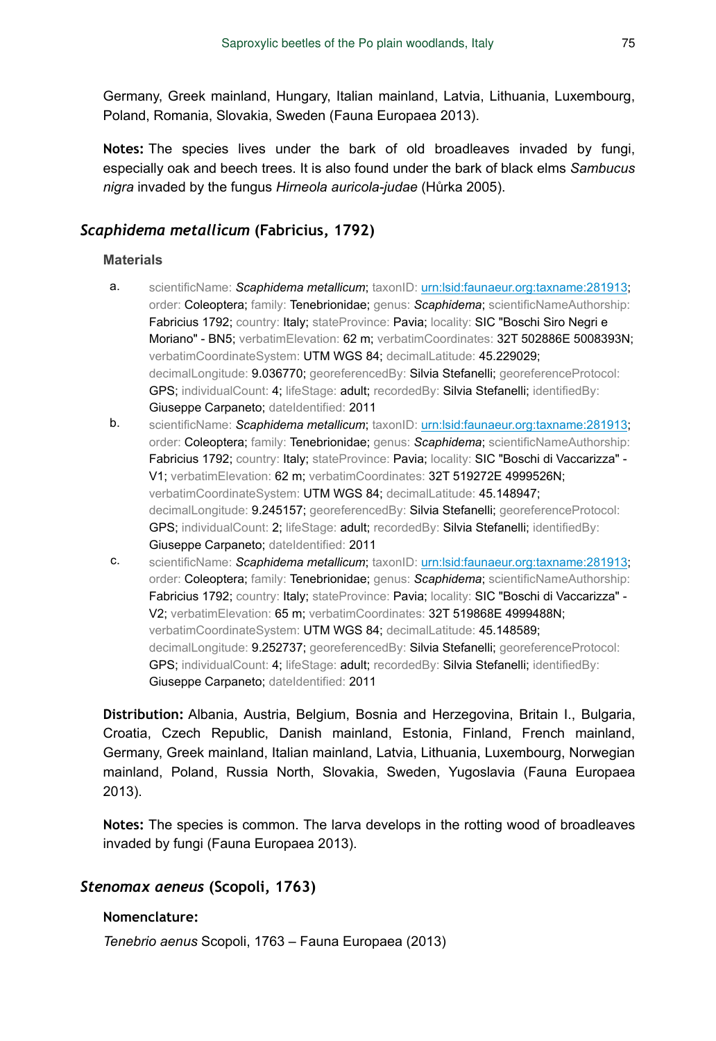Germany, Greek mainland, Hungary, Italian mainland, Latvia, Lithuania, Luxembourg, Poland, Romania, Slovakia, Sweden (Fauna Europaea 2013).

**Notes:** The species lives under the bark of old broadleaves invaded by fungi, especially oak and beech trees. It is also found under the bark of black elms *Sambucus nigra* invaded by the fungus *Hirneola auricola-judae* (Hůrka 2005).

## *Scaphidema metallicum* (Fabricius, 1792)

### Materials

a. scientificName: ***Scaphidema metallicum***; taxonID: [urn:lsid:faunaeur.org:taxname:281913](urn:lsid:faunaeur.org:taxname:281913); order: Coleoptera; family: Tenebrionidae; genus: *Scaphidema*; scientificNameAuthorship: Fabricius 1792; country: Italy; stateProvince: Pavia; locality: SIC "Boschi Siro Negri e Moriano" - BN5; verbatimElevation: 62 m; verbatimCoordinates: 32T 502886E 5008393N; verbatimCoordinateSystem: UTM WGS 84; decimalLatitude: 45.229029; decimalLongitude: 9.036770; georeferencedBy: Silvia Stefanelli; georeferenceProtocol: GPS; individualCount: 4; lifeStage: adult; recordedBy: Silvia Stefanelli; identifiedBy: Giuseppe Carpaneto; dateIdentified: 2011

b. scientificName: ***Scaphidema metallicum***; taxonID: [urn:lsid:faunaeur.org:taxname:281913](urn:lsid:faunaeur.org:taxname:281913); order: Coleoptera; family: Tenebrionidae; genus: *Scaphidema*; scientificNameAuthorship: Fabricius 1792; country: Italy; stateProvince: Pavia; locality: SIC "Boschi di Vaccarizza" - V1; verbatimElevation: 62 m; verbatimCoordinates: 32T 519272E 4999526N; verbatimCoordinateSystem: UTM WGS 84; decimalLatitude: 45.148947; decimalLongitude: 9.245157; georeferencedBy: Silvia Stefanelli; georeferenceProtocol: GPS; individualCount: 2; lifeStage: adult; recordedBy: Silvia Stefanelli; identifiedBy: Giuseppe Carpaneto; dateIdentified: 2011

c. scientificName: ***Scaphidema metallicum***; taxonID: [urn:lsid:faunaeur.org:taxname:281913](urn:lsid:faunaeur.org:taxname:281913); order: Coleoptera; family: Tenebrionidae; genus: *Scaphidema*; scientificNameAuthorship: Fabricius 1792; country: Italy; stateProvince: Pavia; locality: SIC "Boschi di Vaccarizza" - V2; verbatimElevation: 65 m; verbatimCoordinates: 32T 519868E 4999488N; verbatimCoordinateSystem: UTM WGS 84; decimalLatitude: 45.148589; decimalLongitude: 9.252737; georeferencedBy: Silvia Stefanelli; georeferenceProtocol: GPS; individualCount: 4; lifeStage: adult; recordedBy: Silvia Stefanelli; identifiedBy: Giuseppe Carpaneto; dateIdentified: 2011

**Distribution:** Albania, Austria, Belgium, Bosnia and Herzegovina, Britain I., Bulgaria, Croatia, Czech Republic, Danish mainland, Estonia, Finland, French mainland, Germany, Greek mainland, Italian mainland, Latvia, Lithuania, Luxembourg, Norwegian mainland, Poland, Russia North, Slovakia, Sweden, Yugoslavia (Fauna Europaea 2013).

**Notes:** The species is common. The larva develops in the rotting wood of broadleaves invaded by fungi (Fauna Europaea 2013).

## *Stenomax aeneus* (Scopoli, 1763)

### Nomenclature:

*Tenebrio aenus* Scopoli, 1763 – Fauna Europaea (2013)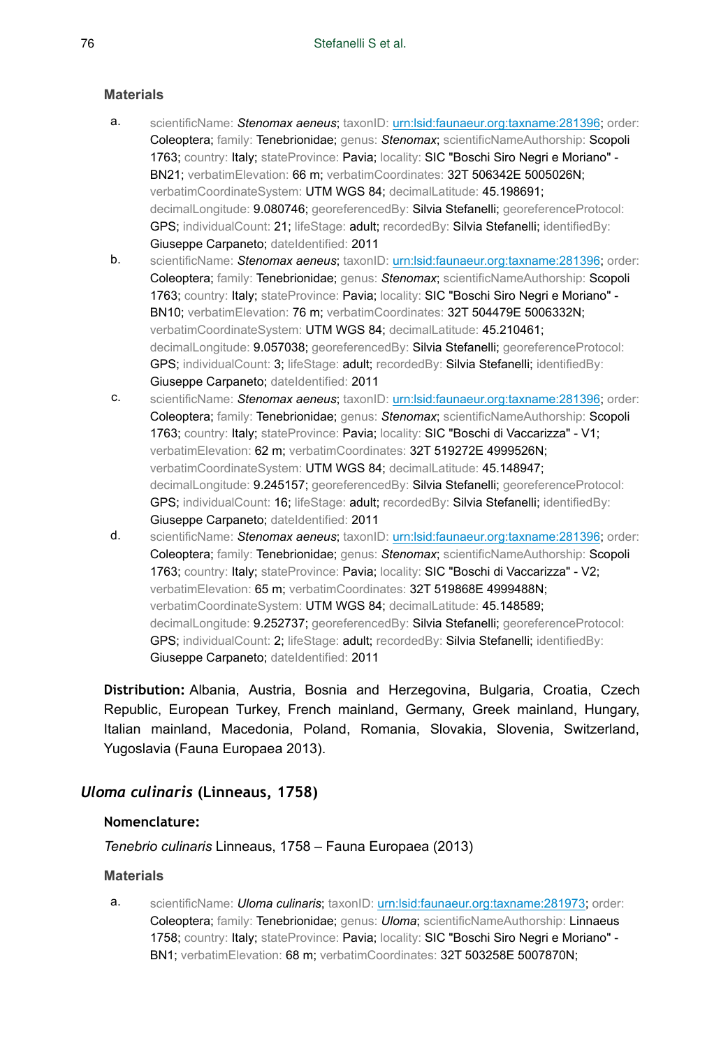#### Materials

a. scientificName: *Stenomax aeneus*; taxonID: urn:lsid:faunaeur.org:taxname:281396; order: Coleoptera; family: Tenebrionidae; genus: *Stenomax*; scientificNameAuthorship: Scopoli 1763; country: Italy; stateProvince: Pavia; locality: SIC "Boschi Siro Negri e Moriano" - BN21; verbatimElevation: 66 m; verbatimCoordinates: 32T 506342E 5005026N; verbatimCoordinateSystem: UTM WGS 84; decimalLatitude: 45.198691; decimalLongitude: 9.080746; georeferencedBy: Silvia Stefanelli; georeferenceProtocol: GPS; individualCount: 21; lifeStage: adult; recordedBy: Silvia Stefanelli; identifiedBy: Giuseppe Carpaneto; dateIdentified: 2011

b. scientificName: *Stenomax aeneus*; taxonID: urn:lsid:faunaeur.org:taxname:281396; order: Coleoptera; family: Tenebrionidae; genus: *Stenomax*; scientificNameAuthorship: Scopoli 1763; country: Italy; stateProvince: Pavia; locality: SIC "Boschi Siro Negri e Moriano" - BN10; verbatimElevation: 76 m; verbatimCoordinates: 32T 504479E 5006332N; verbatimCoordinateSystem: UTM WGS 84; decimalLatitude: 45.210461; decimalLongitude: 9.057038; georeferencedBy: Silvia Stefanelli; georeferenceProtocol: GPS; individualCount: 3; lifeStage: adult; recordedBy: Silvia Stefanelli; identifiedBy: Giuseppe Carpaneto; dateIdentified: 2011

c. scientificName: *Stenomax aeneus*; taxonID: urn:lsid:faunaeur.org:taxname:281396; order: Coleoptera; family: Tenebrionidae; genus: *Stenomax*; scientificNameAuthorship: Scopoli 1763; country: Italy; stateProvince: Pavia; locality: SIC "Boschi di Vaccarizza" - V1; verbatimElevation: 62 m; verbatimCoordinates: 32T 519272E 4999526N; verbatimCoordinateSystem: UTM WGS 84; decimalLatitude: 45.148947; decimalLongitude: 9.245157; georeferencedBy: Silvia Stefanelli; georeferenceProtocol: GPS; individualCount: 16; lifeStage: adult; recordedBy: Silvia Stefanelli; identifiedBy: Giuseppe Carpaneto; dateIdentified: 2011

d. scientificName: *Stenomax aeneus*; taxonID: urn:lsid:faunaeur.org:taxname:281396; order: Coleoptera; family: Tenebrionidae; genus: *Stenomax*; scientificNameAuthorship: Scopoli 1763; country: Italy; stateProvince: Pavia; locality: SIC "Boschi di Vaccarizza" - V2; verbatimElevation: 65 m; verbatimCoordinates: 32T 519868E 4999488N; verbatimCoordinateSystem: UTM WGS 84; decimalLatitude: 45.148589; decimalLongitude: 9.252737; georeferencedBy: Silvia Stefanelli; georeferenceProtocol: GPS; individualCount: 2; lifeStage: adult; recordedBy: Silvia Stefanelli; identifiedBy: Giuseppe Carpaneto; dateIdentified: 2011

**Distribution:** Albania, Austria, Bosnia and Herzegovina, Bulgaria, Croatia, Czech Republic, European Turkey, French mainland, Germany, Greek mainland, Hungary, Italian mainland, Macedonia, Poland, Romania, Slovakia, Slovenia, Switzerland, Yugoslavia (Fauna Europaea 2013).

### *Uloma culinaris* (Linneaus, 1758)

#### Nomenclature:

*Tenebrio culinaris* Linneaus, 1758 – Fauna Europaea (2013)

#### Materials

a. scientificName: *Uloma culinaris*; taxonID: urn:lsid:faunaeur.org:taxname:281973; order: Coleoptera; family: Tenebrionidae; genus: *Uloma*; scientificNameAuthorship: Linnaeus 1758; country: Italy; stateProvince: Pavia; locality: SIC "Boschi Siro Negri e Moriano" - BN1; verbatimElevation: 68 m; verbatimCoordinates: 32T 503258E 5007870N;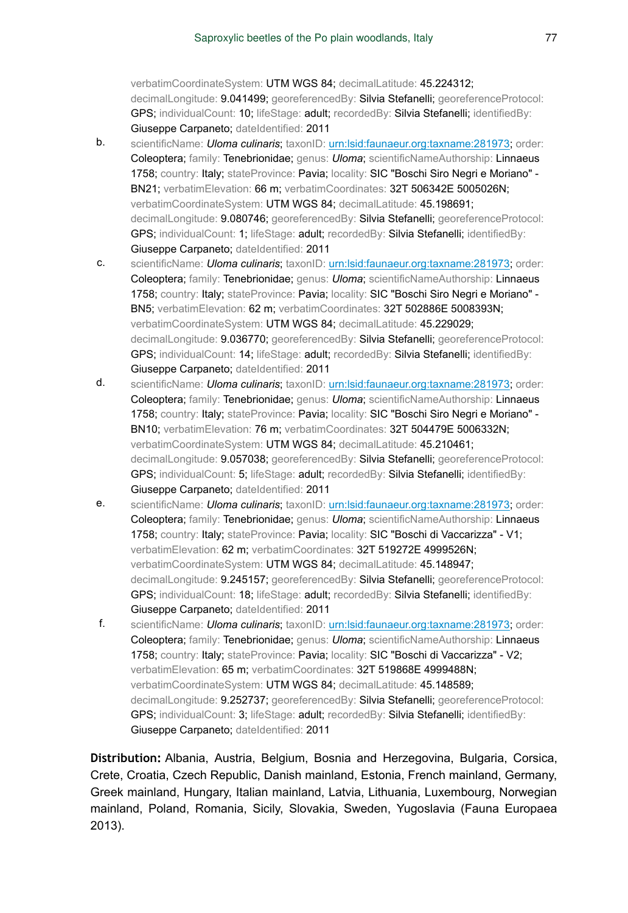verbatimCoordinateSystem: UTM WGS 84; decimalLatitude: 45.224312; decimalLongitude: 9.041499; georeferencedBy: Silvia Stefanelli; georeferenceProtocol: GPS; individualCount: 10; lifeStage: adult; recordedBy: Silvia Stefanelli; identifiedBy: Giuseppe Carpaneto; dateIdentified: 2011

b. scientificName: *Uloma culinaris*; taxonID: urn:lsid:faunaeur.org:taxname:281973; order: Coleoptera; family: Tenebrionidae; genus: *Uloma*; scientificNameAuthorship: Linnaeus 1758; country: Italy; stateProvince: Pavia; locality: SIC "Boschi Siro Negri e Moriano" - BN21; verbatimElevation: 66 m; verbatimCoordinates: 32T 506342E 5005026N; verbatimCoordinateSystem: UTM WGS 84; decimalLatitude: 45.198691; decimalLongitude: 9.080746; georeferencedBy: Silvia Stefanelli; georeferenceProtocol: GPS; individualCount: 1; lifeStage: adult; recordedBy: Silvia Stefanelli; identifiedBy: Giuseppe Carpaneto; dateIdentified: 2011

c. scientificName: *Uloma culinaris*; taxonID: urn:lsid:faunaeur.org:taxname:281973; order: Coleoptera; family: Tenebrionidae; genus: *Uloma*; scientificNameAuthorship: Linnaeus 1758; country: Italy; stateProvince: Pavia; locality: SIC "Boschi Siro Negri e Moriano" - BN5; verbatimElevation: 62 m; verbatimCoordinates: 32T 502886E 5008393N; verbatimCoordinateSystem: UTM WGS 84; decimalLatitude: 45.229029; decimalLongitude: 9.036770; georeferencedBy: Silvia Stefanelli; georeferenceProtocol: GPS; individualCount: 14; lifeStage: adult; recordedBy: Silvia Stefanelli; identifiedBy: Giuseppe Carpaneto; dateIdentified: 2011

d. scientificName: *Uloma culinaris*; taxonID: urn:lsid:faunaeur.org:taxname:281973; order: Coleoptera; family: Tenebrionidae; genus: *Uloma*; scientificNameAuthorship: Linnaeus 1758; country: Italy; stateProvince: Pavia; locality: SIC "Boschi Siro Negri e Moriano" - BN10; verbatimElevation: 76 m; verbatimCoordinates: 32T 504479E 5006332N; verbatimCoordinateSystem: UTM WGS 84; decimalLatitude: 45.210461; decimalLongitude: 9.057038; georeferencedBy: Silvia Stefanelli; georeferenceProtocol: GPS; individualCount: 5; lifeStage: adult; recordedBy: Silvia Stefanelli; identifiedBy: Giuseppe Carpaneto; dateIdentified: 2011

e. scientificName: *Uloma culinaris*; taxonID: urn:lsid:faunaeur.org:taxname:281973; order: Coleoptera; family: Tenebrionidae; genus: *Uloma*; scientificNameAuthorship: Linnaeus 1758; country: Italy; stateProvince: Pavia; locality: SIC "Boschi di Vaccarizza" - V1; verbatimElevation: 62 m; verbatimCoordinates: 32T 519272E 4999526N; verbatimCoordinateSystem: UTM WGS 84; decimalLatitude: 45.148947; decimalLongitude: 9.245157; georeferencedBy: Silvia Stefanelli; georeferenceProtocol: GPS; individualCount: 18; lifeStage: adult; recordedBy: Silvia Stefanelli; identifiedBy: Giuseppe Carpaneto; dateIdentified: 2011

f. scientificName: *Uloma culinaris*; taxonID: urn:lsid:faunaeur.org:taxname:281973; order: Coleoptera; family: Tenebrionidae; genus: *Uloma*; scientificNameAuthorship: Linnaeus 1758; country: Italy; stateProvince: Pavia; locality: SIC "Boschi di Vaccarizza" - V2; verbatimElevation: 65 m; verbatimCoordinates: 32T 519868E 4999488N; verbatimCoordinateSystem: UTM WGS 84; decimalLatitude: 45.148589; decimalLongitude: 9.252737; georeferencedBy: Silvia Stefanelli; georeferenceProtocol: GPS; individualCount: 3; lifeStage: adult; recordedBy: Silvia Stefanelli; identifiedBy: Giuseppe Carpaneto; dateIdentified: 2011

**Distribution:** Albania, Austria, Belgium, Bosnia and Herzegovina, Bulgaria, Corsica, Crete, Croatia, Czech Republic, Danish mainland, Estonia, French mainland, Germany, Greek mainland, Hungary, Italian mainland, Latvia, Lithuania, Luxembourg, Norwegian mainland, Poland, Romania, Sicily, Slovakia, Sweden, Yugoslavia (Fauna Europaea 2013).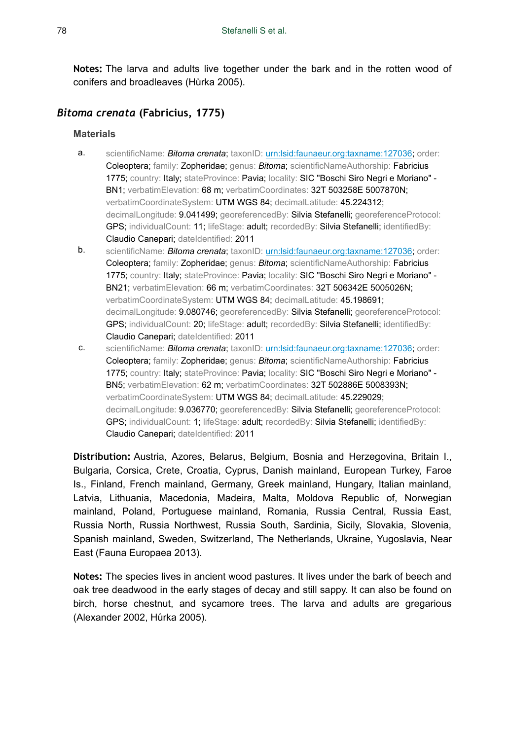**Notes:** The larva and adults live together under the bark and in the rotten wood of conifers and broadleaves (Hůrka 2005).

## *Bitoma crenata* (Fabricius, 1775)

### Materials

a. scientificName: *Bitoma crenata*; taxonID: urn:lsid:faunaeur.org:taxname:127036; order: Coleoptera; family: Zopheridae; genus: *Bitoma*; scientificNameAuthorship: Fabricius 1775; country: Italy; stateProvince: Pavia; locality: SIC "Boschi Siro Negri e Moriano" - BN1; verbatimElevation: 68 m; verbatimCoordinates: 32T 503258E 5007870N; verbatimCoordinateSystem: UTM WGS 84; decimalLatitude: 45.224312; decimalLongitude: 9.041499; georeferencedBy: Silvia Stefanelli; georeferenceProtocol: GPS; individualCount: 11; lifeStage: adult; recordedBy: Silvia Stefanelli; identifiedBy: Claudio Canepari; dateIdentified: 2011

b. scientificName: *Bitoma crenata*; taxonID: urn:lsid:faunaeur.org:taxname:127036; order: Coleoptera; family: Zopheridae; genus: *Bitoma*; scientificNameAuthorship: Fabricius 1775; country: Italy; stateProvince: Pavia; locality: SIC "Boschi Siro Negri e Moriano" - BN21; verbatimElevation: 66 m; verbatimCoordinates: 32T 506342E 5005026N; verbatimCoordinateSystem: UTM WGS 84; decimalLatitude: 45.198691; decimalLongitude: 9.080746; georeferencedBy: Silvia Stefanelli; georeferenceProtocol: GPS; individualCount: 20; lifeStage: adult; recordedBy: Silvia Stefanelli; identifiedBy: Claudio Canepari; dateIdentified: 2011

c. scientificName: *Bitoma crenata*; taxonID: urn:lsid:faunaeur.org:taxname:127036; order: Coleoptera; family: Zopheridae; genus: *Bitoma*; scientificNameAuthorship: Fabricius 1775; country: Italy; stateProvince: Pavia; locality: SIC "Boschi Siro Negri e Moriano" - BN5; verbatimElevation: 62 m; verbatimCoordinates: 32T 502886E 5008393N; verbatimCoordinateSystem: UTM WGS 84; decimalLatitude: 45.229029; decimalLongitude: 9.036770; georeferencedBy: Silvia Stefanelli; georeferenceProtocol: GPS; individualCount: 1; lifeStage: adult; recordedBy: Silvia Stefanelli; identifiedBy: Claudio Canepari; dateIdentified: 2011

**Distribution:** Austria, Azores, Belarus, Belgium, Bosnia and Herzegovina, Britain I., Bulgaria, Corsica, Crete, Croatia, Cyprus, Danish mainland, European Turkey, Faroe Is., Finland, French mainland, Germany, Greek mainland, Hungary, Italian mainland, Latvia, Lithuania, Macedonia, Madeira, Malta, Moldova Republic of, Norwegian mainland, Poland, Portuguese mainland, Romania, Russia Central, Russia East, Russia North, Russia Northwest, Russia South, Sardinia, Sicily, Slovakia, Slovenia, Spanish mainland, Sweden, Switzerland, The Netherlands, Ukraine, Yugoslavia, Near East (Fauna Europaea 2013).

**Notes:** The species lives in ancient wood pastures. It lives under the bark of beech and oak tree deadwood in the early stages of decay and still sappy. It can also be found on birch, horse chestnut, and sycamore trees. The larva and adults are gregarious (Alexander 2002, Hůrka 2005).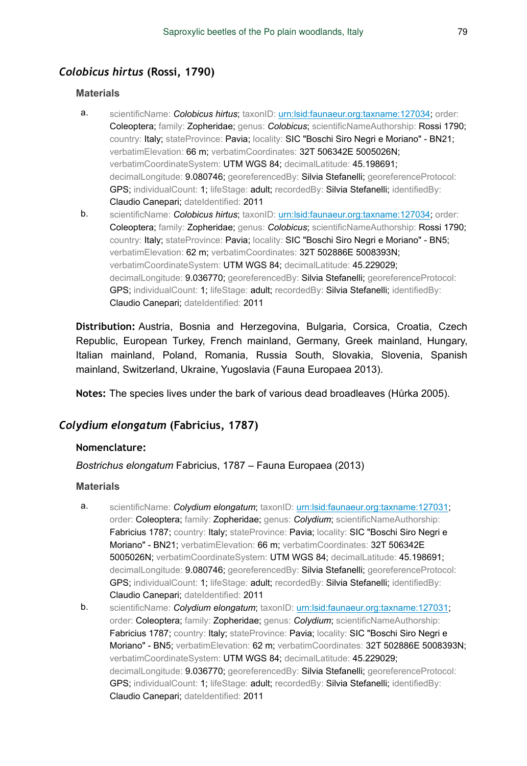## *Colobicus hirtus* (Rossi, 1790)

### Materials

a. scientificName: *Colobicus hirtus*; taxonID: urn:lsid:faunaeur.org:taxname:127034; order: Coleoptera; family: Zopheridae; genus: *Colobicus*; scientificNameAuthorship: Rossi 1790; country: Italy; stateProvince: Pavia; locality: SIC "Boschi Siro Negri e Moriano" - BN21; verbatimElevation: 66 m; verbatimCoordinates: 32T 506342E 5005026N; verbatimCoordinateSystem: UTM WGS 84; decimalLatitude: 45.198691; decimalLongitude: 9.080746; georeferencedBy: Silvia Stefanelli; georeferenceProtocol: GPS; individualCount: 1; lifeStage: adult; recordedBy: Silvia Stefanelli; identifiedBy: Claudio Canepari; dateIdentified: 2011

b. scientificName: *Colobicus hirtus*; taxonID: urn:lsid:faunaeur.org:taxname:127034; order: Coleoptera; family: Zopheridae; genus: *Colobicus*; scientificNameAuthorship: Rossi 1790; country: Italy; stateProvince: Pavia; locality: SIC "Boschi Siro Negri e Moriano" - BN5; verbatimElevation: 62 m; verbatimCoordinates: 32T 502886E 5008393N; verbatimCoordinateSystem: UTM WGS 84; decimalLatitude: 45.229029; decimalLongitude: 9.036770; georeferencedBy: Silvia Stefanelli; georeferenceProtocol: GPS; individualCount: 1; lifeStage: adult; recordedBy: Silvia Stefanelli; identifiedBy: Claudio Canepari; dateIdentified: 2011

**Distribution:** Austria, Bosnia and Herzegovina, Bulgaria, Corsica, Croatia, Czech Republic, European Turkey, French mainland, Germany, Greek mainland, Hungary, Italian mainland, Poland, Romania, Russia South, Slovakia, Slovenia, Spanish mainland, Switzerland, Ukraine, Yugoslavia (Fauna Europaea 2013).

**Notes:** The species lives under the bark of various dead broadleaves (Hůrka 2005).

## *Colydium elongatum* (Fabricius, 1787)

### Nomenclature:

*Bostrichus elongatum* Fabricius, 1787 – Fauna Europaea (2013)

### Materials

a. scientificName: *Colydium elongatum*; taxonID: urn:lsid:faunaeur.org:taxname:127031; order: Coleoptera; family: Zopheridae; genus: *Colydium*; scientificNameAuthorship: Fabricius 1787; country: Italy; stateProvince: Pavia; locality: SIC "Boschi Siro Negri e Moriano" - BN21; verbatimElevation: 66 m; verbatimCoordinates: 32T 506342E 5005026N; verbatimCoordinateSystem: UTM WGS 84; decimalLatitude: 45.198691; decimalLongitude: 9.080746; georeferencedBy: Silvia Stefanelli; georeferenceProtocol: GPS; individualCount: 1; lifeStage: adult; recordedBy: Silvia Stefanelli; identifiedBy: Claudio Canepari; dateIdentified: 2011

b. scientificName: *Colydium elongatum*; taxonID: urn:lsid:faunaeur.org:taxname:127031; order: Coleoptera; family: Zopheridae; genus: *Colydium*; scientificNameAuthorship: Fabricius 1787; country: Italy; stateProvince: Pavia; locality: SIC "Boschi Siro Negri e Moriano" - BN5; verbatimElevation: 62 m; verbatimCoordinates: 32T 502886E 5008393N; verbatimCoordinateSystem: UTM WGS 84; decimalLatitude: 45.229029; decimalLongitude: 9.036770; georeferencedBy: Silvia Stefanelli; georeferenceProtocol: GPS; individualCount: 1; lifeStage: adult; recordedBy: Silvia Stefanelli; identifiedBy: Claudio Canepari; dateIdentified: 2011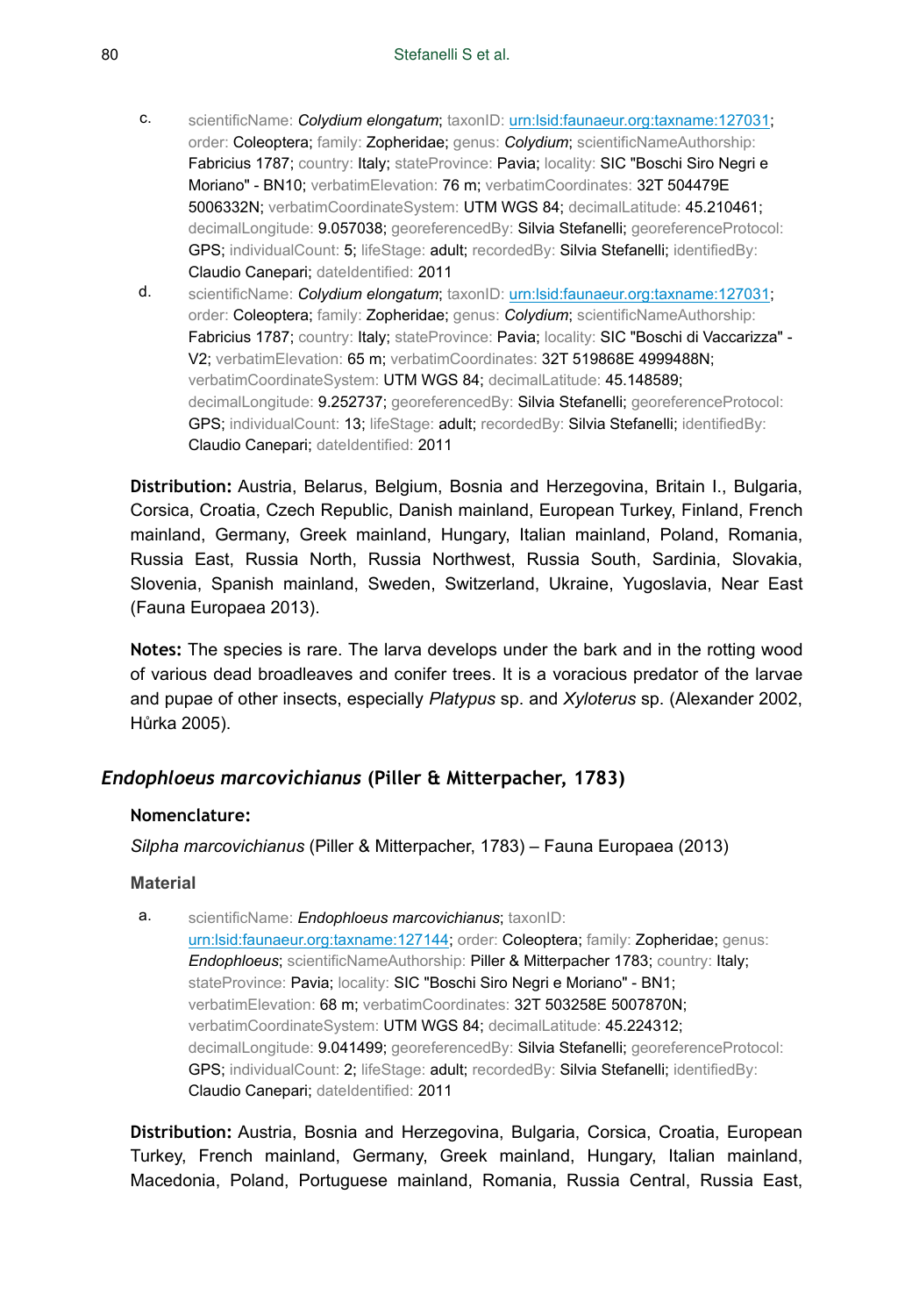c. scientificName: *Colydium elongatum*; taxonID: urn:lsid:faunaeur.org:taxname:127031; order: Coleoptera; family: Zopheridae; genus: *Colydium*; scientificNameAuthorship: Fabricius 1787; country: Italy; stateProvince: Pavia; locality: SIC "Boschi Siro Negri e Moriano" - BN10; verbatimElevation: 76 m; verbatimCoordinates: 32T 504479E 5006332N; verbatimCoordinateSystem: UTM WGS 84; decimalLatitude: 45.210461; decimalLongitude: 9.057038; georeferencedBy: Silvia Stefanelli; georeferenceProtocol: GPS; individualCount: 5; lifeStage: adult; recordedBy: Silvia Stefanelli; identifiedBy: Claudio Canepari; dateIdentified: 2011

d. scientificName: *Colydium elongatum*; taxonID: urn:lsid:faunaeur.org:taxname:127031; order: Coleoptera; family: Zopheridae; genus: *Colydium*; scientificNameAuthorship: Fabricius 1787; country: Italy; stateProvince: Pavia; locality: SIC "Boschi di Vaccarizza" - V2; verbatimElevation: 65 m; verbatimCoordinates: 32T 519868E 4999488N; verbatimCoordinateSystem: UTM WGS 84; decimalLatitude: 45.148589; decimalLongitude: 9.252737; georeferencedBy: Silvia Stefanelli; georeferenceProtocol: GPS; individualCount: 13; lifeStage: adult; recordedBy: Silvia Stefanelli; identifiedBy: Claudio Canepari; dateIdentified: 2011

**Distribution:** Austria, Belarus, Belgium, Bosnia and Herzegovina, Britain I., Bulgaria, Corsica, Croatia, Czech Republic, Danish mainland, European Turkey, Finland, French mainland, Germany, Greek mainland, Hungary, Italian mainland, Poland, Romania, Russia East, Russia North, Russia Northwest, Russia South, Sardinia, Slovakia, Slovenia, Spanish mainland, Sweden, Switzerland, Ukraine, Yugoslavia, Near East (Fauna Europaea 2013).

**Notes:** The species is rare. The larva develops under the bark and in the rotting wood of various dead broadleaves and conifer trees. It is a voracious predator of the larvae and pupae of other insects, especially *Platypus* sp. and *Xyloterus* sp. (Alexander 2002, Hůrka 2005).

## *Endophloeus marcovichianus* (Piller & Mitterpacher, 1783)

**Nomenclature:**

*Silpha marcovichianus* (Piller & Mitterpacher, 1783) – Fauna Europaea (2013)

**Material**

a. scientificName: *Endophloeus marcovichianus*; taxonID: urn:lsid:faunaeur.org:taxname:127144; order: Coleoptera; family: Zopheridae; genus: *Endophloeus*; scientificNameAuthorship: Piller & Mitterpacher 1783; country: Italy; stateProvince: Pavia; locality: SIC "Boschi Siro Negri e Moriano" - BN1; verbatimElevation: 68 m; verbatimCoordinates: 32T 503258E 5007870N; verbatimCoordinateSystem: UTM WGS 84; decimalLatitude: 45.224312; decimalLongitude: 9.041499; georeferencedBy: Silvia Stefanelli; georeferenceProtocol: GPS; individualCount: 2; lifeStage: adult; recordedBy: Silvia Stefanelli; identifiedBy: Claudio Canepari; dateIdentified: 2011

**Distribution:** Austria, Bosnia and Herzegovina, Bulgaria, Corsica, Croatia, European Turkey, French mainland, Germany, Greek mainland, Hungary, Italian mainland, Macedonia, Poland, Portuguese mainland, Romania, Russia Central, Russia East,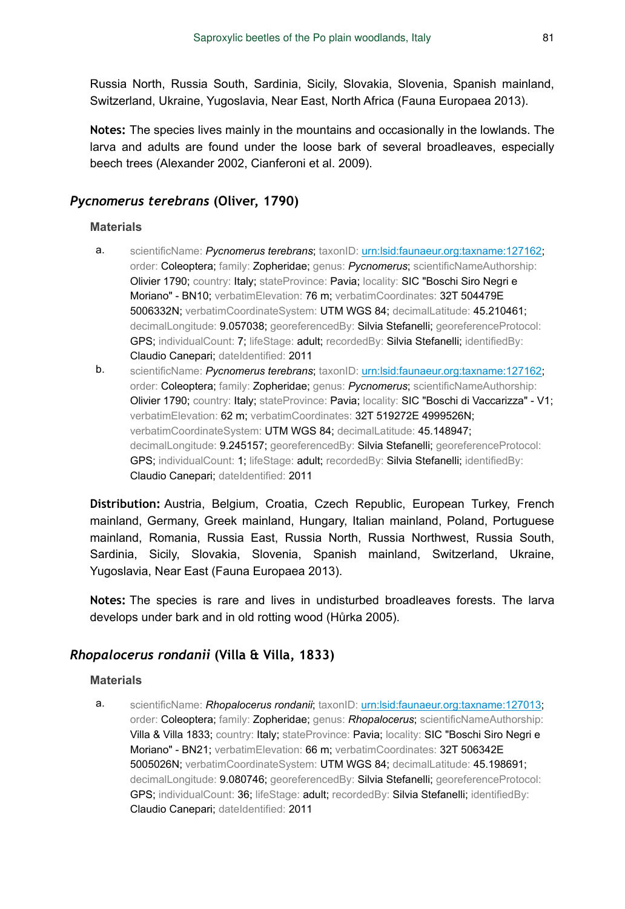Russia North, Russia South, Sardinia, Sicily, Slovakia, Slovenia, Spanish mainland, Switzerland, Ukraine, Yugoslavia, Near East, North Africa (Fauna Europaea 2013).

**Notes:** The species lives mainly in the mountains and occasionally in the lowlands. The larva and adults are found under the loose bark of several broadleaves, especially beech trees (Alexander 2002, Cianferoni et al. 2009).

### *Pycnomerus terebrans* (Oliver, 1790)

#### Materials

a. scientificName: *Pycnomerus terebrans*; taxonID: [urn:lsid:faunaeur.org:taxname:127162](urn:lsid:faunaeur.org:taxname:127162); order: Coleoptera; family: Zopheridae; genus: *Pycnomerus*; scientificNameAuthorship: Olivier 1790; country: Italy; stateProvince: Pavia; locality: SIC "Boschi Siro Negri e Moriano" - BN10; verbatimElevation: 76 m; verbatimCoordinates: 32T 504479E 5006332N; verbatimCoordinateSystem: UTM WGS 84; decimalLatitude: 45.210461; decimalLongitude: 9.057038; georeferencedBy: Silvia Stefanelli; georeferenceProtocol: GPS; individualCount: 7; lifeStage: adult; recordedBy: Silvia Stefanelli; identifiedBy: Claudio Canepari; dateIdentified: 2011

b. scientificName: *Pycnomerus terebrans*; taxonID: [urn:lsid:faunaeur.org:taxname:127162](urn:lsid:faunaeur.org:taxname:127162); order: Coleoptera; family: Zopheridae; genus: *Pycnomerus*; scientificNameAuthorship: Olivier 1790; country: Italy; stateProvince: Pavia; locality: SIC "Boschi di Vaccarizza" - V1; verbatimElevation: 62 m; verbatimCoordinates: 32T 519272E 4999526N; verbatimCoordinateSystem: UTM WGS 84; decimalLatitude: 45.148947; decimalLongitude: 9.245157; georeferencedBy: Silvia Stefanelli; georeferenceProtocol: GPS; individualCount: 1; lifeStage: adult; recordedBy: Silvia Stefanelli; identifiedBy: Claudio Canepari; dateIdentified: 2011

**Distribution:** Austria, Belgium, Croatia, Czech Republic, European Turkey, French mainland, Germany, Greek mainland, Hungary, Italian mainland, Poland, Portuguese mainland, Romania, Russia East, Russia North, Russia Northwest, Russia South, Sardinia, Sicily, Slovakia, Slovenia, Spanish mainland, Switzerland, Ukraine, Yugoslavia, Near East (Fauna Europaea 2013).

**Notes:** The species is rare and lives in undisturbed broadleaves forests. The larva develops under bark and in old rotting wood (Hůrka 2005).

### *Rhopalocerus rondanii* (Villa & Villa, 1833)

#### Materials

a. scientificName: *Rhopalocerus rondanii*; taxonID: [urn:lsid:faunaeur.org:taxname:127013](urn:lsid:faunaeur.org:taxname:127013); order: Coleoptera; family: Zopheridae; genus: *Rhopalocerus*; scientificNameAuthorship: Villa & Villa 1833; country: Italy; stateProvince: Pavia; locality: SIC "Boschi Siro Negri e Moriano" - BN21; verbatimElevation: 66 m; verbatimCoordinates: 32T 506342E 5005026N; verbatimCoordinateSystem: UTM WGS 84; decimalLatitude: 45.198691; decimalLongitude: 9.080746; georeferencedBy: Silvia Stefanelli; georeferenceProtocol: GPS; individualCount: 36; lifeStage: adult; recordedBy: Silvia Stefanelli; identifiedBy: Claudio Canepari; dateIdentified: 2011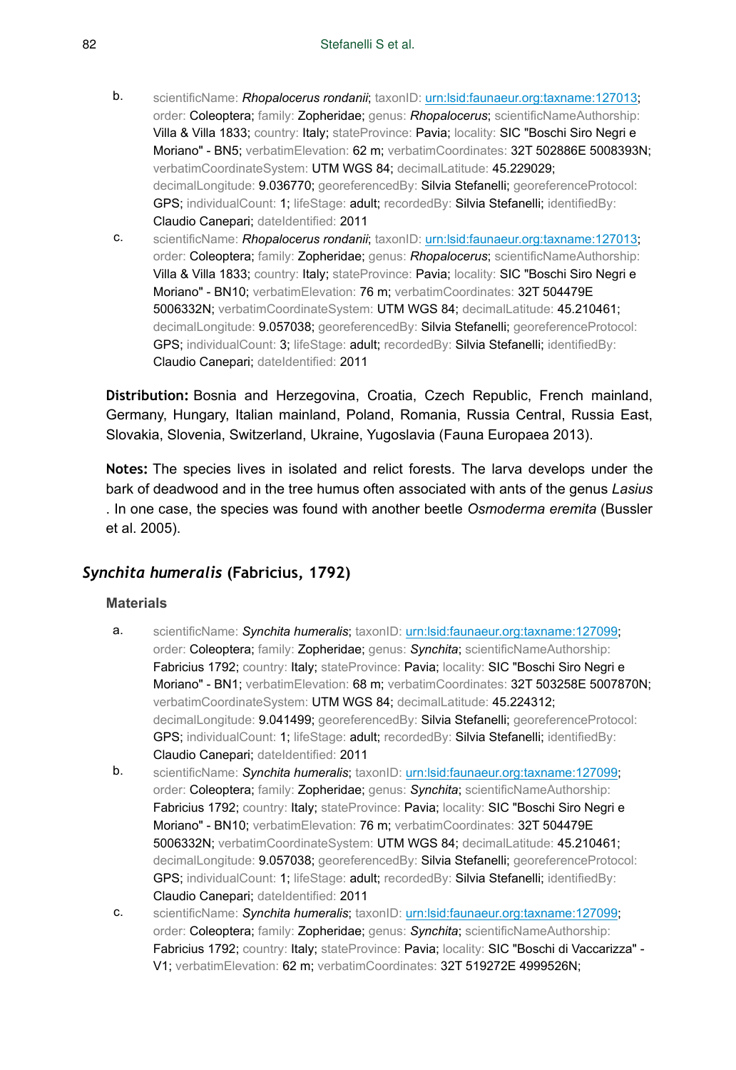b. scientificName: *Rhopalocerus rondanii*; taxonID: [urn:lsid:faunaeur.org:taxname:127013](urn:lsid:faunaeur.org:taxname:127013); order: Coleoptera; family: Zopheridae; genus: *Rhopalocerus*; scientificNameAuthorship: Villa & Villa 1833; country: Italy; stateProvince: Pavia; locality: SIC "Boschi Siro Negri e Moriano" - BN5; verbatimElevation: 62 m; verbatimCoordinates: 32T 502886E 5008393N; verbatimCoordinateSystem: UTM WGS 84; decimalLatitude: 45.229029; decimalLongitude: 9.036770; georeferencedBy: Silvia Stefanelli; georeferenceProtocol: GPS; individualCount: 1; lifeStage: adult; recordedBy: Silvia Stefanelli; identifiedBy: Claudio Canepari; dateIdentified: 2011

c. scientificName: *Rhopalocerus rondanii*; taxonID: [urn:lsid:faunaeur.org:taxname:127013](urn:lsid:faunaeur.org:taxname:127013); order: Coleoptera; family: Zopheridae; genus: *Rhopalocerus*; scientificNameAuthorship: Villa & Villa 1833; country: Italy; stateProvince: Pavia; locality: SIC "Boschi Siro Negri e Moriano" - BN10; verbatimElevation: 76 m; verbatimCoordinates: 32T 504479E 5006332N; verbatimCoordinateSystem: UTM WGS 84; decimalLatitude: 45.210461; decimalLongitude: 9.057038; georeferencedBy: Silvia Stefanelli; georeferenceProtocol: GPS; individualCount: 3; lifeStage: adult; recordedBy: Silvia Stefanelli; identifiedBy: Claudio Canepari; dateIdentified: 2011

**Distribution:** Bosnia and Herzegovina, Croatia, Czech Republic, French mainland, Germany, Hungary, Italian mainland, Poland, Romania, Russia Central, Russia East, Slovakia, Slovenia, Switzerland, Ukraine, Yugoslavia (Fauna Europaea 2013).

**Notes:** The species lives in isolated and relict forests. The larva develops under the bark of deadwood and in the tree humus often associated with ants of the genus *Lasius* . In one case, the species was found with another beetle *Osmoderma eremita* (Bussler et al. 2005).

## *Synchita humeralis* (Fabricius, 1792)

### Materials

a. scientificName: *Synchita humeralis*; taxonID: [urn:lsid:faunaeur.org:taxname:127099](urn:lsid:faunaeur.org:taxname:127099); order: Coleoptera; family: Zopheridae; genus: *Synchita*; scientificNameAuthorship: Fabricius 1792; country: Italy; stateProvince: Pavia; locality: SIC "Boschi Siro Negri e Moriano" - BN1; verbatimElevation: 68 m; verbatimCoordinates: 32T 503258E 5007870N; verbatimCoordinateSystem: UTM WGS 84; decimalLatitude: 45.224312; decimalLongitude: 9.041499; georeferencedBy: Silvia Stefanelli; georeferenceProtocol: GPS; individualCount: 1; lifeStage: adult; recordedBy: Silvia Stefanelli; identifiedBy: Claudio Canepari; dateIdentified: 2011

b. scientificName: *Synchita humeralis*; taxonID: [urn:lsid:faunaeur.org:taxname:127099](urn:lsid:faunaeur.org:taxname:127099); order: Coleoptera; family: Zopheridae; genus: *Synchita*; scientificNameAuthorship: Fabricius 1792; country: Italy; stateProvince: Pavia; locality: SIC "Boschi Siro Negri e Moriano" - BN10; verbatimElevation: 76 m; verbatimCoordinates: 32T 504479E 5006332N; verbatimCoordinateSystem: UTM WGS 84; decimalLatitude: 45.210461; decimalLongitude: 9.057038; georeferencedBy: Silvia Stefanelli; georeferenceProtocol: GPS; individualCount: 1; lifeStage: adult; recordedBy: Silvia Stefanelli; identifiedBy: Claudio Canepari; dateIdentified: 2011

c. scientificName: *Synchita humeralis*; taxonID: [urn:lsid:faunaeur.org:taxname:127099](urn:lsid:faunaeur.org:taxname:127099); order: Coleoptera; family: Zopheridae; genus: *Synchita*; scientificNameAuthorship: Fabricius 1792; country: Italy; stateProvince: Pavia; locality: SIC "Boschi di Vaccarizza" - V1; verbatimElevation: 62 m; verbatimCoordinates: 32T 519272E 4999526N;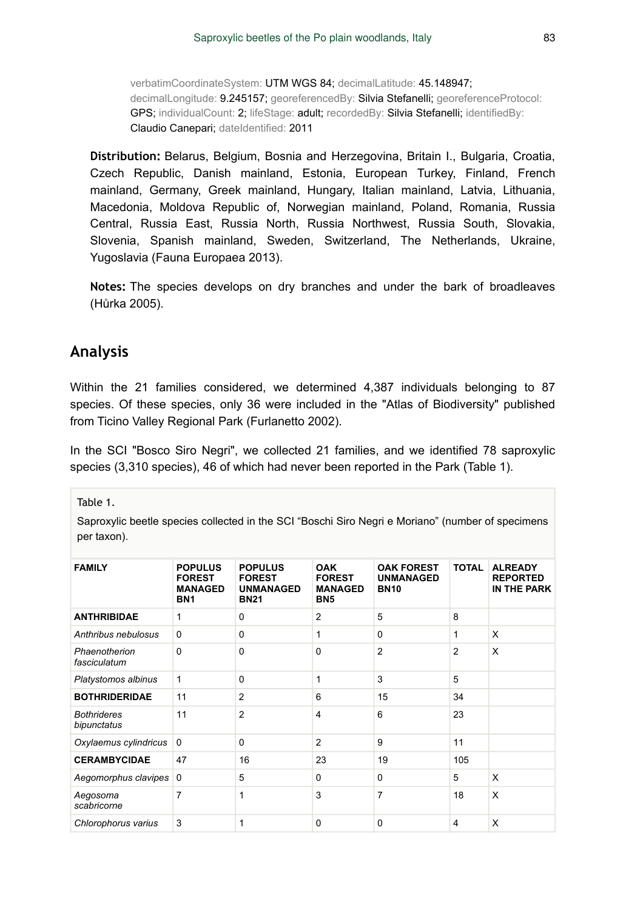verbatimCoordinateSystem: UTM WGS 84; decimalLatitude: 45.148947; decimalLongitude: 9.245157; georeferencedBy: Silvia Stefanelli; georeferenceProtocol: GPS; individualCount: 2; lifeStage: adult; recordedBy: Silvia Stefanelli; identifiedBy: Claudio Canepari; dateIdentified: 2011

**Distribution:** Belarus, Belgium, Bosnia and Herzegovina, Britain I., Bulgaria, Croatia, Czech Republic, Danish mainland, Estonia, European Turkey, Finland, French mainland, Germany, Greek mainland, Hungary, Italian mainland, Latvia, Lithuania, Macedonia, Moldova Republic of, Norwegian mainland, Poland, Romania, Russia Central, Russia East, Russia North, Russia Northwest, Russia South, Slovakia, Slovenia, Spanish mainland, Sweden, Switzerland, The Netherlands, Ukraine, Yugoslavia (Fauna Europaea 2013).

**Notes:** The species develops on dry branches and under the bark of broadleaves (Hůrka 2005).

## Analysis

Within the 21 families considered, we determined 4,387 individuals belonging to 87 species. Of these species, only 36 were included in the "Atlas of Biodiversity" published from Ticino Valley Regional Park (Furlanetto 2002).

In the SCI "Bosco Siro Negri", we collected 21 families, and we identified 78 saproxylic species (3,310 species), 46 of which had never been reported in the Park (Table 1).

Table 1.

Saproxylic beetle species collected in the SCI "Boschi Siro Negri e Moriano" (number of specimens per taxon).

| FAMILY | POPULUS FOREST MANAGED BN1 | POPULUS FOREST UNMANAGED BN21 | OAK FOREST MANAGED BN5 | OAK FOREST UNMANAGED BN10 | TOTAL | ALREADY REPORTED IN THE PARK |
|---|---|---|---|---|---|---|
| **ANTHRIBIDAE** | 1 | 0 | 2 | 5 | 8 | |
| *Anthribus nebulosus* | 0 | 0 | 1 | 0 | 1 | X |
| *Phaenotherion fasciculatum* | 0 | 0 | 0 | 2 | 2 | X |
| *Platystomos albinus* | 1 | 0 | 1 | 3 | 5 | |
| **BOTHRIDERIDAE** | 11 | 2 | 6 | 15 | 34 | |
| *Bothrideres bipunctatus* | 11 | 2 | 4 | 6 | 23 | |
| *Oxylaemus cylindricus* | 0 | 0 | 2 | 9 | 11 | |
| **CERAMBYCIDAE** | 47 | 16 | 23 | 19 | 105 | |
| *Aegomorphus clavipes* | 0 | 5 | 0 | 0 | 5 | X |
| *Aegosoma scabricorne* | 7 | 1 | 3 | 7 | 18 | X |
| *Chlorophorus varius* | 3 | 1 | 0 | 0 | 4 | X |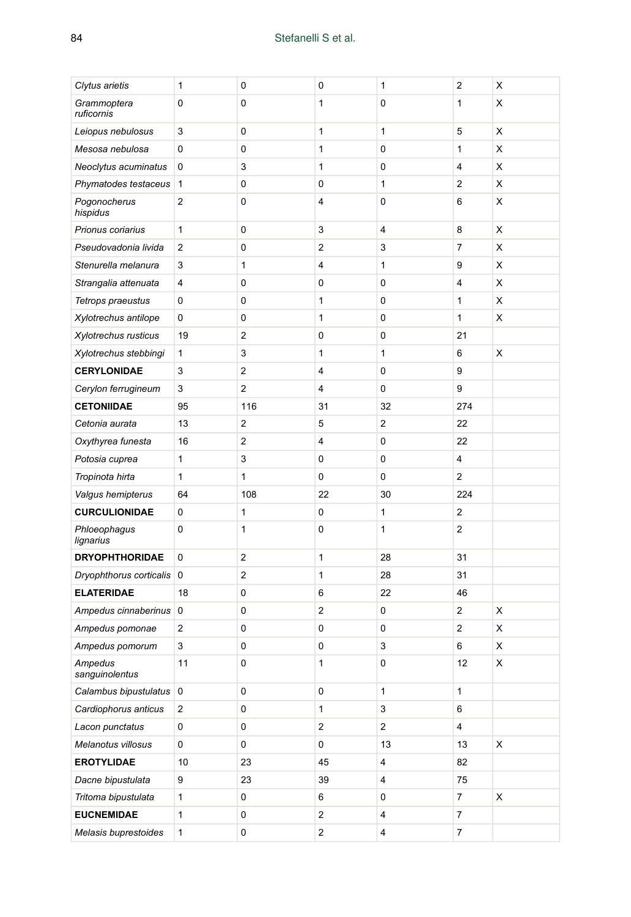| | | | | | | |
|---|---|---|---|---|---|---|
| *Clytus arietis* | 1 | 0 | 0 | 1 | 2 | X |
| *Grammoptera ruficornis* | 0 | 0 | 1 | 0 | 1 | X |
| *Leiopus nebulosus* | 3 | 0 | 1 | 1 | 5 | X |
| *Mesosa nebulosa* | 0 | 0 | 1 | 0 | 1 | X |
| *Neoclytus acuminatus* | 0 | 3 | 1 | 0 | 4 | X |
| *Phymatodes testaceus* | 1 | 0 | 0 | 1 | 2 | X |
| *Pogonocherus hispidus* | 2 | 0 | 4 | 0 | 6 | X |
| *Prionus coriarius* | 1 | 0 | 3 | 4 | 8 | X |
| *Pseudovadonia livida* | 2 | 0 | 2 | 3 | 7 | X |
| *Stenurella melanura* | 3 | 1 | 4 | 1 | 9 | X |
| *Strangalia attenuata* | 4 | 0 | 0 | 0 | 4 | X |
| *Tetrops praeustus* | 0 | 0 | 1 | 0 | 1 | X |
| *Xylotrechus antilope* | 0 | 0 | 1 | 0 | 1 | X |
| *Xylotrechus rusticus* | 19 | 2 | 0 | 0 | 21 | |
| *Xylotrechus stebbingi* | 1 | 3 | 1 | 1 | 6 | X |
| **CERYLONIDAE** | 3 | 2 | 4 | 0 | 9 | |
| *Cerylon ferrugineum* | 3 | 2 | 4 | 0 | 9 | |
| **CETONIIDAE** | 95 | 116 | 31 | 32 | 274 | |
| *Cetonia aurata* | 13 | 2 | 5 | 2 | 22 | |
| *Oxythyrea funesta* | 16 | 2 | 4 | 0 | 22 | |
| *Potosia cuprea* | 1 | 3 | 0 | 0 | 4 | |
| *Tropinota hirta* | 1 | 1 | 0 | 0 | 2 | |
| *Valgus hemipterus* | 64 | 108 | 22 | 30 | 224 | |
| **CURCULIONIDAE** | 0 | 1 | 0 | 1 | 2 | |
| *Phloeophagus lignarius* | 0 | 1 | 0 | 1 | 2 | |
| **DRYOPHTHORIDAE** | 0 | 2 | 1 | 28 | 31 | |
| *Dryophthorus corticalis* | 0 | 2 | 1 | 28 | 31 | |
| **ELATERIDAE** | 18 | 0 | 6 | 22 | 46 | |
| *Ampedus cinnaberinus* | 0 | 0 | 2 | 0 | 2 | X |
| *Ampedus pomonae* | 2 | 0 | 0 | 0 | 2 | X |
| *Ampedus pomorum* | 3 | 0 | 0 | 3 | 6 | X |
| *Ampedus sanguinolentus* | 11 | 0 | 1 | 0 | 12 | X |
| *Calambus bipustulatus* | 0 | 0 | 0 | 1 | 1 | |
| *Cardiophorus anticus* | 2 | 0 | 1 | 3 | 6 | |
| *Lacon punctatus* | 0 | 0 | 2 | 2 | 4 | |
| *Melanotus villosus* | 0 | 0 | 0 | 13 | 13 | X |
| **EROTYLIDAE** | 10 | 23 | 45 | 4 | 82 | |
| *Dacne bipustulata* | 9 | 23 | 39 | 4 | 75 | |
| *Tritoma bipustulata* | 1 | 0 | 6 | 0 | 7 | X |
| **EUCNEMIDAE** | 1 | 0 | 2 | 4 | 7 | |
| *Melasis buprestoides* | 1 | 0 | 2 | 4 | 7 | |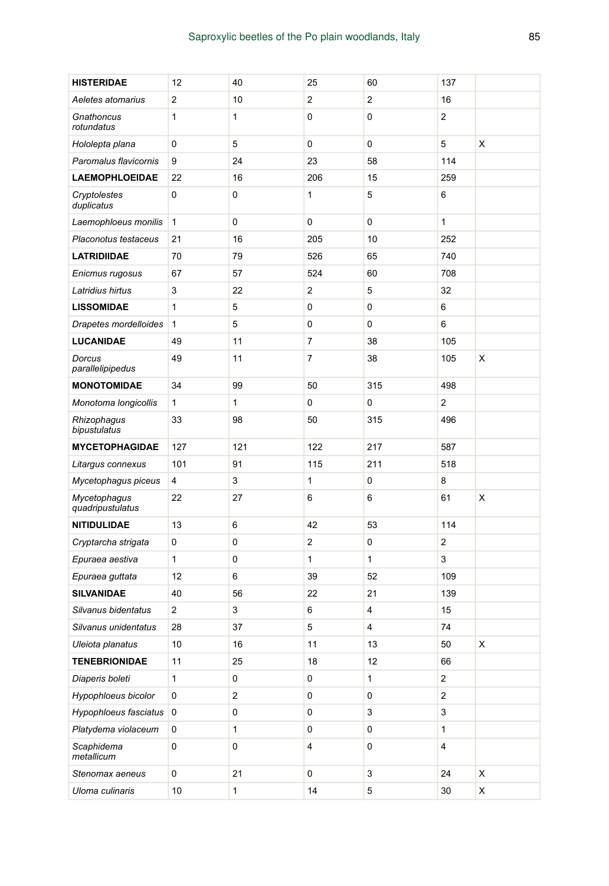| | | | | | | |
|---|---|---|---|---|---|---|
| **HISTERIDAE** | 12 | 40 | 25 | 60 | 137 | |
| *Aeletes atomarius* | 2 | 10 | 2 | 2 | 16 | |
| *Gnathoncus rotundatus* | 1 | 1 | 0 | 0 | 2 | |
| *Hololepta plana* | 0 | 5 | 0 | 0 | 5 | X |
| *Paromalus flavicornis* | 9 | 24 | 23 | 58 | 114 | |
| **LAEMOPHLOEIDAE** | 22 | 16 | 206 | 15 | 259 | |
| *Cryptolestes duplicatus* | 0 | 0 | 1 | 5 | 6 | |
| *Laemophloeus monilis* | 1 | 0 | 0 | 0 | 1 | |
| *Placonotus testaceus* | 21 | 16 | 205 | 10 | 252 | |
| **LATRIDIIDAE** | 70 | 79 | 526 | 65 | 740 | |
| *Enicmus rugosus* | 67 | 57 | 524 | 60 | 708 | |
| *Latridius hirtus* | 3 | 22 | 2 | 5 | 32 | |
| **LISSOMIDAE** | 1 | 5 | 0 | 0 | 6 | |
| *Drapetes mordelloides* | 1 | 5 | 0 | 0 | 6 | |
| **LUCANIDAE** | 49 | 11 | 7 | 38 | 105 | |
| *Dorcus parallelipipedus* | 49 | 11 | 7 | 38 | 105 | X |
| **MONOTOMIDAE** | 34 | 99 | 50 | 315 | 498 | |
| *Monotoma longicollis* | 1 | 1 | 0 | 0 | 2 | |
| *Rhizophagus bipustulatus* | 33 | 98 | 50 | 315 | 496 | |
| **MYCETOPHAGIDAE** | 127 | 121 | 122 | 217 | 587 | |
| *Litargus connexus* | 101 | 91 | 115 | 211 | 518 | |
| *Mycetophagus piceus* | 4 | 3 | 1 | 0 | 8 | |
| *Mycetophagus quadripustulatus* | 22 | 27 | 6 | 6 | 61 | X |
| **NITIDULIDAE** | 13 | 6 | 42 | 53 | 114 | |
| *Cryptarcha strigata* | 0 | 0 | 2 | 0 | 2 | |
| *Epuraea aestiva* | 1 | 0 | 1 | 1 | 3 | |
| *Epuraea guttata* | 12 | 6 | 39 | 52 | 109 | |
| **SILVANIDAE** | 40 | 56 | 22 | 21 | 139 | |
| *Silvanus bidentatus* | 2 | 3 | 6 | 4 | 15 | |
| *Silvanus unidentatus* | 28 | 37 | 5 | 4 | 74 | |
| *Uleiota planatus* | 10 | 16 | 11 | 13 | 50 | X |
| **TENEBRIONIDAE** | 11 | 25 | 18 | 12 | 66 | |
| *Diaperis boleti* | 1 | 0 | 0 | 1 | 2 | |
| *Hypophloeus bicolor* | 0 | 2 | 0 | 0 | 2 | |
| *Hypophloeus fasciatus* | 0 | 0 | 0 | 3 | 3 | |
| *Platydema violaceum* | 0 | 1 | 0 | 0 | 1 | |
| *Scaphidema metallicum* | 0 | 0 | 4 | 0 | 4 | |
| *Stenomax aeneus* | 0 | 21 | 0 | 3 | 24 | X |
| *Uloma culinaris* | 10 | 1 | 14 | 5 | 30 | X |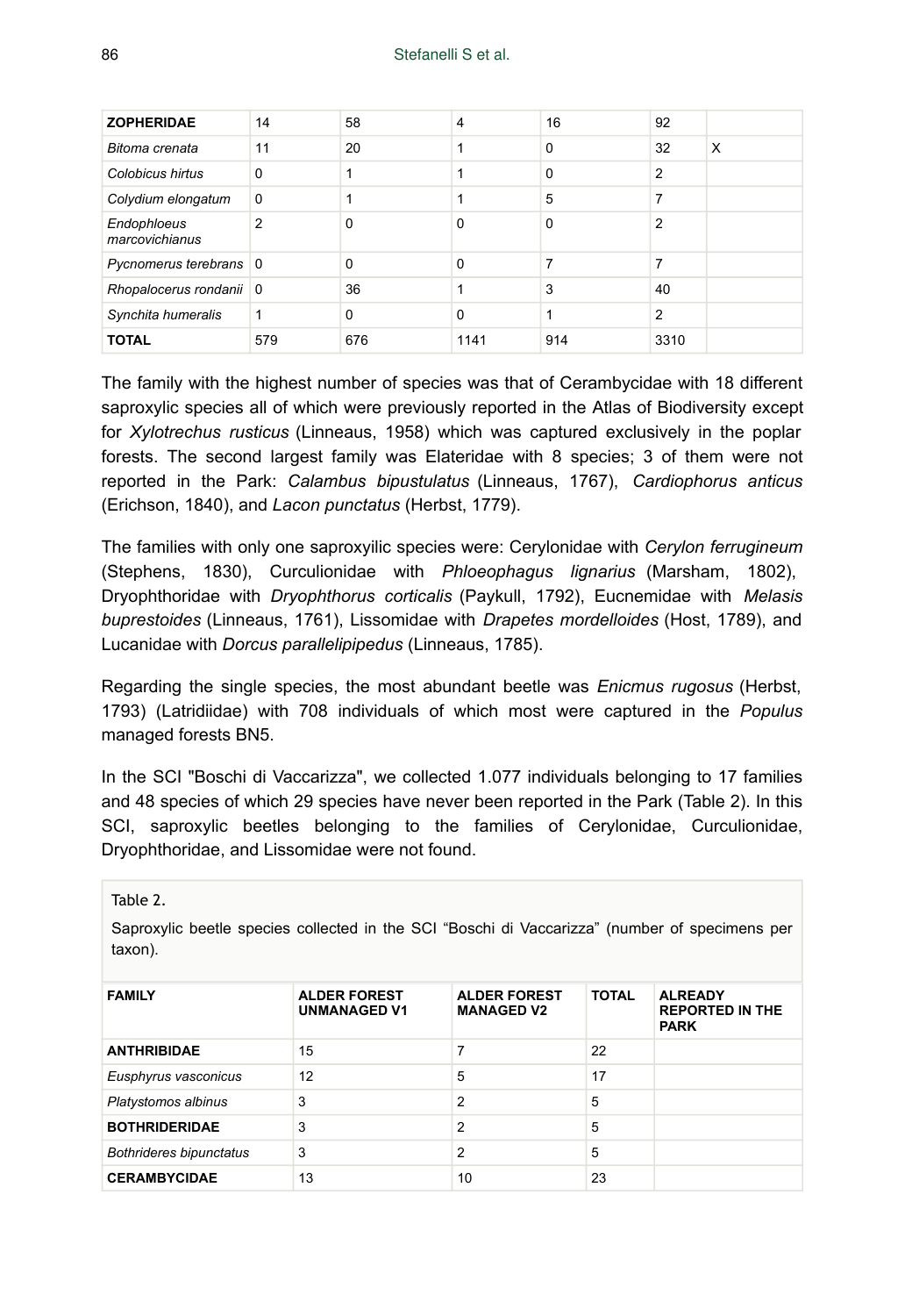| ZOPHERIDAE | 14 | 58 | 4 | 16 | 92 | |
|---|---|---|---|---|---|---|
| *Bitoma crenata* | 11 | 20 | 1 | 0 | 32 | X |
| *Colobicus hirtus* | 0 | 1 | 1 | 0 | 2 | |
| *Colydium elongatum* | 0 | 1 | 1 | 5 | 7 | |
| *Endophloeus marcovichianus* | 2 | 0 | 0 | 0 | 2 | |
| *Pycnomerus terebrans* | 0 | 0 | 0 | 7 | 7 | |
| *Rhopalocerus rondanii* | 0 | 36 | 1 | 3 | 40 | |
| *Synchita humeralis* | 1 | 0 | 0 | 1 | 2 | |
| **TOTAL** | 579 | 676 | 1141 | 914 | 3310 | |

The family with the highest number of species was that of Cerambycidae with 18 different saproxylic species all of which were previously reported in the Atlas of Biodiversity except for *Xylotrechus rusticus* (Linneaus, 1958) which was captured exclusively in the poplar forests. The second largest family was Elateridae with 8 species; 3 of them were not reported in the Park: *Calambus bipustulatus* (Linneaus, 1767), *Cardiophorus anticus* (Erichson, 1840), and *Lacon punctatus* (Herbst, 1779).

The families with only one saproxyilic species were: Cerylonidae with *Cerylon ferrugineum* (Stephens, 1830), Curculionidae with *Phloeophagus lignarius* (Marsham, 1802), Dryophthoridae with *Dryophthorus corticalis* (Paykull, 1792), Eucnemidae with *Melasis buprestoides* (Linneaus, 1761), Lissomidae with *Drapetes mordelloides* (Host, 1789), and Lucanidae with *Dorcus parallelipipedus* (Linneaus, 1785).

Regarding the single species, the most abundant beetle was *Enicmus rugosus* (Herbst, 1793) (Latridiidae) with 708 individuals of which most were captured in the *Populus* managed forests BN5.

In the SCI "Boschi di Vaccarizza", we collected 1.077 individuals belonging to 17 families and 48 species of which 29 species have never been reported in the Park (Table 2). In this SCI, saproxylic beetles belonging to the families of Cerylonidae, Curculionidae, Dryophthoridae, and Lissomidae were not found.

Table 2.

Saproxylic beetle species collected in the SCI "Boschi di Vaccarizza" (number of specimens per taxon).

| FAMILY | ALDER FOREST UNMANAGED V1 | ALDER FOREST MANAGED V2 | TOTAL | ALREADY REPORTED IN THE PARK |
|---|---|---|---|---|
| **ANTHRIBIDAE** | 15 | 7 | 22 | |
| *Eusphyrus vasconicus* | 12 | 5 | 17 | |
| *Platystomos albinus* | 3 | 2 | 5 | |
| **BOTHRIDERIDAE** | 3 | 2 | 5 | |
| *Bothrideres bipunctatus* | 3 | 2 | 5 | |
| **CERAMBYCIDAE** | 13 | 10 | 23 | |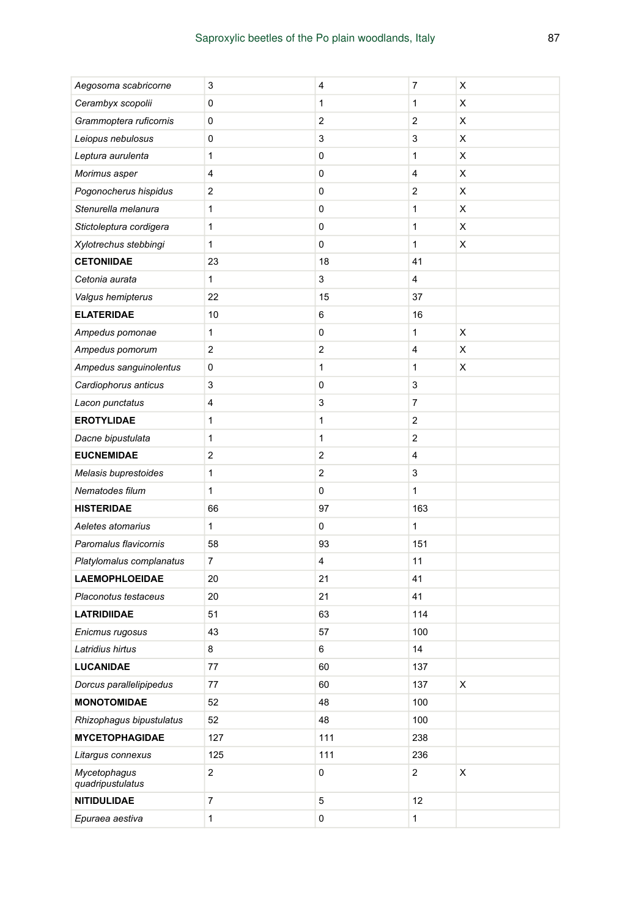| | | | | |
|---|---|---|---|---|
| *Aegosoma scabricorne* | 3 | 4 | 7 | X |
| *Cerambyx scopolii* | 0 | 1 | 1 | X |
| *Grammoptera ruficornis* | 0 | 2 | 2 | X |
| *Leiopus nebulosus* | 0 | 3 | 3 | X |
| *Leptura aurulenta* | 1 | 0 | 1 | X |
| *Morimus asper* | 4 | 0 | 4 | X |
| *Pogonocherus hispidus* | 2 | 0 | 2 | X |
| *Stenurella melanura* | 1 | 0 | 1 | X |
| *Stictoleptura cordigera* | 1 | 0 | 1 | X |
| *Xylotrechus stebbingi* | 1 | 0 | 1 | X |
| **CETONIIDAE** | 23 | 18 | 41 | |
| *Cetonia aurata* | 1 | 3 | 4 | |
| *Valgus hemipterus* | 22 | 15 | 37 | |
| **ELATERIDAE** | 10 | 6 | 16 | |
| *Ampedus pomonae* | 1 | 0 | 1 | X |
| *Ampedus pomorum* | 2 | 2 | 4 | X |
| *Ampedus sanguinolentus* | 0 | 1 | 1 | X |
| *Cardiophorus anticus* | 3 | 0 | 3 | |
| *Lacon punctatus* | 4 | 3 | 7 | |
| **EROTYLIDAE** | 1 | 1 | 2 | |
| *Dacne bipustulata* | 1 | 1 | 2 | |
| **EUCNEMIDAE** | 2 | 2 | 4 | |
| *Melasis buprestoides* | 1 | 2 | 3 | |
| *Nematodes filum* | 1 | 0 | 1 | |
| **HISTERIDAE** | 66 | 97 | 163 | |
| *Aeletes atomarius* | 1 | 0 | 1 | |
| *Paromalus flavicornis* | 58 | 93 | 151 | |
| *Platylomalus complanatus* | 7 | 4 | 11 | |
| **LAEMOPHLOEIDAE** | 20 | 21 | 41 | |
| *Placonotus testaceus* | 20 | 21 | 41 | |
| **LATRIDIIDAE** | 51 | 63 | 114 | |
| *Enicmus rugosus* | 43 | 57 | 100 | |
| *Latridius hirtus* | 8 | 6 | 14 | |
| **LUCANIDAE** | 77 | 60 | 137 | |
| *Dorcus parallelipipedus* | 77 | 60 | 137 | X |
| **MONOTOMIDAE** | 52 | 48 | 100 | |
| *Rhizophagus bipustulatus* | 52 | 48 | 100 | |
| **MYCETOPHAGIDAE** | 127 | 111 | 238 | |
| *Litargus connexus* | 125 | 111 | 236 | |
| *Mycetophagus quadripustulatus* | 2 | 0 | 2 | X |
| **NITIDULIDAE** | 7 | 5 | 12 | |
| *Epuraea aestiva* | 1 | 0 | 1 | |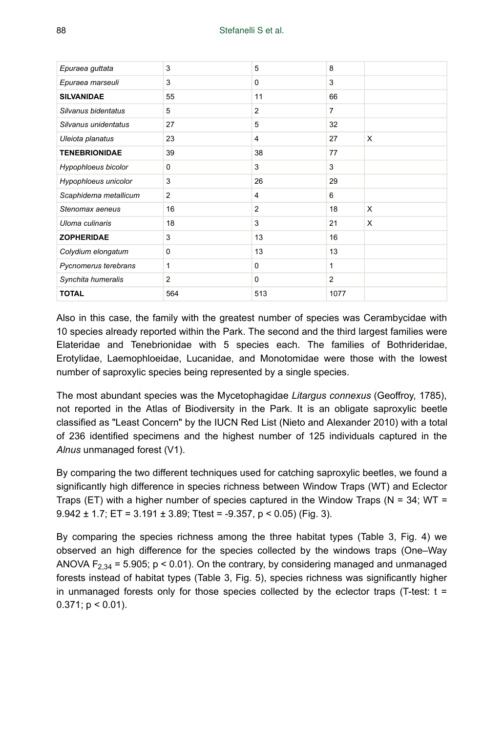| | | | | |
|---|---|---|---|---|
| *Epuraea guttata* | 3 | 5 | 8 | |
| *Epuraea marseuli* | 3 | 0 | 3 | |
| **SILVANIDAE** | 55 | 11 | 66 | |
| *Silvanus bidentatus* | 5 | 2 | 7 | |
| *Silvanus unidentatus* | 27 | 5 | 32 | |
| *Uleiota planatus* | 23 | 4 | 27 | X |
| **TENEBRIONIDAE** | 39 | 38 | 77 | |
| *Hypophloeus bicolor* | 0 | 3 | 3 | |
| *Hypophloeus unicolor* | 3 | 26 | 29 | |
| *Scaphidema metallicum* | 2 | 4 | 6 | |
| *Stenomax aeneus* | 16 | 2 | 18 | X |
| *Uloma culinaris* | 18 | 3 | 21 | X |
| **ZOPHERIDAE** | 3 | 13 | 16 | |
| *Colydium elongatum* | 0 | 13 | 13 | |
| *Pycnomerus terebrans* | 1 | 0 | 1 | |
| *Synchita humeralis* | 2 | 0 | 2 | |
| **TOTAL** | 564 | 513 | 1077 | |

Also in this case, the family with the greatest number of species was Cerambycidae with 10 species already reported within the Park. The second and the third largest families were Elateridae and Tenebrionidae with 5 species each. The families of Bothrideridae, Erotylidae, Laemophloeidae, Lucanidae, and Monotomidae were those with the lowest number of saproxylic species being represented by a single species.

The most abundant species was the Mycetophagidae *Litargus connexus* (Geoffroy, 1785), not reported in the Atlas of Biodiversity in the Park. It is an obligate saproxylic beetle classified as "Least Concern" by the IUCN Red List (Nieto and Alexander 2010) with a total of 236 identified specimens and the highest number of 125 individuals captured in the *Alnus* unmanaged forest (V1).

By comparing the two different techniques used for catching saproxylic beetles, we found a significantly high difference in species richness between Window Traps (WT) and Eclector Traps (ET) with a higher number of species captured in the Window Traps (N = 34; WT = 9.942 ± 1.7; ET = 3.191 ± 3.89; Ttest = -9.357, $p < 0.05$) (Fig. 3).

By comparing the species richness among the three habitat types (Table 3, Fig. 4) we observed an high difference for the species collected by the windows traps (One–Way ANOVA $F_{2,34} = 5.905$; $p < 0.01$). On the contrary, by considering managed and unmanaged forests instead of habitat types (Table 3, Fig. 5), species richness was significantly higher in unmanaged forests only for those species collected by the eclector traps (T-test: t = 0.371; $p < 0.01$).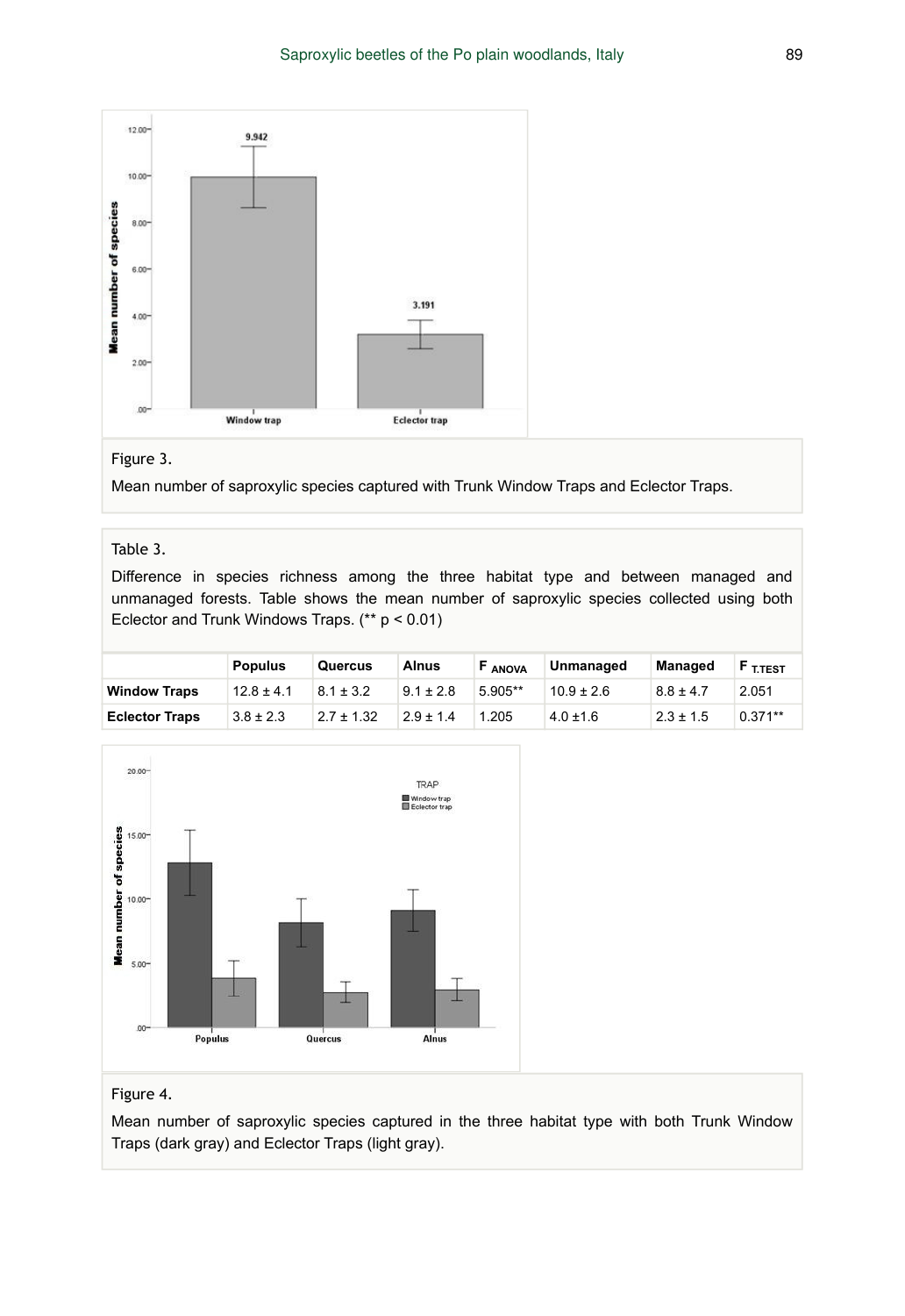Figure 3.

Mean number of saproxylic species captured with Trunk Window Traps and Eclector Traps.

Table 3.

Difference in species richness among the three habitat type and between managed and unmanaged forests. Table shows the mean number of saproxylic species collected using both Eclector and Trunk Windows Traps. (** p < 0.01)

| | Populus | Quercus | Alnus | $F_{ANOVA}$ | Unmanaged | Managed | $F_{T.TEST}$ |
|---|---|---|---|---|---|---|---|
| **Window Traps** | 12.8 ± 4.1 | 8.1 ± 3.2 | 9.1 ± 2.8 | 5.905** | 10.9 ± 2.6 | 8.8 ± 4.7 | 2.051 |
| **Eclector Traps** | 3.8 ± 2.3 | 2.7 ± 1.32 | 2.9 ± 1.4 | 1.205 | 4.0 ±1.6 | 2.3 ± 1.5 | 0.371** |

Figure 4.

Mean number of saproxylic species captured in the three habitat type with both Trunk Window Traps (dark gray) and Eclector Traps (light gray).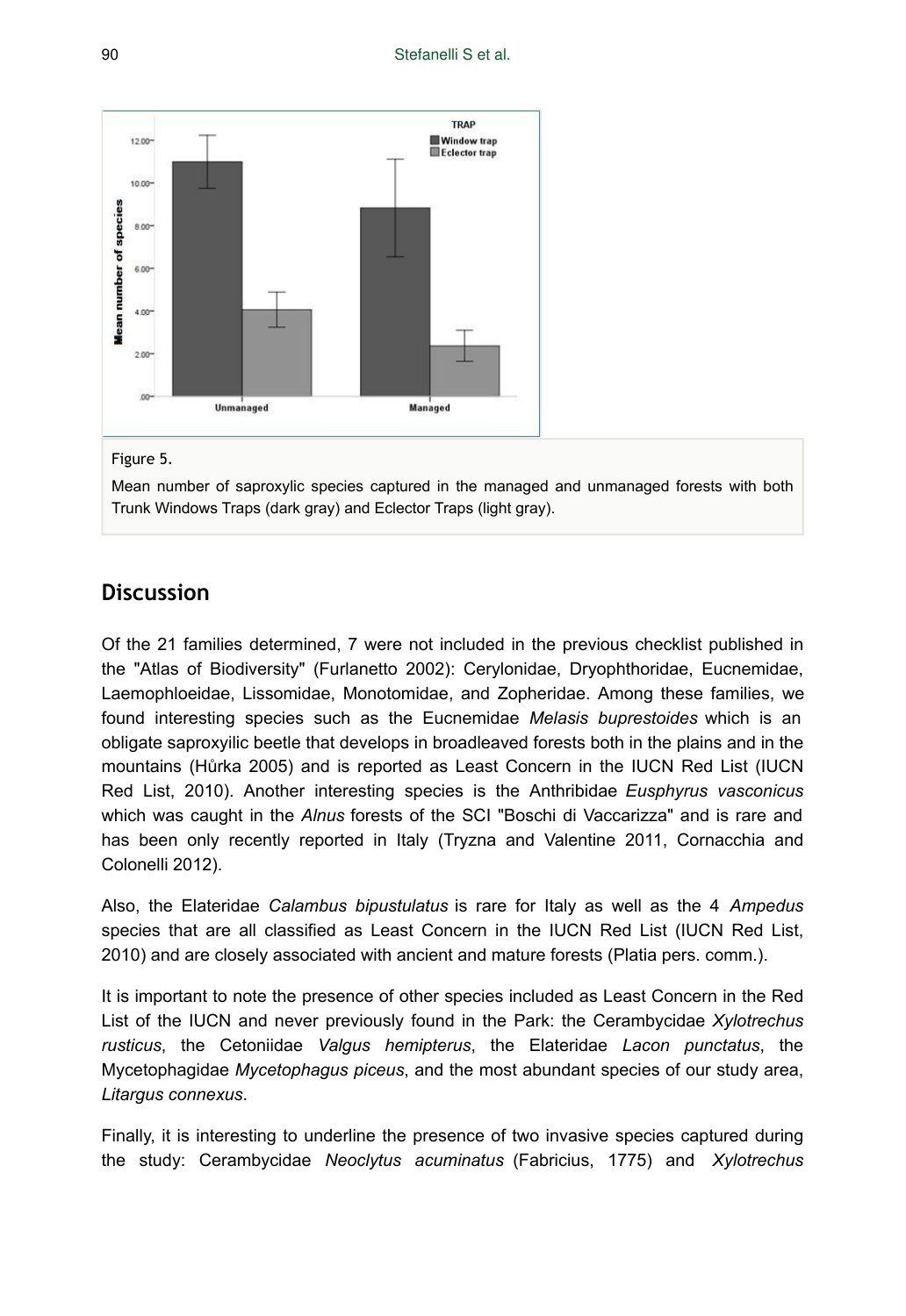Figure 5.

Mean number of saproxylic species captured in the managed and unmanaged forests with both Trunk Windows Traps (dark gray) and Eclector Traps (light gray).

## Discussion

Of the 21 families determined, 7 were not included in the previous checklist published in the "Atlas of Biodiversity" (Furlanetto 2002): Cerylonidae, Dryophthoridae, Eucnemidae, Laemophloeidae, Lissomidae, Monotomidae, and Zopheridae. Among these families, we found interesting species such as the Eucnemidae *Melasis buprestoides* which is an obligate saproxyilic beetle that develops in broadleaved forests both in the plains and in the mountains (Hůrka 2005) and is reported as Least Concern in the IUCN Red List (IUCN Red List, 2010). Another interesting species is the Anthribidae *Eusphyrus vasconicus* which was caught in the *Alnus* forests of the SCI "Boschi di Vaccarizza" and is rare and has been only recently reported in Italy (Tryzna and Valentine 2011, Cornacchia and Colonelli 2012).

Also, the Elateridae *Calambus bipustulatus* is rare for Italy as well as the 4 *Ampedus* species that are all classified as Least Concern in the IUCN Red List (IUCN Red List, 2010) and are closely associated with ancient and mature forests (Platia pers. comm.).

It is important to note the presence of other species included as Least Concern in the Red List of the IUCN and never previously found in the Park: the Cerambycidae *Xylotrechus rusticus*, the Cetoniidae *Valgus hemipterus*, the Elateridae *Lacon punctatus*, the Mycetophagidae *Mycetophagus piceus*, and the most abundant species of our study area, *Litargus connexus*.

Finally, it is interesting to underline the presence of two invasive species captured during the study: Cerambycidae *Neoclytus acuminatus* (Fabricius, 1775) and *Xylotrechus*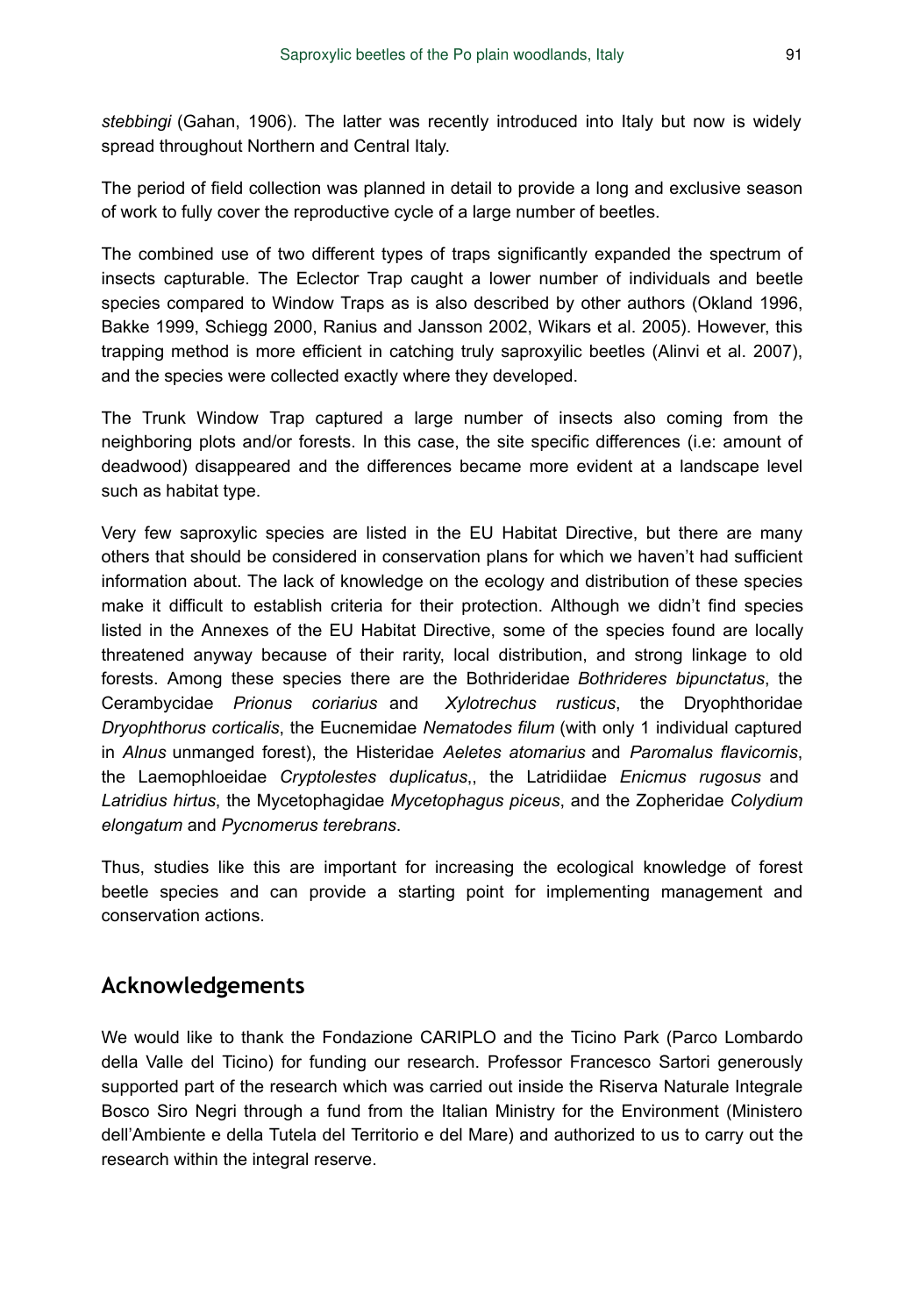*stebbingi* (Gahan, 1906). The latter was recently introduced into Italy but now is widely spread throughout Northern and Central Italy.

The period of field collection was planned in detail to provide a long and exclusive season of work to fully cover the reproductive cycle of a large number of beetles.

The combined use of two different types of traps significantly expanded the spectrum of insects capturable. The Eclector Trap caught a lower number of individuals and beetle species compared to Window Traps as is also described by other authors (Okland 1996, Bakke 1999, Schiegg 2000, Ranius and Jansson 2002, Wikars et al. 2005). However, this trapping method is more efficient in catching truly saproxyilic beetles (Alinvi et al. 2007), and the species were collected exactly where they developed.

The Trunk Window Trap captured a large number of insects also coming from the neighboring plots and/or forests. In this case, the site specific differences (i.e: amount of deadwood) disappeared and the differences became more evident at a landscape level such as habitat type.

Very few saproxylic species are listed in the EU Habitat Directive, but there are many others that should be considered in conservation plans for which we haven't had sufficient information about. The lack of knowledge on the ecology and distribution of these species make it difficult to establish criteria for their protection. Although we didn't find species listed in the Annexes of the EU Habitat Directive, some of the species found are locally threatened anyway because of their rarity, local distribution, and strong linkage to old forests. Among these species there are the Bothrideridae *Bothrideres bipunctatus*, the Cerambycidae *Prionus coriarius* and *Xylotrechus rusticus*, the Dryophthoridae *Dryophthorus corticalis*, the Eucnemidae *Nematodes filum* (with only 1 individual captured in *Alnus* unmanged forest), the Histeridae *Aeletes atomarius* and *Paromalus flavicornis*, the Laemophloeidae *Cryptolestes duplicatus*,, the Latridiidae *Enicmus rugosus* and *Latridius hirtus*, the Mycetophagidae *Mycetophagus piceus*, and the Zopheridae *Colydium elongatum* and *Pycnomerus terebrans*.

Thus, studies like this are important for increasing the ecological knowledge of forest beetle species and can provide a starting point for implementing management and conservation actions.

## Acknowledgements

We would like to thank the Fondazione CARIPLO and the Ticino Park (Parco Lombardo della Valle del Ticino) for funding our research. Professor Francesco Sartori generously supported part of the research which was carried out inside the Riserva Naturale Integrale Bosco Siro Negri through a fund from the Italian Ministry for the Environment (Ministero dell'Ambiente e della Tutela del Territorio e del Mare) and authorized to us to carry out the research within the integral reserve.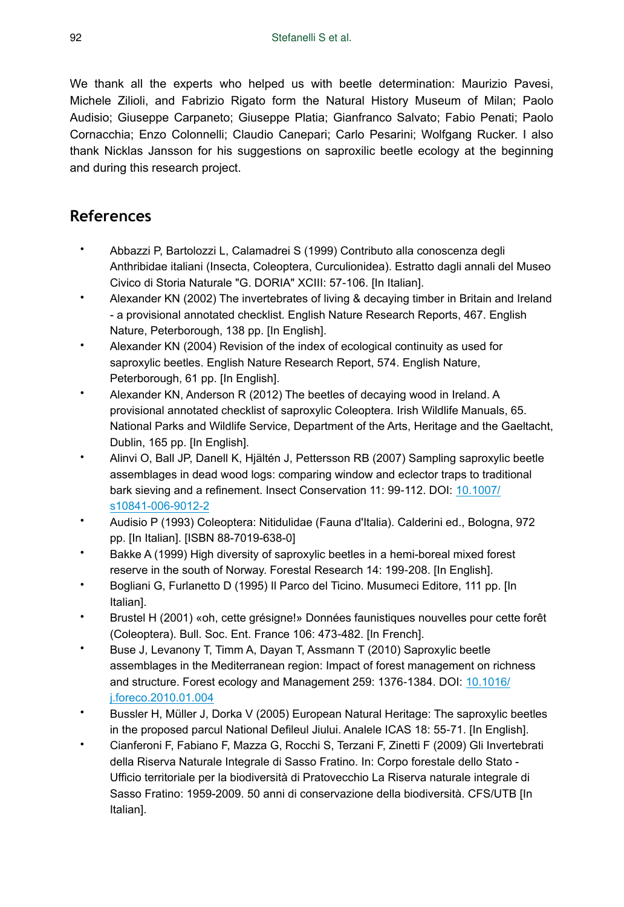We thank all the experts who helped us with beetle determination: Maurizio Pavesi, Michele Zilioli, and Fabrizio Rigato form the Natural History Museum of Milan; Paolo Audisio; Giuseppe Carpaneto; Giuseppe Platia; Gianfranco Salvato; Fabio Penati; Paolo Cornacchia; Enzo Colonnelli; Claudio Canepari; Carlo Pesarini; Wolfgang Rucker. I also thank Nicklas Jansson for his suggestions on saproxilic beetle ecology at the beginning and during this research project.

## References

- Abbazzi P, Bartolozzi L, Calamadrei S (1999) Contributo alla conoscenza degli Anthribidae italiani (Insecta, Coleoptera, Curculionidea). Estratto dagli annali del Museo Civico di Storia Naturale "G. DORIA" XCIII: 57-106. [In Italian].
- Alexander KN (2002) The invertebrates of living & decaying timber in Britain and Ireland - a provisional annotated checklist. English Nature Research Reports, 467. English Nature, Peterborough, 138 pp. [In English].
- Alexander KN (2004) Revision of the index of ecological continuity as used for saproxylic beetles. English Nature Research Report, 574. English Nature, Peterborough, 61 pp. [In English].
- Alexander KN, Anderson R (2012) The beetles of decaying wood in Ireland. A provisional annotated checklist of saproxylic Coleoptera. Irish Wildlife Manuals, 65. National Parks and Wildlife Service, Department of the Arts, Heritage and the Gaeltacht, Dublin, 165 pp. [In English].
- Alinvi O, Ball JP, Danell K, Hjältén J, Pettersson RB (2007) Sampling saproxylic beetle assemblages in dead wood logs: comparing window and eclector traps to traditional bark sieving and a refinement. Insect Conservation 11: 99-112. DOI: 10.1007/s10841-006-9012-2
- Audisio P (1993) Coleoptera: Nitidulidae (Fauna d'Italia). Calderini ed., Bologna, 972 pp. [In Italian]. [ISBN 88-7019-638-0]
- Bakke A (1999) High diversity of saproxylic beetles in a hemi-boreal mixed forest reserve in the south of Norway. Forestal Research 14: 199-208. [In English].
- Bogliani G, Furlanetto D (1995) Il Parco del Ticino. Musumeci Editore, 111 pp. [In Italian].
- Brustel H (2001) «oh, cette grésigne!» Données faunistiques nouvelles pour cette forêt (Coleoptera). Bull. Soc. Ent. France 106: 473-482. [In French].
- Buse J, Levanony T, Timm A, Dayan T, Assmann T (2010) Saproxylic beetle assemblages in the Mediterranean region: Impact of forest management on richness and structure. Forest ecology and Management 259: 1376-1384. DOI: 10.1016/j.foreco.2010.01.004
- Bussler H, Müller J, Dorka V (2005) European Natural Heritage: The saproxylic beetles in the proposed parcul National Defileul Jiului. Analele ICAS 18: 55-71. [In English].
- Cianferoni F, Fabiano F, Mazza G, Rocchi S, Terzani F, Zinetti F (2009) Gli Invertebrati della Riserva Naturale Integrale di Sasso Fratino. In: Corpo forestale dello Stato - Ufficio territoriale per la biodiversità di Pratovecchio La Riserva naturale integrale di Sasso Fratino: 1959-2009. 50 anni di conservazione della biodiversità. CFS/UTB [In Italian].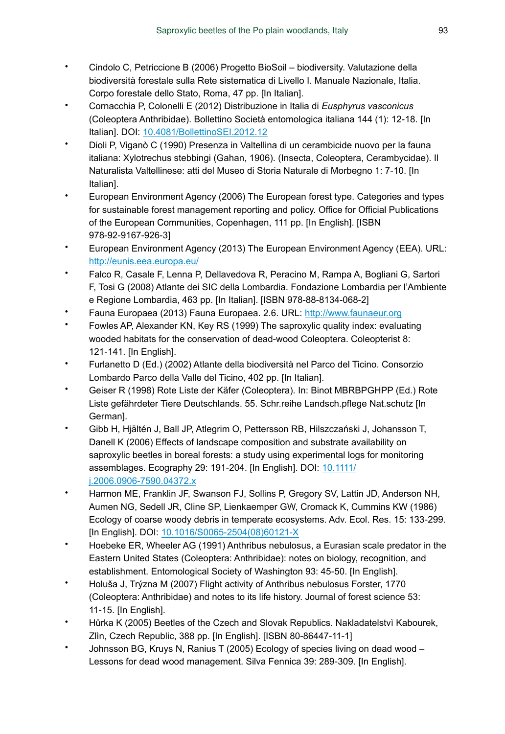- Cindolo C, Petriccione B (2006) Progetto BioSoil – biodiversity. Valutazione della biodiversità forestale sulla Rete sistematica di Livello I. Manuale Nazionale, Italia. Corpo forestale dello Stato, Roma, 47 pp. [In Italian].
- Cornacchia P, Colonelli E (2012) Distribuzione in Italia di *Eusphyrus vasconicus* (Coleoptera Anthribidae). Bollettino Società entomologica italiana 144 (1): 12-18. [In Italian]. DOI: 10.4081/BollettinoSEI.2012.12
- Dioli P, Viganò C (1990) Presenza in Valtellina di un cerambicide nuovo per la fauna italiana: Xylotrechus stebbingi (Gahan, 1906). (Insecta, Coleoptera, Cerambycidae). Il Naturalista Valtellinese: atti del Museo di Storia Naturale di Morbegno 1: 7-10. [In Italian].
- European Environment Agency (2006) The European forest type. Categories and types for sustainable forest management reporting and policy. Office for Official Publications of the European Communities, Copenhagen, 111 pp. [In English]. [ISBN 978-92-9167-926-3]
- European Environment Agency (2013) The European Environment Agency (EEA). URL: http://eunis.eea.europa.eu/
- Falco R, Casale F, Lenna P, Dellavedova R, Peracino M, Rampa A, Bogliani G, Sartori F, Tosi G (2008) Atlante dei SIC della Lombardia. Fondazione Lombardia per l'Ambiente e Regione Lombardia, 463 pp. [In Italian]. [ISBN 978-88-8134-068-2]
- Fauna Europaea (2013) Fauna Europaea. 2.6. URL: http://www.faunaeur.org
- Fowles AP, Alexander KN, Key RS (1999) The saproxylic quality index: evaluating wooded habitats for the conservation of dead-wood Coleoptera. Coleopterist 8: 121-141. [In English].
- Furlanetto D (Ed.) (2002) Atlante della biodiversità nel Parco del Ticino. Consorzio Lombardo Parco della Valle del Ticino, 402 pp. [In Italian].
- Geiser R (1998) Rote Liste der Käfer (Coleoptera). In: Binot MBRBPGHPP (Ed.) Rote Liste gefährdeter Tiere Deutschlands. 55. Schr.reihe Landsch.pflege Nat.schutz [In German].
- Gibb H, Hjältén J, Ball JP, Atlegrim O, Pettersson RB, Hilszczański J, Johansson T, Danell K (2006) Effects of landscape composition and substrate availability on saproxylic beetles in boreal forests: a study using experimental logs for monitoring assemblages. Ecography 29: 191-204. [In English]. DOI: 10.1111/j.2006.0906-7590.04372.x
- Harmon ME, Franklin JF, Swanson FJ, Sollins P, Gregory SV, Lattin JD, Anderson NH, Aumen NG, Sedell JR, Cline SP, Lienkaemper GW, Cromack K, Cummins KW (1986) Ecology of coarse woody debris in temperate ecosystems. Adv. Ecol. Res. 15: 133-299. [In English]. DOI: 10.1016/S0065-2504(08)60121-X
- Hoebeke ER, Wheeler AG (1991) Anthribus nebulosus, a Eurasian scale predator in the Eastern United States (Coleoptera: Anthribidae): notes on biology, recognition, and establishment. Entomological Society of Washington 93: 45-50. [In English].
- Holuša J, Trýzna M (2007) Flight activity of Anthribus nebulosus Forster, 1770 (Coleoptera: Anthribidae) and notes to its life history. Journal of forest science 53: 11-15. [In English].
- Hůrka K (2005) Beetles of the Czech and Slovak Republics. Nakladatelstvì Kabourek, Zlìn, Czech Republic, 388 pp. [In English]. [ISBN 80-86447-11-1]
- Johnsson BG, Kruys N, Ranius T (2005) Ecology of species living on dead wood – Lessons for dead wood management. Silva Fennica 39: 289-309. [In English].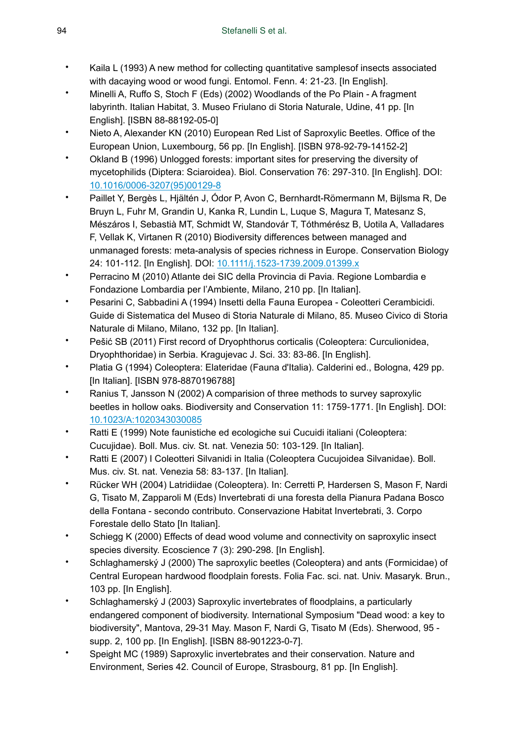- Kaila L (1993) A new method for collecting quantitative samplesof insects associated with dacaying wood or wood fungi. Entomol. Fenn. 4: 21-23. [In English].
- Minelli A, Ruffo S, Stoch F (Eds) (2002) Woodlands of the Po Plain - A fragment labyrinth. Italian Habitat, 3. Museo Friulano di Storia Naturale, Udine, 41 pp. [In English]. [ISBN 88-88192-05-0]
- Nieto A, Alexander KN (2010) European Red List of Saproxylic Beetles. Office of the European Union, Luxembourg, 56 pp. [In English]. [ISBN 978-92-79-14152-2]
- Okland B (1996) Unlogged forests: important sites for preserving the diversity of mycetophilids (Diptera: Sciaroidea). Biol. Conservation 76: 297-310. [In English]. DOI: 10.1016/0006-3207(95)00129-8
- Paillet Y, Bergès L, Hjältén J, Ódor P, Avon C, Bernhardt-Römermann M, Bijlsma R, De Bruyn L, Fuhr M, Grandin U, Kanka R, Lundin L, Luque S, Magura T, Matesanz S, Mészáros I, Sebastià MT, Schmidt W, Standovár T, Tóthmérész B, Uotila A, Valladares F, Vellak K, Virtanen R (2010) Biodiversity differences between managed and unmanaged forests: meta-analysis of species richness in Europe. Conservation Biology 24: 101-112. [In English]. DOI: 10.1111/j.1523-1739.2009.01399.x
- Perracino M (2010) Atlante dei SIC della Provincia di Pavia. Regione Lombardia e Fondazione Lombardia per l'Ambiente, Milano, 210 pp. [In Italian].
- Pesarini C, Sabbadini A (1994) Insetti della Fauna Europea - Coleotteri Cerambicidi. Guide di Sistematica del Museo di Storia Naturale di Milano, 85. Museo Civico di Storia Naturale di Milano, Milano, 132 pp. [In Italian].
- Pešić SB (2011) First record of Dryophthorus corticalis (Coleoptera: Curculionidea, Dryophthoridae) in Serbia. Kragujevac J. Sci. 33: 83-86. [In English].
- Platia G (1994) Coleoptera: Elateridae (Fauna d'Italia). Calderini ed., Bologna, 429 pp. [In Italian]. [ISBN 978-8870196788]
- Ranius T, Jansson N (2002) A comparision of three methods to survey saproxylic beetles in hollow oaks. Biodiversity and Conservation 11: 1759-1771. [In English]. DOI: 10.1023/A:1020343030085
- Ratti E (1999) Note faunistiche ed ecologiche sui Cucuidi italiani (Coleoptera: Cucujidae). Boll. Mus. civ. St. nat. Venezia 50: 103-129. [In Italian].
- Ratti E (2007) I Coleotteri Silvanidi in Italia (Coleoptera Cucujoidea Silvanidae). Boll. Mus. civ. St. nat. Venezia 58: 83-137. [In Italian].
- Rücker WH (2004) Latridiidae (Coleoptera). In: Cerretti P, Hardersen S, Mason F, Nardi G, Tisato M, Zapparoli M (Eds) Invertebrati di una foresta della Pianura Padana Bosco della Fontana - secondo contributo. Conservazione Habitat Invertebrati, 3. Corpo Forestale dello Stato [In Italian].
- Schiegg K (2000) Effects of dead wood volume and connectivity on saproxylic insect species diversity. Ecoscience 7 (3): 290-298. [In English].
- Schlaghamerský J (2000) The saproxylic beetles (Coleoptera) and ants (Formicidae) of Central European hardwood floodplain forests. Folia Fac. sci. nat. Univ. Masaryk. Brun., 103 pp. [In English].
- Schlaghamerský J (2003) Saproxylic invertebrates of floodplains, a particularly endangered component of biodiversity. International Symposium "Dead wood: a key to biodiversity", Mantova, 29-31 May. Mason F, Nardi G, Tisato M (Eds). Sherwood, 95 - supp. 2, 100 pp. [In English]. [ISBN 88-901223-0-7].
- Speight MC (1989) Saproxylic invertebrates and their conservation. Nature and Environment, Series 42. Council of Europe, Strasbourg, 81 pp. [In English].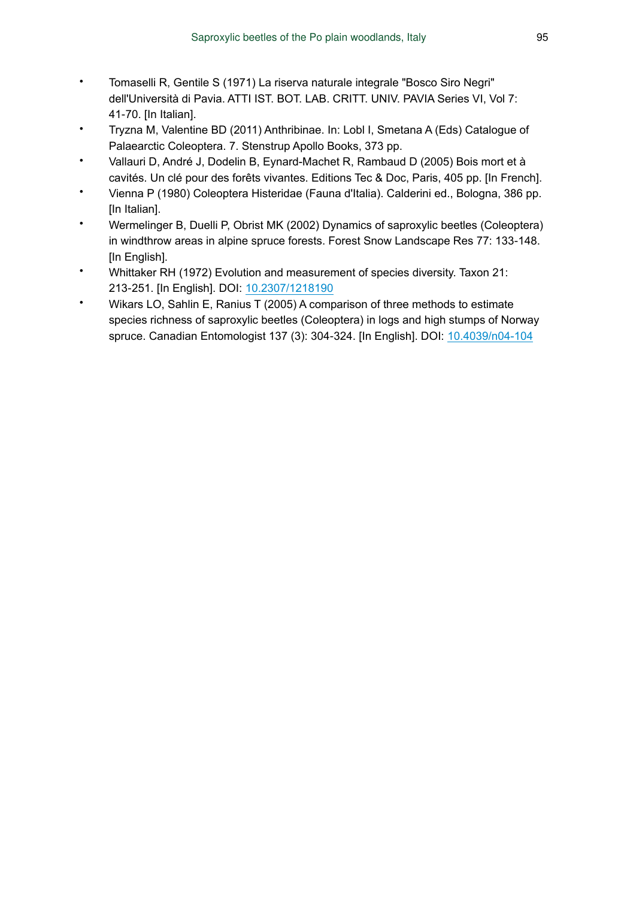- Tomaselli R, Gentile S (1971) La riserva naturale integrale "Bosco Siro Negri" dell'Università di Pavia. ATTI IST. BOT. LAB. CRITT. UNIV. PAVIA Series VI, Vol 7: 41-70. [In Italian].
- Tryzna M, Valentine BD (2011) Anthribinae. In: Lobl I, Smetana A (Eds) Catalogue of Palaearctic Coleoptera. 7. Stenstrup Apollo Books, 373 pp.
- Vallauri D, André J, Dodelin B, Eynard-Machet R, Rambaud D (2005) Bois mort et à cavités. Un clé pour des forêts vivantes. Editions Tec & Doc, Paris, 405 pp. [In French].
- Vienna P (1980) Coleoptera Histeridae (Fauna d'Italia). Calderini ed., Bologna, 386 pp. [In Italian].
- Wermelinger B, Duelli P, Obrist MK (2002) Dynamics of saproxylic beetles (Coleoptera) in windthrow areas in alpine spruce forests. Forest Snow Landscape Res 77: 133-148. [In English].
- Whittaker RH (1972) Evolution and measurement of species diversity. Taxon 21: 213-251. [In English]. DOI: 10.2307/1218190
- Wikars LO, Sahlin E, Ranius T (2005) A comparison of three methods to estimate species richness of saproxylic beetles (Coleoptera) in logs and high stumps of Norway spruce. Canadian Entomologist 137 (3): 304-324. [In English]. DOI: 10.4039/n04-104